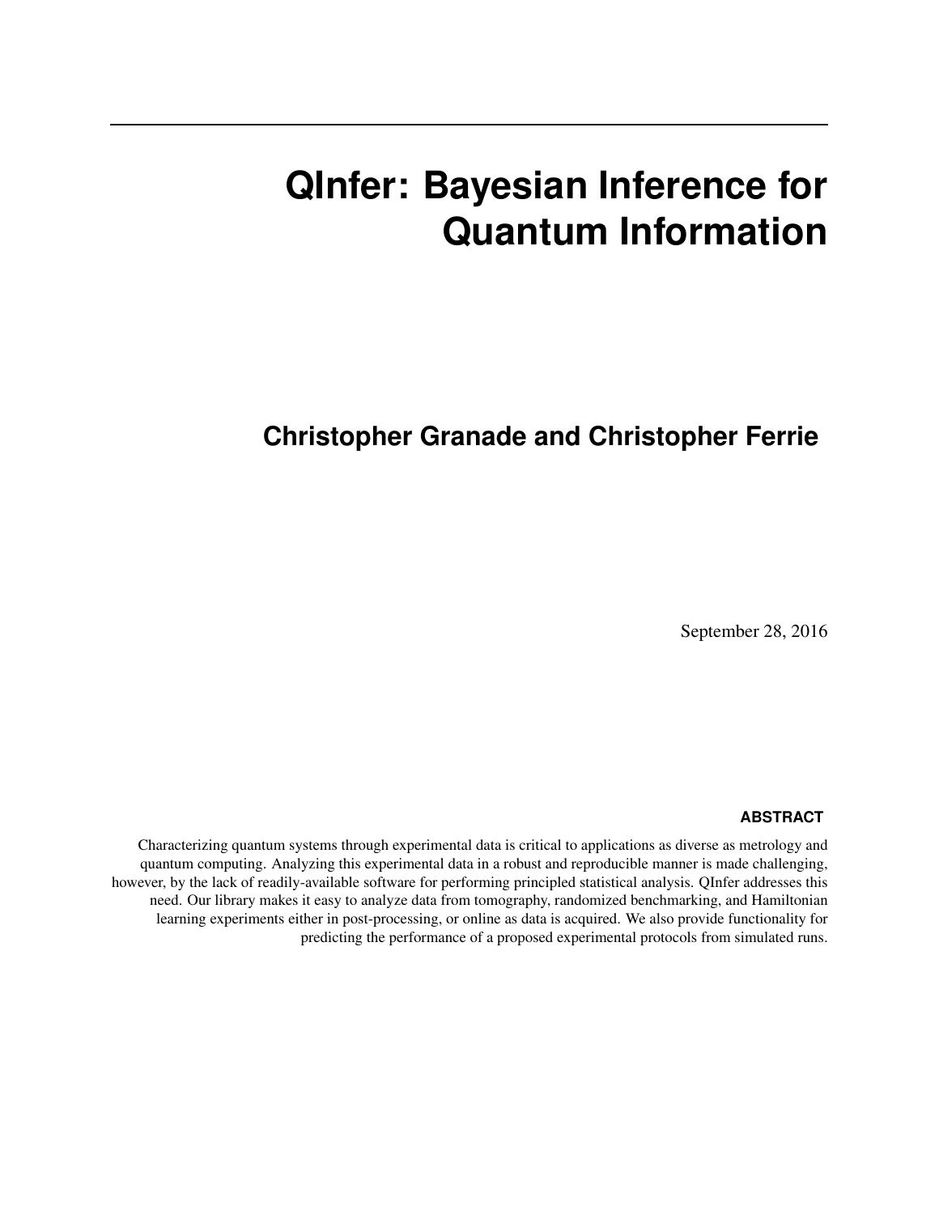# QInfer: Bayesian Inference for Quantum Information

**Christopher Granade and Christopher Ferrie**

September 28, 2016

#### ABSTRACT

Characterizing quantum systems through experimental data is critical to applications as diverse as metrology and quantum computing. Analyzing this experimental data in a robust and reproducible manner is made challenging, however, by the lack of readily-available software for performing principled statistical analysis. QInfer addresses this need. Our library makes it easy to analyze data from tomography, randomized benchmarking, and Hamiltonian learning experiments either in post-processing, or online as data is acquired. We also provide functionality for predicting the performance of a proposed experimental protocols from simulated runs.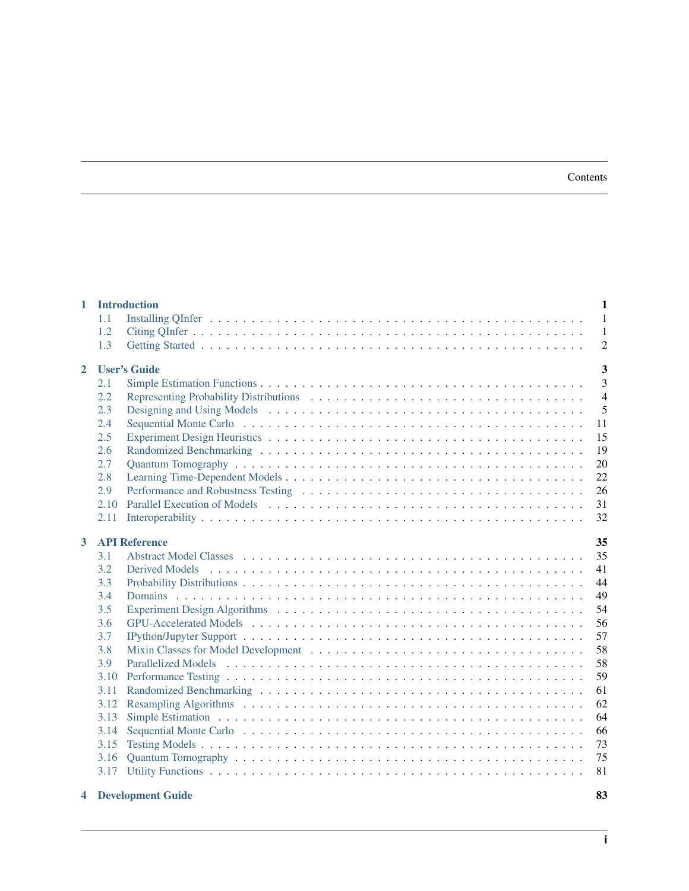# Contents

- **1 Introduction** — **1**
  - 1.1 Installing QInfer — 1
  - 1.2 Citing QInfer — 1
  - 1.3 Getting Started — 2
- **2 User's Guide** — **3**
  - 2.1 Simple Estimation Functions — 3
  - 2.2 Representing Probability Distributions — 4
  - 2.3 Designing and Using Models — 5
  - 2.4 Sequential Monte Carlo — 11
  - 2.5 Experiment Design Heuristics — 15
  - 2.6 Randomized Benchmarking — 19
  - 2.7 Quantum Tomography — 20
  - 2.8 Learning Time-Dependent Models — 22
  - 2.9 Performance and Robustness Testing — 26
  - 2.10 Parallel Execution of Models — 31
  - 2.11 Interoperability — 32
- **3 API Reference** — **35**
  - 3.1 Abstract Model Classes — 35
  - 3.2 Derived Models — 41
  - 3.3 Probability Distributions — 44
  - 3.4 Domains — 49
  - 3.5 Experiment Design Algorithms — 54
  - 3.6 GPU-Accelerated Models — 56
  - 3.7 IPython/Jupyter Support — 57
  - 3.8 Mixin Classes for Model Development — 58
  - 3.9 Parallelized Models — 58
  - 3.10 Performance Testing — 59
  - 3.11 Randomized Benchmarking — 61
  - 3.12 Resampling Algorithms — 62
  - 3.13 Simple Estimation — 64
  - 3.14 Sequential Monte Carlo — 66
  - 3.15 Testing Models — 73
  - 3.16 Quantum Tomography — 75
  - 3.17 Utility Functions — 81
- **4 Development Guide** — **83**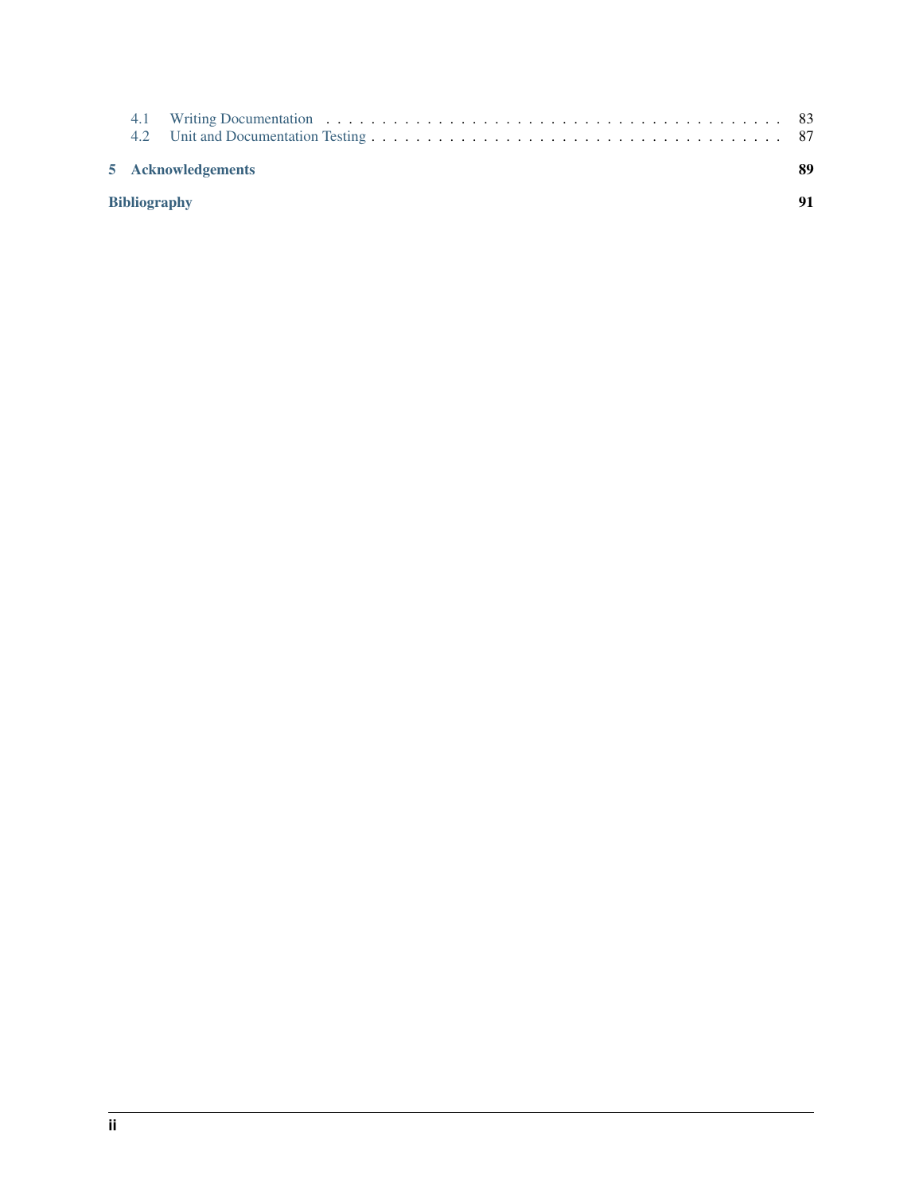- 4.1 Writing Documentation . . . . . 83
- 4.2 Unit and Documentation Testing . . . . . 87

**5 Acknowledgements** **89**

**Bibliography** **91**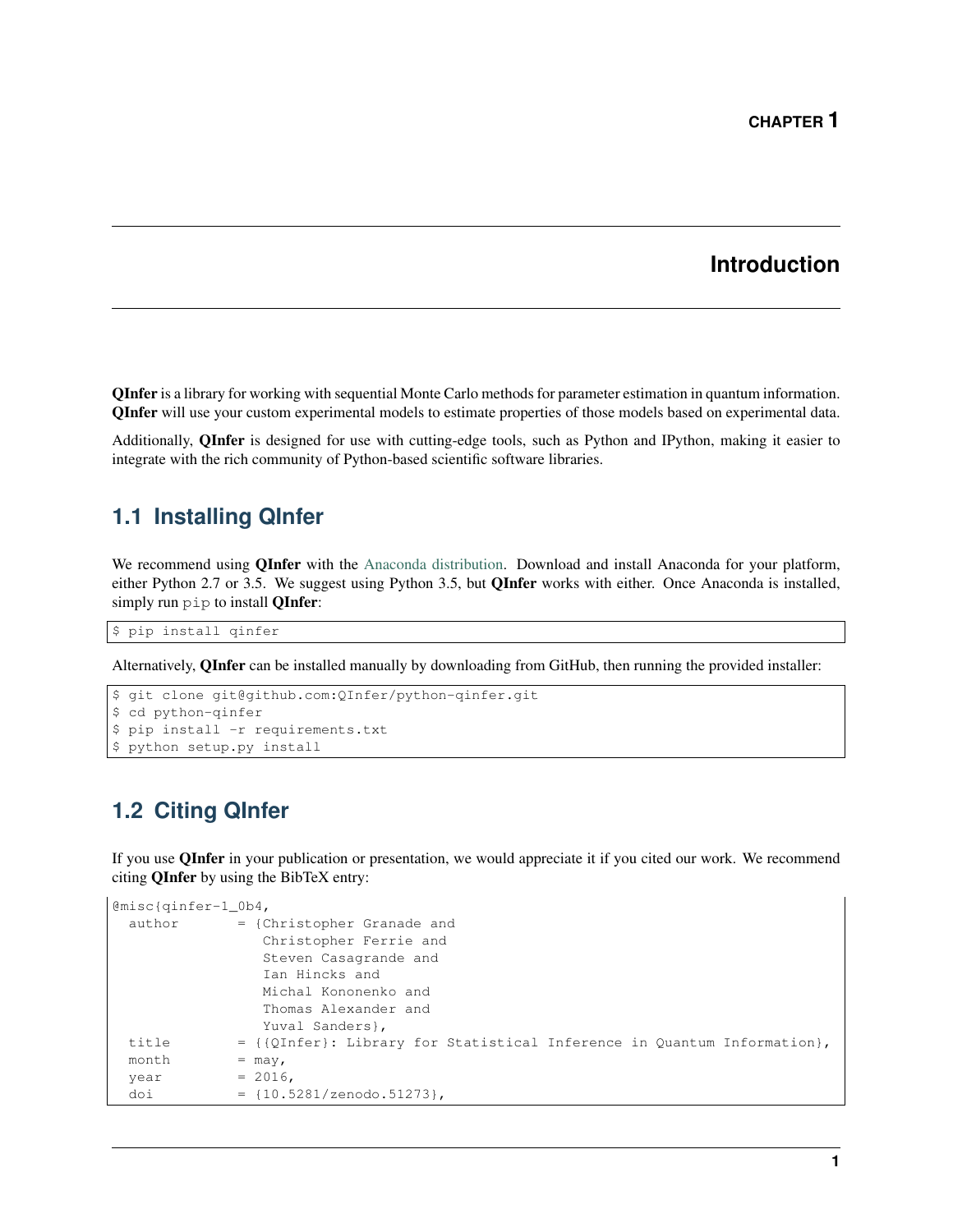# CHAPTER 1

# Introduction

**QInfer** is a library for working with sequential Monte Carlo methods for parameter estimation in quantum information. **QInfer** will use your custom experimental models to estimate properties of those models based on experimental data.

Additionally, **QInfer** is designed for use with cutting-edge tools, such as Python and IPython, making it easier to integrate with the rich community of Python-based scientific software libraries.

## 1.1 Installing QInfer

We recommend using **QInfer** with the Anaconda distribution. Download and install Anaconda for your platform, either Python 2.7 or 3.5. We suggest using Python 3.5, but **QInfer** works with either. Once Anaconda is installed, simply run `pip` to install **QInfer**:

```
$ pip install qinfer
```

Alternatively, **QInfer** can be installed manually by downloading from GitHub, then running the provided installer:

```
$ git clone git@github.com:QInfer/python-qinfer.git
$ cd python-qinfer
$ pip install -r requirements.txt
$ python setup.py install
```

## 1.2 Citing QInfer

If you use **QInfer** in your publication or presentation, we would appreciate it if you cited our work. We recommend citing **QInfer** by using the BibTeX entry:

```
@misc{qinfer-1_0b4,
  author       = {Christopher Granade and
                  Christopher Ferrie and
                  Steven Casagrande and
                  Ian Hincks and
                  Michal Kononenko and
                  Thomas Alexander and
                  Yuval Sanders},
  title        = {{QInfer}: Library for Statistical Inference in Quantum Information},
  month        = may,
  year         = 2016,
  doi          = {10.5281/zenodo.51273},
```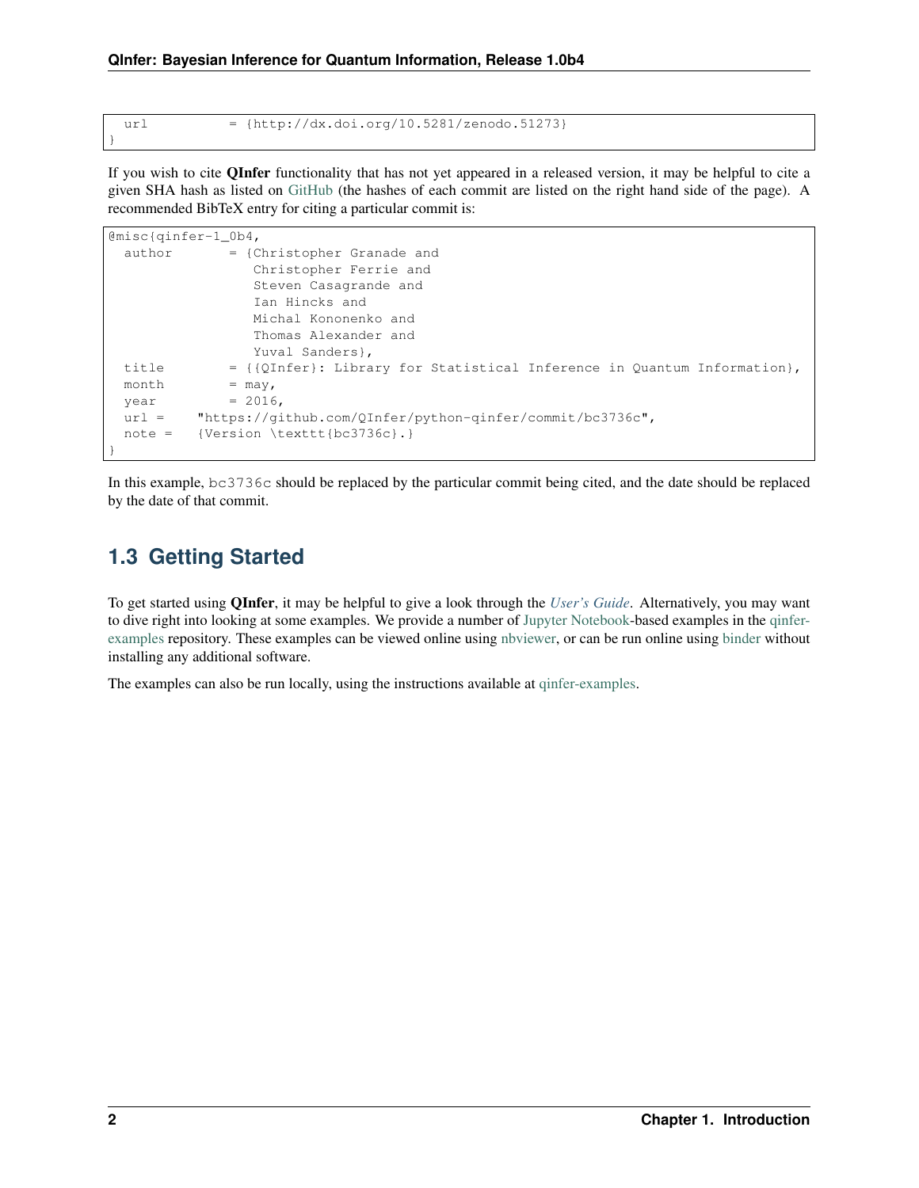```
  url          = {http://dx.doi.org/10.5281/zenodo.51273}
}
```

If you wish to cite **QInfer** functionality that has not yet appeared in a released version, it may be helpful to cite a given SHA hash as listed on GitHub (the hashes of each commit are listed on the right hand side of the page). A recommended BibTeX entry for citing a particular commit is:

```
@misc{qinfer-1_0b4,
  author       = {Christopher Granade and
                  Christopher Ferrie and
                  Steven Casagrande and
                  Ian Hincks and
                  Michal Kononenko and
                  Thomas Alexander and
                  Yuval Sanders},
  title        = {{QInfer}: Library for Statistical Inference in Quantum Information},
  month        = may,
  year         = 2016,
  url =    "https://github.com/QInfer/python-qinfer/commit/bc3736c",
  note =   {Version \texttt{bc3736c}.}
}
```

In this example, `bc3736c` should be replaced by the particular commit being cited, and the date should be replaced by the date of that commit.

## 1.3 Getting Started

To get started using **QInfer**, it may be helpful to give a look through the *User's Guide*. Alternatively, you may want to dive right into looking at some examples. We provide a number of Jupyter Notebook-based examples in the qinfer-examples repository. These examples can be viewed online using nbviewer, or can be run online using binder without installing any additional software.

The examples can also be run locally, using the instructions available at qinfer-examples.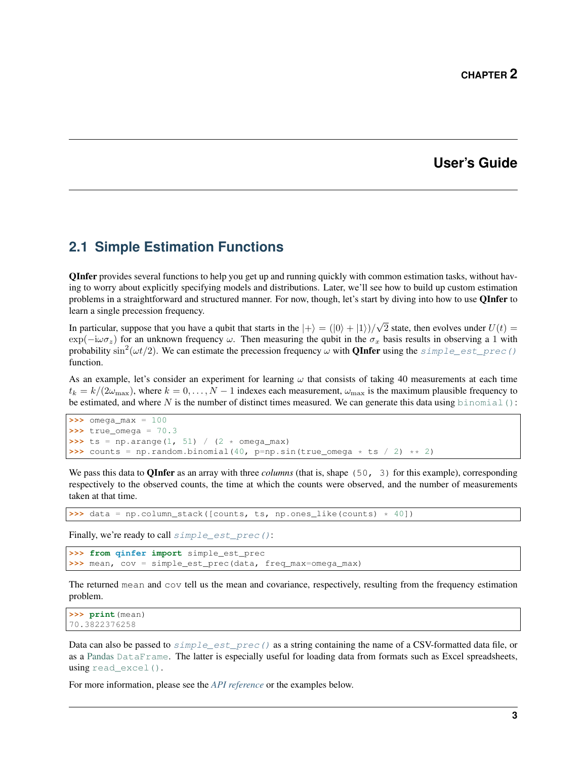# CHAPTER 2

# User's Guide

## 2.1 Simple Estimation Functions

**QInfer** provides several functions to help you get up and running quickly with common estimation tasks, without having to worry about explicitly specifying models and distributions. Later, we'll see how to build up custom estimation problems in a straightforward and structured manner. For now, though, let's start by diving into how to use **QInfer** to learn a single precession frequency.

In particular, suppose that you have a qubit that starts in the $|+\rangle = (|0\rangle + |1\rangle)/\sqrt{2}$ state, then evolves under $U(t) = \exp(-\mathrm{i}\omega\sigma_z)$ for an unknown frequency $\omega$. Then measuring the qubit in the $\sigma_x$ basis results in observing a 1 with probability $\sin^2(\omega t/2)$. We can estimate the precession frequency $\omega$ with **QInfer** using the `simple_est_prec()` function.

As an example, let's consider an experiment for learning $\omega$ that consists of taking 40 measurements at each time $t_k = k/(2\omega_{\max})$, where $k = 0, \ldots, N-1$ indexes each measurement, $\omega_{\max}$ is the maximum plausible frequency to be estimated, and where $N$ is the number of distinct times measured. We can generate this data using `binomial()`:

```
>>> omega_max = 100
>>> true_omega = 70.3
>>> ts = np.arange(1, 51) / (2 * omega_max)
>>> counts = np.random.binomial(40, p=np.sin(true_omega * ts / 2) ** 2)
```

We pass this data to **QInfer** as an array with three *columns* (that is, shape `(50, 3)` for this example), corresponding respectively to the observed counts, the time at which the counts were observed, and the number of measurements taken at that time.

```
>>> data = np.column_stack([counts, ts, np.ones_like(counts) * 40])
```

Finally, we're ready to call `simple_est_prec()`:

```
>>> from qinfer import simple_est_prec
>>> mean, cov = simple_est_prec(data, freq_max=omega_max)
```

The returned `mean` and `cov` tell us the mean and covariance, respectively, resulting from the frequency estimation problem.

```
>>> print(mean)
70.3822376258
```

Data can also be passed to `simple_est_prec()` as a string containing the name of a CSV-formatted data file, or as a Pandas `DataFrame`. The latter is especially useful for loading data from formats such as Excel spreadsheets, using `read_excel()`.

For more information, please see the *API reference* or the examples below.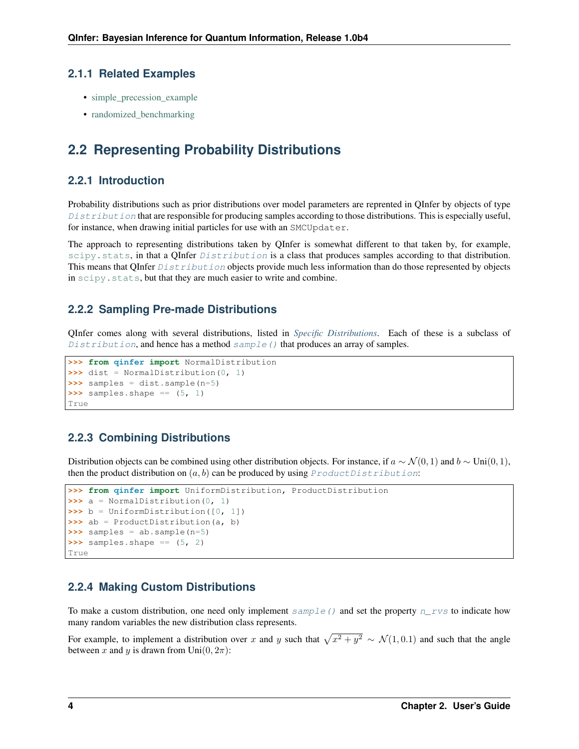### 2.1.1 Related Examples

- simple_precession_example
- randomized_benchmarking

## 2.2 Representing Probability Distributions

### 2.2.1 Introduction

Probability distributions such as prior distributions over model parameters are reprented in QInfer by objects of type *Distribution* that are responsible for producing samples according to those distributions. This is especially useful, for instance, when drawing initial particles for use with an `SMCUpdater`.

The approach to representing distributions taken by QInfer is somewhat different to that taken by, for example, `scipy.stats`, in that a QInfer *Distribution* is a class that produces samples according to that distribution. This means that QInfer *Distribution* objects provide much less information than do those represented by objects in `scipy.stats`, but that they are much easier to write and combine.

### 2.2.2 Sampling Pre-made Distributions

QInfer comes along with several distributions, listed in *Specific Distributions*. Each of these is a subclass of *Distribution*, and hence has a method *sample()* that produces an array of samples.

```
>>> from qinfer import NormalDistribution
>>> dist = NormalDistribution(0, 1)
>>> samples = dist.sample(n=5)
>>> samples.shape == (5, 1)
True
```

### 2.2.3 Combining Distributions

Distribution objects can be combined using other distribution objects. For instance, if $a \sim \mathcal{N}(0, 1)$ and $b \sim \mathrm{Uni}(0, 1)$, then the product distribution on $(a, b)$ can be produced by using *ProductDistribution*:

```
>>> from qinfer import UniformDistribution, ProductDistribution
>>> a = NormalDistribution(0, 1)
>>> b = UniformDistribution([0, 1])
>>> ab = ProductDistribution(a, b)
>>> samples = ab.sample(n=5)
>>> samples.shape == (5, 2)
True
```

### 2.2.4 Making Custom Distributions

To make a custom distribution, one need only implement *sample()* and set the property *n_rvs* to indicate how many random variables the new distribution class represents.

For example, to implement a distribution over $x$ and $y$ such that $\sqrt{x^2 + y^2} \sim \mathcal{N}(1, 0.1)$ and such that the angle between $x$ and $y$ is drawn from $\mathrm{Uni}(0, 2\pi)$: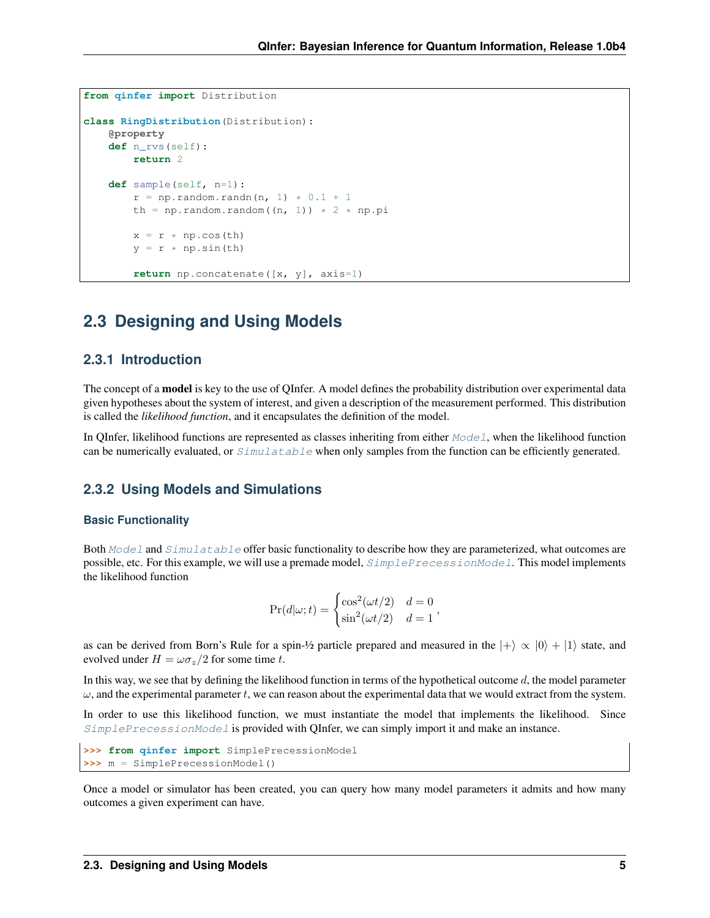```python
from qinfer import Distribution

class RingDistribution(Distribution):
    @property
    def n_rvs(self):
        return 2

    def sample(self, n=1):
        r = np.random.randn(n, 1) * 0.1 + 1
        th = np.random.random((n, 1)) * 2 * np.pi

        x = r * np.cos(th)
        y = r * np.sin(th)

        return np.concatenate([x, y], axis=1)
```

## 2.3 Designing and Using Models

### 2.3.1 Introduction

The concept of a **model** is key to the use of QInfer. A model defines the probability distribution over experimental data given hypotheses about the system of interest, and given a description of the measurement performed. This distribution is called the *likelihood function*, and it encapsulates the definition of the model.

In QInfer, likelihood functions are represented as classes inheriting from either `Model`, when the likelihood function can be numerically evaluated, or `Simulatable` when only samples from the function can be efficiently generated.

### 2.3.2 Using Models and Simulations

#### Basic Functionality

Both `Model` and `Simulatable` offer basic functionality to describe how they are parameterized, what outcomes are possible, etc. For this example, we will use a premade model, `SimplePrecessionModel`. This model implements the likelihood function

$$\Pr(d|\omega; t) = \begin{cases} \cos^2(\omega t/2) & d = 0 \\ \sin^2(\omega t/2) & d = 1 \end{cases},$$

as can be derived from Born's Rule for a spin-½ particle prepared and measured in the $|+\rangle \propto |0\rangle + |1\rangle$ state, and evolved under $H = \omega\sigma_z/2$ for some time $t$.

In this way, we see that by defining the likelihood function in terms of the hypothetical outcome $d$, the model parameter $\omega$, and the experimental parameter $t$, we can reason about the experimental data that we would extract from the system.

In order to use this likelihood function, we must instantiate the model that implements the likelihood. Since `SimplePrecessionModel` is provided with QInfer, we can simply import it and make an instance.

```python
>>> from qinfer import SimplePrecessionModel
>>> m = SimplePrecessionModel()
```

Once a model or simulator has been created, you can query how many model parameters it admits and how many outcomes a given experiment can have.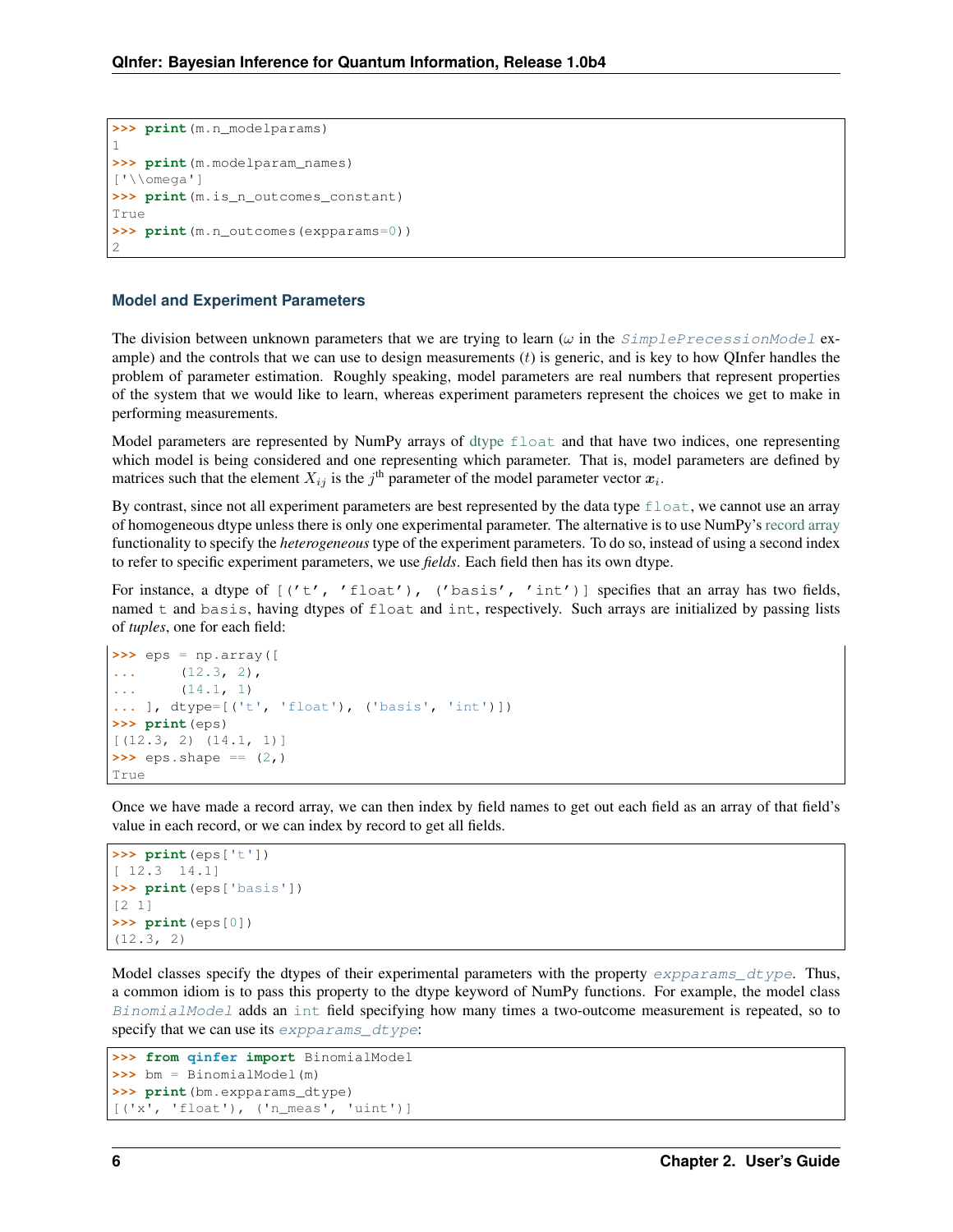```
>>> print(m.n_modelparams)
1
>>> print(m.modelparam_names)
['\\omega']
>>> print(m.is_n_outcomes_constant)
True
>>> print(m.n_outcomes(expparams=0))
2
```

### Model and Experiment Parameters

The division between unknown parameters that we are trying to learn ($\omega$ in the `SimplePrecessionModel` example) and the controls that we can use to design measurements ($t$) is generic, and is key to how QInfer handles the problem of parameter estimation. Roughly speaking, model parameters are real numbers that represent properties of the system that we would like to learn, whereas experiment parameters represent the choices we get to make in performing measurements.

Model parameters are represented by NumPy arrays of dtype `float` and that have two indices, one representing which model is being considered and one representing which parameter. That is, model parameters are defined by matrices such that the element $X_{ij}$ is the $j^{\text{th}}$ parameter of the model parameter vector $\boldsymbol{x}_i$.

By contrast, since not all experiment parameters are best represented by the data type `float`, we cannot use an array of homogeneous dtype unless there is only one experimental parameter. The alternative is to use NumPy's record array functionality to specify the *heterogeneous* type of the experiment parameters. To do so, instead of using a second index to refer to specific experiment parameters, we use *fields*. Each field then has its own dtype.

For instance, a dtype of `[('t', 'float'), ('basis', 'int')]` specifies that an array has two fields, named `t` and `basis`, having dtypes of `float` and `int`, respectively. Such arrays are initialized by passing lists of *tuples*, one for each field:

```
>>> eps = np.array([
...     (12.3, 2),
...     (14.1, 1)
... ], dtype=[('t', 'float'), ('basis', 'int')])
>>> print(eps)
[(12.3, 2) (14.1, 1)]
>>> eps.shape == (2,)
True
```

Once we have made a record array, we can then index by field names to get out each field as an array of that field's value in each record, or we can index by record to get all fields.

```
>>> print(eps['t'])
[ 12.3  14.1]
>>> print(eps['basis'])
[2 1]
>>> print(eps[0])
(12.3, 2)
```

Model classes specify the dtypes of their experimental parameters with the property `expparams_dtype`. Thus, a common idiom is to pass this property to the dtype keyword of NumPy functions. For example, the model class `BinomialModel` adds an `int` field specifying how many times a two-outcome measurement is repeated, so to specify that we can use its `expparams_dtype`:

```
>>> from qinfer import BinomialModel
>>> bm = BinomialModel(m)
>>> print(bm.expparams_dtype)
[('x', 'float'), ('n_meas', 'uint')]
```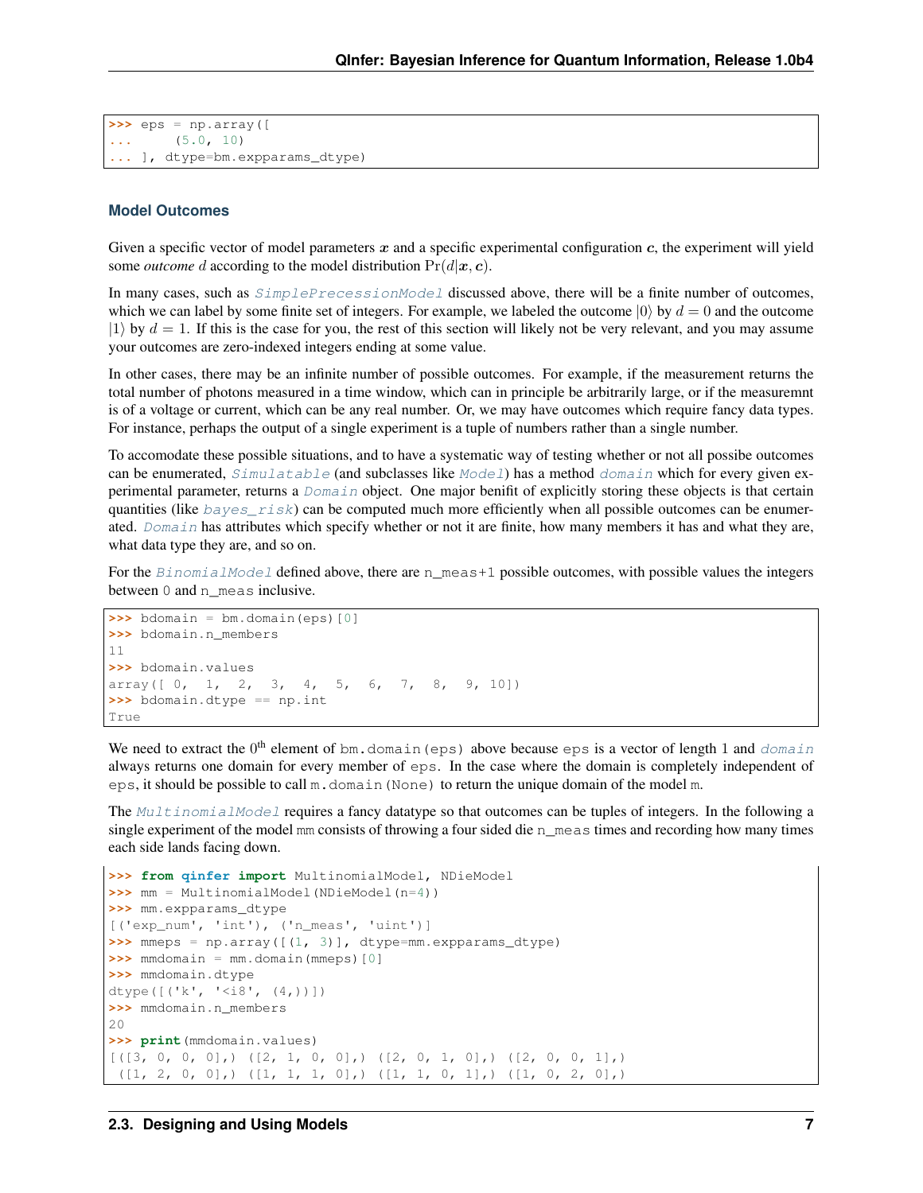```
>>> eps = np.array([
...     (5.0, 10)
... ], dtype=bm.expparams_dtype)
```

### Model Outcomes

Given a specific vector of model parameters $\boldsymbol{x}$ and a specific experimental configuration $\boldsymbol{c}$, the experiment will yield some *outcome* $d$ according to the model distribution $\Pr(d|\boldsymbol{x}, \boldsymbol{c})$.

In many cases, such as `SimplePrecessionModel` discussed above, there will be a finite number of outcomes, which we can label by some finite set of integers. For example, we labeled the outcome $|0\rangle$ by $d = 0$ and the outcome $|1\rangle$ by $d = 1$. If this is the case for you, the rest of this section will likely not be very relevant, and you may assume your outcomes are zero-indexed integers ending at some value.

In other cases, there may be an infinite number of possible outcomes. For example, if the measurement returns the total number of photons measured in a time window, which can in principle be arbitrarily large, or if the measuremnt is of a voltage or current, which can be any real number. Or, we may have outcomes which require fancy data types. For instance, perhaps the output of a single experiment is a tuple of numbers rather than a single number.

To accomodate these possible situations, and to have a systematic way of testing whether or not all possibe outcomes can be enumerated, `Simulatable` (and subclasses like `Model`) has a method `domain` which for every given experimental parameter, returns a `Domain` object. One major benifit of explicitly storing these objects is that certain quantities (like `bayes_risk`) can be computed much more efficiently when all possible outcomes can be enumerated. `Domain` has attributes which specify whether or not it are finite, how many members it has and what they are, what data type they are, and so on.

For the `BinomialModel` defined above, there are `n_meas+1` possible outcomes, with possible values the integers between `0` and `n_meas` inclusive.

```
>>> bdomain = bm.domain(eps)[0]
>>> bdomain.n_members
11
>>> bdomain.values
array([ 0,  1,  2,  3,  4,  5,  6,  7,  8,  9, 10])
>>> bdomain.dtype == np.int
True
```

We need to extract the 0th element of `bm.domain(eps)` above because `eps` is a vector of length 1 and `domain` always returns one domain for every member of `eps`. In the case where the domain is completely independent of `eps`, it should be possible to call `m.domain(None)` to return the unique domain of the model `m`.

The `MultinomialModel` requires a fancy datatype so that outcomes can be tuples of integers. In the following a single experiment of the model `mm` consists of throwing a four sided die `n_meas` times and recording how many times each side lands facing down.

```
>>> from qinfer import MultinomialModel, NDieModel
>>> mm = MultinomialModel(NDieModel(n=4))
>>> mm.expparams_dtype
[('exp_num', 'int'), ('n_meas', 'uint')]
>>> mmeps = np.array([(1, 3)], dtype=mm.expparams_dtype)
>>> mmdomain = mm.domain(mmeps)[0]
>>> mmdomain.dtype
dtype([('k', '<i8', (4,))])
>>> mmdomain.n_members
20
>>> print(mmdomain.values)
[([3, 0, 0, 0],) ([2, 1, 0, 0],) ([2, 0, 1, 0],) ([2, 0, 0, 1],)
 ([1, 2, 0, 0],) ([1, 1, 1, 0],) ([1, 1, 0, 1],) ([1, 0, 2, 0],)
```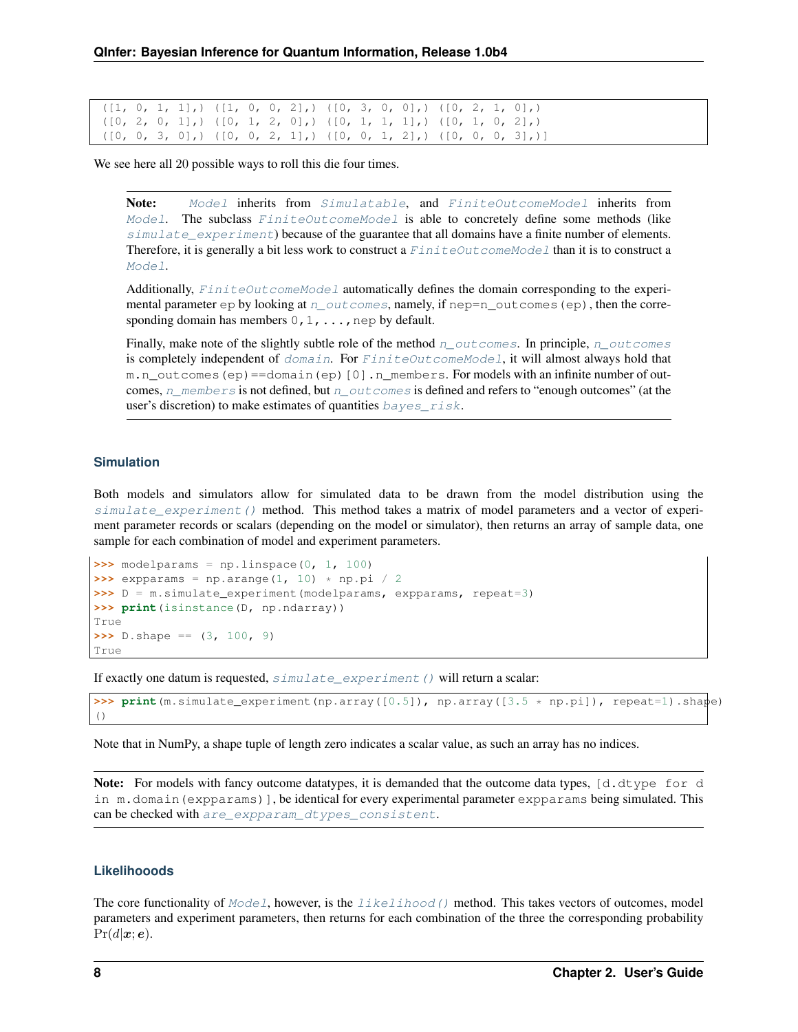```
([1, 0, 1, 1],) ([1, 0, 0, 2],) ([0, 3, 0, 0],) ([0, 2, 1, 0],)
([0, 2, 0, 1],) ([0, 1, 2, 0],) ([0, 1, 1, 1],) ([0, 1, 0, 2],)
([0, 0, 3, 0],) ([0, 0, 2, 1],) ([0, 0, 1, 2],) ([0, 0, 0, 3],)]
```

We see here all 20 possible ways to roll this die four times.

> **Note:** `Model` inherits from `Simulatable`, and `FiniteOutcomeModel` inherits from `Model`. The subclass `FiniteOutcomeModel` is able to concretely define some methods (like `simulate_experiment`) because of the guarantee that all domains have a finite number of elements. Therefore, it is generally a bit less work to construct a `FiniteOutcomeModel` than it is to construct a `Model`.
>
> Additionally, `FiniteOutcomeModel` automatically defines the domain corresponding to the experimental parameter `ep` by looking at `n_outcomes`, namely, if `nep=n_outcomes(ep)`, then the corresponding domain has members `0,1,...,nep` by default.
>
> Finally, make note of the slightly subtle role of the method `n_outcomes`. In principle, `n_outcomes` is completely independent of `domain`. For `FiniteOutcomeModel`, it will almost always hold that `m.n_outcomes(ep)==domain(ep)[0].n_members`. For models with an infinite number of outcomes, `n_members` is not defined, but `n_outcomes` is defined and refers to "enough outcomes" (at the user's discretion) to make estimates of quantities `bayes_risk`.

### Simulation

Both models and simulators allow for simulated data to be drawn from the model distribution using the `simulate_experiment()` method. This method takes a matrix of model parameters and a vector of experiment parameter records or scalars (depending on the model or simulator), then returns an array of sample data, one sample for each combination of model and experiment parameters.

```
>>> modelparams = np.linspace(0, 1, 100)
>>> expparams = np.arange(1, 10) * np.pi / 2
>>> D = m.simulate_experiment(modelparams, expparams, repeat=3)
>>> print(isinstance(D, np.ndarray))
True
>>> D.shape == (3, 100, 9)
True
```

If exactly one datum is requested, `simulate_experiment()` will return a scalar:

```
>>> print(m.simulate_experiment(np.array([0.5]), np.array([3.5 * np.pi]), repeat=1).shape)
()
```

Note that in NumPy, a shape tuple of length zero indicates a scalar value, as such an array has no indices.

> **Note:** For models with fancy outcome datatypes, it is demanded that the outcome data types, `[d.dtype for d in m.domain(expparams)]`, be identical for every experimental parameter `expparams` being simulated. This can be checked with `are_expparam_dtypes_consistent`.

### Likelihooods

The core functionality of `Model`, however, is the `likelihood()` method. This takes vectors of outcomes, model parameters and experiment parameters, then returns for each combination of the three the corresponding probability $\Pr(d|\boldsymbol{x};\boldsymbol{e})$.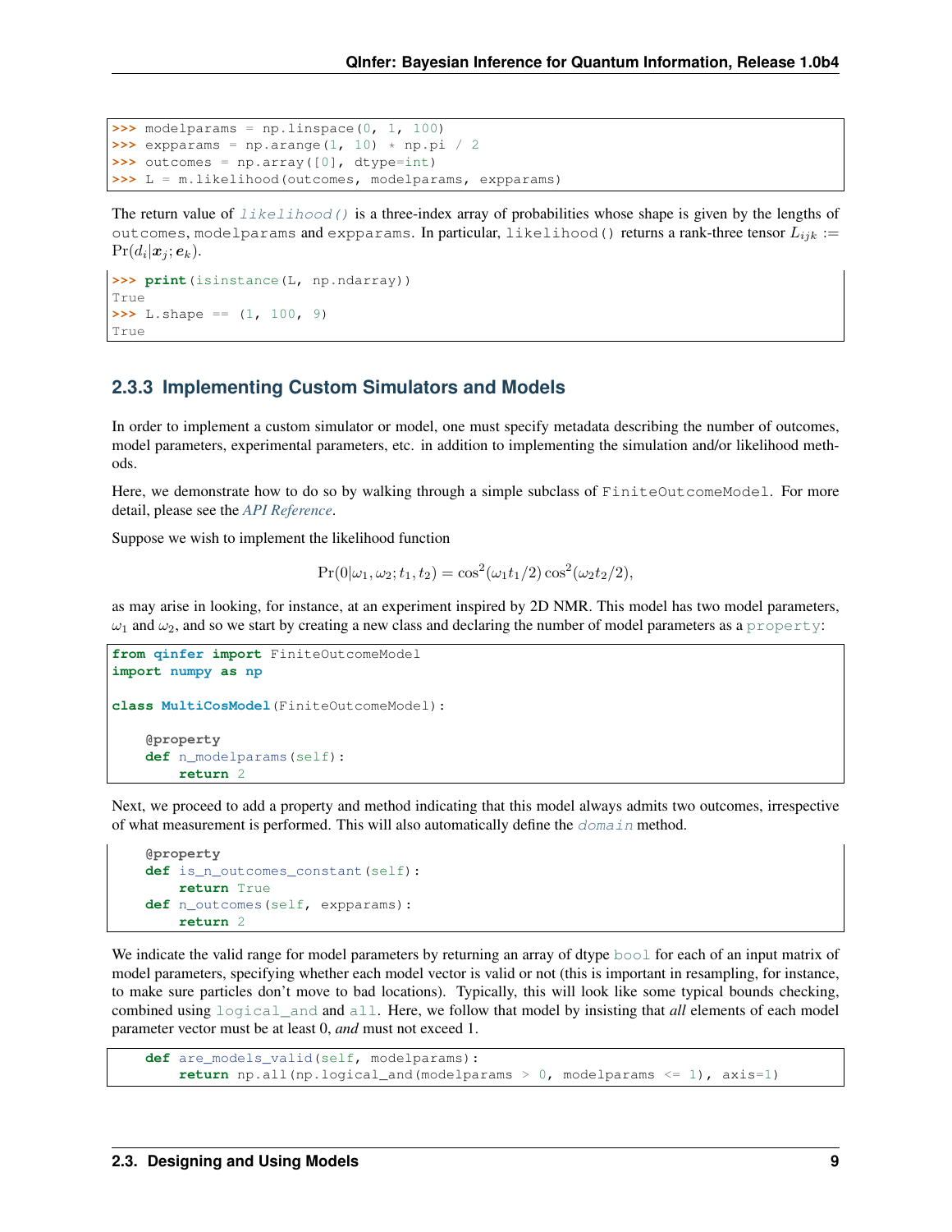```
>>> modelparams = np.linspace(0, 1, 100)
>>> expparams = np.arange(1, 10) * np.pi / 2
>>> outcomes = np.array([0], dtype=int)
>>> L = m.likelihood(outcomes, modelparams, expparams)
```

The return value of `likelihood()` is a three-index array of probabilities whose shape is given by the lengths of `outcomes`, `modelparams` and `expparams`. In particular, `likelihood()` returns a rank-three tensor $L_{ijk} := \Pr(d_i|\boldsymbol{x}_j;\boldsymbol{e}_k)$.

```
>>> print(isinstance(L, np.ndarray))
True
>>> L.shape == (1, 100, 9)
True
```

### 2.3.3 Implementing Custom Simulators and Models

In order to implement a custom simulator or model, one must specify metadata describing the number of outcomes, model parameters, experimental parameters, etc. in addition to implementing the simulation and/or likelihood methods.

Here, we demonstrate how to do so by walking through a simple subclass of `FiniteOutcomeModel`. For more detail, please see the *API Reference*.

Suppose we wish to implement the likelihood function

$$\Pr(0|\omega_1, \omega_2; t_1, t_2) = \cos^2(\omega_1 t_1/2)\cos^2(\omega_2 t_2/2),$$

as may arise in looking, for instance, at an experiment inspired by 2D NMR. This model has two model parameters, $\omega_1$ and $\omega_2$, and so we start by creating a new class and declaring the number of model parameters as a `property`:

```
from qinfer import FiniteOutcomeModel
import numpy as np

class MultiCosModel(FiniteOutcomeModel):

    @property
    def n_modelparams(self):
        return 2
```

Next, we proceed to add a property and method indicating that this model always admits two outcomes, irrespective of what measurement is performed. This will also automatically define the `domain` method.

```
    @property
    def is_n_outcomes_constant(self):
        return True
    def n_outcomes(self, expparams):
        return 2
```

We indicate the valid range for model parameters by returning an array of dtype `bool` for each of an input matrix of model parameters, specifying whether each model vector is valid or not (this is important in resampling, for instance, to make sure particles don't move to bad locations). Typically, this will look like some typical bounds checking, combined using `logical_and` and `all`. Here, we follow that model by insisting that *all* elements of each model parameter vector must be at least 0, *and* must not exceed 1.

```
    def are_models_valid(self, modelparams):
        return np.all(np.logical_and(modelparams > 0, modelparams <= 1), axis=1)
```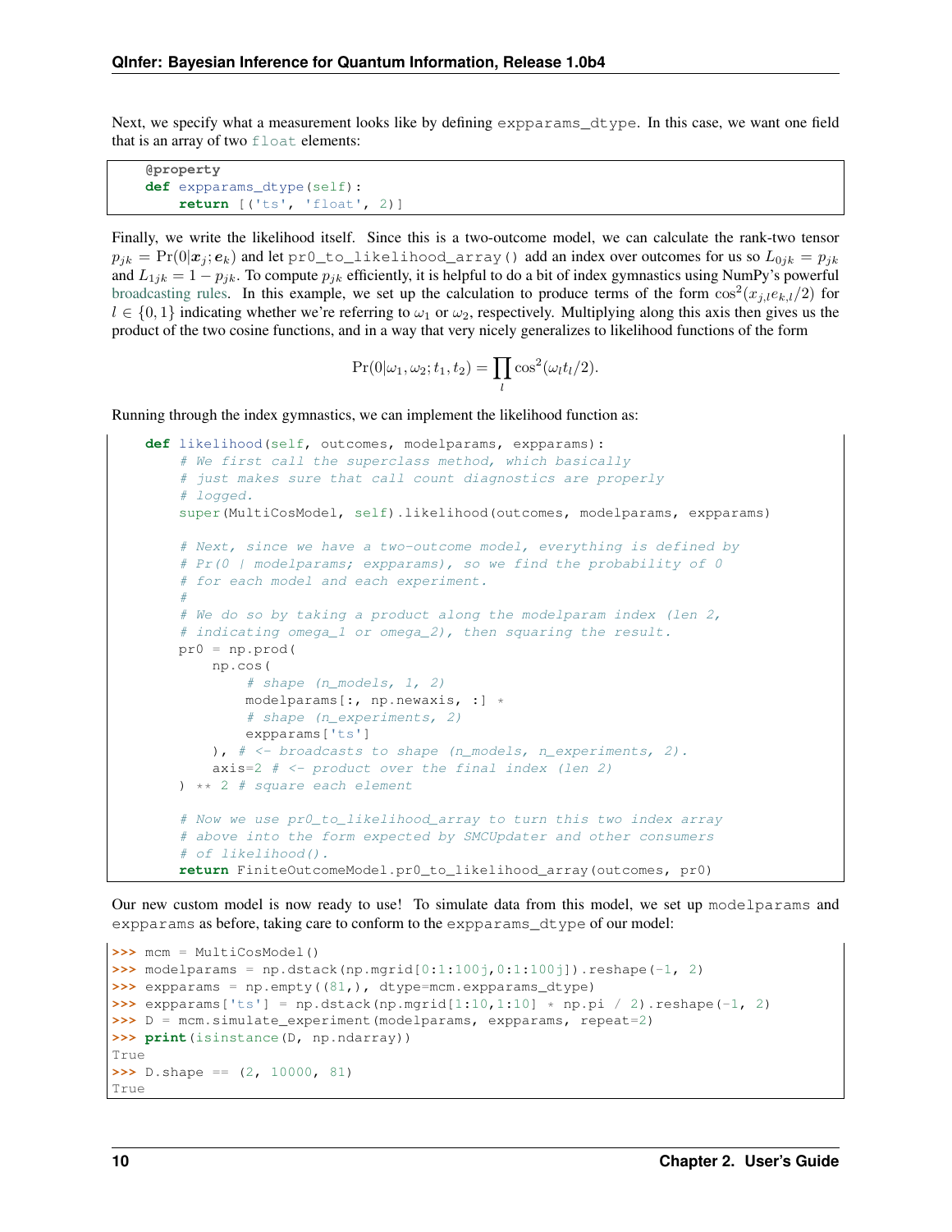Next, we specify what a measurement looks like by defining `expparams_dtype`. In this case, we want one field that is an array of two `float` elements:

```
    @property
    def expparams_dtype(self):
        return [('ts', 'float', 2)]
```

Finally, we write the likelihood itself. Since this is a two-outcome model, we can calculate the rank-two tensor $p_{jk} = \Pr(0|\boldsymbol{x}_j; \boldsymbol{e}_k)$ and let `pr0_to_likelihood_array()` add an index over outcomes for us so $L_{0jk} = p_{jk}$ and $L_{1jk} = 1 - p_{jk}$. To compute $p_{jk}$ efficiently, it is helpful to do a bit of index gymnastics using NumPy's powerful broadcasting rules. In this example, we set up the calculation to produce terms of the form $\cos^2(x_{j,l} e_{k,l}/2)$ for $l \in \{0, 1\}$ indicating whether we're referring to $\omega_1$ or $\omega_2$, respectively. Multiplying along this axis then gives us the product of the two cosine functions, and in a way that very nicely generalizes to likelihood functions of the form

$$\Pr(0|\omega_1, \omega_2; t_1, t_2) = \prod_l \cos^2(\omega_l t_l/2).$$

Running through the index gymnastics, we can implement the likelihood function as:

```
    def likelihood(self, outcomes, modelparams, expparams):
        # We first call the superclass method, which basically
        # just makes sure that call count diagnostics are properly
        # logged.
        super(MultiCosModel, self).likelihood(outcomes, modelparams, expparams)

        # Next, since we have a two-outcome model, everything is defined by
        # Pr(0 | modelparams; expparams), so we find the probability of 0
        # for each model and each experiment.
        #
        # We do so by taking a product along the modelparam index (len 2,
        # indicating omega_1 or omega_2), then squaring the result.
        pr0 = np.prod(
            np.cos(
                # shape (n_models, 1, 2)
                modelparams[:, np.newaxis, :] *
                # shape (n_experiments, 2)
                expparams['ts']
            ), # <- broadcasts to shape (n_models, n_experiments, 2).
            axis=2 # <- product over the final index (len 2)
        ) ** 2 # square each element

        # Now we use pr0_to_likelihood_array to turn this two index array
        # above into the form expected by SMCUpdater and other consumers
        # of likelihood().
        return FiniteOutcomeModel.pr0_to_likelihood_array(outcomes, pr0)
```

Our new custom model is now ready to use! To simulate data from this model, we set up `modelparams` and `expparams` as before, taking care to conform to the `expparams_dtype` of our model:

```
>>> mcm = MultiCosModel()
>>> modelparams = np.dstack(np.mgrid[0:1:100j,0:1:100j]).reshape(-1, 2)
>>> expparams = np.empty((81,), dtype=mcm.expparams_dtype)
>>> expparams['ts'] = np.dstack(np.mgrid[1:10,1:10] * np.pi / 2).reshape(-1, 2)
>>> D = mcm.simulate_experiment(modelparams, expparams, repeat=2)
>>> print(isinstance(D, np.ndarray))
True
>>> D.shape == (2, 10000, 81)
True
```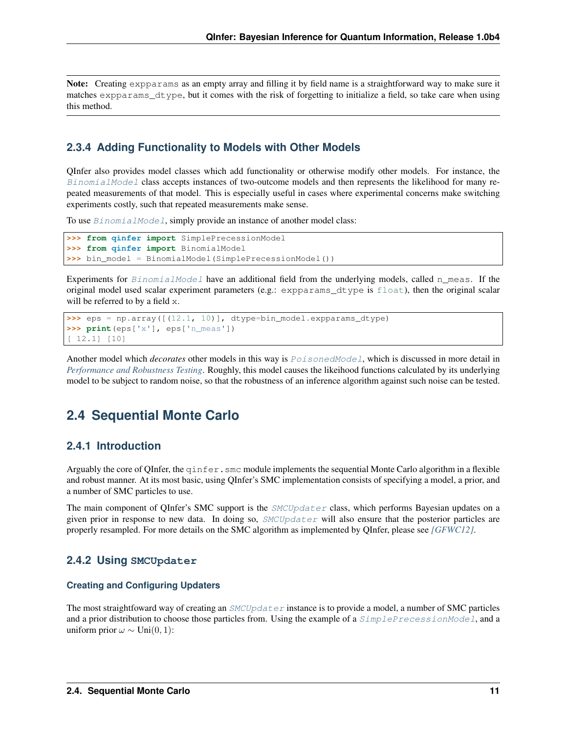**Note:** Creating `expparams` as an empty array and filling it by field name is a straightforward way to make sure it matches `expparams_dtype`, but it comes with the risk of forgetting to initialize a field, so take care when using this method.

### 2.3.4 Adding Functionality to Models with Other Models

QInfer also provides model classes which add functionality or otherwise modify other models. For instance, the *BinomialModel* class accepts instances of two-outcome models and then represents the likelihood for many repeated measurements of that model. This is especially useful in cases where experimental concerns make switching experiments costly, such that repeated measurements make sense.

To use *BinomialModel*, simply provide an instance of another model class:

```
>>> from qinfer import SimplePrecessionModel
>>> from qinfer import BinomialModel
>>> bin_model = BinomialModel(SimplePrecessionModel())
```

Experiments for *BinomialModel* have an additional field from the underlying models, called `n_meas`. If the original model used scalar experiment parameters (e.g.: `expparams_dtype` is `float`), then the original scalar will be referred to by a field `x`.

```
>>> eps = np.array([(12.1, 10)], dtype=bin_model.expparams_dtype)
>>> print(eps['x'], eps['n_meas'])
[ 12.1] [10]
```

Another model which *decorates* other models in this way is *PoisonedModel*, which is discussed in more detail in *Performance and Robustness Testing*. Roughly, this model causes the likeihood functions calculated by its underlying model to be subject to random noise, so that the robustness of an inference algorithm against such noise can be tested.

## 2.4 Sequential Monte Carlo

### 2.4.1 Introduction

Arguably the core of QInfer, the `qinfer.smc` module implements the sequential Monte Carlo algorithm in a flexible and robust manner. At its most basic, using QInfer's SMC implementation consists of specifying a model, a prior, and a number of SMC particles to use.

The main component of QInfer's SMC support is the *SMCUpdater* class, which performs Bayesian updates on a given prior in response to new data. In doing so, *SMCUpdater* will also ensure that the posterior particles are properly resampled. For more details on the SMC algorithm as implemented by QInfer, please see *[GFWC12]*.

### 2.4.2 Using `SMCUpdater`

#### Creating and Configuring Updaters

The most straightfoward way of creating an *SMCUpdater* instance is to provide a model, a number of SMC particles and a prior distribution to choose those particles from. Using the example of a *SimplePrecessionModel*, and a uniform prior $\omega \sim \mathrm{Uni}(0, 1)$: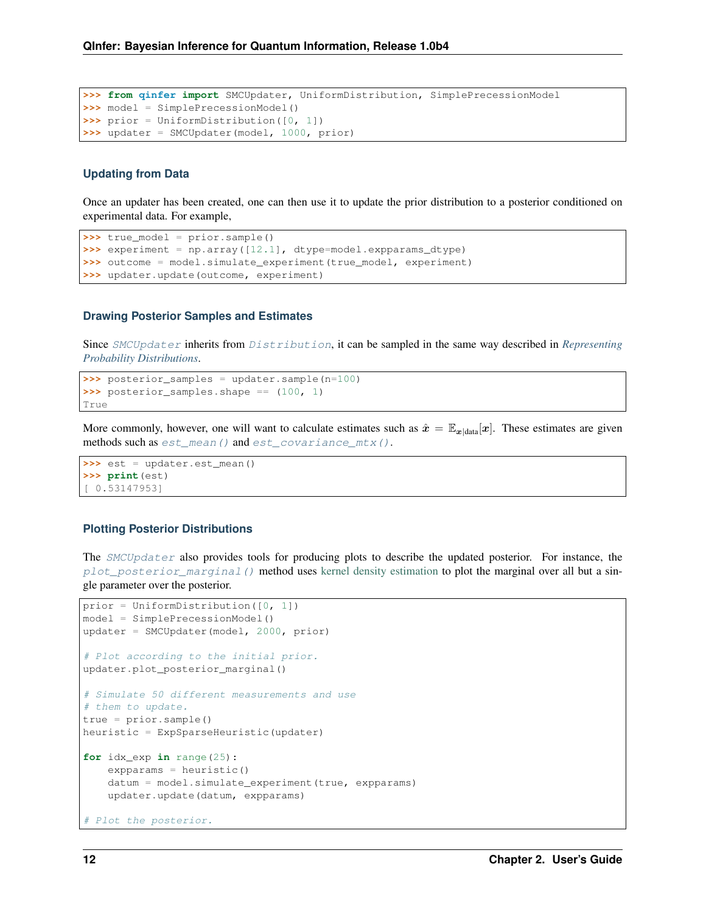```
>>> from qinfer import SMCUpdater, UniformDistribution, SimplePrecessionModel
>>> model = SimplePrecessionModel()
>>> prior = UniformDistribution([0, 1])
>>> updater = SMCUpdater(model, 1000, prior)
```

### Updating from Data

Once an updater has been created, one can then use it to update the prior distribution to a posterior conditioned on experimental data. For example,

```
>>> true_model = prior.sample()
>>> experiment = np.array([12.1], dtype=model.expparams_dtype)
>>> outcome = model.simulate_experiment(true_model, experiment)
>>> updater.update(outcome, experiment)
```

### Drawing Posterior Samples and Estimates

Since `SMCUpdater` inherits from `Distribution`, it can be sampled in the same way described in *Representing Probability Distributions*.

```
>>> posterior_samples = updater.sample(n=100)
>>> posterior_samples.shape == (100, 1)
True
```

More commonly, however, one will want to calculate estimates such as $\hat{\boldsymbol{x}} = \mathbb{E}_{\boldsymbol{x}|\text{data}}[\boldsymbol{x}]$. These estimates are given methods such as `est_mean()` and `est_covariance_mtx()`.

```
>>> est = updater.est_mean()
>>> print(est)
[ 0.53147953]
```

### Plotting Posterior Distributions

The `SMCUpdater` also provides tools for producing plots to describe the updated posterior. For instance, the `plot_posterior_marginal()` method uses kernel density estimation to plot the marginal over all but a single parameter over the posterior.

```
prior = UniformDistribution([0, 1])
model = SimplePrecessionModel()
updater = SMCUpdater(model, 2000, prior)

# Plot according to the initial prior.
updater.plot_posterior_marginal()

# Simulate 50 different measurements and use
# them to update.
true = prior.sample()
heuristic = ExpSparseHeuristic(updater)

for idx_exp in range(25):
    expparams = heuristic()
    datum = model.simulate_experiment(true, expparams)
    updater.update(datum, expparams)

# Plot the posterior.
```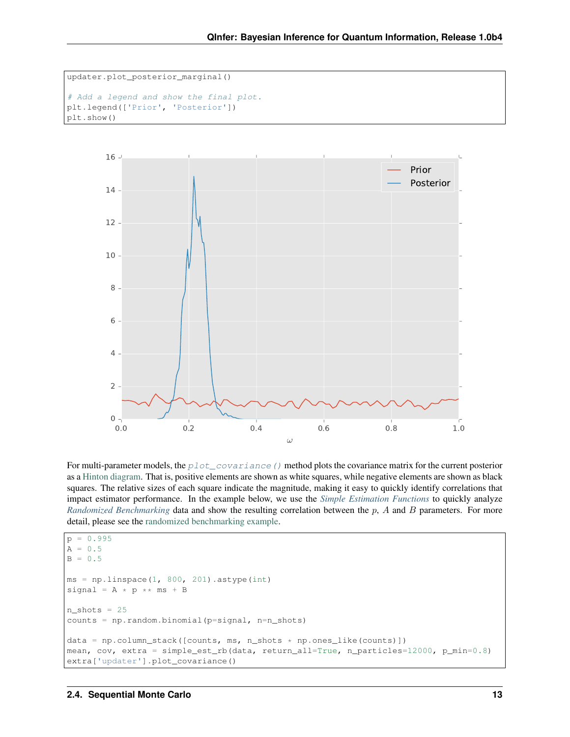```
updater.plot_posterior_marginal()

# Add a legend and show the final plot.
plt.legend(['Prior', 'Posterior'])
plt.show()
```

For multi-parameter models, the `plot_covariance()` method plots the covariance matrix for the current posterior as a Hinton diagram. That is, positive elements are shown as white squares, while negative elements are shown as black squares. The relative sizes of each square indicate the magnitude, making it easy to quickly identify correlations that impact estimator performance. In the example below, we use the *Simple Estimation Functions* to quickly analyze *Randomized Benchmarking* data and show the resulting correlation between the $p$, $A$ and $B$ parameters. For more detail, please see the randomized benchmarking example.

```
p = 0.995
A = 0.5
B = 0.5

ms = np.linspace(1, 800, 201).astype(int)
signal = A * p ** ms + B

n_shots = 25
counts = np.random.binomial(p=signal, n=n_shots)

data = np.column_stack([counts, ms, n_shots * np.ones_like(counts)])
mean, cov, extra = simple_est_rb(data, return_all=True, n_particles=12000, p_min=0.8)
extra['updater'].plot_covariance()
```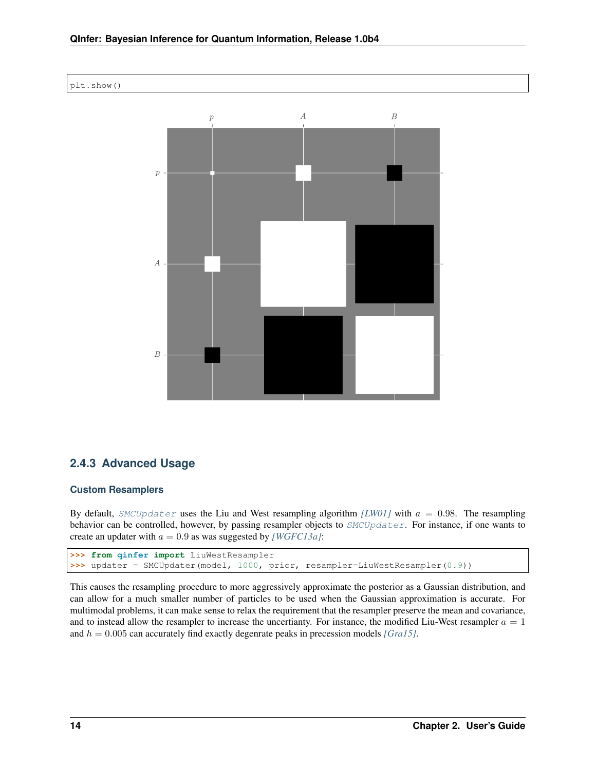```
plt.show()
```

### 2.4.3 Advanced Usage

#### Custom Resamplers

By default, `SMCUpdater` uses the Liu and West resampling algorithm *[LW01]* with $a = 0.98$. The resampling behavior can be controlled, however, by passing resampler objects to `SMCUpdater`. For instance, if one wants to create an updater with $a = 0.9$ as was suggested by *[WGFC13a]*:

```
>>> from qinfer import LiuWestResampler
>>> updater = SMCUpdater(model, 1000, prior, resampler=LiuWestResampler(0.9))
```

This causes the resampling procedure to more aggressively approximate the posterior as a Gaussian distribution, and can allow for a much smaller number of particles to be used when the Gaussian approximation is accurate. For multimodal problems, it can make sense to relax the requirement that the resampler preserve the mean and covariance, and to instead allow the resampler to increase the uncertianty. For instance, the modified Liu-West resampler $a = 1$ and $h = 0.005$ can accurately find exactly degenrate peaks in precession models *[Gra15]*.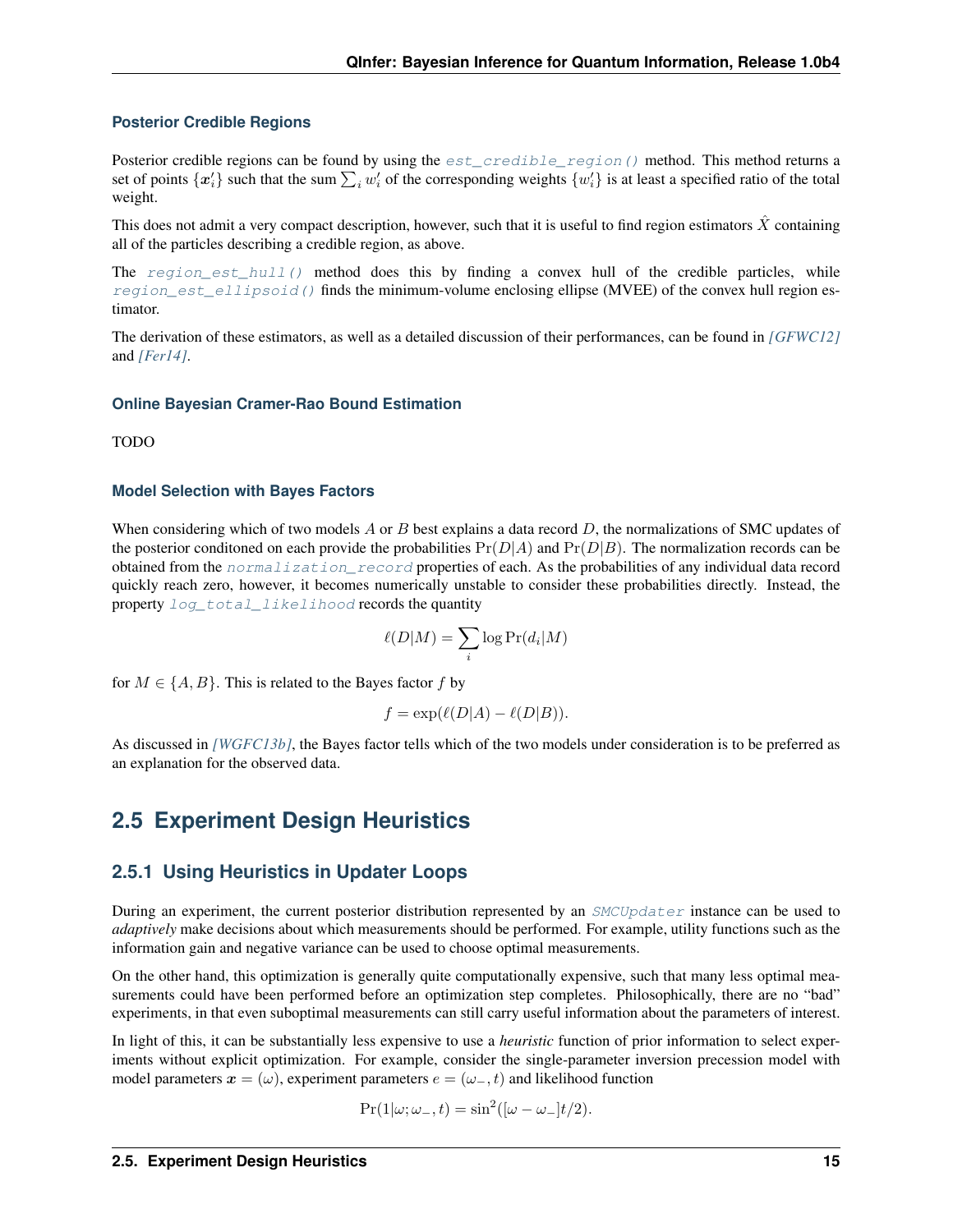### Posterior Credible Regions

Posterior credible regions can be found by using the `est_credible_region()` method. This method returns a set of points $\{\boldsymbol{x}'_i\}$ such that the sum $\sum_i w'_i$ of the corresponding weights $\{w'_i\}$ is at least a specified ratio of the total weight.

This does not admit a very compact description, however, such that it is useful to find region estimators $\hat{X}$ containing all of the particles describing a credible region, as above.

The `region_est_hull()` method does this by finding a convex hull of the credible particles, while `region_est_ellipsoid()` finds the minimum-volume enclosing ellipse (MVEE) of the convex hull region estimator.

The derivation of these estimators, as well as a detailed discussion of their performances, can be found in *[GFWC12]* and *[Fer14]*.

### Online Bayesian Cramer-Rao Bound Estimation

TODO

### Model Selection with Bayes Factors

When considering which of two models $A$ or $B$ best explains a data record $D$, the normalizations of SMC updates of the posterior conditoned on each provide the probabilities $\Pr(D|A)$ and $\Pr(D|B)$. The normalization records can be obtained from the `normalization_record` properties of each. As the probabilities of any individual data record quickly reach zero, however, it becomes numerically unstable to consider these probabilities directly. Instead, the property `log_total_likelihood` records the quantity

$$\ell(D|M) = \sum_i \log \Pr(d_i|M)$$

for $M \in \{A, B\}$. This is related to the Bayes factor $f$ by

$$f = \exp(\ell(D|A) - \ell(D|B)).$$

As discussed in *[WGFC13b]*, the Bayes factor tells which of the two models under consideration is to be preferred as an explanation for the observed data.

## 2.5 Experiment Design Heuristics

### 2.5.1 Using Heuristics in Updater Loops

During an experiment, the current posterior distribution represented by an `SMCUpdater` instance can be used to *adaptively* make decisions about which measurements should be performed. For example, utility functions such as the information gain and negative variance can be used to choose optimal measurements.

On the other hand, this optimization is generally quite computationally expensive, such that many less optimal measurements could have been performed before an optimization step completes. Philosophically, there are no "bad" experiments, in that even suboptimal measurements can still carry useful information about the parameters of interest.

In light of this, it can be substantially less expensive to use a *heuristic* function of prior information to select experiments without explicit optimization. For example, consider the single-parameter inversion precession model with model parameters $\boldsymbol{x} = (\omega)$, experiment parameters $e = (\omega_-, t)$ and likelihood function

$$\Pr(1|\omega; \omega_-, t) = \sin^2([\omega - \omega_-]t/2).$$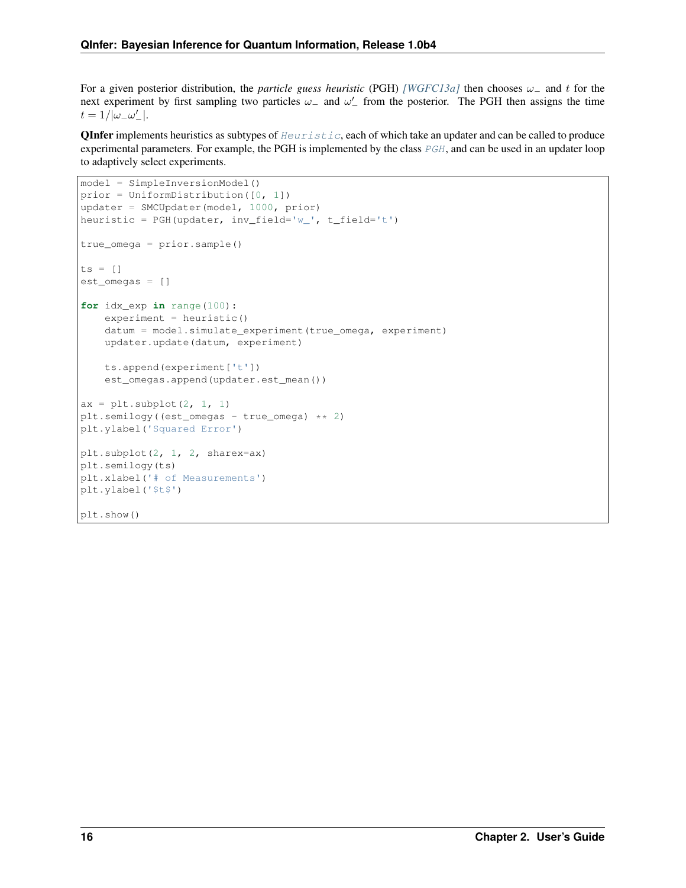For a given posterior distribution, the *particle guess heuristic* (PGH) *[WGFC13a]* then chooses $\omega_-$ and $t$ for the next experiment by first sampling two particles $\omega_-$ and $\omega_-'$ from the posterior. The PGH then assigns the time $t = 1/|\omega_- \omega_-'|$.

**QInfer** implements heuristics as subtypes of `Heuristic`, each of which take an updater and can be called to produce experimental parameters. For example, the PGH is implemented by the class `PGH`, and can be used in an updater loop to adaptively select experiments.

```
model = SimpleInversionModel()
prior = UniformDistribution([0, 1])
updater = SMCUpdater(model, 1000, prior)
heuristic = PGH(updater, inv_field='w_', t_field='t')

true_omega = prior.sample()

ts = []
est_omegas = []

for idx_exp in range(100):
    experiment = heuristic()
    datum = model.simulate_experiment(true_omega, experiment)
    updater.update(datum, experiment)

    ts.append(experiment['t'])
    est_omegas.append(updater.est_mean())

ax = plt.subplot(2, 1, 1)
plt.semilogy((est_omegas - true_omega) ** 2)
plt.ylabel('Squared Error')

plt.subplot(2, 1, 2, sharex=ax)
plt.semilogy(ts)
plt.xlabel('# of Measurements')
plt.ylabel('$t$')

plt.show()
```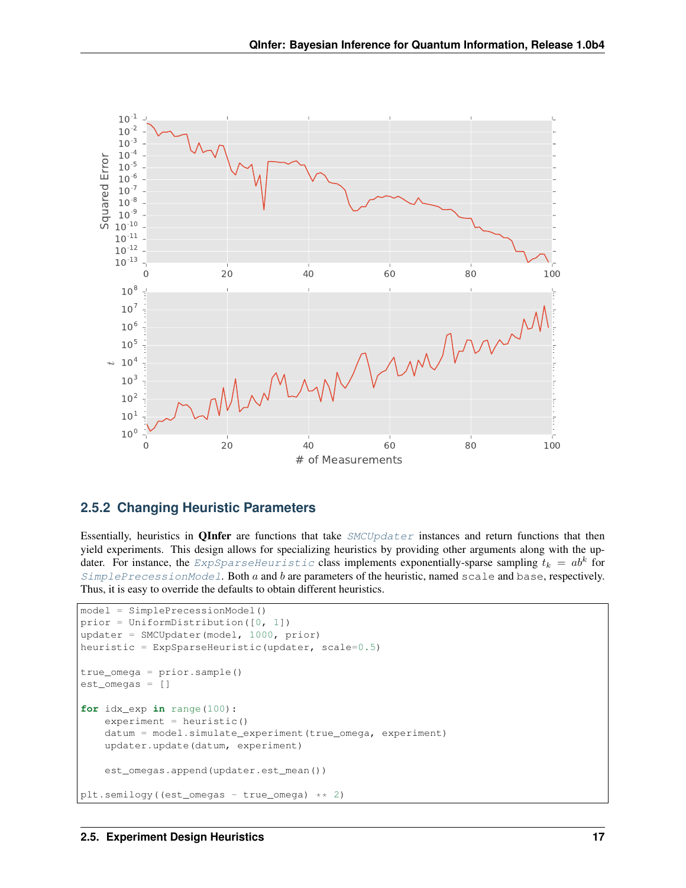### 2.5.2 Changing Heuristic Parameters

Essentially, heuristics in **QInfer** are functions that take *SMCUpdater* instances and return functions that then yield experiments. This design allows for specializing heuristics by providing other arguments along with the updater. For instance, the *ExpSparseHeuristic* class implements exponentially-sparse sampling $t_k = ab^k$ for *SimplePrecessionModel*. Both $a$ and $b$ are parameters of the heuristic, named `scale` and `base`, respectively. Thus, it is easy to override the defaults to obtain different heuristics.

```
model = SimplePrecessionModel()
prior = UniformDistribution([0, 1])
updater = SMCUpdater(model, 1000, prior)
heuristic = ExpSparseHeuristic(updater, scale=0.5)

true_omega = prior.sample()
est_omegas = []

for idx_exp in range(100):
    experiment = heuristic()
    datum = model.simulate_experiment(true_omega, experiment)
    updater.update(datum, experiment)

    est_omegas.append(updater.est_mean())

plt.semilogy((est_omegas - true_omega) ** 2)
```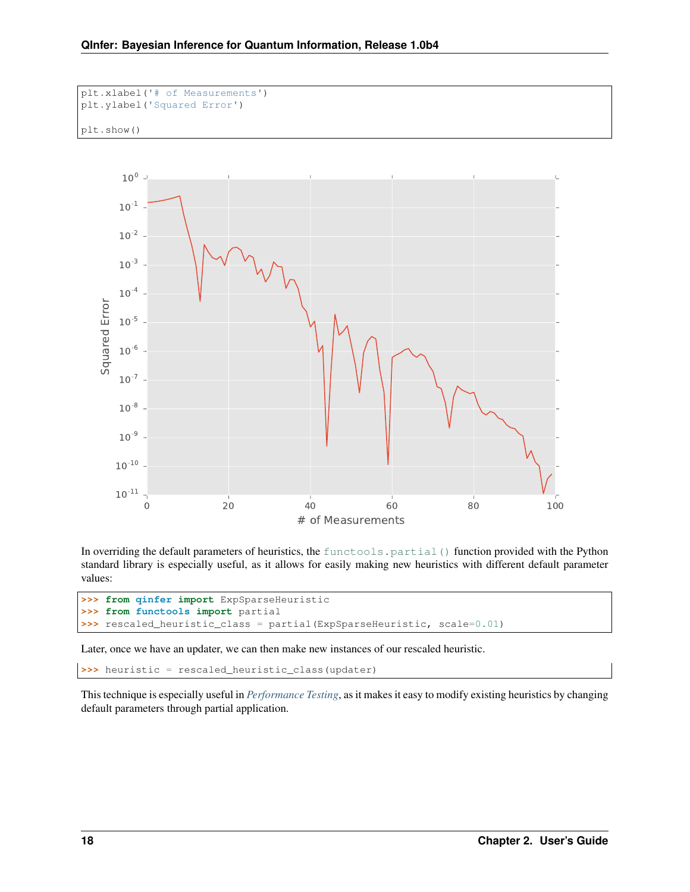```
plt.xlabel('# of Measurements')
plt.ylabel('Squared Error')

plt.show()
```

In overriding the default parameters of heuristics, the `functools.partial()` function provided with the Python standard library is especially useful, as it allows for easily making new heuristics with different default parameter values:

```
>>> from qinfer import ExpSparseHeuristic
>>> from functools import partial
>>> rescaled_heuristic_class = partial(ExpSparseHeuristic, scale=0.01)
```

Later, once we have an updater, we can then make new instances of our rescaled heuristic.

```
>>> heuristic = rescaled_heuristic_class(updater)
```

This technique is especially useful in *Performance Testing*, as it makes it easy to modify existing heuristics by changing default parameters through partial application.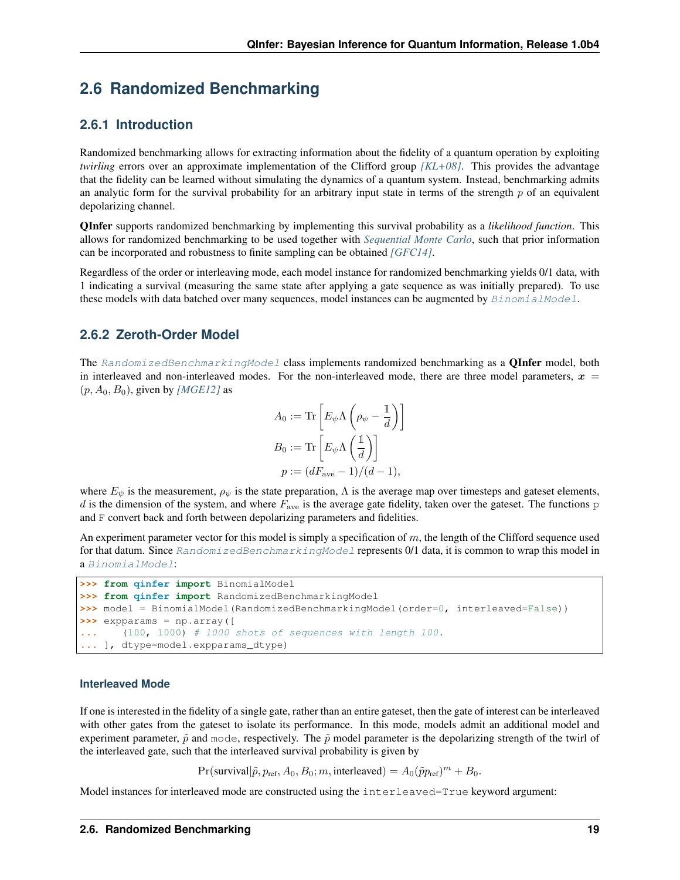## 2.6 Randomized Benchmarking

### 2.6.1 Introduction

Randomized benchmarking allows for extracting information about the fidelity of a quantum operation by exploiting *twirling* errors over an approximate implementation of the Clifford group *[KL+08]*. This provides the advantage that the fidelity can be learned without simulating the dynamics of a quantum system. Instead, benchmarking admits an analytic form for the survival probability for an arbitrary input state in terms of the strength $p$ of an equivalent depolarizing channel.

**QInfer** supports randomized benchmarking by implementing this survival probability as a *likelihood function*. This allows for randomized benchmarking to be used together with *Sequential Monte Carlo*, such that prior information can be incorporated and robustness to finite sampling can be obtained *[GFC14]*.

Regardless of the order or interleaving mode, each model instance for randomized benchmarking yields 0/1 data, with 1 indicating a survival (measuring the same state after applying a gate sequence as was initially prepared). To use these models with data batched over many sequences, model instances can be augmented by `BinomialModel`.

### 2.6.2 Zeroth-Order Model

The `RandomizedBenchmarkingModel` class implements randomized benchmarking as a **QInfer** model, both in interleaved and non-interleaved modes. For the non-interleaved mode, there are three model parameters, $\boldsymbol{x} = (p, A_0, B_0)$, given by *[MGE12]* as

$$
\begin{aligned}
A_0 &:= \operatorname{Tr}\left[E_\psi \Lambda\left(\rho_\psi - \frac{\mathbb{1}}{d}\right)\right] \\
B_0 &:= \operatorname{Tr}\left[E_\psi \Lambda\left(\frac{\mathbb{1}}{d}\right)\right] \\
p &:= (d F_{\text{ave}} - 1)/(d-1),
\end{aligned}
$$

where $E_\psi$ is the measurement, $\rho_\psi$ is the state preparation, $\Lambda$ is the average map over timesteps and gateset elements, $d$ is the dimension of the system, and where $F_{\text{ave}}$ is the average gate fidelity, taken over the gateset. The functions `p` and `F` convert back and forth between depolarizing parameters and fidelities.

An experiment parameter vector for this model is simply a specification of $m$, the length of the Clifford sequence used for that datum. Since `RandomizedBenchmarkingModel` represents 0/1 data, it is common to wrap this model in a `BinomialModel`:

```
>>> from qinfer import BinomialModel
>>> from qinfer import RandomizedBenchmarkingModel
>>> model = BinomialModel(RandomizedBenchmarkingModel(order=0, interleaved=False))
>>> expparams = np.array([
...     (100, 1000) # 1000 shots of sequences with length 100.
... ], dtype=model.expparams_dtype)
```

#### Interleaved Mode

If one is interested in the fidelity of a single gate, rather than an entire gateset, then the gate of interest can be interleaved with other gates from the gateset to isolate its performance. In this mode, models admit an additional model and experiment parameter, $\tilde{p}$ and `mode`, respectively. The $\tilde{p}$ model parameter is the depolarizing strength of the twirl of the interleaved gate, such that the interleaved survival probability is given by

$$
\Pr(\text{survival}|\tilde{p}, p_{\text{ref}}, A_0, B_0; m, \text{interleaved}) = A_0(\tilde{p} p_{\text{ref}})^m + B_0.
$$

Model instances for interleaved mode are constructed using the `interleaved=True` keyword argument: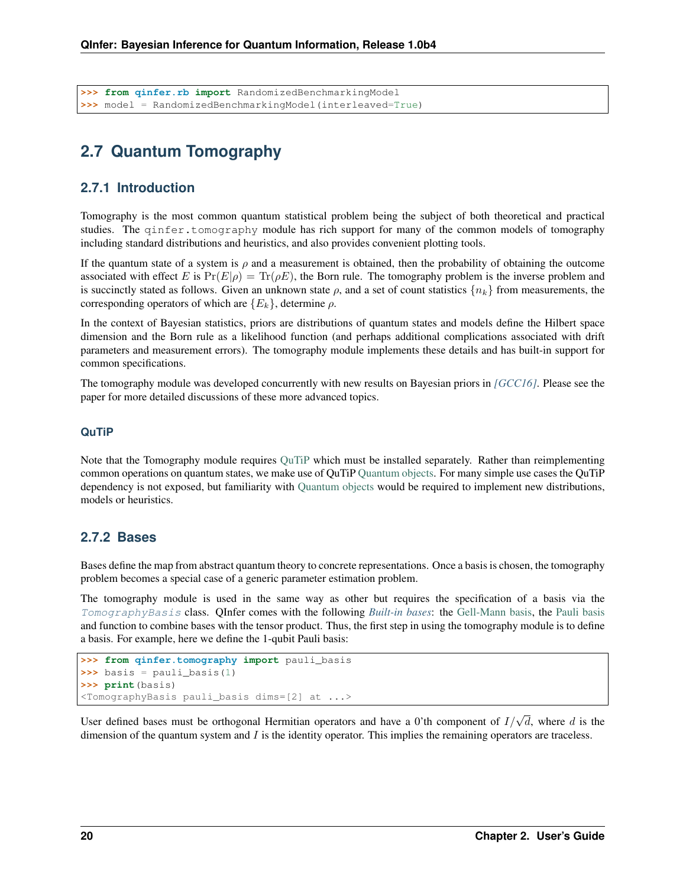```
>>> from qinfer.rb import RandomizedBenchmarkingModel
>>> model = RandomizedBenchmarkingModel(interleaved=True)
```

## 2.7 Quantum Tomography

### 2.7.1 Introduction

Tomography is the most common quantum statistical problem being the subject of both theoretical and practical studies. The `qinfer.tomography` module has rich support for many of the common models of tomography including standard distributions and heuristics, and also provides convenient plotting tools.

If the quantum state of a system is $\rho$ and a measurement is obtained, then the probability of obtaining the outcome associated with effect $E$ is $\Pr(E|\rho) = \mathrm{Tr}(\rho E)$, the Born rule. The tomography problem is the inverse problem and is succinctly stated as follows. Given an unknown state $\rho$, and a set of count statistics $\{n_k\}$ from measurements, the corresponding operators of which are $\{E_k\}$, determine $\rho$.

In the context of Bayesian statistics, priors are distributions of quantum states and models define the Hilbert space dimension and the Born rule as a likelihood function (and perhaps additional complications associated with drift parameters and measurement errors). The tomography module implements these details and has built-in support for common specifications.

The tomography module was developed concurrently with new results on Bayesian priors in *[GCC16]*. Please see the paper for more detailed discussions of these more advanced topics.

#### QuTiP

Note that the Tomography module requires QuTiP which must be installed separately. Rather than reimplementing common operations on quantum states, we make use of QuTiP Quantum objects. For many simple use cases the QuTiP dependency is not exposed, but familiarity with Quantum objects would be required to implement new distributions, models or heuristics.

### 2.7.2 Bases

Bases define the map from abstract quantum theory to concrete representations. Once a basis is chosen, the tomography problem becomes a special case of a generic parameter estimation problem.

The tomography module is used in the same way as other but requires the specification of a basis via the `TomographyBasis` class. QInfer comes with the following *Built-in bases*: the Gell-Mann basis, the Pauli basis and function to combine bases with the tensor product. Thus, the first step in using the tomography module is to define a basis. For example, here we define the 1-qubit Pauli basis:

```
>>> from qinfer.tomography import pauli_basis
>>> basis = pauli_basis(1)
>>> print(basis)
<TomographyBasis pauli_basis dims=[2] at ...>
```

User defined bases must be orthogonal Hermitian operators and have a 0'th component of $I/\sqrt{d}$, where $d$ is the dimension of the quantum system and $I$ is the identity operator. This implies the remaining operators are traceless.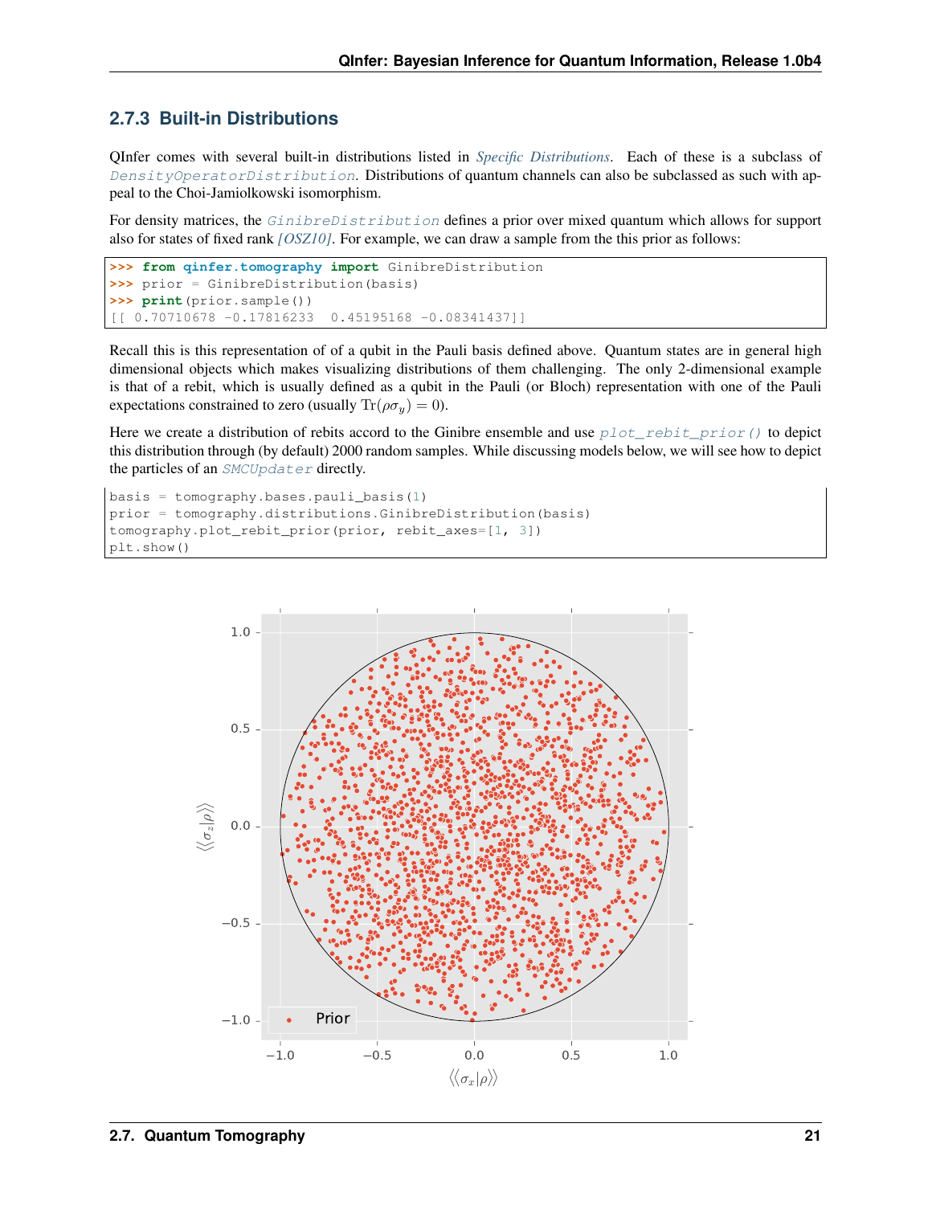### 2.7.3 Built-in Distributions

QInfer comes with several built-in distributions listed in *Specific Distributions*. Each of these is a subclass of `DensityOperatorDistribution`. Distributions of quantum channels can also be subclassed as such with appeal to the Choi-Jamiolkowski isomorphism.

For density matrices, the `GinibreDistribution` defines a prior over mixed quantum which allows for support also for states of fixed rank *[OSZ10]*. For example, we can draw a sample from the this prior as follows:

```
>>> from qinfer.tomography import GinibreDistribution
>>> prior = GinibreDistribution(basis)
>>> print(prior.sample())
[[ 0.70710678 -0.17816233  0.45195168 -0.08341437]]
```

Recall this is this representation of of a qubit in the Pauli basis defined above. Quantum states are in general high dimensional objects which makes visualizing distributions of them challenging. The only 2-dimensional example is that of a rebit, which is usually defined as a qubit in the Pauli (or Bloch) representation with one of the Pauli expectations constrained to zero (usually $\mathrm{Tr}(\rho\sigma_y) = 0$).

Here we create a distribution of rebits accord to the Ginibre ensemble and use `plot_rebit_prior()` to depict this distribution through (by default) 2000 random samples. While discussing models below, we will see how to depict the particles of an `SMCUpdater` directly.

```
basis = tomography.bases.pauli_basis(1)
prior = tomography.distributions.GinibreDistribution(basis)
tomography.plot_rebit_prior(prior, rebit_axes=[1, 3])
plt.show()
```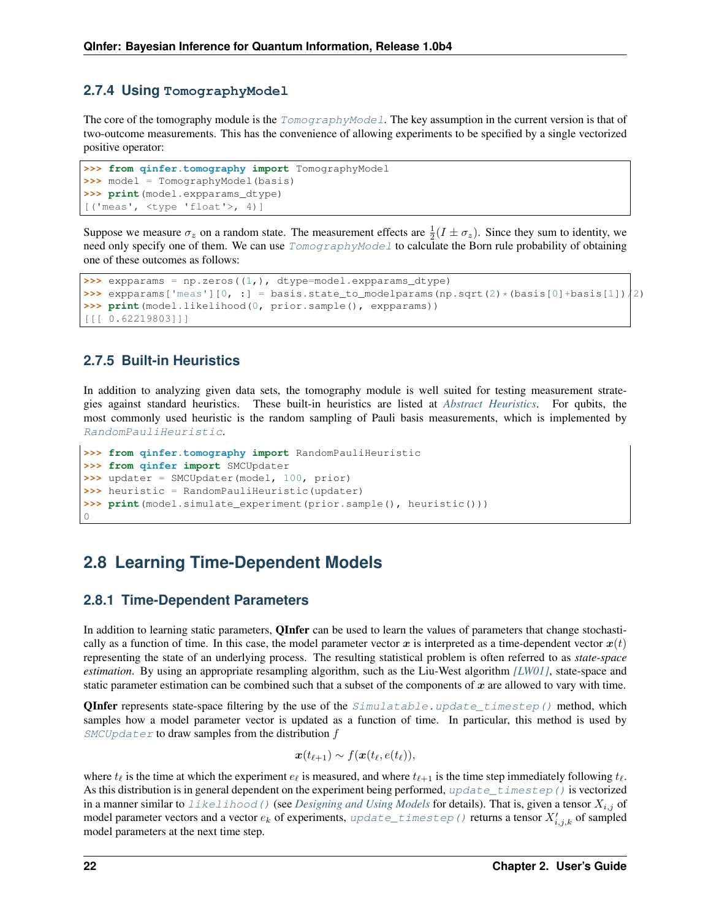### 2.7.4 Using TomographyModel

The core of the tomography module is the `TomographyModel`. The key assumption in the current version is that of two-outcome measurements. This has the convenience of allowing experiments to be specified by a single vectorized positive operator:

```
>>> from qinfer.tomography import TomographyModel
>>> model = TomographyModel(basis)
>>> print(model.expparams_dtype)
[('meas', <type 'float'>, 4)]
```

Suppose we measure $\sigma_z$ on a random state. The measurement effects are $\frac{1}{2}(I \pm \sigma_z)$. Since they sum to identity, we need only specify one of them. We can use `TomographyModel` to calculate the Born rule probability of obtaining one of these outcomes as follows:

```
>>> expparams = np.zeros((1,), dtype=model.expparams_dtype)
>>> expparams['meas'][0, :] = basis.state_to_modelparams(np.sqrt(2)*(basis[0]+basis[1])/2)
>>> print(model.likelihood(0, prior.sample(), expparams))
[[[ 0.62219803]]]
```

### 2.7.5 Built-in Heuristics

In addition to analyzing given data sets, the tomography module is well suited for testing measurement strategies against standard heuristics. These built-in heuristics are listed at *Abstract Heuristics*. For qubits, the most commonly used heuristic is the random sampling of Pauli basis measurements, which is implemented by `RandomPauliHeuristic`.

```
>>> from qinfer.tomography import RandomPauliHeuristic
>>> from qinfer import SMCUpdater
>>> updater = SMCUpdater(model, 100, prior)
>>> heuristic = RandomPauliHeuristic(updater)
>>> print(model.simulate_experiment(prior.sample(), heuristic()))
0
```

## 2.8 Learning Time-Dependent Models

### 2.8.1 Time-Dependent Parameters

In addition to learning static parameters, **QInfer** can be used to learn the values of parameters that change stochastically as a function of time. In this case, the model parameter vector $\boldsymbol{x}$ is interpreted as a time-dependent vector $\boldsymbol{x}(t)$ representing the state of an underlying process. The resulting statistical problem is often referred to as *state-space estimation*. By using an appropriate resampling algorithm, such as the Liu-West algorithm *[LW01]*, state-space and static parameter estimation can be combined such that a subset of the components of $\boldsymbol{x}$ are allowed to vary with time.

**QInfer** represents state-space filtering by the use of the `Simulatable.update_timestep()` method, which samples how a model parameter vector is updated as a function of time. In particular, this method is used by `SMCUpdater` to draw samples from the distribution $f$

$$\boldsymbol{x}(t_{\ell+1}) \sim f(\boldsymbol{x}(t_\ell, e(t_\ell)),$$

where $t_\ell$ is the time at which the experiment $e_\ell$ is measured, and where $t_{\ell+1}$ is the time step immediately following $t_\ell$. As this distribution is in general dependent on the experiment being performed, `update_timestep()` is vectorized in a manner similar to `likelihood()` (see *Designing and Using Models* for details). That is, given a tensor $X_{i,j}$ of model parameter vectors and a vector $e_k$ of experiments, `update_timestep()` returns a tensor $X'_{i,j,k}$ of sampled model parameters at the next time step.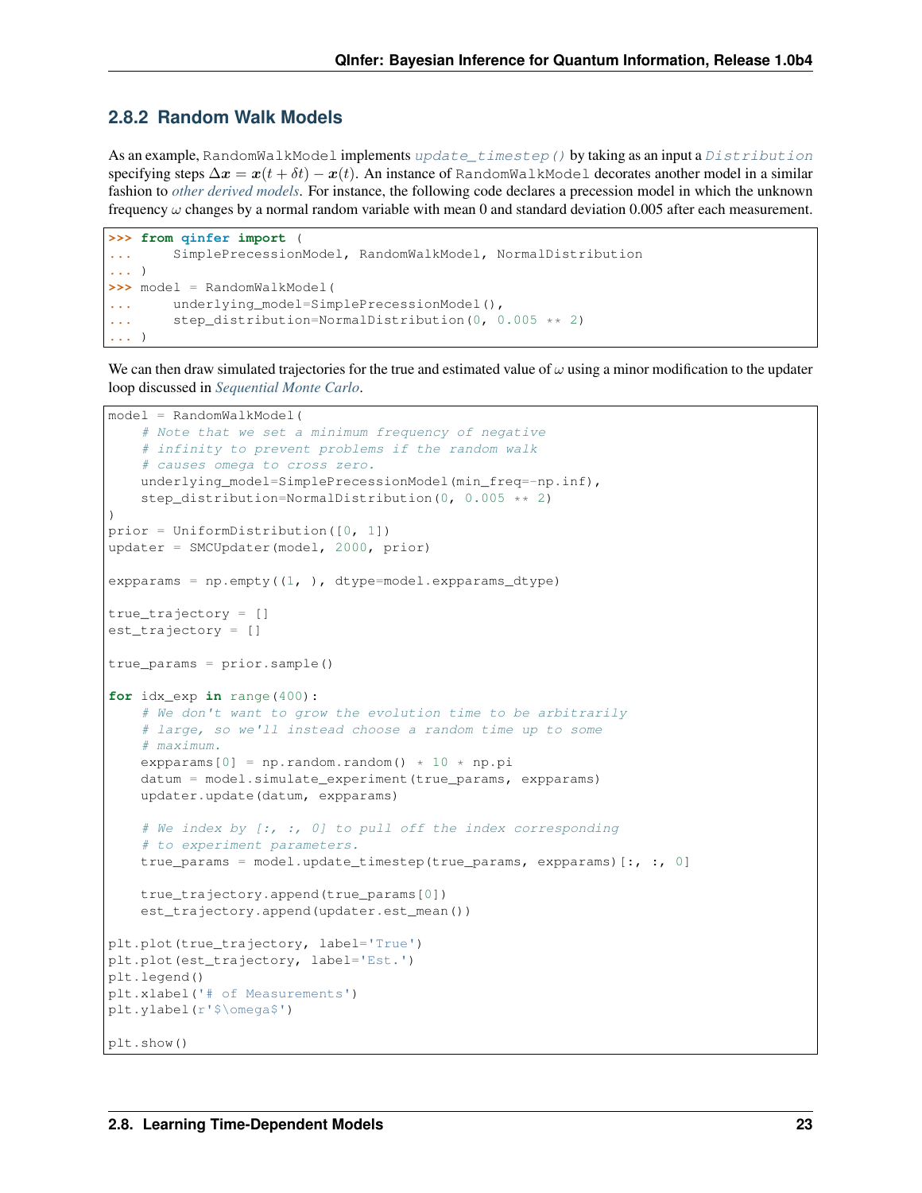### 2.8.2 Random Walk Models

As an example, RandomWalkModel implements *update_timestep()* by taking as an input a *Distribution* specifying steps $\Delta \boldsymbol{x} = \boldsymbol{x}(t + \delta t) - \boldsymbol{x}(t)$. An instance of RandomWalkModel decorates another model in a similar fashion to *other derived models*. For instance, the following code declares a precession model in which the unknown frequency $\omega$ changes by a normal random variable with mean 0 and standard deviation 0.005 after each measurement.

```
>>> from qinfer import (
...     SimplePrecessionModel, RandomWalkModel, NormalDistribution
... )
>>> model = RandomWalkModel(
...     underlying_model=SimplePrecessionModel(),
...     step_distribution=NormalDistribution(0, 0.005 ** 2)
... )
```

We can then draw simulated trajectories for the true and estimated value of $\omega$ using a minor modification to the updater loop discussed in *Sequential Monte Carlo*.

```
model = RandomWalkModel(
    # Note that we set a minimum frequency of negative
    # infinity to prevent problems if the random walk
    # causes omega to cross zero.
    underlying_model=SimplePrecessionModel(min_freq=-np.inf),
    step_distribution=NormalDistribution(0, 0.005 ** 2)
)
prior = UniformDistribution([0, 1])
updater = SMCUpdater(model, 2000, prior)

expparams = np.empty((1, ), dtype=model.expparams_dtype)

true_trajectory = []
est_trajectory = []

true_params = prior.sample()

for idx_exp in range(400):
    # We don't want to grow the evolution time to be arbitrarily
    # large, so we'll instead choose a random time up to some
    # maximum.
    expparams[0] = np.random.random() * 10 * np.pi
    datum = model.simulate_experiment(true_params, expparams)
    updater.update(datum, expparams)

    # We index by [:, :, 0] to pull off the index corresponding
    # to experiment parameters.
    true_params = model.update_timestep(true_params, expparams)[:, :, 0]

    true_trajectory.append(true_params[0])
    est_trajectory.append(updater.est_mean())

plt.plot(true_trajectory, label='True')
plt.plot(est_trajectory, label='Est.')
plt.legend()
plt.xlabel('# of Measurements')
plt.ylabel(r'$\omega$')

plt.show()
```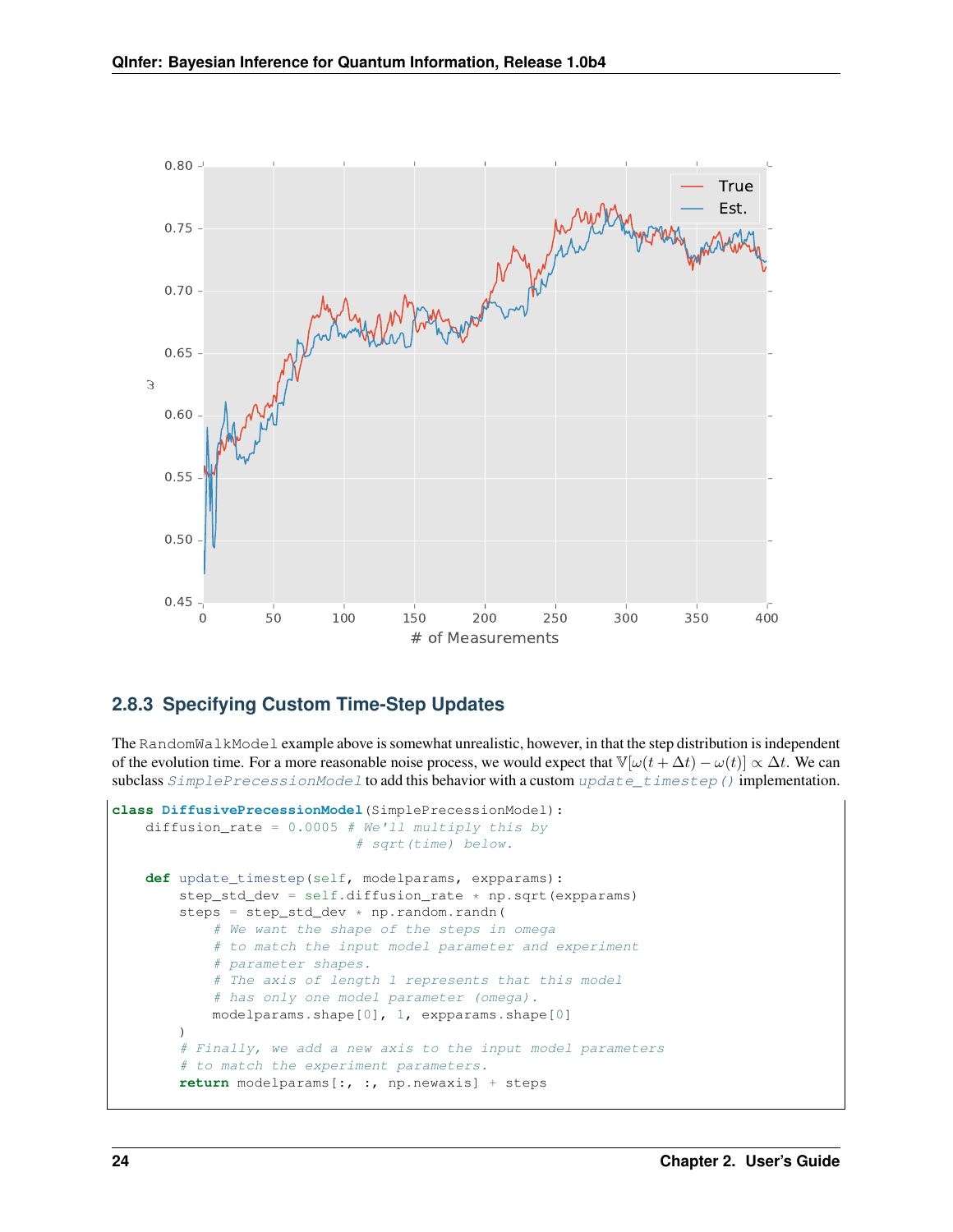### 2.8.3 Specifying Custom Time-Step Updates

The RandomWalkModel example above is somewhat unrealistic, however, in that the step distribution is independent of the evolution time. For a more reasonable noise process, we would expect that $\mathbb{V}[\omega(t+\Delta t) - \omega(t)] \propto \Delta t$. We can subclass *SimplePrecessionModel* to add this behavior with a custom *update_timestep()* implementation.

```
class DiffusivePrecessionModel(SimplePrecessionModel):
    diffusion_rate = 0.0005 # We'll multiply this by
                            # sqrt(time) below.

    def update_timestep(self, modelparams, expparams):
        step_std_dev = self.diffusion_rate * np.sqrt(expparams)
        steps = step_std_dev * np.random.randn(
            # We want the shape of the steps in omega
            # to match the input model parameter and experiment
            # parameter shapes.
            # The axis of length 1 represents that this model
            # has only one model parameter (omega).
            modelparams.shape[0], 1, expparams.shape[0]
        )
        # Finally, we add a new axis to the input model parameters
        # to match the experiment parameters.
        return modelparams[:, :, np.newaxis] + steps
```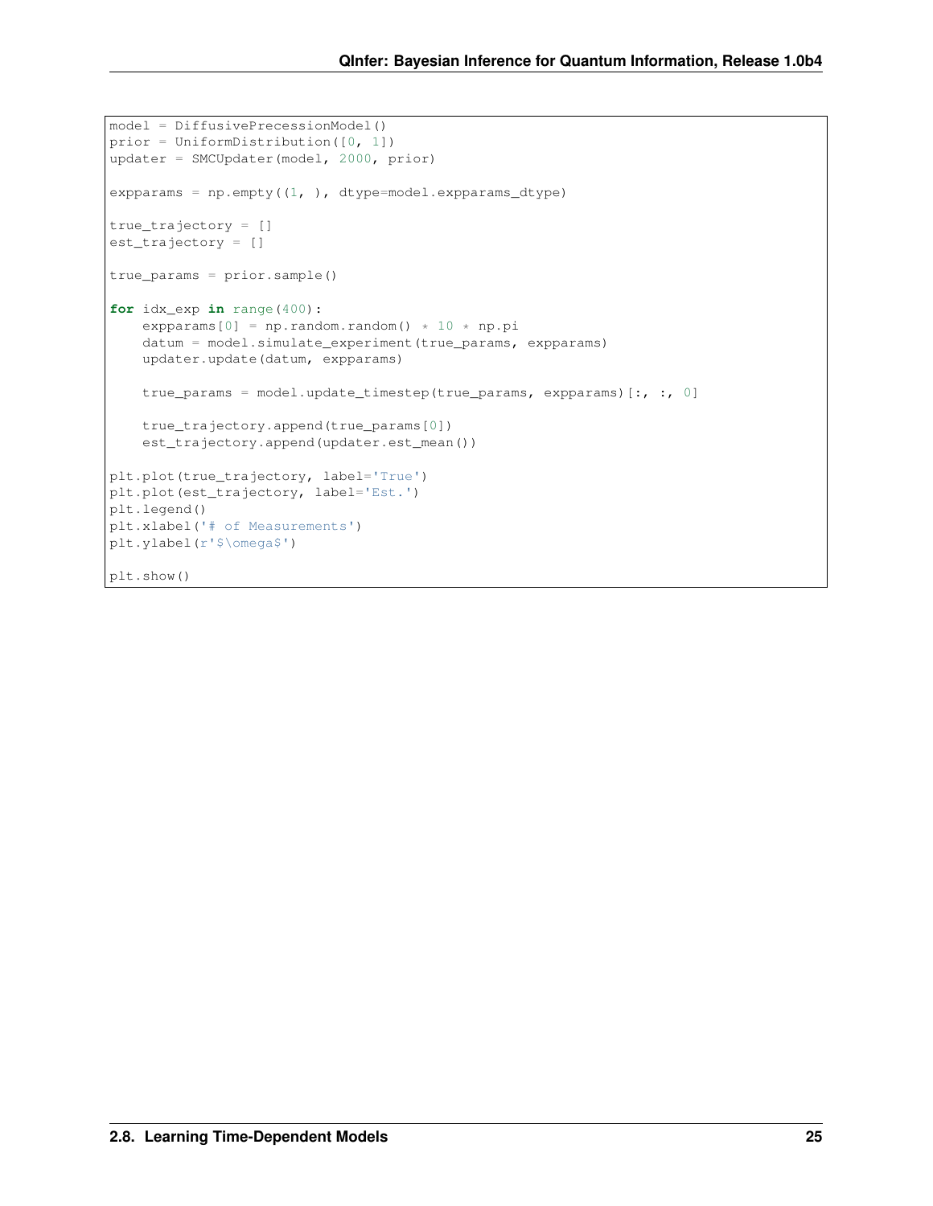```python
model = DiffusivePrecessionModel()
prior = UniformDistribution([0, 1])
updater = SMCUpdater(model, 2000, prior)

expparams = np.empty((1, ), dtype=model.expparams_dtype)

true_trajectory = []
est_trajectory = []

true_params = prior.sample()

for idx_exp in range(400):
    expparams[0] = np.random.random() * 10 * np.pi
    datum = model.simulate_experiment(true_params, expparams)
    updater.update(datum, expparams)

    true_params = model.update_timestep(true_params, expparams)[:, :, 0]

    true_trajectory.append(true_params[0])
    est_trajectory.append(updater.est_mean())

plt.plot(true_trajectory, label='True')
plt.plot(est_trajectory, label='Est.')
plt.legend()
plt.xlabel('# of Measurements')
plt.ylabel(r'$\omega$')

plt.show()
```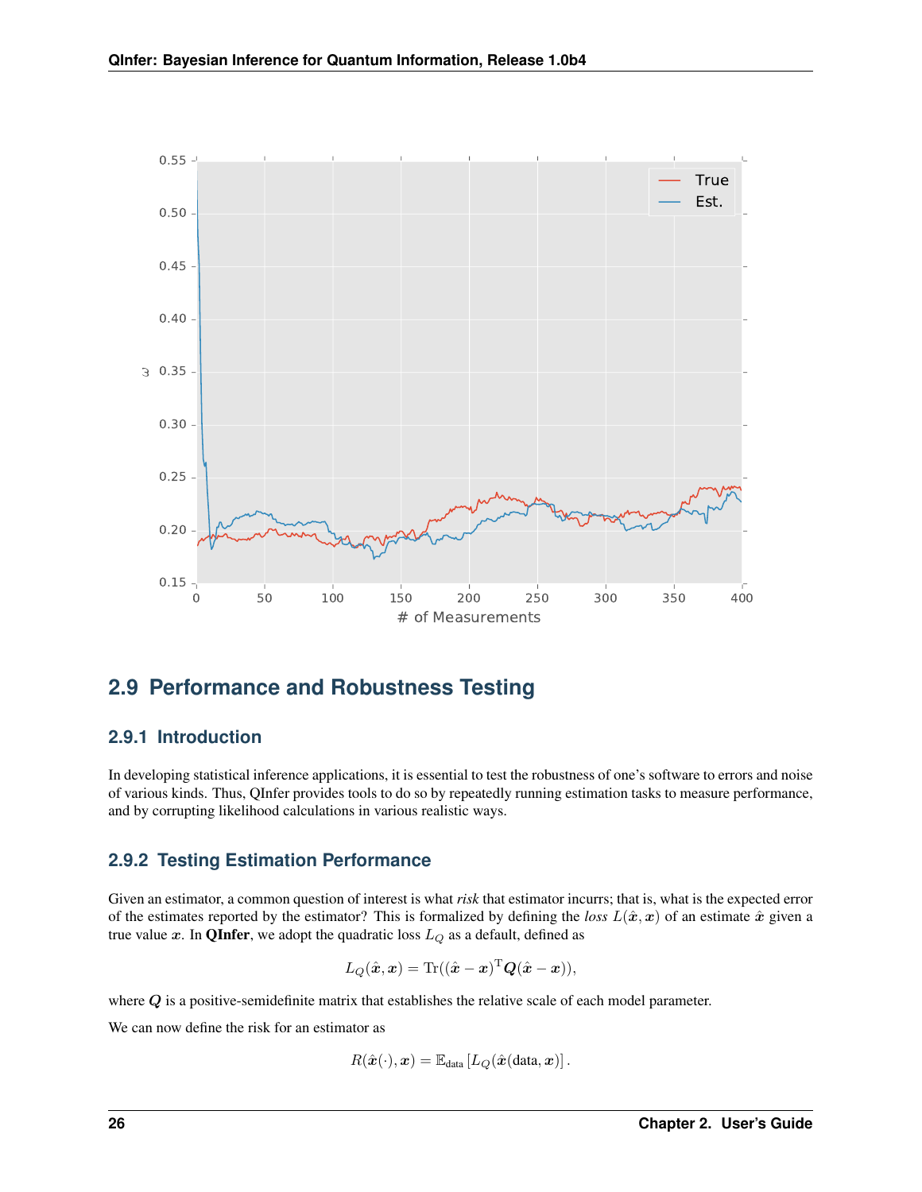## 2.9 Performance and Robustness Testing

### 2.9.1 Introduction

In developing statistical inference applications, it is essential to test the robustness of one's software to errors and noise of various kinds. Thus, QInfer provides tools to do so by repeatedly running estimation tasks to measure performance, and by corrupting likelihood calculations in various realistic ways.

### 2.9.2 Testing Estimation Performance

Given an estimator, a common question of interest is what *risk* that estimator incurrs; that is, what is the expected error of the estimates reported by the estimator? This is formalized by defining the *loss* $L(\hat{\boldsymbol{x}}, \boldsymbol{x})$ of an estimate $\hat{\boldsymbol{x}}$ given a true value $\boldsymbol{x}$. In **QInfer**, we adopt the quadratic loss $L_Q$ as a default, defined as

$$L_Q(\hat{\boldsymbol{x}}, \boldsymbol{x}) = \operatorname{Tr}((\hat{\boldsymbol{x}} - \boldsymbol{x})^{\mathrm{T}} \boldsymbol{Q} (\hat{\boldsymbol{x}} - \boldsymbol{x})),$$

where $\boldsymbol{Q}$ is a positive-semidefinite matrix that establishes the relative scale of each model parameter.

We can now define the risk for an estimator as

$$R(\hat{\boldsymbol{x}}(\cdot), \boldsymbol{x}) = \mathbb{E}_{\text{data}}\left[L_Q(\hat{\boldsymbol{x}}(\text{data}, \boldsymbol{x})\right].$$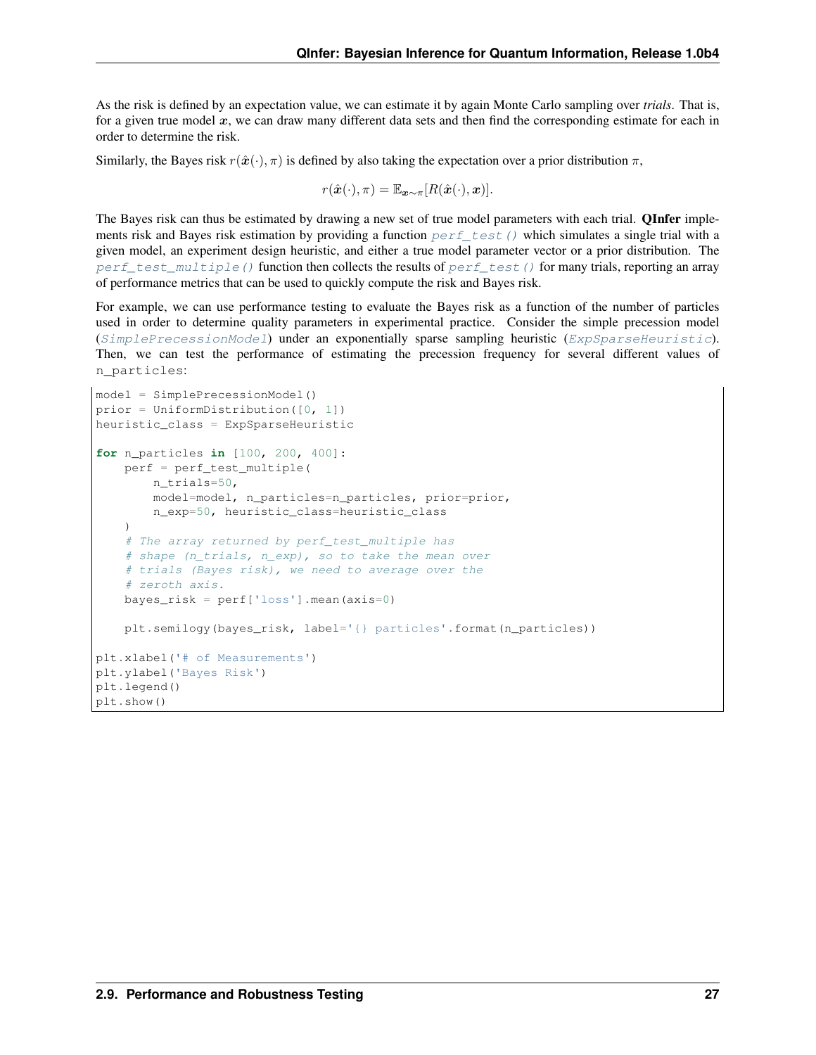As the risk is defined by an expectation value, we can estimate it by again Monte Carlo sampling over *trials*. That is, for a given true model $\boldsymbol{x}$, we can draw many different data sets and then find the corresponding estimate for each in order to determine the risk.

Similarly, the Bayes risk $r(\hat{\boldsymbol{x}}(\cdot), \pi)$ is defined by also taking the expectation over a prior distribution $\pi$,

$$r(\hat{\boldsymbol{x}}(\cdot), \pi) = \mathbb{E}_{\boldsymbol{x} \sim \pi}[R(\hat{\boldsymbol{x}}(\cdot), \boldsymbol{x})].$$

The Bayes risk can thus be estimated by drawing a new set of true model parameters with each trial. **QInfer** implements risk and Bayes risk estimation by providing a function `perf_test()` which simulates a single trial with a given model, an experiment design heuristic, and either a true model parameter vector or a prior distribution. The `perf_test_multiple()` function then collects the results of `perf_test()` for many trials, reporting an array of performance metrics that can be used to quickly compute the risk and Bayes risk.

For example, we can use performance testing to evaluate the Bayes risk as a function of the number of particles used in order to determine quality parameters in experimental practice. Consider the simple precession model (`SimplePrecessionModel`) under an exponentially sparse sampling heuristic (`ExpSparseHeuristic`). Then, we can test the performance of estimating the precession frequency for several different values of `n_particles`:

```
model = SimplePrecessionModel()
prior = UniformDistribution([0, 1])
heuristic_class = ExpSparseHeuristic

for n_particles in [100, 200, 400]:
    perf = perf_test_multiple(
        n_trials=50,
        model=model, n_particles=n_particles, prior=prior,
        n_exp=50, heuristic_class=heuristic_class
    )
    # The array returned by perf_test_multiple has
    # shape (n_trials, n_exp), so to take the mean over
    # trials (Bayes risk), we need to average over the
    # zeroth axis.
    bayes_risk = perf['loss'].mean(axis=0)

    plt.semilogy(bayes_risk, label='{} particles'.format(n_particles))

plt.xlabel('# of Measurements')
plt.ylabel('Bayes Risk')
plt.legend()
plt.show()
```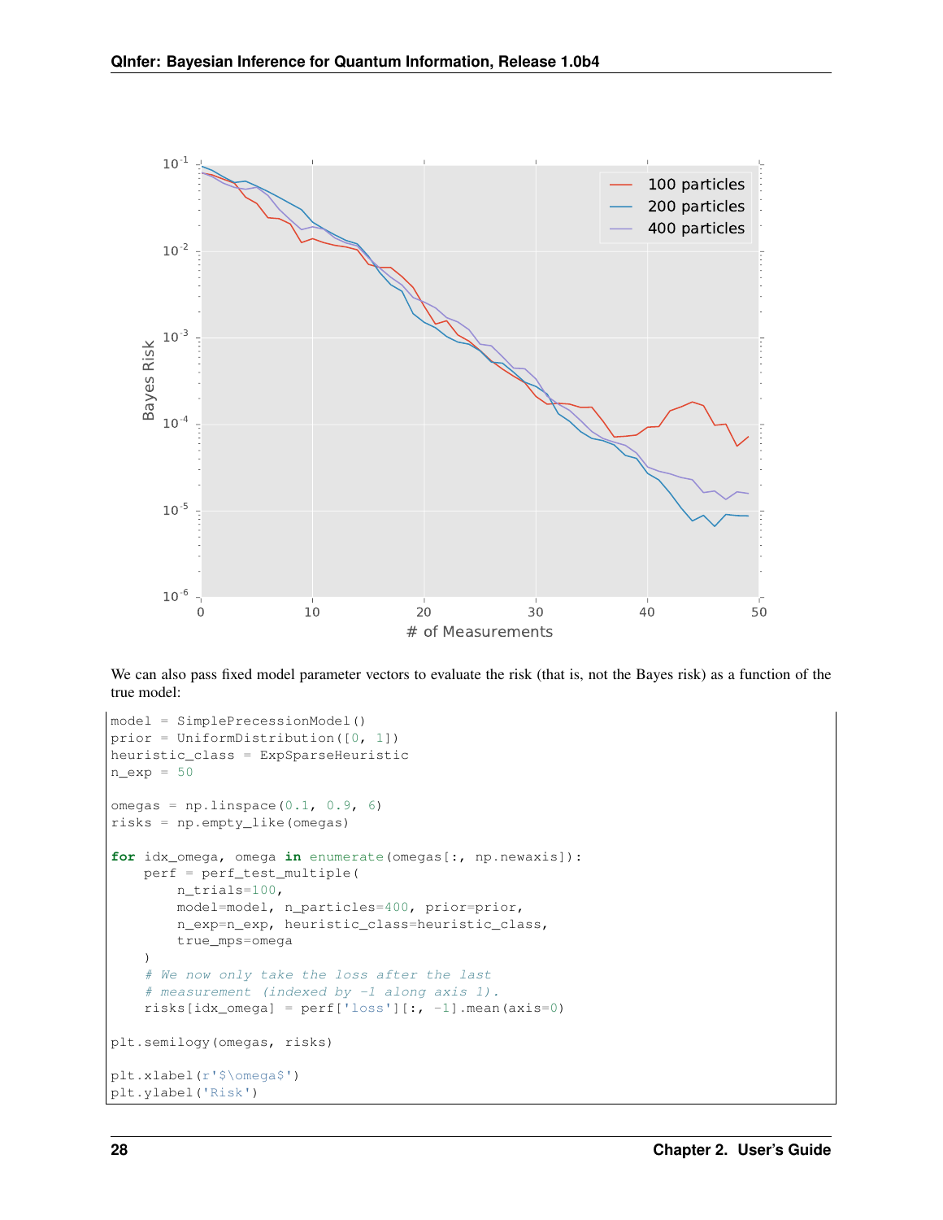We can also pass fixed model parameter vectors to evaluate the risk (that is, not the Bayes risk) as a function of the true model:

```
model = SimplePrecessionModel()
prior = UniformDistribution([0, 1])
heuristic_class = ExpSparseHeuristic
n_exp = 50

omegas = np.linspace(0.1, 0.9, 6)
risks = np.empty_like(omegas)

for idx_omega, omega in enumerate(omegas[:, np.newaxis]):
    perf = perf_test_multiple(
        n_trials=100,
        model=model, n_particles=400, prior=prior,
        n_exp=n_exp, heuristic_class=heuristic_class,
        true_mps=omega
    )
    # We now only take the loss after the last
    # measurement (indexed by -1 along axis 1).
    risks[idx_omega] = perf['loss'][:, -1].mean(axis=0)

plt.semilogy(omegas, risks)

plt.xlabel(r'$\omega$')
plt.ylabel('Risk')
```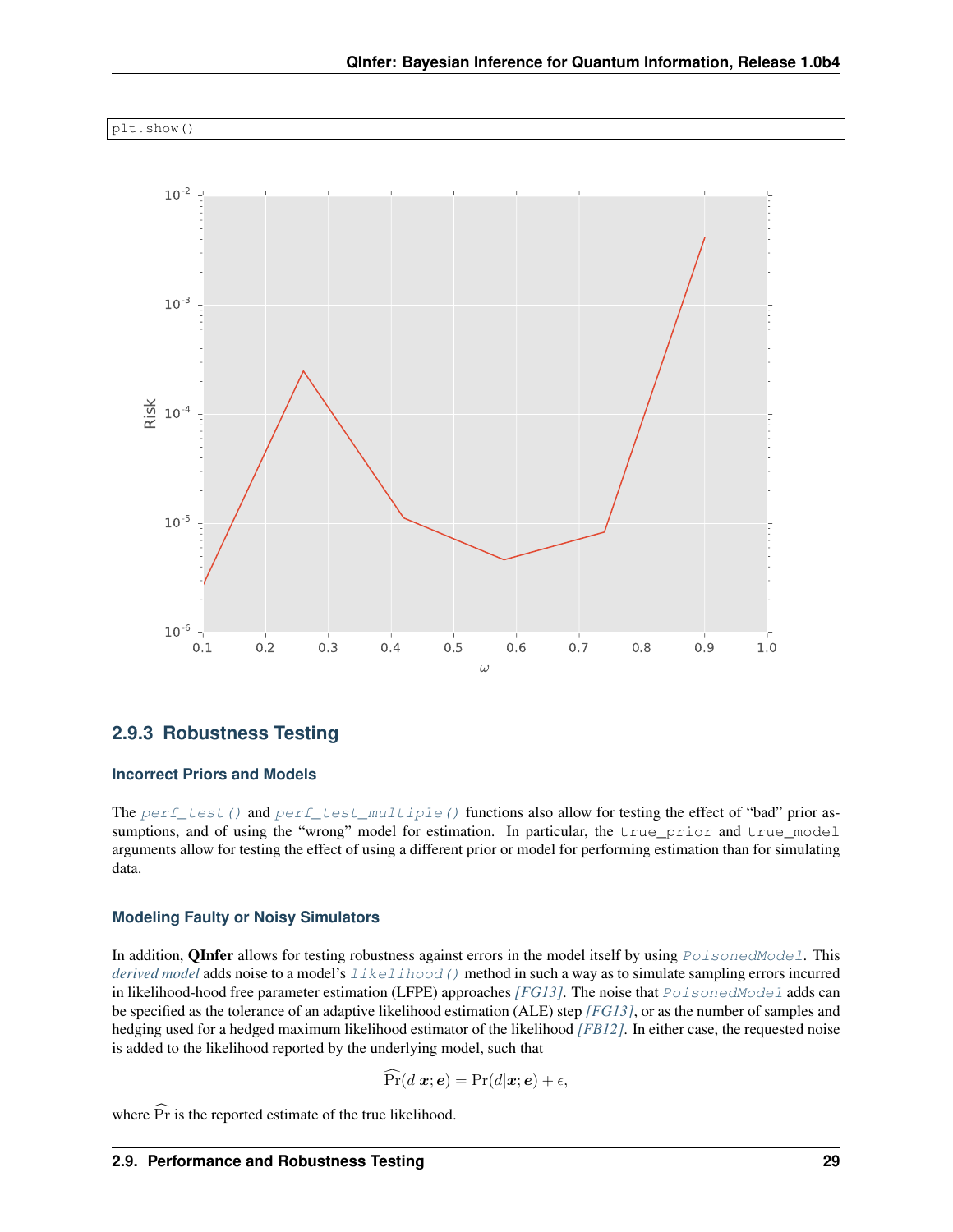```
plt.show()
```

### 2.9.3 Robustness Testing

#### Incorrect Priors and Models

The `perf_test()` and `perf_test_multiple()` functions also allow for testing the effect of "bad" prior assumptions, and of using the "wrong" model for estimation. In particular, the `true_prior` and `true_model` arguments allow for testing the effect of using a different prior or model for performing estimation than for simulating data.

#### Modeling Faulty or Noisy Simulators

In addition, **QInfer** allows for testing robustness against errors in the model itself by using `PoisonedModel`. This *derived model* adds noise to a model's `likelihood()` method in such a way as to simulate sampling errors incurred in likelihood-hood free parameter estimation (LFPE) approaches *[FG13]*. The noise that `PoisonedModel` adds can be specified as the tolerance of an adaptive likelihood estimation (ALE) step *[FG13]*, or as the number of samples and hedging used for a hedged maximum likelihood estimator of the likelihood *[FB12]*. In either case, the requested noise is added to the likelihood reported by the underlying model, such that

$$\widehat{\Pr}(d|\boldsymbol{x};\boldsymbol{e}) = \Pr(d|\boldsymbol{x};\boldsymbol{e}) + \epsilon,$$

where $\widehat{\Pr}$ is the reported estimate of the true likelihood.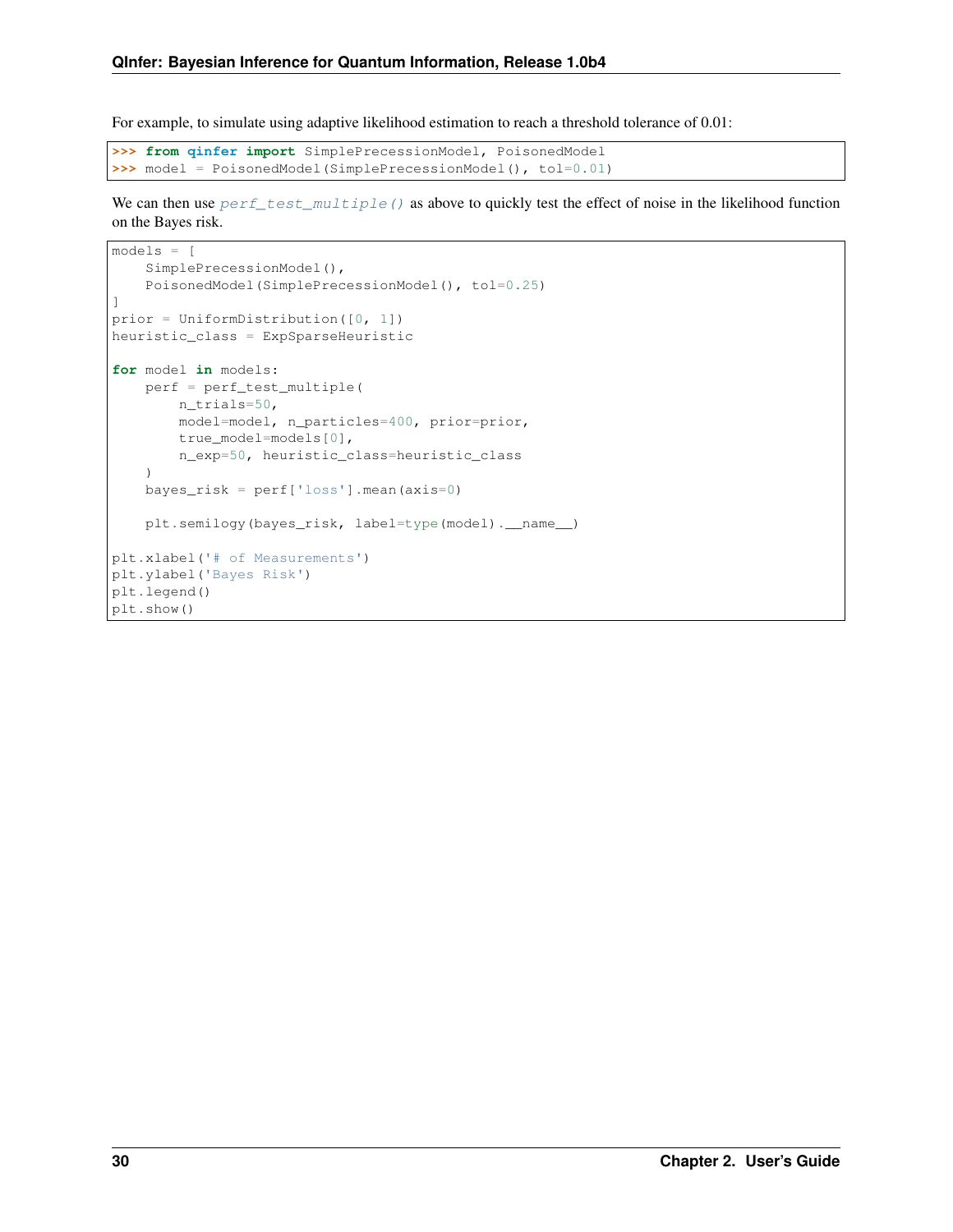For example, to simulate using adaptive likelihood estimation to reach a threshold tolerance of 0.01:

```
>>> from qinfer import SimplePrecessionModel, PoisonedModel
>>> model = PoisonedModel(SimplePrecessionModel(), tol=0.01)
```

We can then use *perf_test_multiple()* as above to quickly test the effect of noise in the likelihood function on the Bayes risk.

```
models = [
    SimplePrecessionModel(),
    PoisonedModel(SimplePrecessionModel(), tol=0.25)
]
prior = UniformDistribution([0, 1])
heuristic_class = ExpSparseHeuristic

for model in models:
    perf = perf_test_multiple(
        n_trials=50,
        model=model, n_particles=400, prior=prior,
        true_model=models[0],
        n_exp=50, heuristic_class=heuristic_class
    )
    bayes_risk = perf['loss'].mean(axis=0)

    plt.semilogy(bayes_risk, label=type(model).__name__)

plt.xlabel('# of Measurements')
plt.ylabel('Bayes Risk')
plt.legend()
plt.show()
```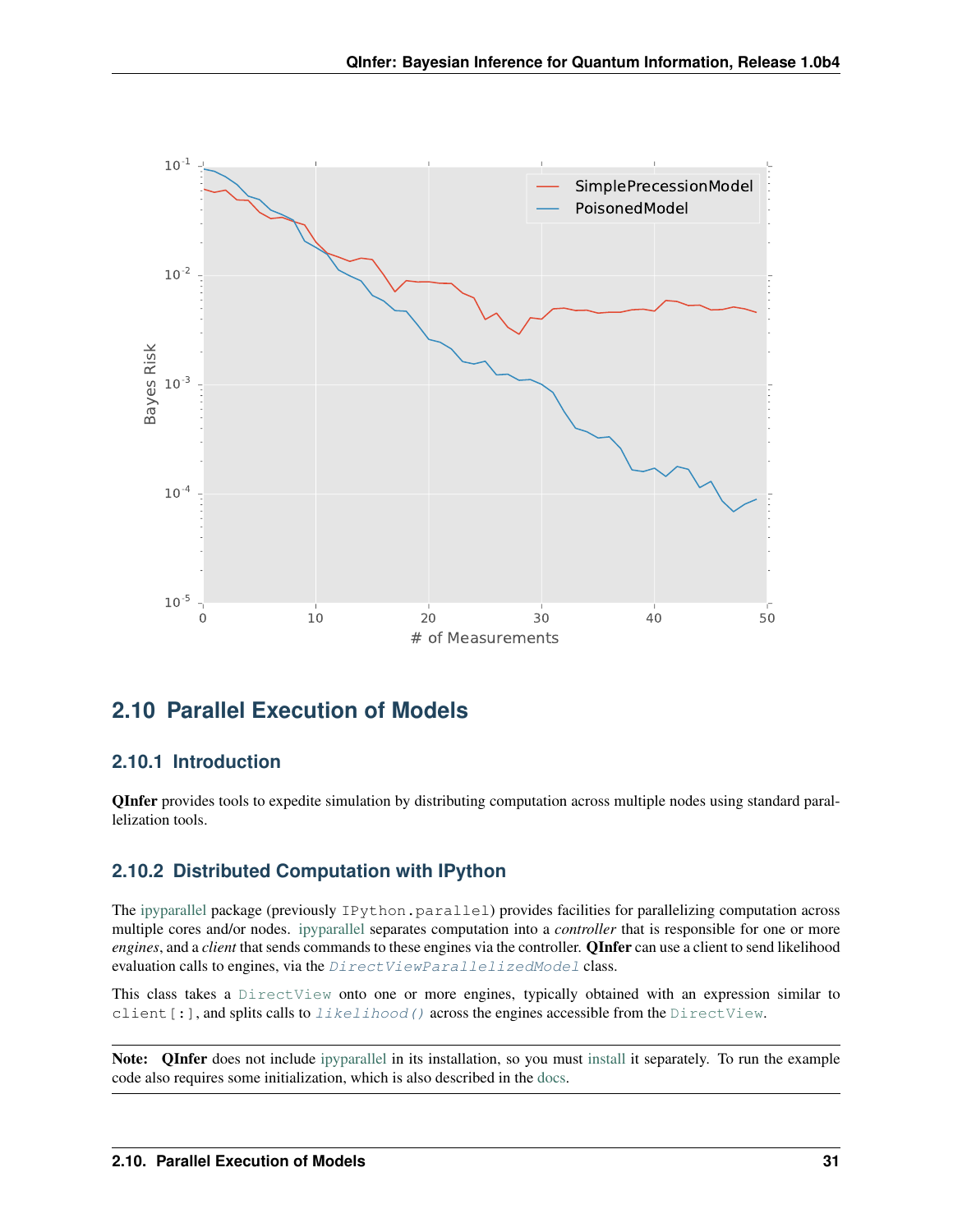## 2.10 Parallel Execution of Models

### 2.10.1 Introduction

**QInfer** provides tools to expedite simulation by distributing computation across multiple nodes using standard parallelization tools.

### 2.10.2 Distributed Computation with IPython

The ipyparallel package (previously `IPython.parallel`) provides facilities for parallelizing computation across multiple cores and/or nodes. ipyparallel separates computation into a *controller* that is responsible for one or more *engines*, and a *client* that sends commands to these engines via the controller. **QInfer** can use a client to send likelihood evaluation calls to engines, via the *`DirectViewParallelizedModel`* class.

This class takes a `DirectView` onto one or more engines, typically obtained with an expression similar to `client[:]`, and splits calls to *`likelihood()`* across the engines accessible from the `DirectView`.

**Note:** **QInfer** does not include ipyparallel in its installation, so you must install it separately. To run the example code also requires some initialization, which is also described in the docs.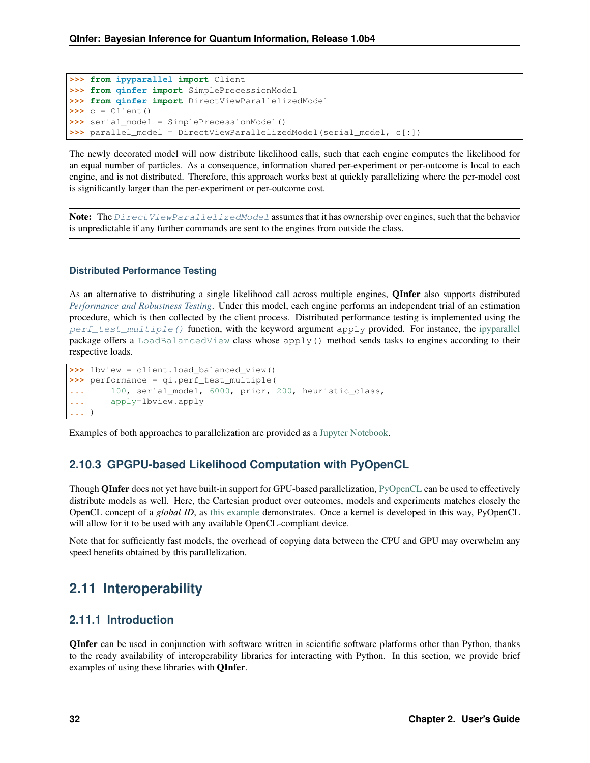```
>>> from ipyparallel import Client
>>> from qinfer import SimplePrecessionModel
>>> from qinfer import DirectViewParallelizedModel
>>> c = Client()
>>> serial_model = SimplePrecessionModel()
>>> parallel_model = DirectViewParallelizedModel(serial_model, c[:])
```

The newly decorated model will now distribute likelihood calls, such that each engine computes the likelihood for an equal number of particles. As a consequence, information shared per-experiment or per-outcome is local to each engine, and is not distributed. Therefore, this approach works best at quickly parallelizing where the per-model cost is significantly larger than the per-experiment or per-outcome cost.

**Note:** The *DirectViewParallelizedModel* assumes that it has ownership over engines, such that the behavior is unpredictable if any further commands are sent to the engines from outside the class.

#### Distributed Performance Testing

As an alternative to distributing a single likelihood call across multiple engines, **QInfer** also supports distributed *Performance and Robustness Testing*. Under this model, each engine performs an independent trial of an estimation procedure, which is then collected by the client process. Distributed performance testing is implemented using the *perf_test_multiple()* function, with the keyword argument apply provided. For instance, the ipyparallel package offers a LoadBalancedView class whose apply() method sends tasks to engines according to their respective loads.

```
>>> lbview = client.load_balanced_view()
>>> performance = qi.perf_test_multiple(
...     100, serial_model, 6000, prior, 200, heuristic_class,
...     apply=lbview.apply
... )
```

Examples of both approaches to parallelization are provided as a Jupyter Notebook.

### 2.10.3 GPGPU-based Likelihood Computation with PyOpenCL

Though **QInfer** does not yet have built-in support for GPU-based parallelization, PyOpenCL can be used to effectively distribute models as well. Here, the Cartesian product over outcomes, models and experiments matches closely the OpenCL concept of a *global ID*, as this example demonstrates. Once a kernel is developed in this way, PyOpenCL will allow for it to be used with any available OpenCL-compliant device.

Note that for sufficiently fast models, the overhead of copying data between the CPU and GPU may overwhelm any speed benefits obtained by this parallelization.

## 2.11 Interoperability

### 2.11.1 Introduction

**QInfer** can be used in conjunction with software written in scientific software platforms other than Python, thanks to the ready availability of interoperability libraries for interacting with Python. In this section, we provide brief examples of using these libraries with **QInfer**.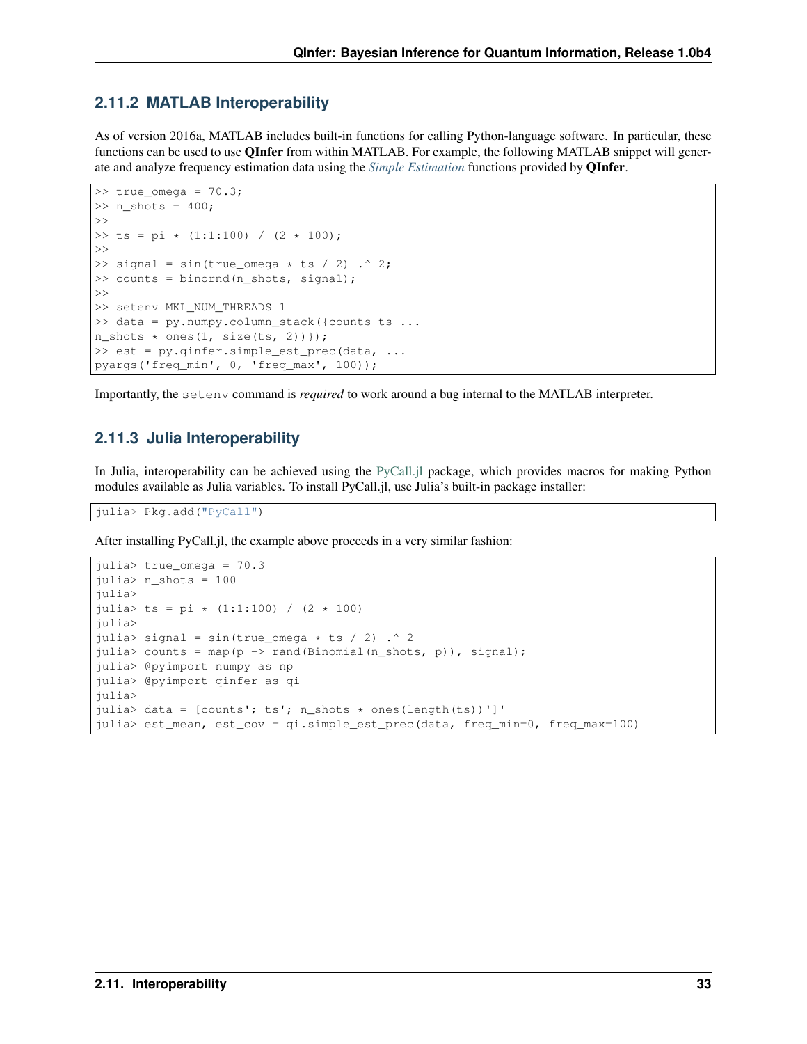### 2.11.2 MATLAB Interoperability

As of version 2016a, MATLAB includes built-in functions for calling Python-language software. In particular, these functions can be used to use **QInfer** from within MATLAB. For example, the following MATLAB snippet will generate and analyze frequency estimation data using the *Simple Estimation* functions provided by **QInfer**.

```
>> true_omega = 70.3;
>> n_shots = 400;
>>
>> ts = pi * (1:1:100) / (2 * 100);
>>
>> signal = sin(true_omega * ts / 2) .^ 2;
>> counts = binornd(n_shots, signal);
>>
>> setenv MKL_NUM_THREADS 1
>> data = py.numpy.column_stack({counts ts ...
n_shots * ones(1, size(ts, 2))});
>> est = py.qinfer.simple_est_prec(data, ...
pyargs('freq_min', 0, 'freq_max', 100));
```

Importantly, the `setenv` command is *required* to work around a bug internal to the MATLAB interpreter.

### 2.11.3 Julia Interoperability

In Julia, interoperability can be achieved using the PyCall.jl package, which provides macros for making Python modules available as Julia variables. To install PyCall.jl, use Julia's built-in package installer:

```
julia> Pkg.add("PyCall")
```

After installing PyCall.jl, the example above proceeds in a very similar fashion:

```
julia> true_omega = 70.3
julia> n_shots = 100
julia>
julia> ts = pi * (1:1:100) / (2 * 100)
julia>
julia> signal = sin(true_omega * ts / 2) .^ 2
julia> counts = map(p -> rand(Binomial(n_shots, p)), signal);
julia> @pyimport numpy as np
julia> @pyimport qinfer as qi
julia>
julia> data = [counts'; ts'; n_shots * ones(length(ts))']'
julia> est_mean, est_cov = qi.simple_est_prec(data, freq_min=0, freq_max=100)
```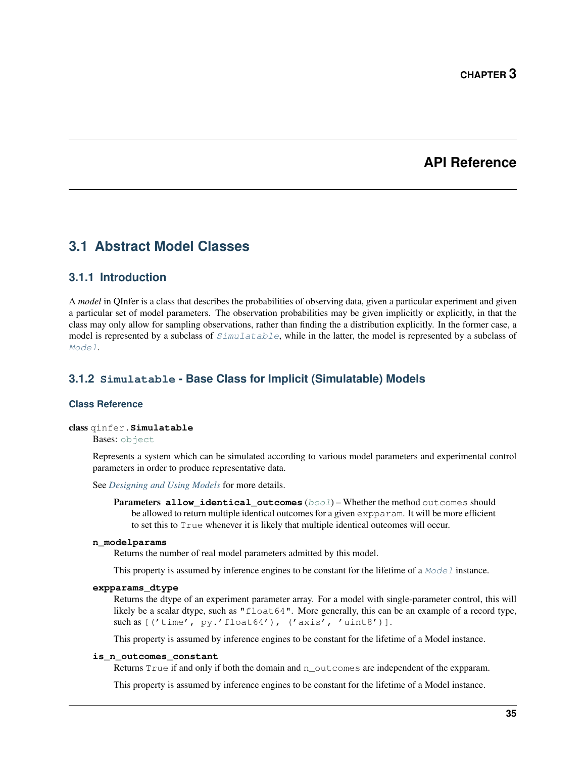# CHAPTER 3

# API Reference

## 3.1 Abstract Model Classes

### 3.1.1 Introduction

A *model* in QInfer is a class that describes the probabilities of observing data, given a particular experiment and given a particular set of model parameters. The observation probabilities may be given implicitly or explicitly, in that the class may only allow for sampling observations, rather than finding the a distribution explicitly. In the former case, a model is represented by a subclass of `Simulatable`, while in the latter, the model is represented by a subclass of `Model`.

### 3.1.2 `Simulatable` - Base Class for Implicit (Simulatable) Models

#### Class Reference

**class** `qinfer.Simulatable`

Bases: `object`

Represents a system which can be simulated according to various model parameters and experimental control parameters in order to produce representative data.

See *Designing and Using Models* for more details.

**Parameters** **`allow_identical_outcomes`** (`bool`) – Whether the method `outcomes` should be allowed to return multiple identical outcomes for a given `expparam`. It will be more efficient to set this to `True` whenever it is likely that multiple identical outcomes will occur.

**`n_modelparams`**

Returns the number of real model parameters admitted by this model.

This property is assumed by inference engines to be constant for the lifetime of a `Model` instance.

**`expparams_dtype`**

Returns the dtype of an experiment parameter array. For a model with single-parameter control, this will likely be a scalar dtype, such as `"float64"`. More generally, this can be an example of a record type, such as `[('time', py.'float64'), ('axis', 'uint8')]`.

This property is assumed by inference engines to be constant for the lifetime of a Model instance.

**`is_n_outcomes_constant`**

Returns `True` if and only if both the domain and `n_outcomes` are independent of the expparam.

This property is assumed by inference engines to be constant for the lifetime of a Model instance.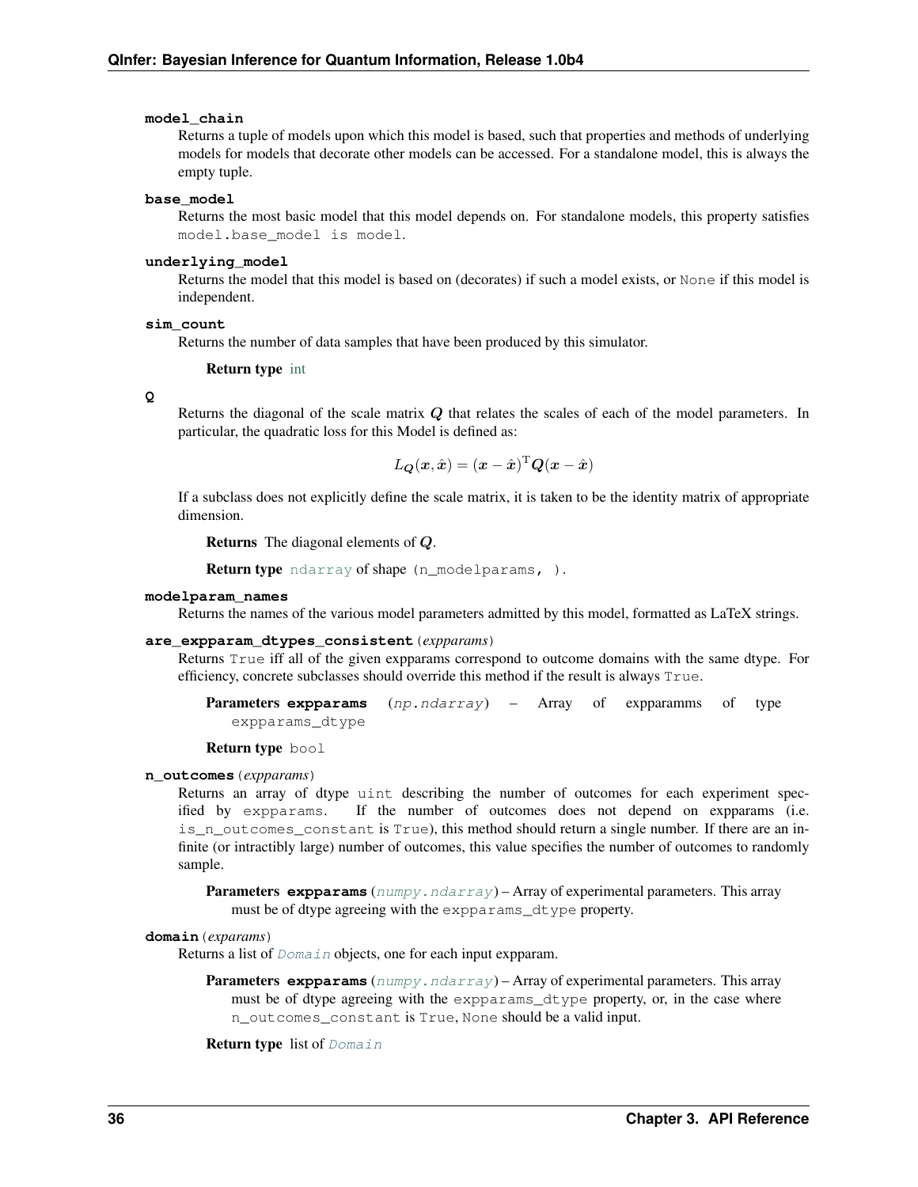**model_chain**

Returns a tuple of models upon which this model is based, such that properties and methods of underlying models for models that decorate other models can be accessed. For a standalone model, this is always the empty tuple.

**base_model**

Returns the most basic model that this model depends on. For standalone models, this property satisfies `model.base_model is model`.

**underlying_model**

Returns the model that this model is based on (decorates) if such a model exists, or `None` if this model is independent.

**sim_count**

Returns the number of data samples that have been produced by this simulator.

**Return type** int

**Q**

Returns the diagonal of the scale matrix $\boldsymbol{Q}$ that relates the scales of each of the model parameters. In particular, the quadratic loss for this Model is defined as:

$$L_{\boldsymbol{Q}}(\boldsymbol{x}, \hat{\boldsymbol{x}}) = (\boldsymbol{x} - \hat{\boldsymbol{x}})^{\mathrm{T}} \boldsymbol{Q} (\boldsymbol{x} - \hat{\boldsymbol{x}})$$

If a subclass does not explicitly define the scale matrix, it is taken to be the identity matrix of appropriate dimension.

**Returns** The diagonal elements of $\boldsymbol{Q}$.

**Return type** `ndarray` of shape `(n_modelparams, )`.

**modelparam_names**

Returns the names of the various model parameters admitted by this model, formatted as LaTeX strings.

**are_expparam_dtypes_consistent**(*expparams*)

Returns `True` iff all of the given expparams correspond to outcome domains with the same dtype. For efficiency, concrete subclasses should override this method if the result is always `True`.

**Parameters** **expparams** (*np.ndarray*) – Array of expparamms of type `expparams_dtype`

**Return type** `bool`

**n_outcomes**(*expparams*)

Returns an array of dtype `uint` describing the number of outcomes for each experiment specified by `expparams`. If the number of outcomes does not depend on expparams (i.e. `is_n_outcomes_constant` is `True`), this method should return a single number. If there are an infinite (or intractibly large) number of outcomes, this value specifies the number of outcomes to randomly sample.

**Parameters** **expparams** (*numpy.ndarray*) – Array of experimental parameters. This array must be of dtype agreeing with the `expparams_dtype` property.

**domain**(*exparams*)

Returns a list of `Domain` objects, one for each input expparam.

**Parameters** **expparams** (*numpy.ndarray*) – Array of experimental parameters. This array must be of dtype agreeing with the `expparams_dtype` property, or, in the case where `n_outcomes_constant` is `True`, `None` should be a valid input.

**Return type** list of `Domain`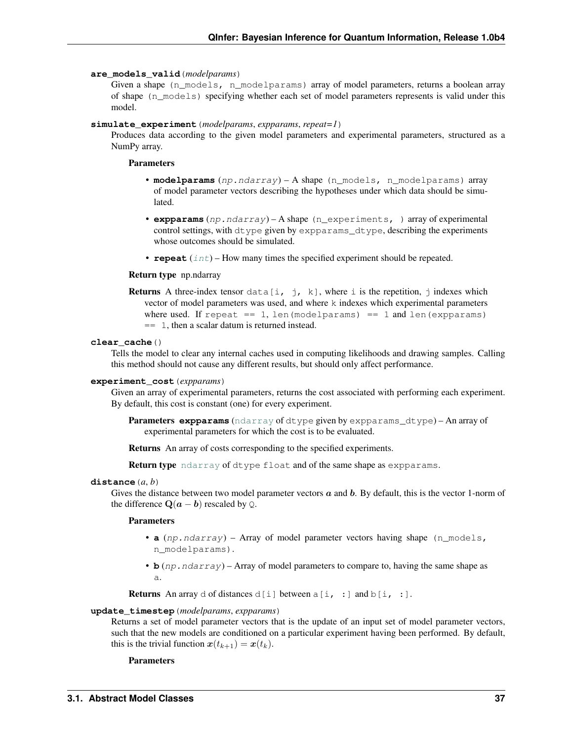**are_models_valid**(*modelparams*)

Given a shape `(n_models, n_modelparams)` array of model parameters, returns a boolean array of shape `(n_models)` specifying whether each set of model parameters represents is valid under this model.

**simulate_experiment**(*modelparams*, *expparams*, *repeat=1*)

Produces data according to the given model parameters and experimental parameters, structured as a NumPy array.

**Parameters**

- **modelparams** (*np.ndarray*) – A shape `(n_models, n_modelparams)` array of model parameter vectors describing the hypotheses under which data should be simulated.
- **expparams** (*np.ndarray*) – A shape `(n_experiments, )` array of experimental control settings, with `dtype` given by `expparams_dtype`, describing the experiments whose outcomes should be simulated.
- **repeat** (*int*) – How many times the specified experiment should be repeated.

**Return type** np.ndarray

**Returns** A three-index tensor `data[i, j, k]`, where `i` is the repetition, `j` indexes which vector of model parameters was used, and where `k` indexes which experimental parameters where used. If `repeat == 1`, `len(modelparams) == 1` and `len(expparams) == 1`, then a scalar datum is returned instead.

**clear_cache**()

Tells the model to clear any internal caches used in computing likelihoods and drawing samples. Calling this method should not cause any different results, but should only affect performance.

**experiment_cost**(*expparams*)

Given an array of experimental parameters, returns the cost associated with performing each experiment. By default, this cost is constant (one) for every experiment.

**Parameters** **expparams** (`ndarray` of `dtype` given by `expparams_dtype`) – An array of experimental parameters for which the cost is to be evaluated.

**Returns** An array of costs corresponding to the specified experiments.

**Return type** `ndarray` of `dtype float` and of the same shape as `expparams`.

**distance**(*a*, *b*)

Gives the distance between two model parameter vectors $\boldsymbol{a}$ and $\boldsymbol{b}$. By default, this is the vector 1-norm of the difference $\mathbf{Q}(\boldsymbol{a} - \boldsymbol{b})$ rescaled by `Q`.

**Parameters**

- **a** (*np.ndarray*) – Array of model parameter vectors having shape `(n_models, n_modelparams)`.
- **b** (*np.ndarray*) – Array of model parameters to compare to, having the same shape as `a`.

**Returns** An array `d` of distances `d[i]` between `a[i, :]` and `b[i, :]`.

**update_timestep**(*modelparams*, *expparams*)

Returns a set of model parameter vectors that is the update of an input set of model parameter vectors, such that the new models are conditioned on a particular experiment having been performed. By default, this is the trivial function $\boldsymbol{x}(t_{k+1}) = \boldsymbol{x}(t_k)$.

**Parameters**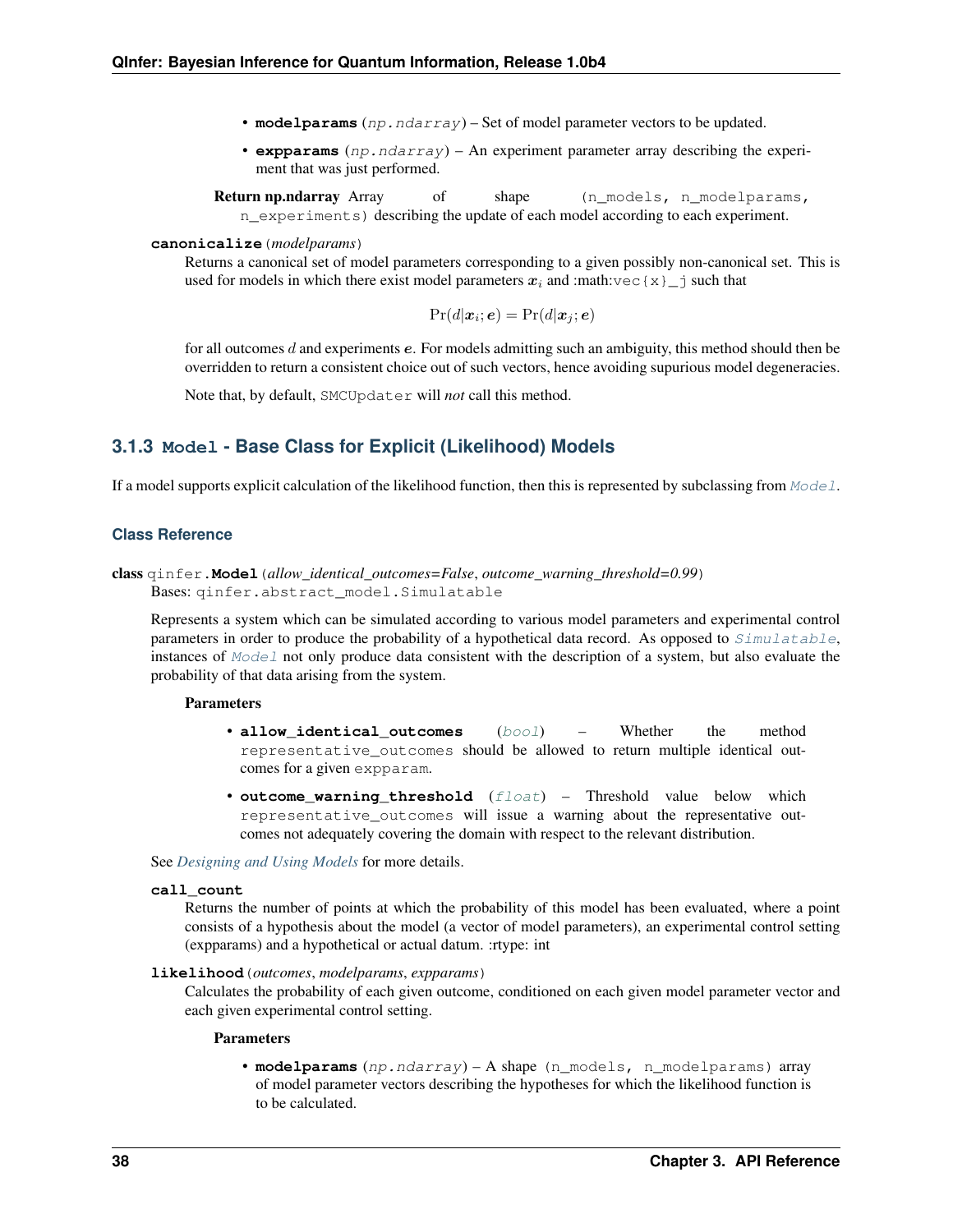- **modelparams** (*np.ndarray*) – Set of model parameter vectors to be updated.
- **expparams** (*np.ndarray*) – An experiment parameter array describing the experiment that was just performed.

**Return np.ndarray** Array of shape `(n_models, n_modelparams, n_experiments)` describing the update of each model according to each experiment.

**canonicalize**(*modelparams*)

Returns a canonical set of model parameters corresponding to a given possibly non-canonical set. This is used for models in which there exist model parameters $\boldsymbol{x}_i$ and :math:`vec{x}_j` such that

$$\Pr(d|\boldsymbol{x}_i;\boldsymbol{e}) = \Pr(d|\boldsymbol{x}_j;\boldsymbol{e})$$

for all outcomes $d$ and experiments $\boldsymbol{e}$. For models admitting such an ambiguity, this method should then be overridden to return a consistent choice out of such vectors, hence avoiding supurious model degeneracies.

Note that, by default, `SMCUpdater` will *not* call this method.

### 3.1.3 `Model` - Base Class for Explicit (Likelihood) Models

If a model supports explicit calculation of the likelihood function, then this is represented by subclassing from `Model`.

#### Class Reference

**class** qinfer.**Model**(*allow_identical_outcomes=False*, *outcome_warning_threshold=0.99*)

Bases: `qinfer.abstract_model.Simulatable`

Represents a system which can be simulated according to various model parameters and experimental control parameters in order to produce the probability of a hypothetical data record. As opposed to `Simulatable`, instances of `Model` not only produce data consistent with the description of a system, but also evaluate the probability of that data arising from the system.

**Parameters**

- **allow_identical_outcomes** (*bool*) – Whether the method `representative_outcomes` should be allowed to return multiple identical outcomes for a given `expparam`.
- **outcome_warning_threshold** (*float*) – Threshold value below which `representative_outcomes` will issue a warning about the representative outcomes not adequately covering the domain with respect to the relevant distribution.

See *Designing and Using Models* for more details.

**call_count**

Returns the number of points at which the probability of this model has been evaluated, where a point consists of a hypothesis about the model (a vector of model parameters), an experimental control setting (expparams) and a hypothetical or actual datum. :rtype: int

**likelihood**(*outcomes*, *modelparams*, *expparams*)

Calculates the probability of each given outcome, conditioned on each given model parameter vector and each given experimental control setting.

**Parameters**

- **modelparams** (*np.ndarray*) – A shape `(n_models, n_modelparams)` array of model parameter vectors describing the hypotheses for which the likelihood function is to be calculated.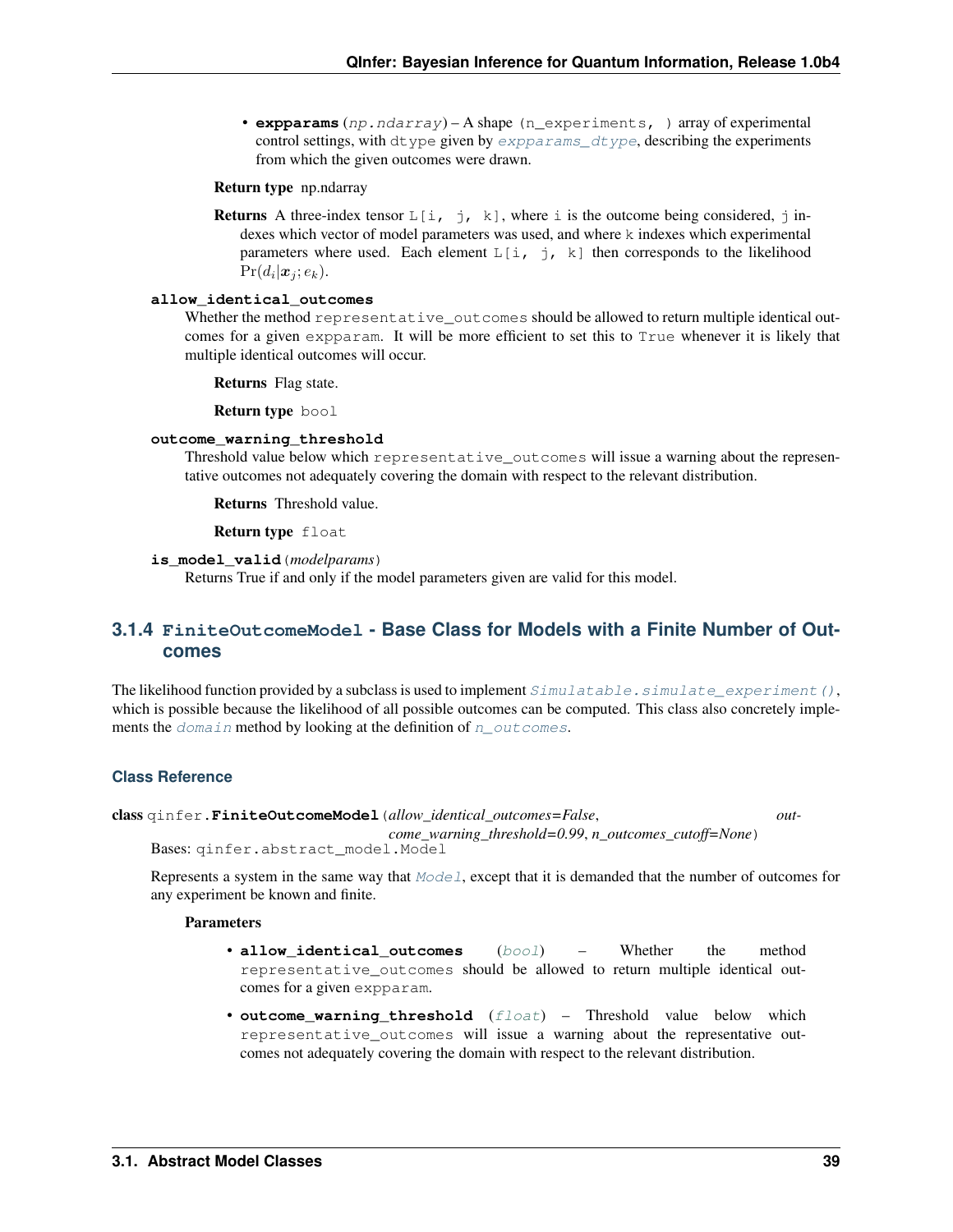- **expparams** (*np.ndarray*) – A shape `(n_experiments, )` array of experimental control settings, with `dtype` given by `expparams_dtype`, describing the experiments from which the given outcomes were drawn.

**Return type** np.ndarray

**Returns** A three-index tensor `L[i, j, k]`, where `i` is the outcome being considered, `j` indexes which vector of model parameters was used, and where `k` indexes which experimental parameters where used. Each element `L[i, j, k]` then corresponds to the likelihood $\Pr(d_i|\boldsymbol{x}_j; e_k)$.

**allow_identical_outcomes**

Whether the method `representative_outcomes` should be allowed to return multiple identical outcomes for a given `expparam`. It will be more efficient to set this to `True` whenever it is likely that multiple identical outcomes will occur.

**Returns** Flag state.

**Return type** `bool`

**outcome_warning_threshold**

Threshold value below which `representative_outcomes` will issue a warning about the representative outcomes not adequately covering the domain with respect to the relevant distribution.

**Returns** Threshold value.

**Return type** `float`

**is_model_valid**(*modelparams*)

Returns True if and only if the model parameters given are valid for this model.

### 3.1.4 `FiniteOutcomeModel` - Base Class for Models with a Finite Number of Outcomes

The likelihood function provided by a subclass is used to implement `Simulatable.simulate_experiment()`, which is possible because the likelihood of all possible outcomes can be computed. This class also concretely implements the `domain` method by looking at the definition of `n_outcomes`.

#### Class Reference

**class** `qinfer.FiniteOutcomeModel`(*allow_identical_outcomes=False*, *outcome_warning_threshold=0.99*, *n_outcomes_cutoff=None*)

Bases: `qinfer.abstract_model.Model`

Represents a system in the same way that `Model`, except that it is demanded that the number of outcomes for any experiment be known and finite.

**Parameters**

- **allow_identical_outcomes** (*bool*) – Whether the method `representative_outcomes` should be allowed to return multiple identical outcomes for a given `expparam`.
- **outcome_warning_threshold** (*float*) – Threshold value below which `representative_outcomes` will issue a warning about the representative outcomes not adequately covering the domain with respect to the relevant distribution.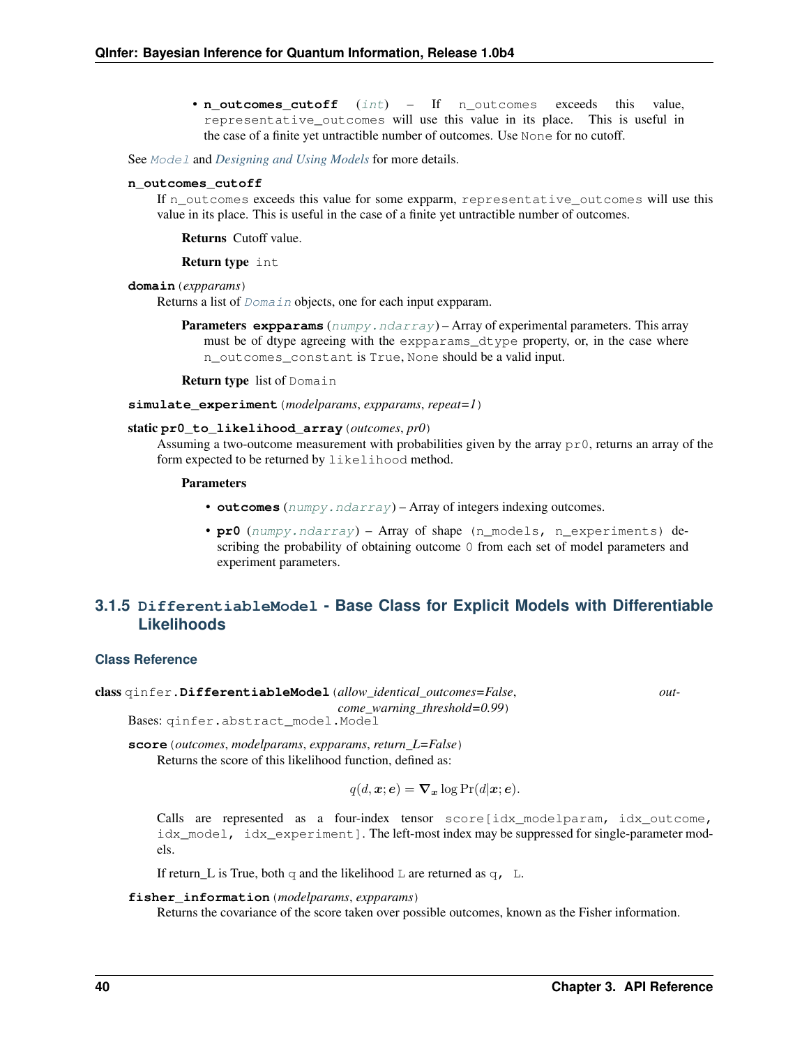- **n_outcomes_cutoff** (*int*) – If `n_outcomes` exceeds this value, `representative_outcomes` will use this value in its place. This is useful in the case of a finite yet untractible number of outcomes. Use `None` for no cutoff.

See `Model` and *Designing and Using Models* for more details.

**n_outcomes_cutoff**

If `n_outcomes` exceeds this value for some expparm, `representative_outcomes` will use this value in its place. This is useful in the case of a finite yet untractible number of outcomes.

**Returns** Cutoff value.

**Return type** `int`

**domain**(*expparams*)

Returns a list of `Domain` objects, one for each input expparam.

**Parameters** **expparams** (`numpy.ndarray`) – Array of experimental parameters. This array must be of dtype agreeing with the `expparams_dtype` property, or, in the case where `n_outcomes_constant` is `True`, `None` should be a valid input.

**Return type** list of `Domain`

**simulate_experiment**(*modelparams*, *expparams*, *repeat=1*)

static **pr0_to_likelihood_array**(*outcomes*, *pr0*)

Assuming a two-outcome measurement with probabilities given by the array `pr0`, returns an array of the form expected to be returned by `likelihood` method.

**Parameters**

- **outcomes** (`numpy.ndarray`) – Array of integers indexing outcomes.
- **pr0** (`numpy.ndarray`) – Array of shape `(n_models, n_experiments)` describing the probability of obtaining outcome `0` from each set of model parameters and experiment parameters.

### 3.1.5 `DifferentiableModel` - Base Class for Explicit Models with Differentiable Likelihoods

#### Class Reference

class qinfer.**DifferentiableModel**(*allow_identical_outcomes=False*, *outcome_warning_threshold=0.99*)

Bases: `qinfer.abstract_model.Model`

**score**(*outcomes*, *modelparams*, *expparams*, *return_L=False*)

Returns the score of this likelihood function, defined as:

$$q(d, \boldsymbol{x}; \boldsymbol{e}) = \boldsymbol{\nabla}_{\boldsymbol{x}} \log \Pr(d|\boldsymbol{x}; \boldsymbol{e}).$$

Calls are represented as a four-index tensor `score[idx_modelparam, idx_outcome, idx_model, idx_experiment]`. The left-most index may be suppressed for single-parameter models.

If return_L is True, both `q` and the likelihood `L` are returned as `q, L`.

**fisher_information**(*modelparams*, *expparams*)

Returns the covariance of the score taken over possible outcomes, known as the Fisher information.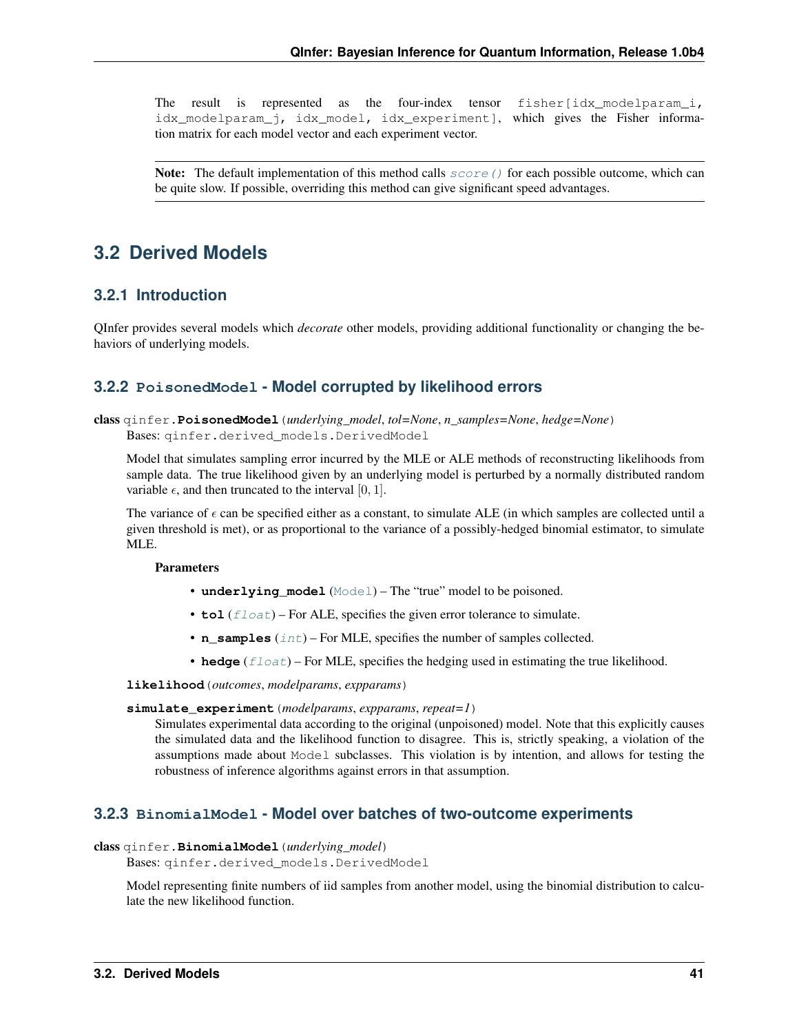The result is represented as the four-index tensor `fisher[idx_modelparam_i, idx_modelparam_j, idx_model, idx_experiment]`, which gives the Fisher information matrix for each model vector and each experiment vector.

**Note:** The default implementation of this method calls `score()` for each possible outcome, which can be quite slow. If possible, overriding this method can give significant speed advantages.

## 3.2 Derived Models

### 3.2.1 Introduction

QInfer provides several models which *decorate* other models, providing additional functionality or changing the behaviors of underlying models.

### 3.2.2 `PoisonedModel` - Model corrupted by likelihood errors

**class** qinfer.**PoisonedModel**(*underlying_model*, *tol=None*, *n_samples=None*, *hedge=None*)

Bases: `qinfer.derived_models.DerivedModel`

Model that simulates sampling error incurred by the MLE or ALE methods of reconstructing likelihoods from sample data. The true likelihood given by an underlying model is perturbed by a normally distributed random variable $\epsilon$, and then truncated to the interval $[0, 1]$.

The variance of $\epsilon$ can be specified either as a constant, to simulate ALE (in which samples are collected until a given threshold is met), or as proportional to the variance of a possibly-hedged binomial estimator, to simulate MLE.

**Parameters**

- **underlying_model** (`Model`) – The "true" model to be poisoned.
- **tol** (*float*) – For ALE, specifies the given error tolerance to simulate.
- **n_samples** (*int*) – For MLE, specifies the number of samples collected.
- **hedge** (*float*) – For MLE, specifies the hedging used in estimating the true likelihood.

**likelihood**(*outcomes*, *modelparams*, *expparams*)

**simulate_experiment**(*modelparams*, *expparams*, *repeat=1*)

Simulates experimental data according to the original (unpoisoned) model. Note that this explicitly causes the simulated data and the likelihood function to disagree. This is, strictly speaking, a violation of the assumptions made about `Model` subclasses. This violation is by intention, and allows for testing the robustness of inference algorithms against errors in that assumption.

### 3.2.3 `BinomialModel` - Model over batches of two-outcome experiments

**class** qinfer.**BinomialModel**(*underlying_model*)

Bases: `qinfer.derived_models.DerivedModel`

Model representing finite numbers of iid samples from another model, using the binomial distribution to calculate the new likelihood function.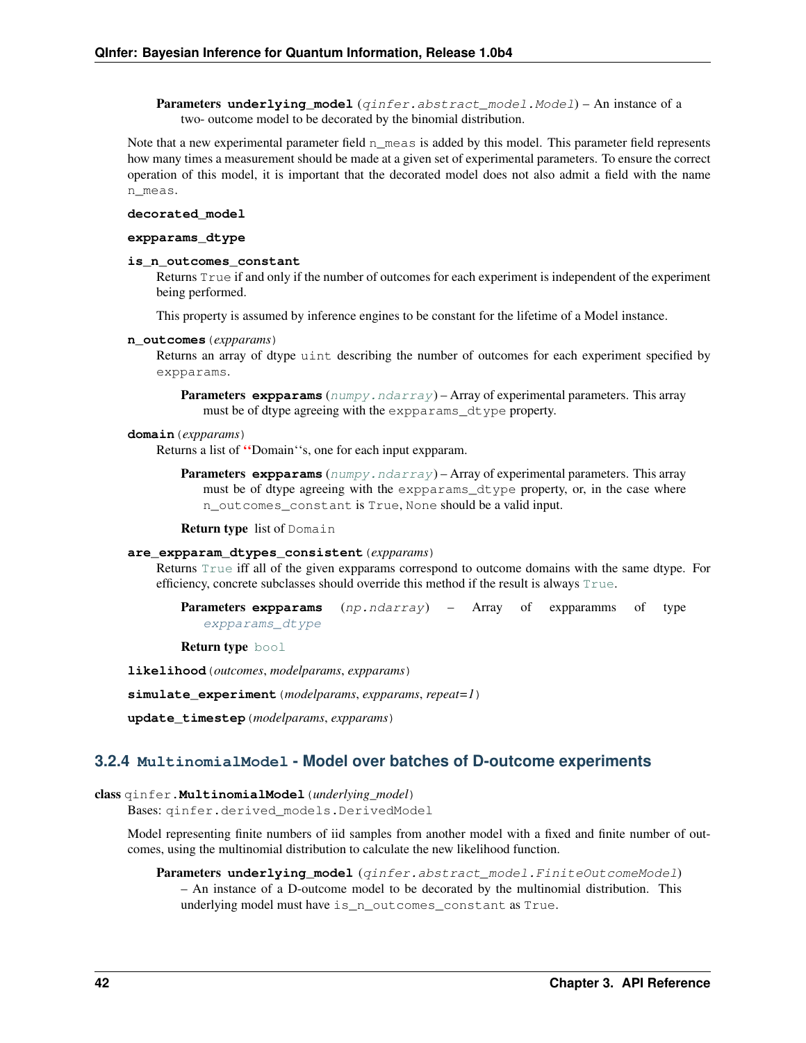**Parameters** **underlying_model** (*qinfer.abstract_model.Model*) – An instance of a two- outcome model to be decorated by the binomial distribution.

Note that a new experimental parameter field `n_meas` is added by this model. This parameter field represents how many times a measurement should be made at a given set of experimental parameters. To ensure the correct operation of this model, it is important that the decorated model does not also admit a field with the name `n_meas`.

**decorated_model**

**expparams_dtype**

**is_n_outcomes_constant**

Returns `True` if and only if the number of outcomes for each experiment is independent of the experiment being performed.

This property is assumed by inference engines to be constant for the lifetime of a Model instance.

**n_outcomes**(*expparams*)

Returns an array of dtype `uint` describing the number of outcomes for each experiment specified by `expparams`.

**Parameters** **expparams** (*numpy.ndarray*) – Array of experimental parameters. This array must be of dtype agreeing with the `expparams_dtype` property.

**domain**(*expparams*)

Returns a list of ''Domain''s, one for each input expparam.

**Parameters** **expparams** (*numpy.ndarray*) – Array of experimental parameters. This array must be of dtype agreeing with the `expparams_dtype` property, or, in the case where `n_outcomes_constant` is `True`, `None` should be a valid input.

**Return type** list of `Domain`

**are_expparam_dtypes_consistent**(*expparams*)

Returns `True` iff all of the given expparams correspond to outcome domains with the same dtype. For efficiency, concrete subclasses should override this method if the result is always `True`.

**Parameters** **expparams** (*np.ndarray*) – Array of expparamms of type `expparams_dtype`

**Return type** `bool`

**likelihood**(*outcomes*, *modelparams*, *expparams*)

**simulate_experiment**(*modelparams*, *expparams*, *repeat=1*)

**update_timestep**(*modelparams*, *expparams*)

### 3.2.4 `MultinomialModel` - Model over batches of D-outcome experiments

class qinfer.**MultinomialModel**(*underlying_model*)

Bases: `qinfer.derived_models.DerivedModel`

Model representing finite numbers of iid samples from another model with a fixed and finite number of outcomes, using the multinomial distribution to calculate the new likelihood function.

**Parameters** **underlying_model** (*qinfer.abstract_model.FiniteOutcomeModel*) – An instance of a D-outcome model to be decorated by the multinomial distribution. This underlying model must have `is_n_outcomes_constant` as `True`.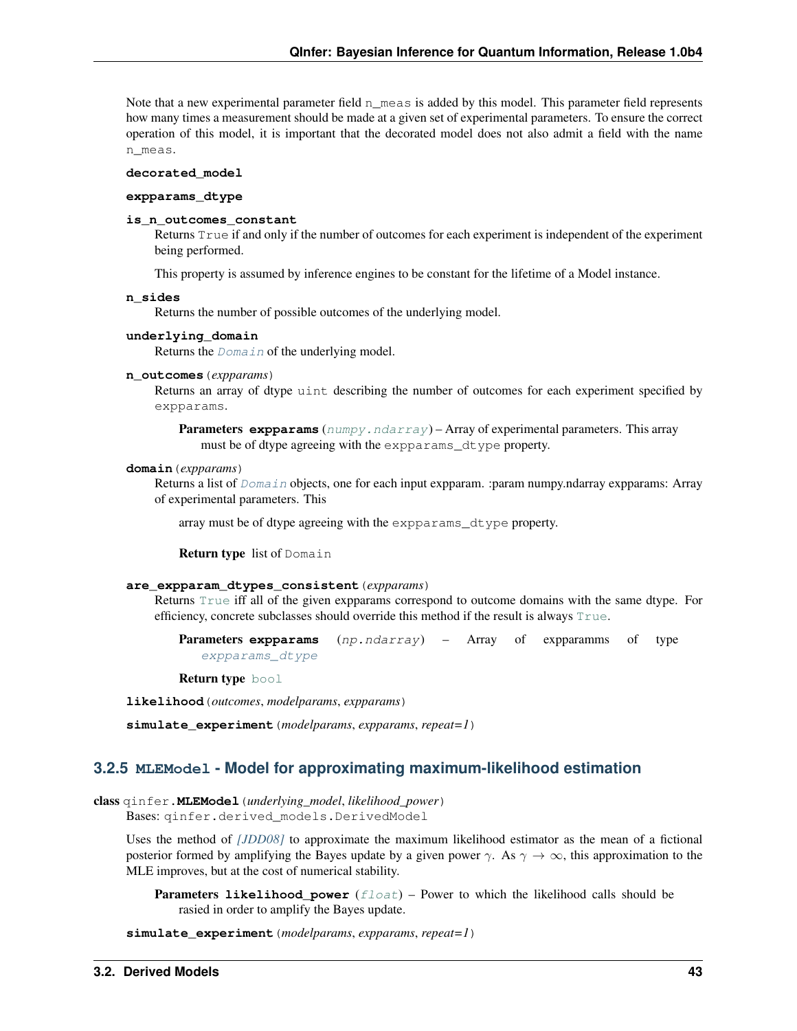Note that a new experimental parameter field `n_meas` is added by this model. This parameter field represents how many times a measurement should be made at a given set of experimental parameters. To ensure the correct operation of this model, it is important that the decorated model does not also admit a field with the name `n_meas`.

**decorated_model**

**expparams_dtype**

**is_n_outcomes_constant**

Returns `True` if and only if the number of outcomes for each experiment is independent of the experiment being performed.

This property is assumed by inference engines to be constant for the lifetime of a Model instance.

**n_sides**

Returns the number of possible outcomes of the underlying model.

**underlying_domain**

Returns the `Domain` of the underlying model.

**n_outcomes**(*expparams*)

Returns an array of dtype `uint` describing the number of outcomes for each experiment specified by `expparams`.

**Parameters** **expparams** (`numpy.ndarray`) – Array of experimental parameters. This array must be of dtype agreeing with the `expparams_dtype` property.

**domain**(*expparams*)

Returns a list of `Domain` objects, one for each input expparam. :param numpy.ndarray expparams: Array of experimental parameters. This

array must be of dtype agreeing with the `expparams_dtype` property.

**Return type** list of `Domain`

**are_expparam_dtypes_consistent**(*expparams*)

Returns `True` iff all of the given expparams correspond to outcome domains with the same dtype. For efficiency, concrete subclasses should override this method if the result is always `True`.

**Parameters** **expparams** (*np.ndarray*) – Array of expparamms of type `expparams_dtype`

**Return type** `bool`

**likelihood**(*outcomes*, *modelparams*, *expparams*)

**simulate_experiment**(*modelparams*, *expparams*, *repeat=1*)

### 3.2.5 `MLEModel` - Model for approximating maximum-likelihood estimation

**class** qinfer.**MLEModel**(*underlying_model*, *likelihood_power*)

Bases: `qinfer.derived_models.DerivedModel`

Uses the method of [JDD08] to approximate the maximum likelihood estimator as the mean of a fictional posterior formed by amplifying the Bayes update by a given power $\gamma$. As $\gamma \to \infty$, this approximation to the MLE improves, but at the cost of numerical stability.

**Parameters** **likelihood_power** (`float`) – Power to which the likelihood calls should be rasied in order to amplify the Bayes update.

**simulate_experiment**(*modelparams*, *expparams*, *repeat=1*)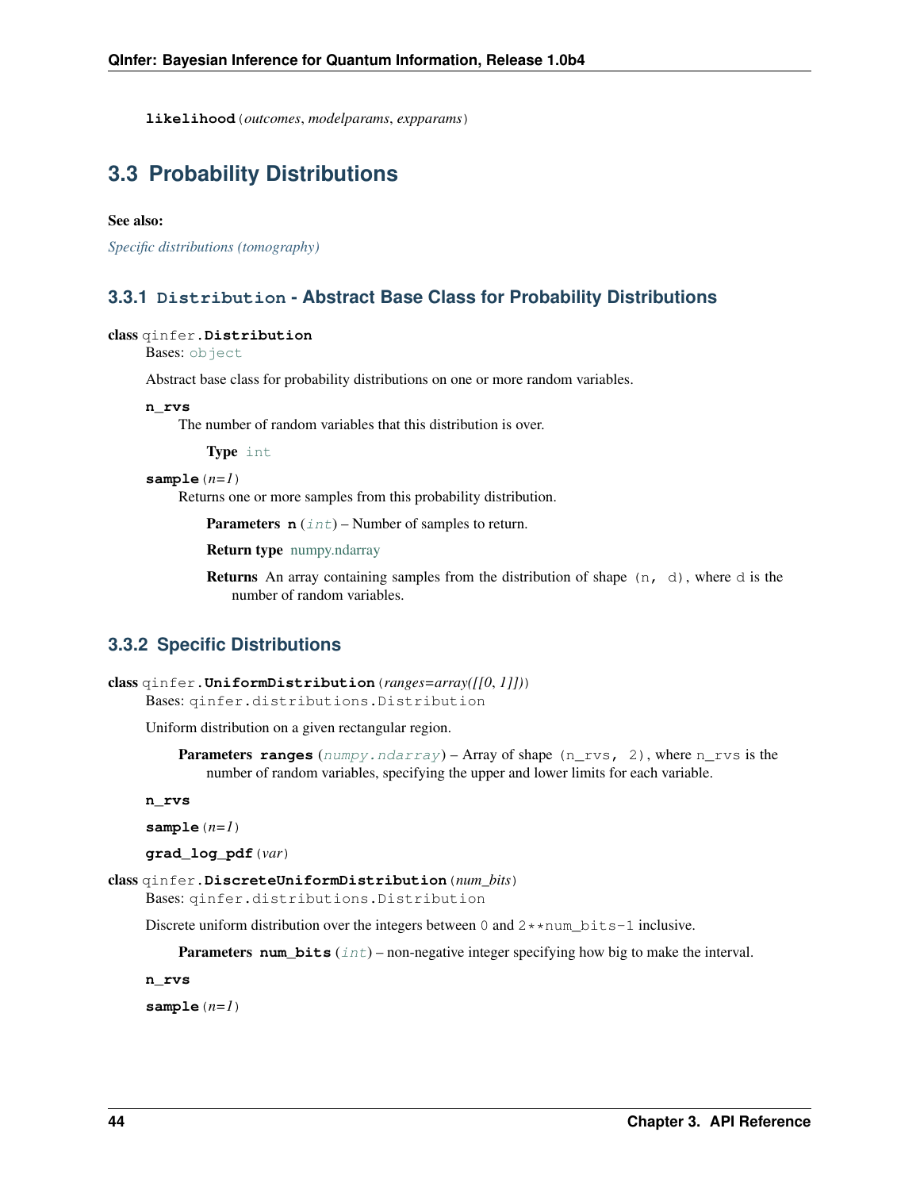**likelihood**(*outcomes*, *modelparams*, *expparams*)

## 3.3 Probability Distributions

**See also:**

*Specific distributions (tomography)*

### 3.3.1 `Distribution` - Abstract Base Class for Probability Distributions

**class** qinfer.**Distribution**

Bases: `object`

Abstract base class for probability distributions on one or more random variables.

**n_rvs**

The number of random variables that this distribution is over.

**Type** `int`

**sample**(*n=1*)

Returns one or more samples from this probability distribution.

**Parameters** **n** (*int*) – Number of samples to return.

**Return type** numpy.ndarray

**Returns** An array containing samples from the distribution of shape `(n, d)`, where `d` is the number of random variables.

### 3.3.2 Specific Distributions

**class** qinfer.**UniformDistribution**(*ranges=array([[0, 1]])*)

Bases: `qinfer.distributions.Distribution`

Uniform distribution on a given rectangular region.

**Parameters** **ranges** (*numpy.ndarray*) – Array of shape `(n_rvs, 2)`, where `n_rvs` is the number of random variables, specifying the upper and lower limits for each variable.

**n_rvs**

**sample**(*n=1*)

**grad_log_pdf**(*var*)

**class** qinfer.**DiscreteUniformDistribution**(*num_bits*)

Bases: `qinfer.distributions.Distribution`

Discrete uniform distribution over the integers between `0` and `2**num_bits-1` inclusive.

**Parameters** **num_bits** (*int*) – non-negative integer specifying how big to make the interval.

**n_rvs**

**sample**(*n=1*)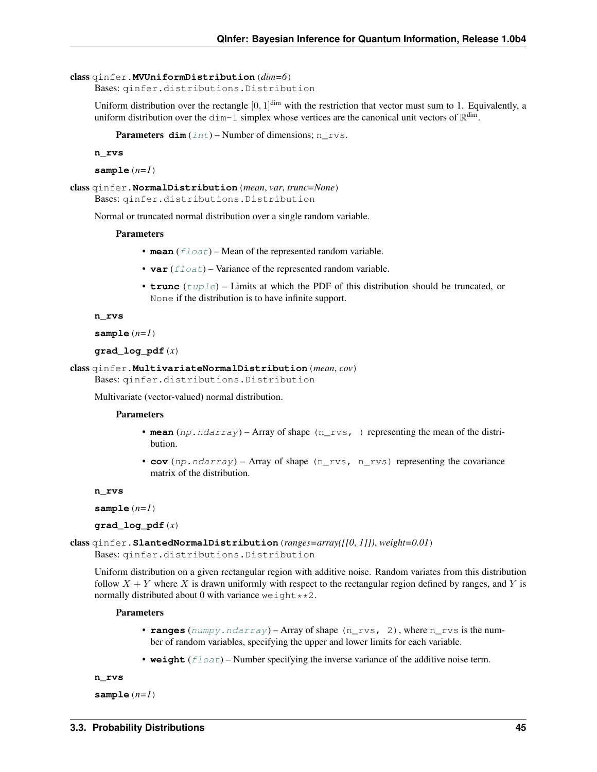**class** qinfer.**MVUniformDistribution**(*dim=6*)

Bases: qinfer.distributions.Distribution

Uniform distribution over the rectangle $[0, 1]^{\text{dim}}$ with the restriction that vector must sum to 1. Equivalently, a uniform distribution over the dim-1 simplex whose vertices are the canonical unit vectors of $\mathbb{R}^{\text{dim}}$.

**Parameters** **dim** (*int*) – Number of dimensions; n_rvs.

**n_rvs**

**sample**(*n=1*)

**class** qinfer.**NormalDistribution**(*mean*, *var*, *trunc=None*)

Bases: qinfer.distributions.Distribution

Normal or truncated normal distribution over a single random variable.

**Parameters**

- **mean** (*float*) – Mean of the represented random variable.
- **var** (*float*) – Variance of the represented random variable.
- **trunc** (*tuple*) – Limits at which the PDF of this distribution should be truncated, or None if the distribution is to have infinite support.

**n_rvs**

**sample**(*n=1*)

**grad_log_pdf**(*x*)

**class** qinfer.**MultivariateNormalDistribution**(*mean*, *cov*)

Bases: qinfer.distributions.Distribution

Multivariate (vector-valued) normal distribution.

**Parameters**

- **mean** (*np.ndarray*) – Array of shape (n_rvs, ) representing the mean of the distribution.
- **cov** (*np.ndarray*) – Array of shape (n_rvs, n_rvs) representing the covariance matrix of the distribution.

**n_rvs**

**sample**(*n=1*)

**grad_log_pdf**(*x*)

**class** qinfer.**SlantedNormalDistribution**(*ranges=array([[0, 1]])*, *weight=0.01*)

Bases: qinfer.distributions.Distribution

Uniform distribution on a given rectangular region with additive noise. Random variates from this distribution follow $X + Y$ where $X$ is drawn uniformly with respect to the rectangular region defined by ranges, and $Y$ is normally distributed about 0 with variance weight**2.

**Parameters**

- **ranges** (*numpy.ndarray*) – Array of shape (n_rvs, 2), where n_rvs is the number of random variables, specifying the upper and lower limits for each variable.
- **weight** (*float*) – Number specifying the inverse variance of the additive noise term.

**n_rvs**

**sample**(*n=1*)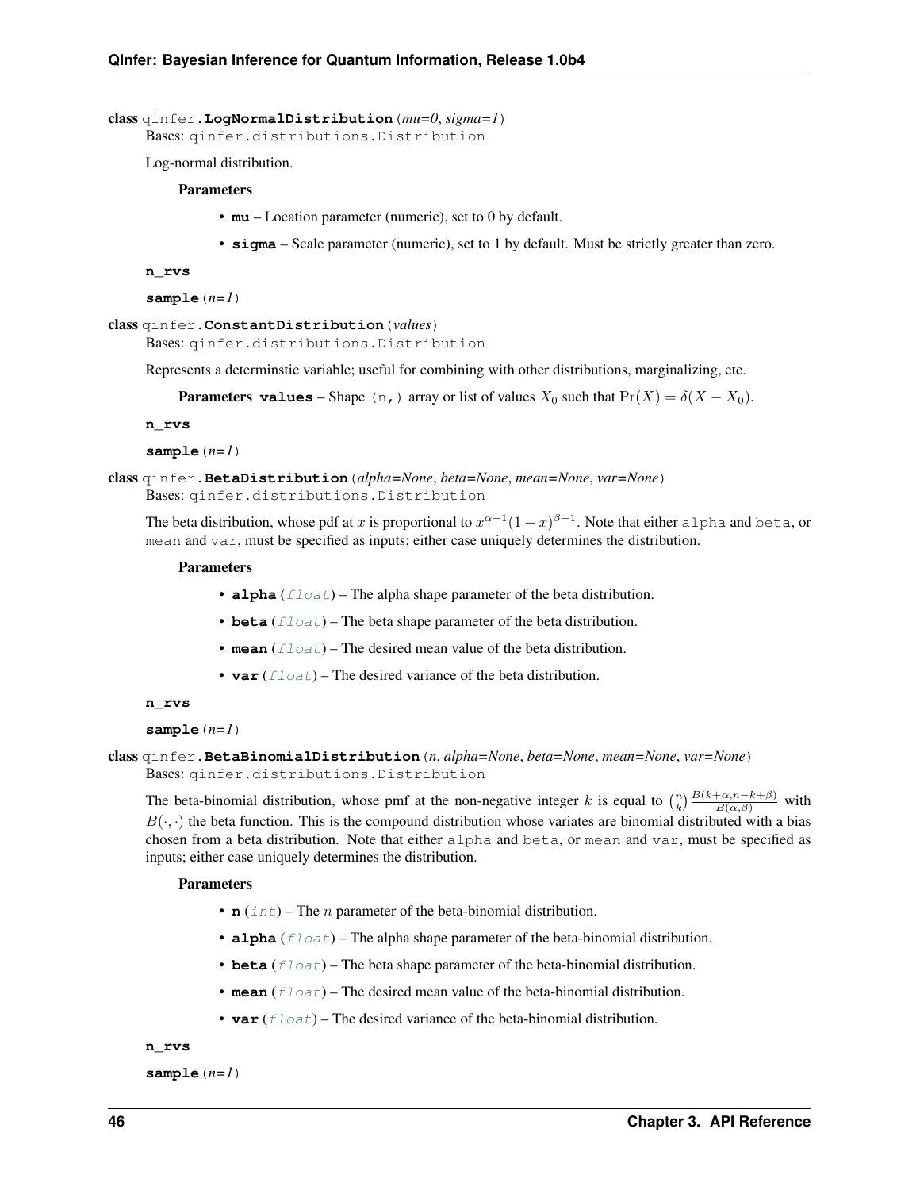**class** qinfer.**LogNormalDistribution**(*mu=0*, *sigma=1*)

Bases: qinfer.distributions.Distribution

Log-normal distribution.

**Parameters**

- **mu** – Location parameter (numeric), set to 0 by default.
- **sigma** – Scale parameter (numeric), set to 1 by default. Must be strictly greater than zero.

**n_rvs**

**sample**(*n=1*)

**class** qinfer.**ConstantDistribution**(*values*)

Bases: qinfer.distributions.Distribution

Represents a determinstic variable; useful for combining with other distributions, marginalizing, etc.

**Parameters values** – Shape (n,) array or list of values $X_0$ such that $\Pr(X) = \delta(X - X_0)$.

**n_rvs**

**sample**(*n=1*)

**class** qinfer.**BetaDistribution**(*alpha=None*, *beta=None*, *mean=None*, *var=None*)

Bases: qinfer.distributions.Distribution

The beta distribution, whose pdf at $x$ is proportional to $x^{\alpha-1}(1-x)^{\beta-1}$. Note that either alpha and beta, or mean and var, must be specified as inputs; either case uniquely determines the distribution.

**Parameters**

- **alpha** (*float*) – The alpha shape parameter of the beta distribution.
- **beta** (*float*) – The beta shape parameter of the beta distribution.
- **mean** (*float*) – The desired mean value of the beta distribution.
- **var** (*float*) – The desired variance of the beta distribution.

**n_rvs**

**sample**(*n=1*)

**class** qinfer.**BetaBinomialDistribution**(*n*, *alpha=None*, *beta=None*, *mean=None*, *var=None*)

Bases: qinfer.distributions.Distribution

The beta-binomial distribution, whose pmf at the non-negative integer $k$ is equal to $\binom{n}{k}\frac{B(k+\alpha,n-k+\beta)}{B(\alpha,\beta)}$ with $B(\cdot,\cdot)$ the beta function. This is the compound distribution whose variates are binomial distributed with a bias chosen from a beta distribution. Note that either alpha and beta, or mean and var, must be specified as inputs; either case uniquely determines the distribution.

**Parameters**

- **n** (*int*) – The $n$ parameter of the beta-binomial distribution.
- **alpha** (*float*) – The alpha shape parameter of the beta-binomial distribution.
- **beta** (*float*) – The beta shape parameter of the beta-binomial distribution.
- **mean** (*float*) – The desired mean value of the beta-binomial distribution.
- **var** (*float*) – The desired variance of the beta-binomial distribution.

**n_rvs**

**sample**(*n=1*)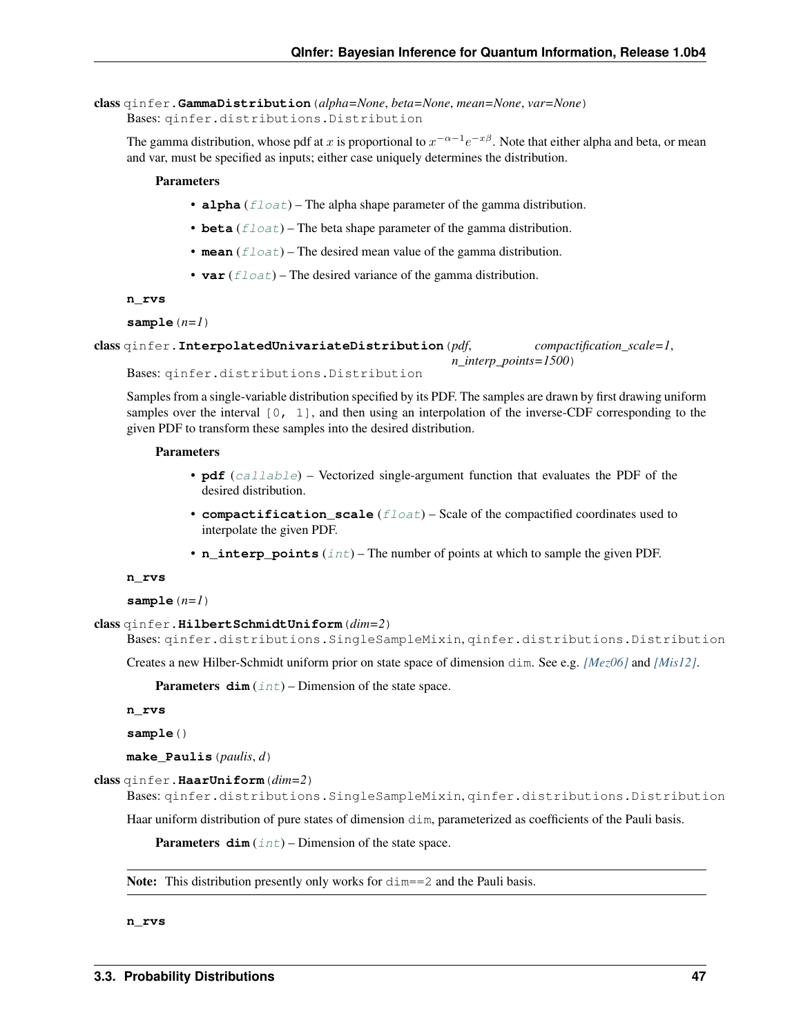**class** qinfer.**GammaDistribution**(*alpha=None*, *beta=None*, *mean=None*, *var=None*)

Bases: qinfer.distributions.Distribution

The gamma distribution, whose pdf at $x$ is proportional to $x^{-\alpha-1}e^{-x\beta}$. Note that either alpha and beta, or mean and var, must be specified as inputs; either case uniquely determines the distribution.

**Parameters**

- **alpha** (*float*) – The alpha shape parameter of the gamma distribution.
- **beta** (*float*) – The beta shape parameter of the gamma distribution.
- **mean** (*float*) – The desired mean value of the gamma distribution.
- **var** (*float*) – The desired variance of the gamma distribution.

**n_rvs**

**sample**(*n=1*)

**class** qinfer.**InterpolatedUnivariateDistribution**(*pdf*, *compactification_scale=1*, *n_interp_points=1500*)

Bases: qinfer.distributions.Distribution

Samples from a single-variable distribution specified by its PDF. The samples are drawn by first drawing uniform samples over the interval `[0, 1]`, and then using an interpolation of the inverse-CDF corresponding to the given PDF to transform these samples into the desired distribution.

**Parameters**

- **pdf** (*callable*) – Vectorized single-argument function that evaluates the PDF of the desired distribution.
- **compactification_scale** (*float*) – Scale of the compactified coordinates used to interpolate the given PDF.
- **n_interp_points** (*int*) – The number of points at which to sample the given PDF.

**n_rvs**

**sample**(*n=1*)

**class** qinfer.**HilbertSchmidtUniform**(*dim=2*)

Bases: qinfer.distributions.SingleSampleMixin, qinfer.distributions.Distribution

Creates a new Hilber-Schmidt uniform prior on state space of dimension `dim`. See e.g. *[Mez06]* and *[Mis12]*.

**Parameters** **dim** (*int*) – Dimension of the state space.

**n_rvs**

**sample**()

**make_Paulis**(*paulis*, *d*)

**class** qinfer.**HaarUniform**(*dim=2*)

Bases: qinfer.distributions.SingleSampleMixin, qinfer.distributions.Distribution

Haar uniform distribution of pure states of dimension `dim`, parameterized as coefficients of the Pauli basis.

**Parameters** **dim** (*int*) – Dimension of the state space.

---

**Note:** This distribution presently only works for `dim==2` and the Pauli basis.

---

**n_rvs**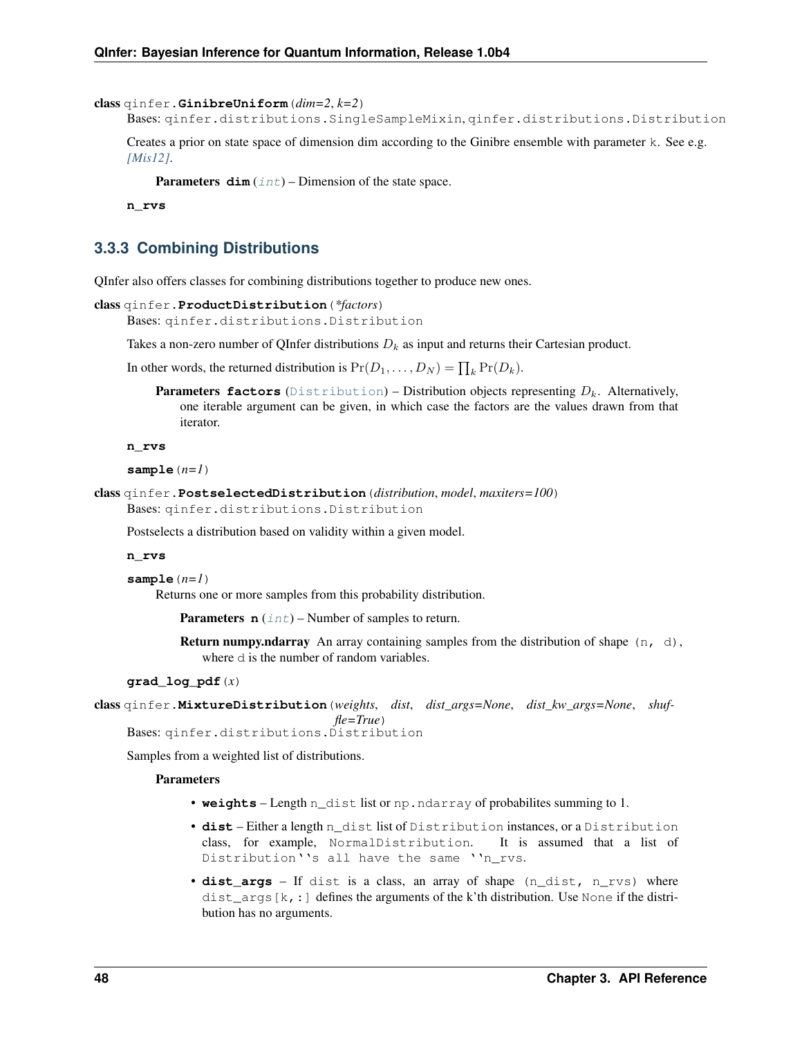**class** qinfer.**GinibreUniform**(*dim=2*, *k=2*)

Bases: qinfer.distributions.SingleSampleMixin, qinfer.distributions.Distribution

Creates a prior on state space of dimension dim according to the Ginibre ensemble with parameter k. See e.g. *[Mis12]*.

**Parameters** **dim** (*int*) – Dimension of the state space.

**n_rvs**

### 3.3.3 Combining Distributions

QInfer also offers classes for combining distributions together to produce new ones.

**class** qinfer.**ProductDistribution**(*\*factors*)

Bases: qinfer.distributions.Distribution

Takes a non-zero number of QInfer distributions $D_k$ as input and returns their Cartesian product.

In other words, the returned distribution is $\Pr(D_1, \dots, D_N) = \prod_k \Pr(D_k)$.

**Parameters** **factors** (Distribution) – Distribution objects representing $D_k$. Alternatively, one iterable argument can be given, in which case the factors are the values drawn from that iterator.

**n_rvs**

**sample**(*n=1*)

**class** qinfer.**PostselectedDistribution**(*distribution*, *model*, *maxiters=100*)

Bases: qinfer.distributions.Distribution

Postselects a distribution based on validity within a given model.

**n_rvs**

**sample**(*n=1*)

Returns one or more samples from this probability distribution.

**Parameters** **n** (*int*) – Number of samples to return.

**Return numpy.ndarray** An array containing samples from the distribution of shape (n, d), where d is the number of random variables.

**grad_log_pdf**(*x*)

**class** qinfer.**MixtureDistribution**(*weights*, *dist*, *dist_args=None*, *dist_kw_args=None*, *shuffle=True*)

Bases: qinfer.distributions.Distribution

Samples from a weighted list of distributions.

**Parameters**

- **weights** – Length n_dist list or np.ndarray of probabilites summing to 1.
- **dist** – Either a length n_dist list of Distribution instances, or a Distribution class, for example, NormalDistribution. It is assumed that a list of Distribution''s all have the same ''n_rvs.
- **dist_args** – If dist is a class, an array of shape (n_dist, n_rvs) where dist_args[k,:] defines the arguments of the k'th distribution. Use None if the distribution has no arguments.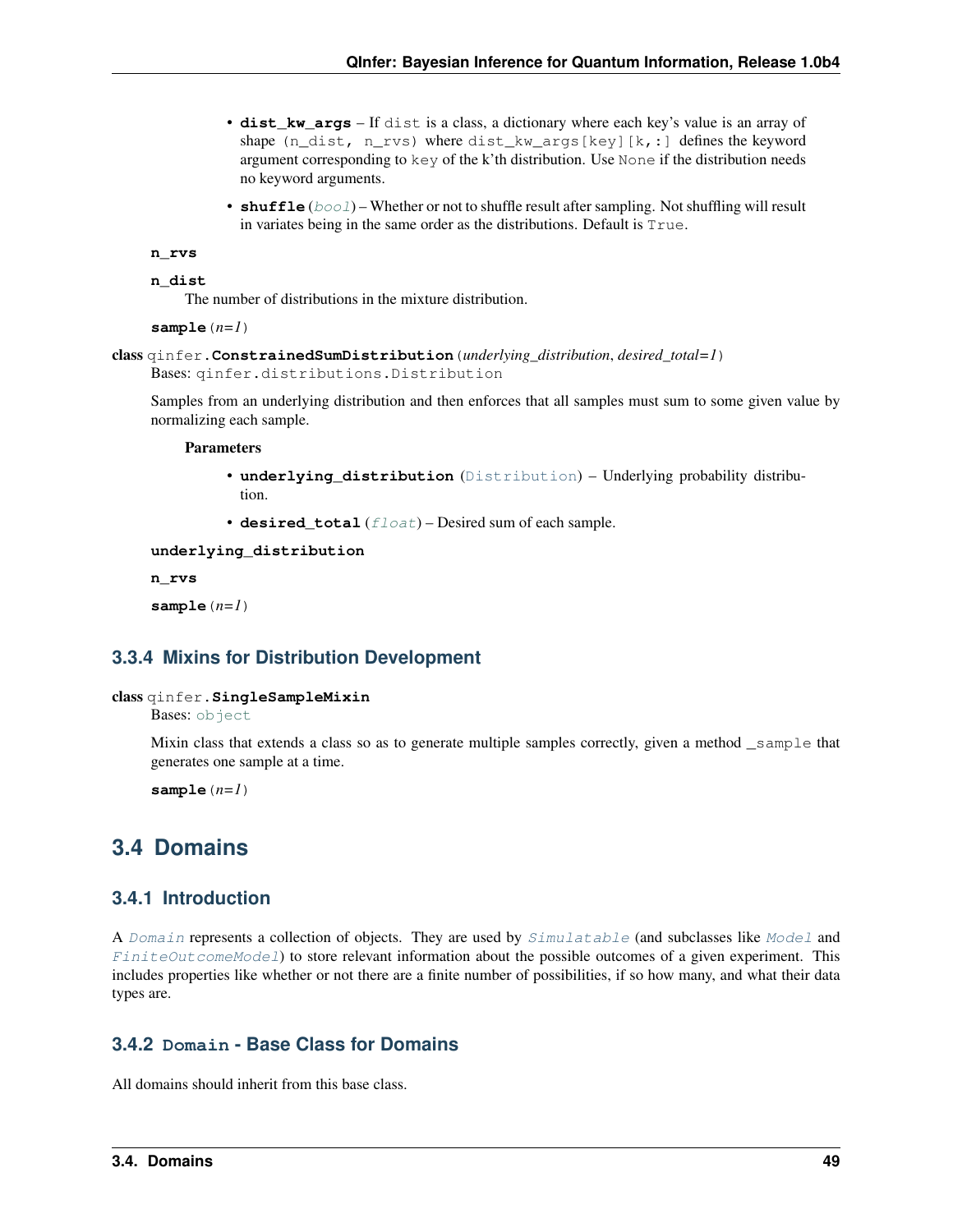- **dist_kw_args** – If `dist` is a class, a dictionary where each key's value is an array of shape `(n_dist, n_rvs)` where `dist_kw_args[key][k,:]` defines the keyword argument corresponding to `key` of the k'th distribution. Use `None` if the distribution needs no keyword arguments.
- **shuffle** (*bool*) – Whether or not to shuffle result after sampling. Not shuffling will result in variates being in the same order as the distributions. Default is `True`.

**n_rvs**

**n_dist**

The number of distributions in the mixture distribution.

**sample** (*n=1*)

**class** qinfer.**ConstrainedSumDistribution** (*underlying_distribution*, *desired_total=1*)

Bases: `qinfer.distributions.Distribution`

Samples from an underlying distribution and then enforces that all samples must sum to some given value by normalizing each sample.

**Parameters**

- **underlying_distribution** (`Distribution`) – Underlying probability distribution.
- **desired_total** (*float*) – Desired sum of each sample.

**underlying_distribution**

**n_rvs**

**sample** (*n=1*)

### 3.3.4 Mixins for Distribution Development

**class** qinfer.**SingleSampleMixin**

Bases: `object`

Mixin class that extends a class so as to generate multiple samples correctly, given a method `_sample` that generates one sample at a time.

**sample** (*n=1*)

## 3.4 Domains

### 3.4.1 Introduction

A *Domain* represents a collection of objects. They are used by *Simulatable* (and subclasses like *Model* and *FiniteOutcomeModel*) to store relevant information about the possible outcomes of a given experiment. This includes properties like whether or not there are a finite number of possibilities, if so how many, and what their data types are.

### 3.4.2 `Domain` - Base Class for Domains

All domains should inherit from this base class.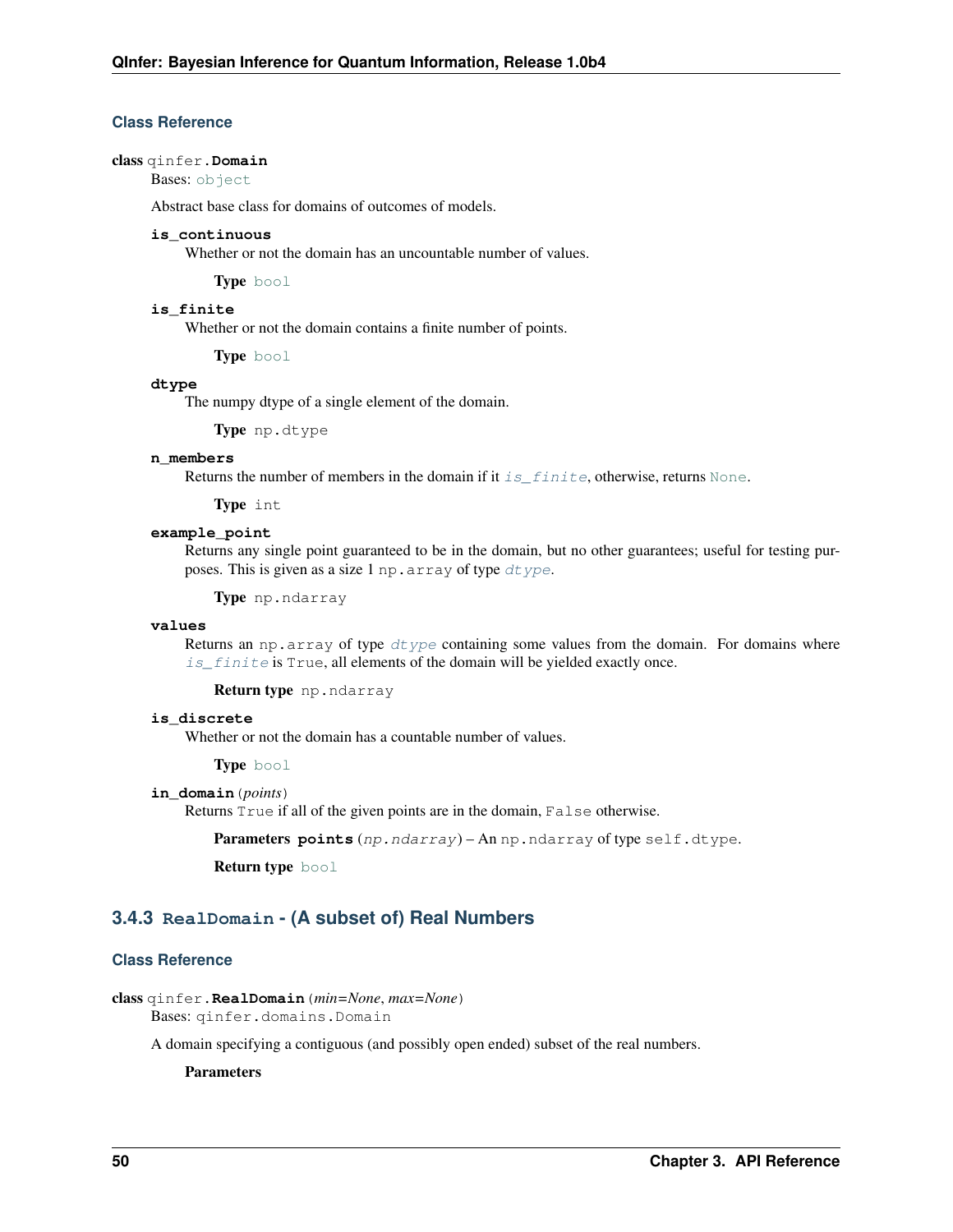### Class Reference

**class** qinfer.**Domain**

Bases: `object`

Abstract base class for domains of outcomes of models.

**is_continuous**

Whether or not the domain has an uncountable number of values.

**Type** `bool`

**is_finite**

Whether or not the domain contains a finite number of points.

**Type** `bool`

**dtype**

The numpy dtype of a single element of the domain.

**Type** `np.dtype`

**n_members**

Returns the number of members in the domain if it `is_finite`, otherwise, returns `None`.

**Type** `int`

**example_point**

Returns any single point guaranteed to be in the domain, but no other guarantees; useful for testing purposes. This is given as a size 1 `np.array` of type `dtype`.

**Type** `np.ndarray`

**values**

Returns an `np.array` of type `dtype` containing some values from the domain. For domains where `is_finite` is `True`, all elements of the domain will be yielded exactly once.

**Return type** `np.ndarray`

**is_discrete**

Whether or not the domain has a countable number of values.

**Type** `bool`

**in_domain**(*points*)

Returns `True` if all of the given points are in the domain, `False` otherwise.

**Parameters** **points** (*np.ndarray*) – An `np.ndarray` of type `self.dtype`.

**Return type** `bool`

## 3.4.3 `RealDomain` - (A subset of) Real Numbers

### Class Reference

**class** qinfer.**RealDomain**(*min=None*, *max=None*)

Bases: `qinfer.domains.Domain`

A domain specifying a contiguous (and possibly open ended) subset of the real numbers.

**Parameters**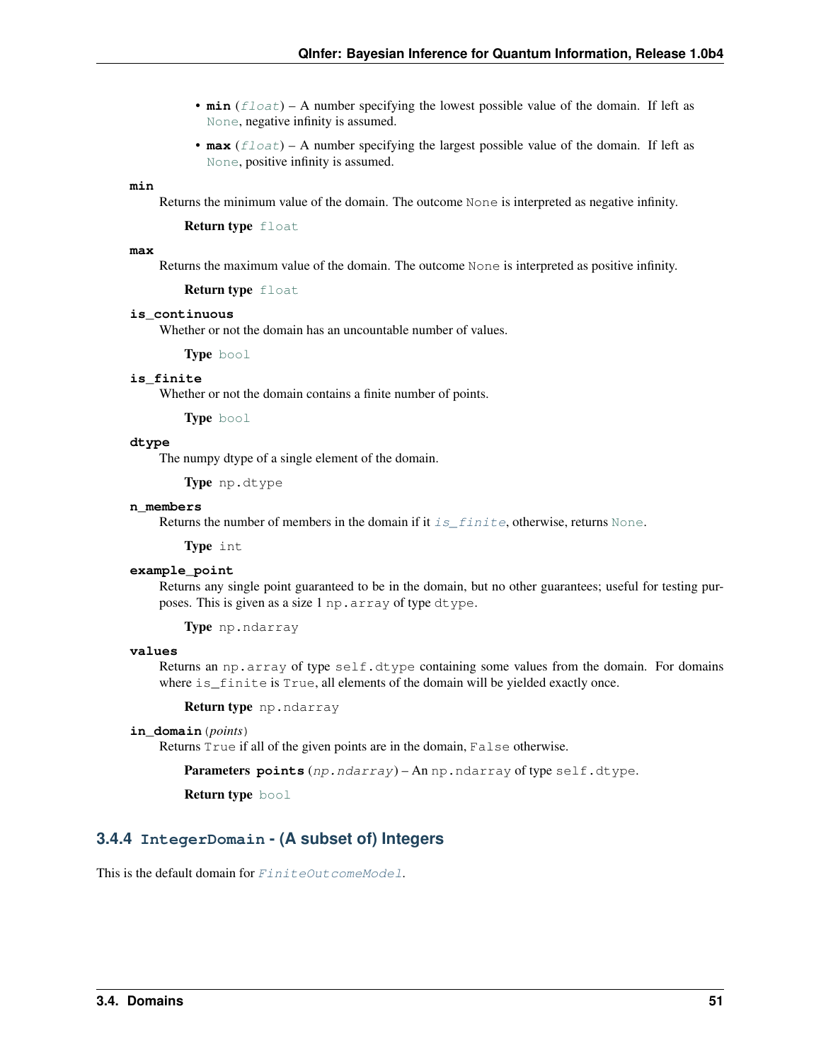- **min** (*float*) – A number specifying the lowest possible value of the domain. If left as None, negative infinity is assumed.
- **max** (*float*) – A number specifying the largest possible value of the domain. If left as None, positive infinity is assumed.

**min**

Returns the minimum value of the domain. The outcome None is interpreted as negative infinity.

**Return type** float

**max**

Returns the maximum value of the domain. The outcome None is interpreted as positive infinity.

**Return type** float

**is_continuous**

Whether or not the domain has an uncountable number of values.

**Type** bool

**is_finite**

Whether or not the domain contains a finite number of points.

**Type** bool

**dtype**

The numpy dtype of a single element of the domain.

**Type** np.dtype

**n_members**

Returns the number of members in the domain if it *is_finite*, otherwise, returns None.

**Type** int

**example_point**

Returns any single point guaranteed to be in the domain, but no other guarantees; useful for testing purposes. This is given as a size 1 np.array of type dtype.

**Type** np.ndarray

**values**

Returns an np.array of type self.dtype containing some values from the domain. For domains where is_finite is True, all elements of the domain will be yielded exactly once.

**Return type** np.ndarray

**in_domain** (*points*)

Returns True if all of the given points are in the domain, False otherwise.

**Parameters** **points** (*np.ndarray*) – An np.ndarray of type self.dtype.

**Return type** bool

### 3.4.4 IntegerDomain - (A subset of) Integers

This is the default domain for *FiniteOutcomeModel*.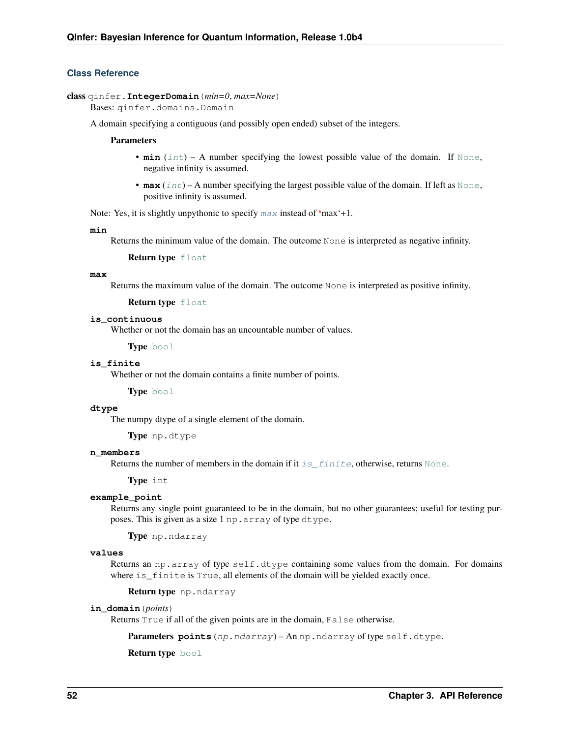### Class Reference

**class** qinfer.**IntegerDomain**(*min=0*, *max=None*)

Bases: `qinfer.domains.Domain`

A domain specifying a contiguous (and possibly open ended) subset of the integers.

**Parameters**

- **min** (*int*) – A number specifying the lowest possible value of the domain. If `None`, negative infinity is assumed.
- **max** (*int*) – A number specifying the largest possible value of the domain. If left as `None`, positive infinity is assumed.

Note: Yes, it is slightly unpythonic to specify *max* instead of 'max'+1.

**min**

Returns the minimum value of the domain. The outcome `None` is interpreted as negative infinity.

**Return type** `float`

**max**

Returns the maximum value of the domain. The outcome `None` is interpreted as positive infinity.

**Return type** `float`

**is_continuous**

Whether or not the domain has an uncountable number of values.

**Type** `bool`

**is_finite**

Whether or not the domain contains a finite number of points.

**Type** `bool`

**dtype**

The numpy dtype of a single element of the domain.

**Type** `np.dtype`

**n_members**

Returns the number of members in the domain if it *is_finite*, otherwise, returns `None`.

**Type** `int`

**example_point**

Returns any single point guaranteed to be in the domain, but no other guarantees; useful for testing purposes. This is given as a size 1 `np.array` of type `dtype`.

**Type** `np.ndarray`

**values**

Returns an `np.array` of type `self.dtype` containing some values from the domain. For domains where `is_finite` is `True`, all elements of the domain will be yielded exactly once.

**Return type** `np.ndarray`

**in_domain**(*points*)

Returns `True` if all of the given points are in the domain, `False` otherwise.

**Parameters points** (*np.ndarray*) – An `np.ndarray` of type `self.dtype`.

**Return type** `bool`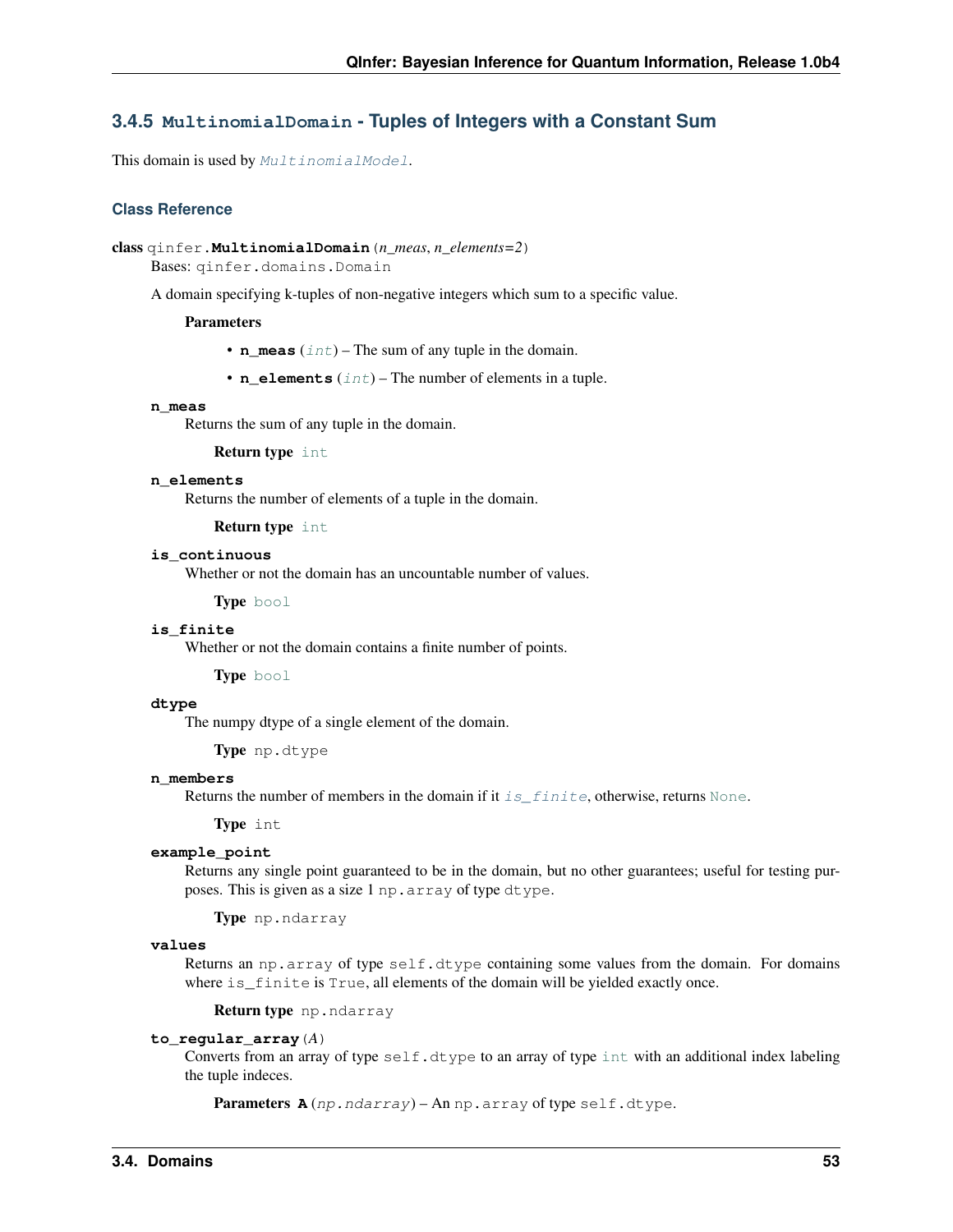### 3.4.5 `MultinomialDomain` - Tuples of Integers with a Constant Sum

This domain is used by *MultinomialModel*.

#### Class Reference

**class** qinfer.**MultinomialDomain**(*n_meas*, *n_elements=2*)

Bases: qinfer.domains.Domain

A domain specifying k-tuples of non-negative integers which sum to a specific value.

**Parameters**

- **n_meas** (*int*) – The sum of any tuple in the domain.
- **n_elements** (*int*) – The number of elements in a tuple.

**n_meas**

Returns the sum of any tuple in the domain.

**Return type** int

**n_elements**

Returns the number of elements of a tuple in the domain.

**Return type** int

**is_continuous**

Whether or not the domain has an uncountable number of values.

**Type** bool

**is_finite**

Whether or not the domain contains a finite number of points.

**Type** bool

**dtype**

The numpy dtype of a single element of the domain.

**Type** np.dtype

**n_members**

Returns the number of members in the domain if it *is_finite*, otherwise, returns None.

**Type** int

**example_point**

Returns any single point guaranteed to be in the domain, but no other guarantees; useful for testing purposes. This is given as a size 1 np.array of type dtype.

**Type** np.ndarray

**values**

Returns an np.array of type self.dtype containing some values from the domain. For domains where is_finite is True, all elements of the domain will be yielded exactly once.

**Return type** np.ndarray

**to_regular_array**(*A*)

Converts from an array of type self.dtype to an array of type int with an additional index labeling the tuple indeces.

**Parameters** **A** (*np.ndarray*) – An np.array of type self.dtype.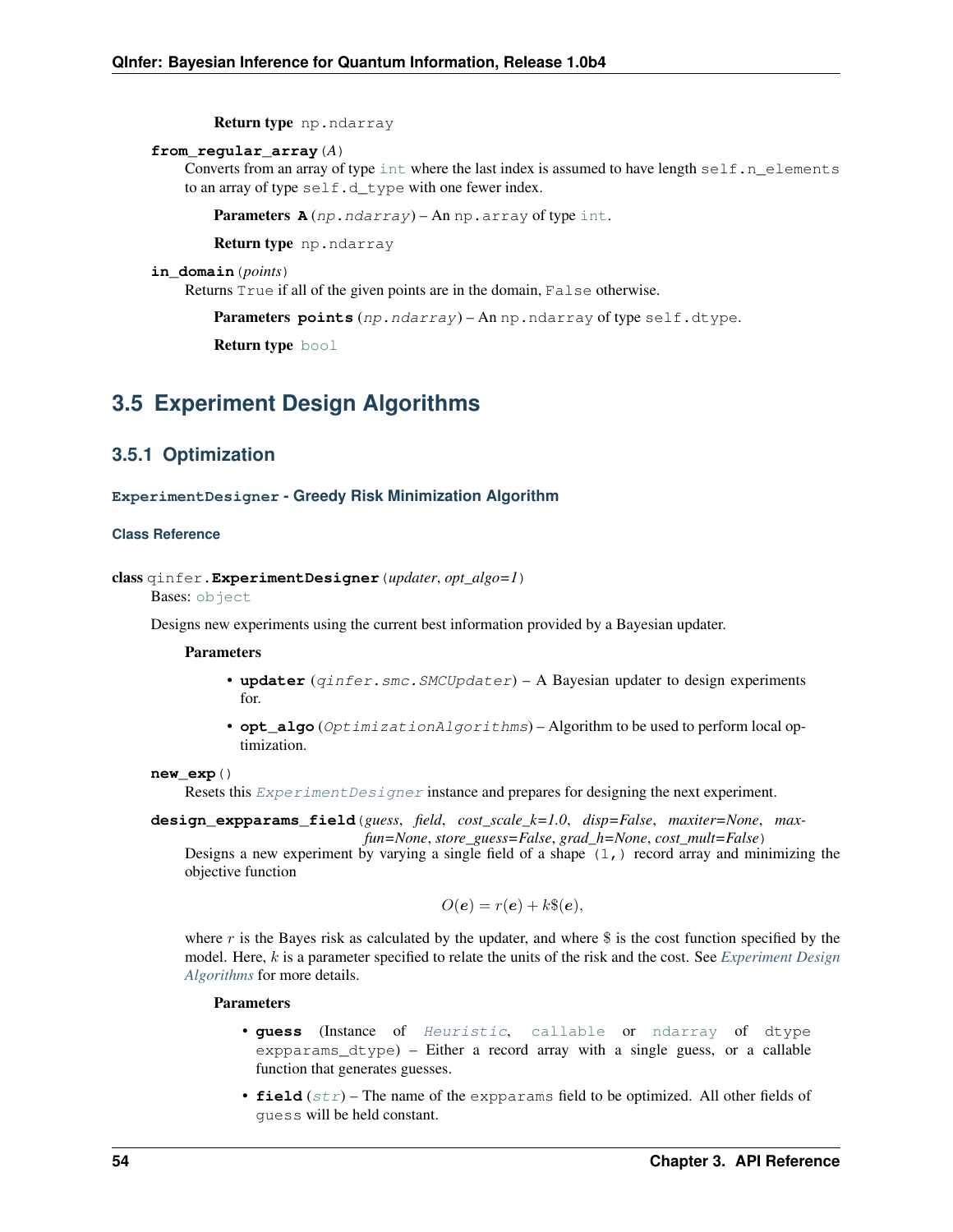**Return type** np.ndarray

**from_regular_array**(*A*)

Converts from an array of type int where the last index is assumed to have length self.n_elements to an array of type self.d_type with one fewer index.

**Parameters** **A** (*np.ndarray*) – An np.array of type int.

**Return type** np.ndarray

**in_domain**(*points*)

Returns True if all of the given points are in the domain, False otherwise.

**Parameters** **points** (*np.ndarray*) – An np.ndarray of type self.dtype.

**Return type** bool

## 3.5 Experiment Design Algorithms

### 3.5.1 Optimization

#### ExperimentDesigner - Greedy Risk Minimization Algorithm

##### Class Reference

**class** qinfer.**ExperimentDesigner**(*updater*, *opt_algo=1*)

Bases: object

Designs new experiments using the current best information provided by a Bayesian updater.

**Parameters**

- **updater** (*qinfer.smc.SMCUpdater*) – A Bayesian updater to design experiments for.
- **opt_algo** (*OptimizationAlgorithms*) – Algorithm to be used to perform local optimization.

**new_exp**()

Resets this *ExperimentDesigner* instance and prepares for designing the next experiment.

**design_expparams_field**(*guess*, *field*, *cost_scale_k=1.0*, *disp=False*, *maxiter=None*, *maxfun=None*, *store_guess=False*, *grad_h=None*, *cost_mult=False*)

Designs a new experiment by varying a single field of a shape (1,) record array and minimizing the objective function

$$O(\boldsymbol{e}) = r(\boldsymbol{e}) + k\$(\boldsymbol{e}),$$

where $r$ is the Bayes risk as calculated by the updater, and where \$ is the cost function specified by the model. Here, $k$ is a parameter specified to relate the units of the risk and the cost. See *Experiment Design Algorithms* for more details.

**Parameters**

- **guess** (Instance of *Heuristic*, callable or ndarray of dtype expparams_dtype) – Either a record array with a single guess, or a callable function that generates guesses.
- **field** (*str*) – The name of the expparams field to be optimized. All other fields of guess will be held constant.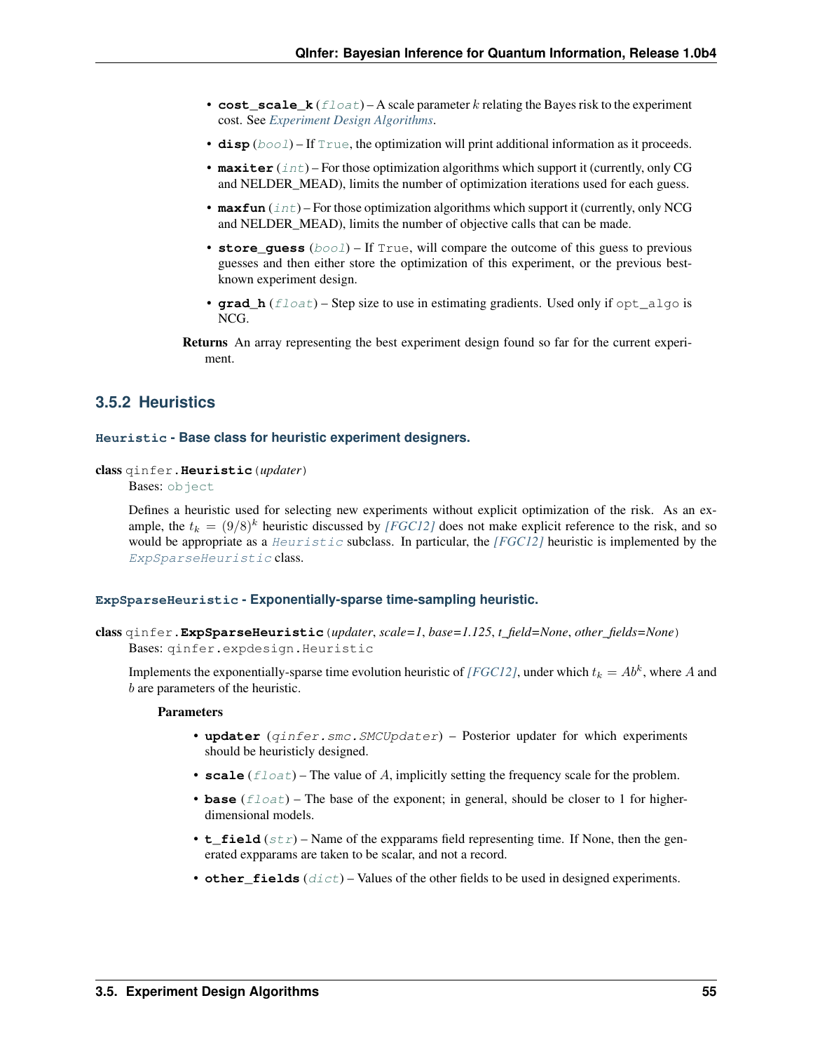- **cost_scale_k** (*float*) – A scale parameter $k$ relating the Bayes risk to the experiment cost. See *Experiment Design Algorithms*.
- **disp** (*bool*) – If `True`, the optimization will print additional information as it proceeds.
- **maxiter** (*int*) – For those optimization algorithms which support it (currently, only CG and NELDER_MEAD), limits the number of optimization iterations used for each guess.
- **maxfun** (*int*) – For those optimization algorithms which support it (currently, only NCG and NELDER_MEAD), limits the number of objective calls that can be made.
- **store_guess** (*bool*) – If `True`, will compare the outcome of this guess to previous guesses and then either store the optimization of this experiment, or the previous best-known experiment design.
- **grad_h** (*float*) – Step size to use in estimating gradients. Used only if `opt_algo` is NCG.

**Returns** An array representing the best experiment design found so far for the current experiment.

## 3.5.2 Heuristics

### `Heuristic` - Base class for heuristic experiment designers.

class qinfer.**Heuristic**(*updater*)

Bases: `object`

Defines a heuristic used for selecting new experiments without explicit optimization of the risk. As an example, the $t_k = (9/8)^k$ heuristic discussed by *[FGC12]* does not make explicit reference to the risk, and so would be appropriate as a `Heuristic` subclass. In particular, the *[FGC12]* heuristic is implemented by the `ExpSparseHeuristic` class.

### `ExpSparseHeuristic` - Exponentially-sparse time-sampling heuristic.

class qinfer.**ExpSparseHeuristic**(*updater*, *scale=1*, *base=1.125*, *t_field=None*, *other_fields=None*)

Bases: `qinfer.expdesign.Heuristic`

Implements the exponentially-sparse time evolution heuristic of *[FGC12]*, under which $t_k = Ab^k$, where $A$ and $b$ are parameters of the heuristic.

**Parameters**

- **updater** (*qinfer.smc.SMCUpdater*) – Posterior updater for which experiments should be heuristicly designed.
- **scale** (*float*) – The value of $A$, implicitly setting the frequency scale for the problem.
- **base** (*float*) – The base of the exponent; in general, should be closer to 1 for higher-dimensional models.
- **t_field** (*str*) – Name of the expparams field representing time. If None, then the generated expparams are taken to be scalar, and not a record.
- **other_fields** (*dict*) – Values of the other fields to be used in designed experiments.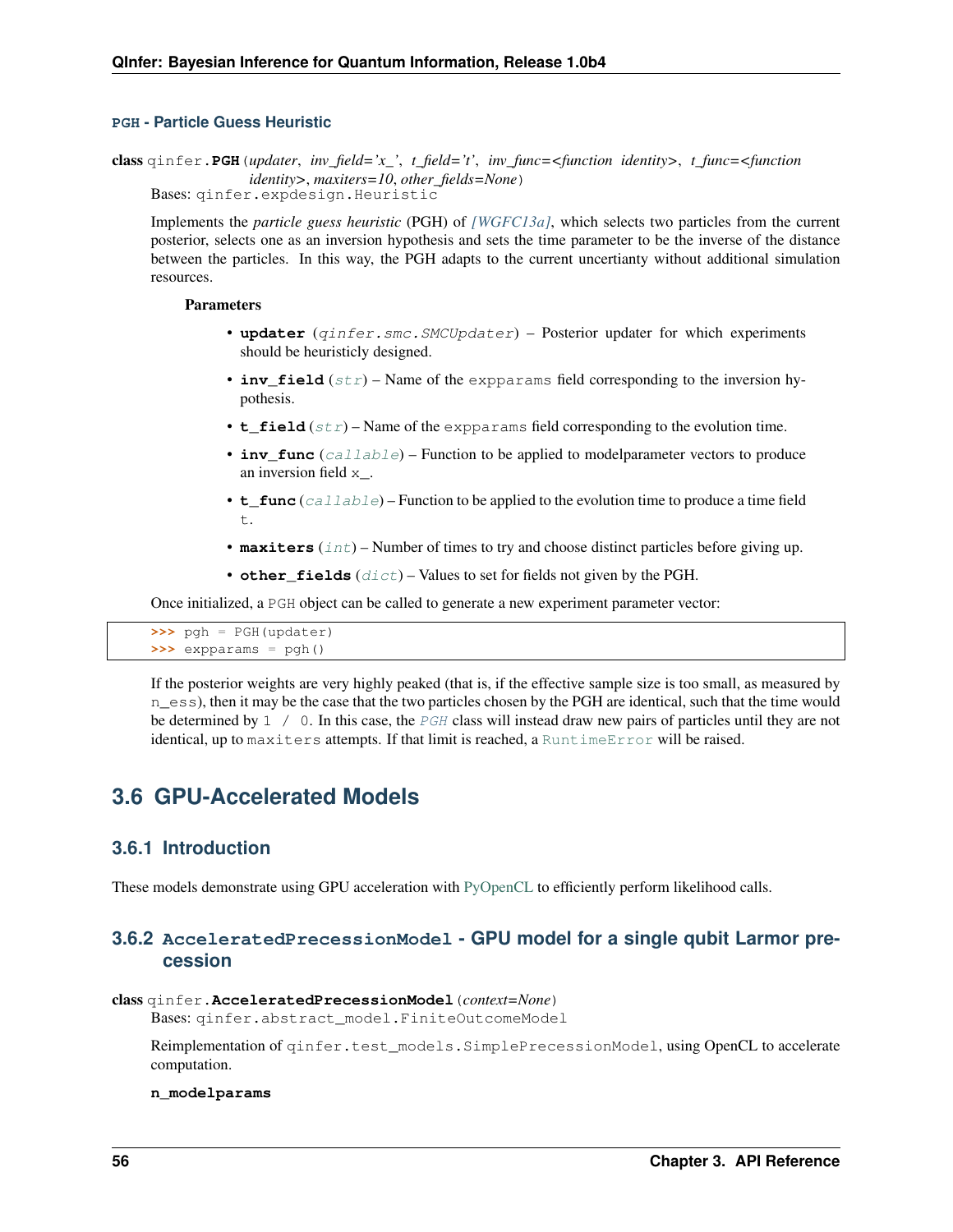### PGH - Particle Guess Heuristic

**class** qinfer.**PGH**(*updater*, *inv_field='x_'*, *t_field='t'*, *inv_func=<function identity>*, *t_func=<function identity>*, *maxiters=10*, *other_fields=None*)

Bases: `qinfer.expdesign.Heuristic`

Implements the *particle guess heuristic* (PGH) of *[WGFC13a]*, which selects two particles from the current posterior, selects one as an inversion hypothesis and sets the time parameter to be the inverse of the distance between the particles. In this way, the PGH adapts to the current uncertianty without additional simulation resources.

**Parameters**

- **updater** (*qinfer.smc.SMCUpdater*) – Posterior updater for which experiments should be heuristicly designed.
- **inv_field** (*str*) – Name of the `expparams` field corresponding to the inversion hypothesis.
- **t_field** (*str*) – Name of the `expparams` field corresponding to the evolution time.
- **inv_func** (*callable*) – Function to be applied to modelparameter vectors to produce an inversion field `x_`.
- **t_func** (*callable*) – Function to be applied to the evolution time to produce a time field `t`.
- **maxiters** (*int*) – Number of times to try and choose distinct particles before giving up.
- **other_fields** (*dict*) – Values to set for fields not given by the PGH.

Once initialized, a `PGH` object can be called to generate a new experiment parameter vector:

```
>>> pgh = PGH(updater)
>>> expparams = pgh()
```

If the posterior weights are very highly peaked (that is, if the effective sample size is too small, as measured by `n_ess`), then it may be the case that the two particles chosen by the PGH are identical, such that the time would be determined by `1 / 0`. In this case, the `PGH` class will instead draw new pairs of particles until they are not identical, up to `maxiters` attempts. If that limit is reached, a `RuntimeError` will be raised.

## 3.6 GPU-Accelerated Models

### 3.6.1 Introduction

These models demonstrate using GPU acceleration with PyOpenCL to efficiently perform likelihood calls.

### 3.6.2 AcceleratedPrecessionModel - GPU model for a single qubit Larmor precession

**class** qinfer.**AcceleratedPrecessionModel**(*context=None*)

Bases: `qinfer.abstract_model.FiniteOutcomeModel`

Reimplementation of `qinfer.test_models.SimplePrecessionModel`, using OpenCL to accelerate computation.

**n_modelparams**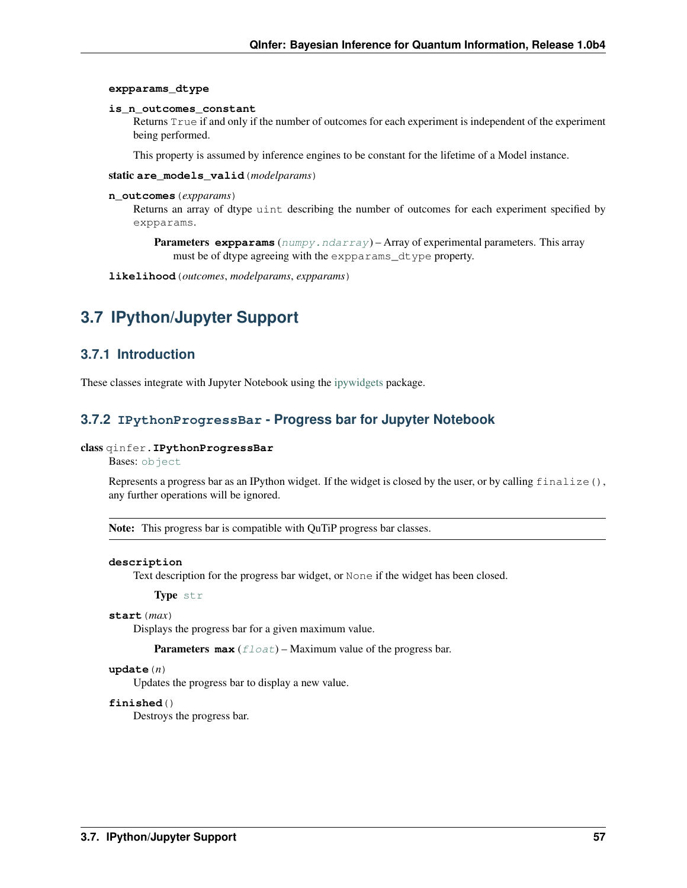**expparams_dtype**

**is_n_outcomes_constant**

Returns `True` if and only if the number of outcomes for each experiment is independent of the experiment being performed.

This property is assumed by inference engines to be constant for the lifetime of a Model instance.

static **are_models_valid**(*modelparams*)

**n_outcomes**(*expparams*)

Returns an array of dtype `uint` describing the number of outcomes for each experiment specified by `expparams`.

**Parameters expparams** (`numpy.ndarray`) – Array of experimental parameters. This array must be of dtype agreeing with the `expparams_dtype` property.

**likelihood**(*outcomes*, *modelparams*, *expparams*)

## 3.7 IPython/Jupyter Support

### 3.7.1 Introduction

These classes integrate with Jupyter Notebook using the ipywidgets package.

### 3.7.2 `IPythonProgressBar` - Progress bar for Jupyter Notebook

class qinfer.**IPythonProgressBar**

Bases: `object`

Represents a progress bar as an IPython widget. If the widget is closed by the user, or by calling `finalize()`, any further operations will be ignored.

**Note:** This progress bar is compatible with QuTiP progress bar classes.

**description**

Text description for the progress bar widget, or `None` if the widget has been closed.

**Type** `str`

**start**(*max*)

Displays the progress bar for a given maximum value.

**Parameters max** (`float`) – Maximum value of the progress bar.

**update**(*n*)

Updates the progress bar to display a new value.

**finished**()

Destroys the progress bar.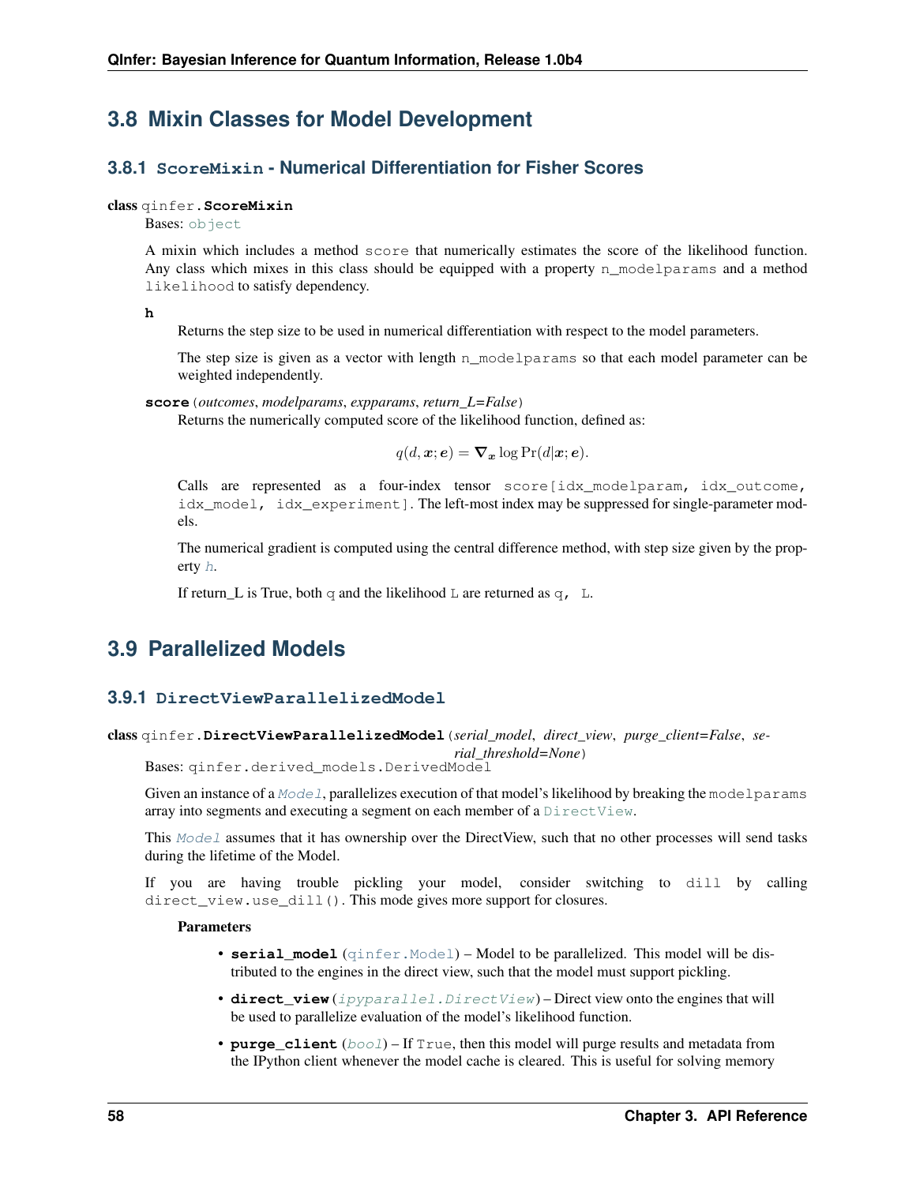## 3.8 Mixin Classes for Model Development

### 3.8.1 `ScoreMixin` - Numerical Differentiation for Fisher Scores

**class** `qinfer.`**`ScoreMixin`**

Bases: `object`

A mixin which includes a method `score` that numerically estimates the score of the likelihood function. Any class which mixes in this class should be equipped with a property `n_modelparams` and a method `likelihood` to satisfy dependency.

**h**

Returns the step size to be used in numerical differentiation with respect to the model parameters.

The step size is given as a vector with length `n_modelparams` so that each model parameter can be weighted independently.

**score**(*outcomes*, *modelparams*, *expparams*, *return_L=False*)

Returns the numerically computed score of the likelihood function, defined as:

$$q(d, \boldsymbol{x}; \boldsymbol{e}) = \boldsymbol{\nabla}_{\boldsymbol{x}} \log \Pr(d|\boldsymbol{x}; \boldsymbol{e}).$$

Calls are represented as a four-index tensor `score[idx_modelparam, idx_outcome, idx_model, idx_experiment]`. The left-most index may be suppressed for single-parameter models.

The numerical gradient is computed using the central difference method, with step size given by the property *h*.

If return_L is True, both `q` and the likelihood `L` are returned as `q, L`.

## 3.9 Parallelized Models

### 3.9.1 `DirectViewParallelizedModel`

**class** `qinfer.`**`DirectViewParallelizedModel`**(*serial_model*, *direct_view*, *purge_client=False*, *serial_threshold=None*)

Bases: `qinfer.derived_models.DerivedModel`

Given an instance of a *Model*, parallelizes execution of that model's likelihood by breaking the `modelparams` array into segments and executing a segment on each member of a `DirectView`.

This *Model* assumes that it has ownership over the DirectView, such that no other processes will send tasks during the lifetime of the Model.

If you are having trouble pickling your model, consider switching to `dill` by calling `direct_view.use_dill()`. This mode gives more support for closures.

**Parameters**

- **serial_model** (`qinfer.Model`) – Model to be parallelized. This model will be distributed to the engines in the direct view, such that the model must support pickling.
- **direct_view** (*ipyparallel.DirectView*) – Direct view onto the engines that will be used to parallelize evaluation of the model's likelihood function.
- **purge_client** (*bool*) – If `True`, then this model will purge results and metadata from the IPython client whenever the model cache is cleared. This is useful for solving memory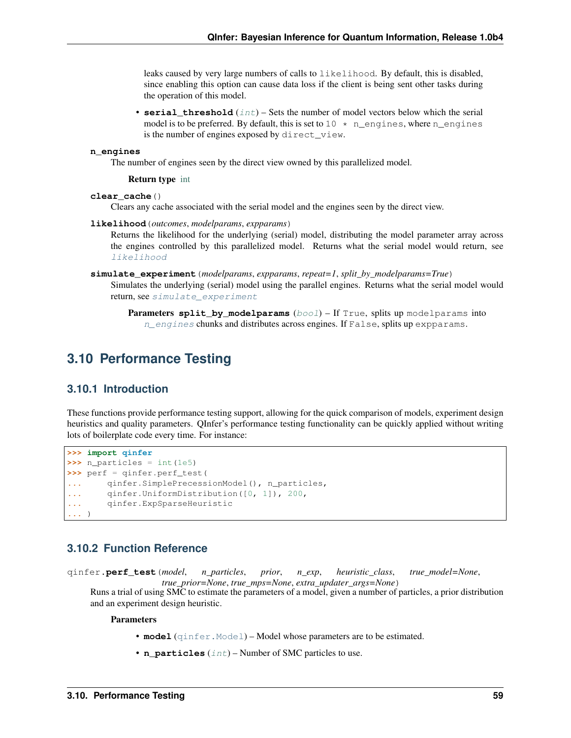leaks caused by very large numbers of calls to `likelihood`. By default, this is disabled, since enabling this option can cause data loss if the client is being sent other tasks during the operation of this model.

- **serial_threshold** (*int*) – Sets the number of model vectors below which the serial model is to be preferred. By default, this is set to `10 * n_engines`, where `n_engines` is the number of engines exposed by `direct_view`.

**n_engines**

The number of engines seen by the direct view owned by this parallelized model.

**Return type** int

**clear_cache**()

Clears any cache associated with the serial model and the engines seen by the direct view.

**likelihood**(*outcomes*, *modelparams*, *expparams*)

Returns the likelihood for the underlying (serial) model, distributing the model parameter array across the engines controlled by this parallelized model. Returns what the serial model would return, see *likelihood*

**simulate_experiment**(*modelparams*, *expparams*, *repeat=1*, *split_by_modelparams=True*)

Simulates the underlying (serial) model using the parallel engines. Returns what the serial model would return, see *simulate_experiment*

**Parameters** **split_by_modelparams** (*bool*) – If `True`, splits up `modelparams` into *n_engines* chunks and distributes across engines. If `False`, splits up `expparams`.

## 3.10 Performance Testing

### 3.10.1 Introduction

These functions provide performance testing support, allowing for the quick comparison of models, experiment design heuristics and quality parameters. QInfer's performance testing functionality can be quickly applied without writing lots of boilerplate code every time. For instance:

```
>>> import qinfer
>>> n_particles = int(1e5)
>>> perf = qinfer.perf_test(
...     qinfer.SimplePrecessionModel(), n_particles,
...     qinfer.UniformDistribution([0, 1]), 200,
...     qinfer.ExpSparseHeuristic
... )
```

### 3.10.2 Function Reference

qinfer.**perf_test**(*model*, *n_particles*, *prior*, *n_exp*, *heuristic_class*, *true_model=None*, *true_prior=None*, *true_mps=None*, *extra_updater_args=None*)

Runs a trial of using SMC to estimate the parameters of a model, given a number of particles, a prior distribution and an experiment design heuristic.

**Parameters**

- **model** (`qinfer.Model`) – Model whose parameters are to be estimated.
- **n_particles** (*int*) – Number of SMC particles to use.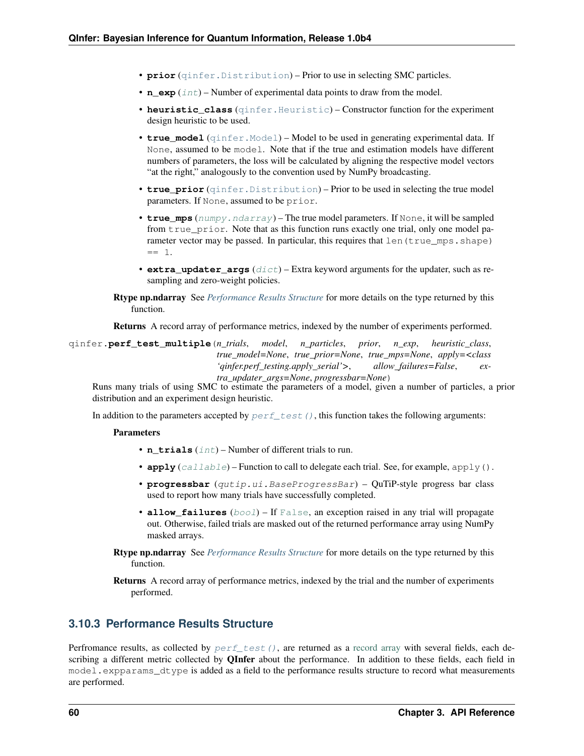- **prior** (`qinfer.Distribution`) – Prior to use in selecting SMC particles.
- **n_exp** (*int*) – Number of experimental data points to draw from the model.
- **heuristic_class** (`qinfer.Heuristic`) – Constructor function for the experiment design heuristic to be used.
- **true_model** (`qinfer.Model`) – Model to be used in generating experimental data. If `None`, assumed to be `model`. Note that if the true and estimation models have different numbers of parameters, the loss will be calculated by aligning the respective model vectors "at the right," analogously to the convention used by NumPy broadcasting.
- **true_prior** (`qinfer.Distribution`) – Prior to be used in selecting the true model parameters. If `None`, assumed to be `prior`.
- **true_mps** (*numpy.ndarray*) – The true model parameters. If `None`, it will be sampled from `true_prior`. Note that as this function runs exactly one trial, only one model parameter vector may be passed. In particular, this requires that `len(true_mps.shape) == 1`.
- **extra_updater_args** (*dict*) – Extra keyword arguments for the updater, such as resampling and zero-weight policies.

**Rtype np.ndarray** See *Performance Results Structure* for more details on the type returned by this function.

**Returns** A record array of performance metrics, indexed by the number of experiments performed.

qinfer.**perf_test_multiple**(*n_trials*, *model*, *n_particles*, *prior*, *n_exp*, *heuristic_class*, *true_model=None*, *true_prior=None*, *true_mps=None*, *apply=<class 'qinfer.perf_testing.apply_serial'>*, *allow_failures=False*, *extra_updater_args=None*, *progressbar=None*)

Runs many trials of using SMC to estimate the parameters of a model, given a number of particles, a prior distribution and an experiment design heuristic.

In addition to the parameters accepted by `perf_test()`, this function takes the following arguments:

**Parameters**

- **n_trials** (*int*) – Number of different trials to run.
- **apply** (*callable*) – Function to call to delegate each trial. See, for example, `apply()`.
- **progressbar** (*qutip.ui.BaseProgressBar*) – QuTiP-style progress bar class used to report how many trials have successfully completed.
- **allow_failures** (*bool*) – If `False`, an exception raised in any trial will propagate out. Otherwise, failed trials are masked out of the returned performance array using NumPy masked arrays.

**Rtype np.ndarray** See *Performance Results Structure* for more details on the type returned by this function.

**Returns** A record array of performance metrics, indexed by the trial and the number of experiments performed.

### 3.10.3 Performance Results Structure

Perfromance results, as collected by `perf_test()`, are returned as a record array with several fields, each describing a different metric collected by **QInfer** about the performance. In addition to these fields, each field in `model.expparams_dtype` is added as a field to the performance results structure to record what measurements are performed.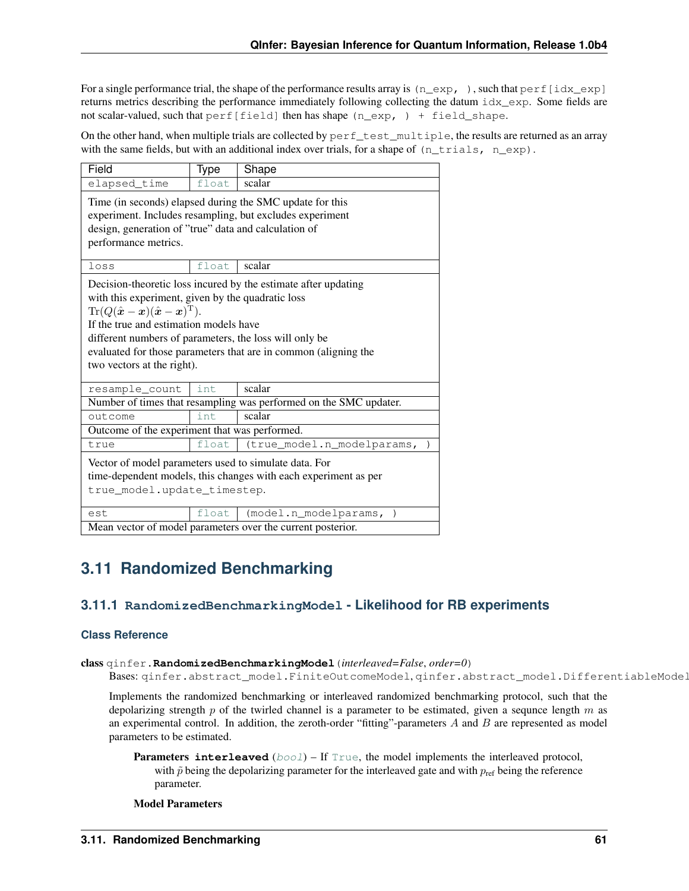For a single performance trial, the shape of the performance results array is `(n_exp, )`, such that `perf[idx_exp]` returns metrics describing the performance immediately following collecting the datum `idx_exp`. Some fields are not scalar-valued, such that `perf[field]` then has shape `(n_exp, ) + field_shape`.

On the other hand, when multiple trials are collected by `perf_test_multiple`, the results are returned as an array with the same fields, but with an additional index over trials, for a shape of `(n_trials, n_exp)`.

| Field | Type | Shape |
|---|---|---|
| `elapsed_time` | `float` | scalar |
| Time (in seconds) elapsed during the SMC update for this experiment. Includes resampling, but excludes experiment design, generation of "true" data and calculation of performance metrics. | | |
| `loss` | `float` | scalar |
| Decision-theoretic loss incured by the estimate after updating with this experiment, given by the quadratic loss $\mathrm{Tr}(Q(\hat{\boldsymbol{x}} - \boldsymbol{x})(\hat{\boldsymbol{x}} - \boldsymbol{x})^{\mathrm{T}})$. If the true and estimation models have different numbers of parameters, the loss will only be evaluated for those parameters that are in common (aligning the two vectors at the right). | | |
| `resample_count` | `int` | scalar |
| Number of times that resampling was performed on the SMC updater. | | |
| `outcome` | `int` | scalar |
| Outcome of the experiment that was performed. | | |
| `true` | `float` | `(true_model.n_modelparams, )` |
| Vector of model parameters used to simulate data. For time-dependent models, this changes with each experiment as per `true_model.update_timestep`. | | |
| `est` | `float` | `(model.n_modelparams, )` |
| Mean vector of model parameters over the current posterior. | | |

## 3.11 Randomized Benchmarking

### 3.11.1 `RandomizedBenchmarkingModel` - Likelihood for RB experiments

#### Class Reference

**class** `qinfer.`**`RandomizedBenchmarkingModel`**(*interleaved=False*, *order=0*)

Bases: `qinfer.abstract_model.FiniteOutcomeModel`, `qinfer.abstract_model.DifferentiableModel`

Implements the randomized benchmarking or interleaved randomized benchmarking protocol, such that the depolarizing strength $p$ of the twirled channel is a parameter to be estimated, given a sequnce length $m$ as an experimental control. In addition, the zeroth-order "fitting"-parameters $A$ and $B$ are represented as model parameters to be estimated.

**Parameters** **`interleaved`** (`bool`) – If `True`, the model implements the interleaved protocol, with $\tilde{p}$ being the depolarizing parameter for the interleaved gate and with $p_{\text{ref}}$ being the reference parameter.

**Model Parameters**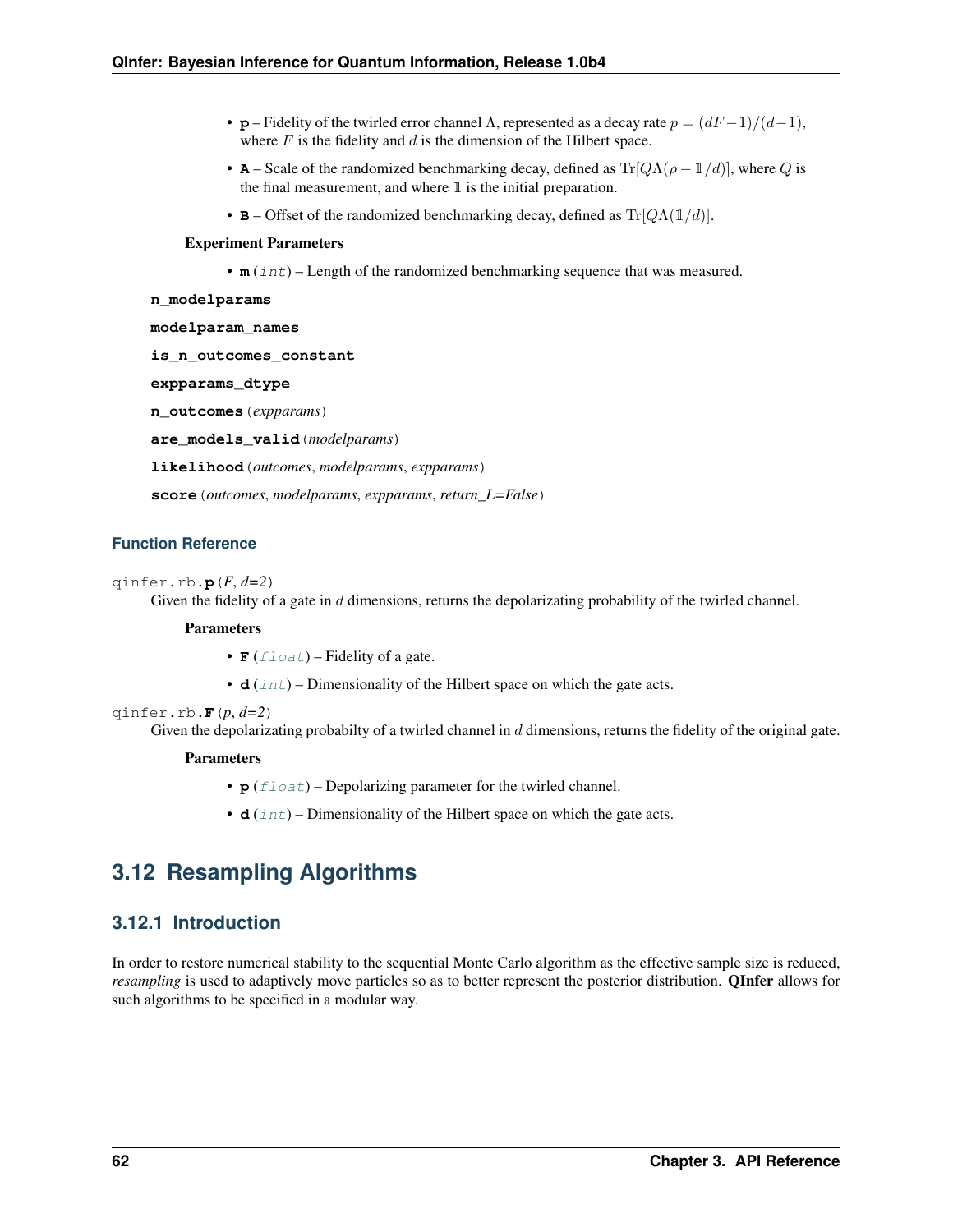- **p** – Fidelity of the twirled error channel $\Lambda$, represented as a decay rate $p = (dF - 1)/(d - 1)$, where $F$ is the fidelity and $d$ is the dimension of the Hilbert space.
- **A** – Scale of the randomized benchmarking decay, defined as $\mathrm{Tr}[Q\Lambda(\rho - \mathbb{1}/d)]$, where $Q$ is the final measurement, and where $\mathbb{1}$ is the initial preparation.
- **B** – Offset of the randomized benchmarking decay, defined as $\mathrm{Tr}[Q\Lambda(\mathbb{1}/d)]$.

**Experiment Parameters**

- **m** (*int*) – Length of the randomized benchmarking sequence that was measured.

**n_modelparams**

**modelparam_names**

**is_n_outcomes_constant**

**expparams_dtype**

**n_outcomes**(*expparams*)

**are_models_valid**(*modelparams*)

**likelihood**(*outcomes*, *modelparams*, *expparams*)

**score**(*outcomes*, *modelparams*, *expparams*, *return_L=False*)

### Function Reference

qinfer.rb.**p**(*F*, *d=2*)

Given the fidelity of a gate in $d$ dimensions, returns the depolarizing probability of the twirled channel.

**Parameters**

- **F** (*float*) – Fidelity of a gate.
- **d** (*int*) – Dimensionality of the Hilbert space on which the gate acts.

qinfer.rb.**F**(*p*, *d=2*)

Given the depolarizing probabilty of a twirled channel in $d$ dimensions, returns the fidelity of the original gate.

**Parameters**

- **p** (*float*) – Depolarizing parameter for the twirled channel.
- **d** (*int*) – Dimensionality of the Hilbert space on which the gate acts.

## 3.12 Resampling Algorithms

### 3.12.1 Introduction

In order to restore numerical stability to the sequential Monte Carlo algorithm as the effective sample size is reduced, *resampling* is used to adaptively move particles so as to better represent the posterior distribution. **QInfer** allows for such algorithms to be specified in a modular way.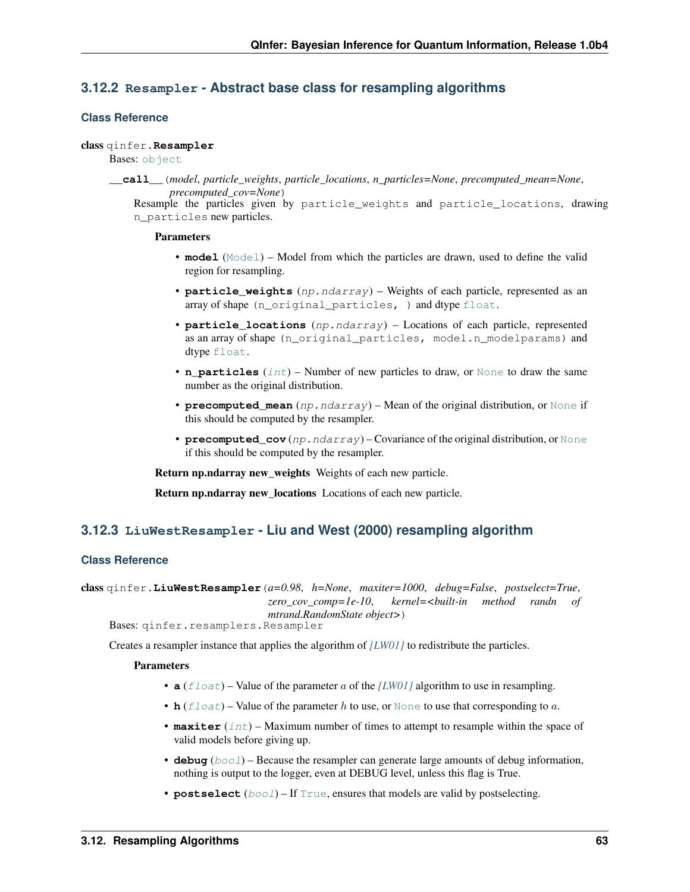### 3.12.2 `Resampler` - Abstract base class for resampling algorithms

#### Class Reference

**class** qinfer.**Resampler**

Bases: `object`

**`__call__`**(*model*, *particle_weights*, *particle_locations*, *n_particles=None*, *precomputed_mean=None*, *precomputed_cov=None*)

Resample the particles given by `particle_weights` and `particle_locations`, drawing `n_particles` new particles.

**Parameters**

- **model** (`Model`) – Model from which the particles are drawn, used to define the valid region for resampling.
- **particle_weights** (*np.ndarray*) – Weights of each particle, represented as an array of shape `(n_original_particles, )` and dtype `float`.
- **particle_locations** (*np.ndarray*) – Locations of each particle, represented as an array of shape `(n_original_particles, model.n_modelparams)` and dtype `float`.
- **n_particles** (*int*) – Number of new particles to draw, or `None` to draw the same number as the original distribution.
- **precomputed_mean** (*np.ndarray*) – Mean of the original distribution, or `None` if this should be computed by the resampler.
- **precomputed_cov** (*np.ndarray*) – Covariance of the original distribution, or `None` if this should be computed by the resampler.

**Return np.ndarray new_weights** Weights of each new particle.

**Return np.ndarray new_locations** Locations of each new particle.

### 3.12.3 `LiuWestResampler` - Liu and West (2000) resampling algorithm

#### Class Reference

**class** qinfer.**LiuWestResampler**(*a=0.98*, *h=None*, *maxiter=1000*, *debug=False*, *postselect=True*, *zero_cov_comp=1e-10*, *kernel=<built-in method randn of mtrand.RandomState object>*)

Bases: `qinfer.resamplers.Resampler`

Creates a resampler instance that applies the algorithm of [LW01] to redistribute the particles.

**Parameters**

- **a** (*float*) – Value of the parameter $a$ of the [LW01] algorithm to use in resampling.
- **h** (*float*) – Value of the parameter $h$ to use, or `None` to use that corresponding to $a$.
- **maxiter** (*int*) – Maximum number of times to attempt to resample within the space of valid models before giving up.
- **debug** (*bool*) – Because the resampler can generate large amounts of debug information, nothing is output to the logger, even at DEBUG level, unless this flag is True.
- **postselect** (*bool*) – If `True`, ensures that models are valid by postselecting.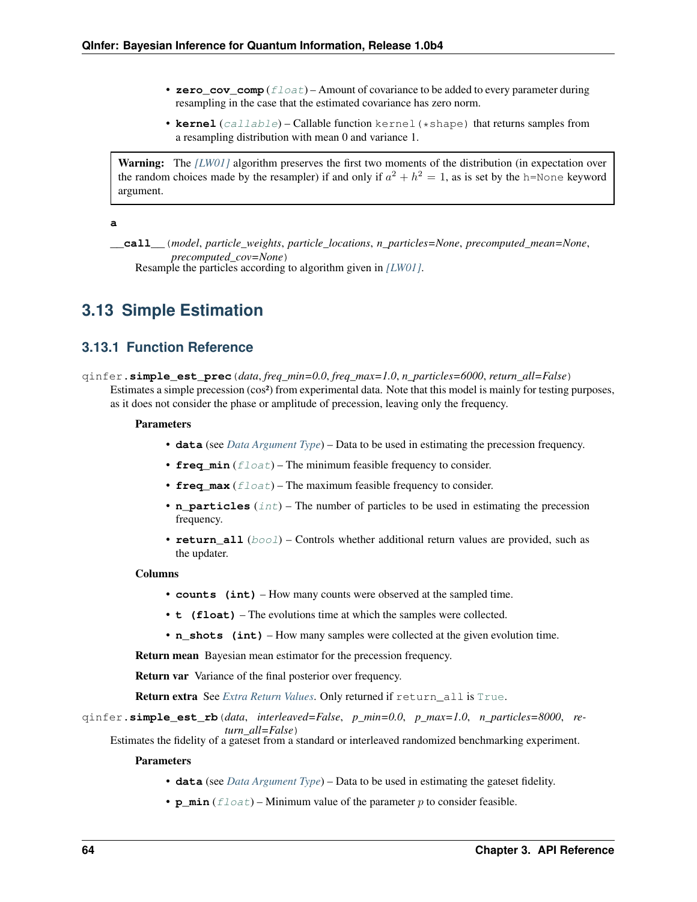- **zero_cov_comp** (*float*) – Amount of covariance to be added to every parameter during resampling in the case that the estimated covariance has zero norm.
- **kernel** (*callable*) – Callable function `kernel(*shape)` that returns samples from a resampling distribution with mean 0 and variance 1.

> **Warning:** The [LW01] algorithm preserves the first two moments of the distribution (in expectation over the random choices made by the resampler) if and only if $a^2 + h^2 = 1$, as is set by the `h=None` keyword argument.

**a**

**\_\_call\_\_**(*model*, *particle_weights*, *particle_locations*, *n_particles=None*, *precomputed_mean=None*, *precomputed_cov=None*)
Resample the particles according to algorithm given in [LW01].

## 3.13 Simple Estimation

### 3.13.1 Function Reference

qinfer.**simple_est_prec**(*data*, *freq_min=0.0*, *freq_max=1.0*, *n_particles=6000*, *return_all=False*)
Estimates a simple precession (cos²) from experimental data. Note that this model is mainly for testing purposes, as it does not consider the phase or amplitude of precession, leaving only the frequency.

**Parameters**

- **data** (see *Data Argument Type*) – Data to be used in estimating the precession frequency.
- **freq_min** (*float*) – The minimum feasible frequency to consider.
- **freq_max** (*float*) – The maximum feasible frequency to consider.
- **n_particles** (*int*) – The number of particles to be used in estimating the precession frequency.
- **return_all** (*bool*) – Controls whether additional return values are provided, such as the updater.

**Columns**

- **counts (int)** – How many counts were observed at the sampled time.
- **t (float)** – The evolutions time at which the samples were collected.
- **n_shots (int)** – How many samples were collected at the given evolution time.

**Return mean** Bayesian mean estimator for the precession frequency.

**Return var** Variance of the final posterior over frequency.

**Return extra** See *Extra Return Values*. Only returned if `return_all` is `True`.

qinfer.**simple_est_rb**(*data*, *interleaved=False*, *p_min=0.0*, *p_max=1.0*, *n_particles=8000*, *return_all=False*)
Estimates the fidelity of a gateset from a standard or interleaved randomized benchmarking experiment.

**Parameters**

- **data** (see *Data Argument Type*) – Data to be used in estimating the gateset fidelity.
- **p_min** (*float*) – Minimum value of the parameter $p$ to consider feasible.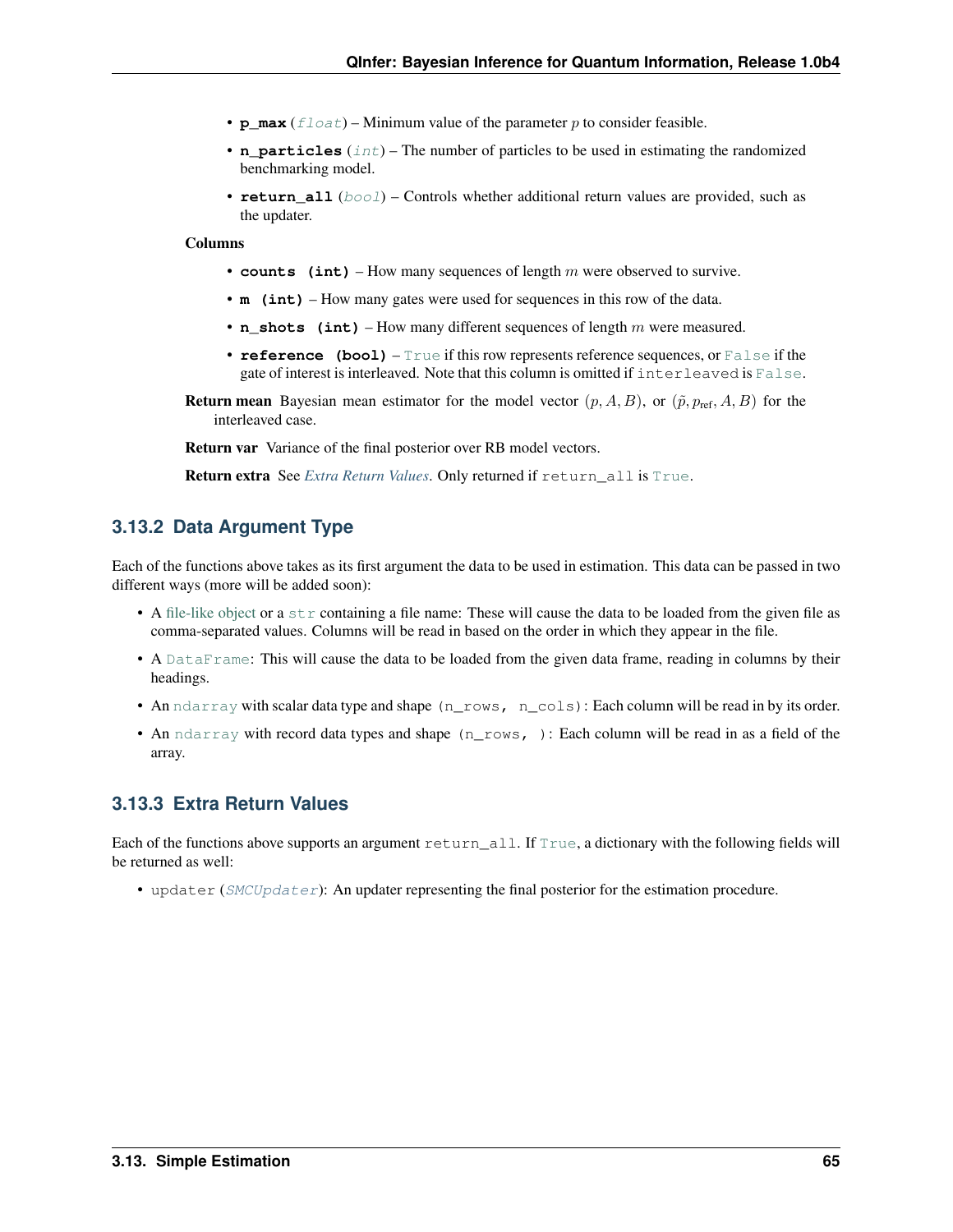- **p_max** (*float*) – Minimum value of the parameter $p$ to consider feasible.
- **n_particles** (*int*) – The number of particles to be used in estimating the randomized benchmarking model.
- **return_all** (*bool*) – Controls whether additional return values are provided, such as the updater.

**Columns**

- **counts (int)** – How many sequences of length $m$ were observed to survive.
- **m (int)** – How many gates were used for sequences in this row of the data.
- **n_shots (int)** – How many different sequences of length $m$ were measured.
- **reference (bool)** – `True` if this row represents reference sequences, or `False` if the gate of interest is interleaved. Note that this column is omitted if `interleaved` is `False`.

**Return mean** Bayesian mean estimator for the model vector $(p, A, B)$, or $(\tilde{p}, p_{\text{ref}}, A, B)$ for the interleaved case.

**Return var** Variance of the final posterior over RB model vectors.

**Return extra** See *Extra Return Values*. Only returned if `return_all` is `True`.

### 3.13.2 Data Argument Type

Each of the functions above takes as its first argument the data to be used in estimation. This data can be passed in two different ways (more will be added soon):

- A file-like object or a `str` containing a file name: These will cause the data to be loaded from the given file as comma-separated values. Columns will be read in based on the order in which they appear in the file.
- A `DataFrame`: This will cause the data to be loaded from the given data frame, reading in columns by their headings.
- An `ndarray` with scalar data type and shape `(n_rows, n_cols)`: Each column will be read in by its order.
- An `ndarray` with record data types and shape `(n_rows, )`: Each column will be read in as a field of the array.

### 3.13.3 Extra Return Values

Each of the functions above supports an argument `return_all`. If `True`, a dictionary with the following fields will be returned as well:

- `updater` (*SMCUpdater*): An updater representing the final posterior for the estimation procedure.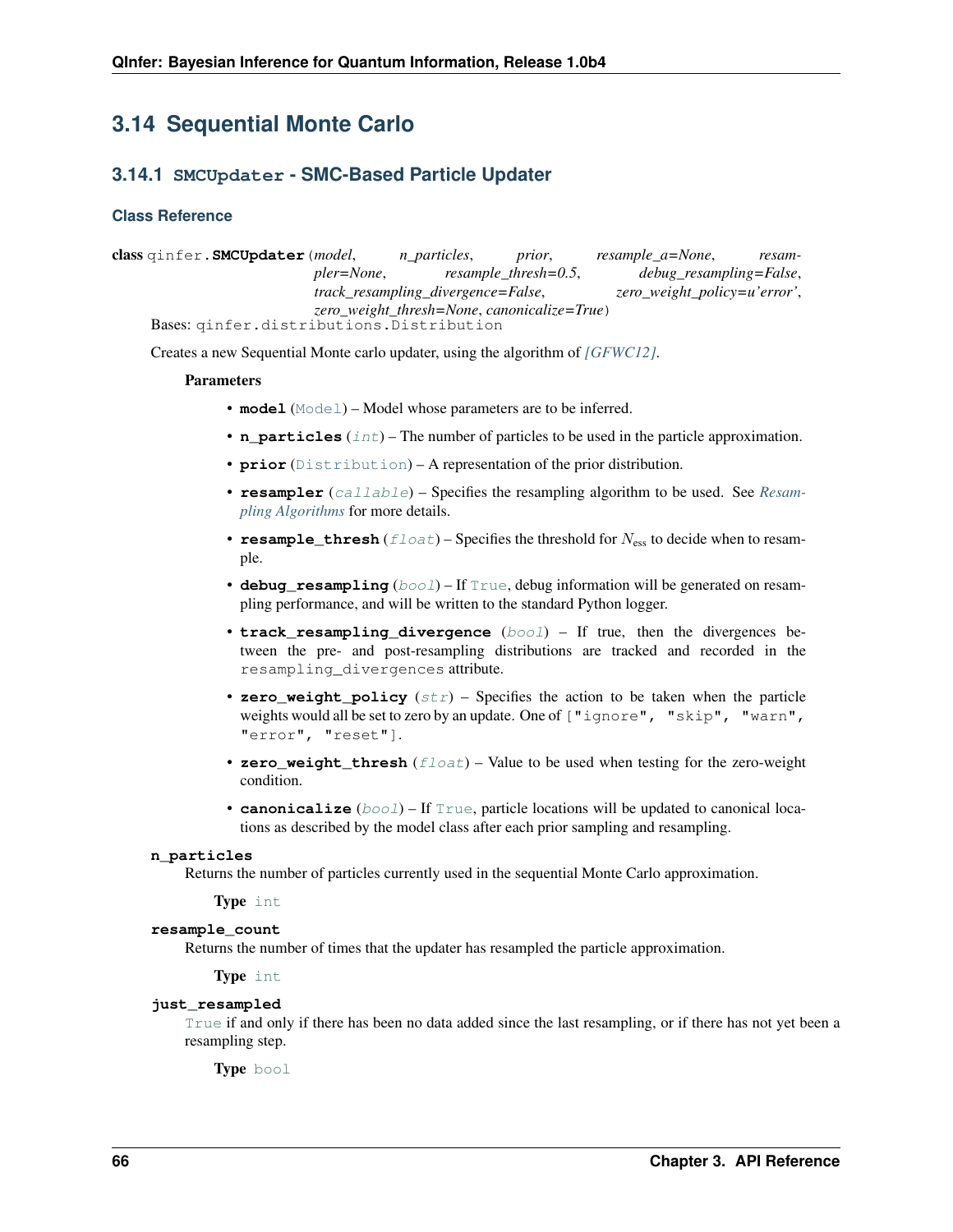## 3.14 Sequential Monte Carlo

### 3.14.1 SMCUpdater - SMC-Based Particle Updater

#### Class Reference

**class** qinfer.**SMCUpdater**(*model*, *n_particles*, *prior*, *resample_a=None*, *resampler=None*, *resample_thresh=0.5*, *debug_resampling=False*, *track_resampling_divergence=False*, *zero_weight_policy=u'error'*, *zero_weight_thresh=None*, *canonicalize=True*)

Bases: qinfer.distributions.Distribution

Creates a new Sequential Monte carlo updater, using the algorithm of *[GFWC12]*.

**Parameters**

- **model** (Model) – Model whose parameters are to be inferred.
- **n_particles** (*int*) – The number of particles to be used in the particle approximation.
- **prior** (Distribution) – A representation of the prior distribution.
- **resampler** (*callable*) – Specifies the resampling algorithm to be used. See *Resampling Algorithms* for more details.
- **resample_thresh** (*float*) – Specifies the threshold for $N_{\text{ess}}$ to decide when to resample.
- **debug_resampling** (*bool*) – If True, debug information will be generated on resampling performance, and will be written to the standard Python logger.
- **track_resampling_divergence** (*bool*) – If true, then the divergences between the pre- and post-resampling distributions are tracked and recorded in the resampling_divergences attribute.
- **zero_weight_policy** (*str*) – Specifies the action to be taken when the particle weights would all be set to zero by an update. One of ["ignore", "skip", "warn", "error", "reset"].
- **zero_weight_thresh** (*float*) – Value to be used when testing for the zero-weight condition.
- **canonicalize** (*bool*) – If True, particle locations will be updated to canonical locations as described by the model class after each prior sampling and resampling.

**n_particles**

Returns the number of particles currently used in the sequential Monte Carlo approximation.

**Type** int

**resample_count**

Returns the number of times that the updater has resampled the particle approximation.

**Type** int

**just_resampled**

True if and only if there has been no data added since the last resampling, or if there has not yet been a resampling step.

**Type** bool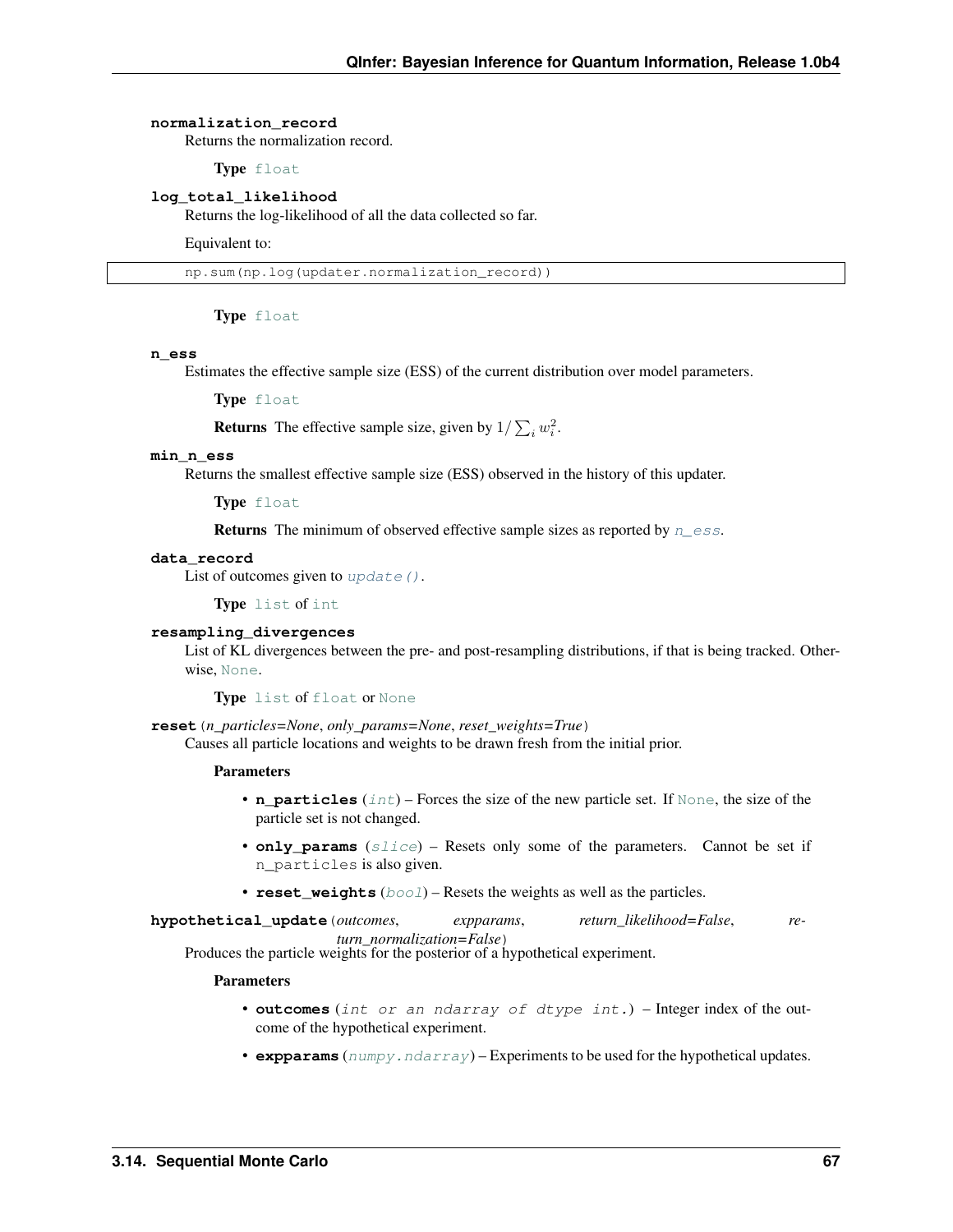**normalization_record**

Returns the normalization record.

**Type** float

**log_total_likelihood**

Returns the log-likelihood of all the data collected so far.

Equivalent to:

```
np.sum(np.log(updater.normalization_record))
```

**Type** float

**n_ess**

Estimates the effective sample size (ESS) of the current distribution over model parameters.

**Type** float

**Returns** The effective sample size, given by $1/\sum_i w_i^2$.

**min_n_ess**

Returns the smallest effective sample size (ESS) observed in the history of this updater.

**Type** float

**Returns** The minimum of observed effective sample sizes as reported by *n_ess*.

**data_record**

List of outcomes given to *update()*.

**Type** list of int

**resampling_divergences**

List of KL divergences between the pre- and post-resampling distributions, if that is being tracked. Otherwise, None.

**Type** list of float or None

**reset**(*n_particles=None*, *only_params=None*, *reset_weights=True*)

Causes all particle locations and weights to be drawn fresh from the initial prior.

**Parameters**

- **n_particles** (*int*) – Forces the size of the new particle set. If None, the size of the particle set is not changed.
- **only_params** (*slice*) – Resets only some of the parameters. Cannot be set if `n_particles` is also given.
- **reset_weights** (*bool*) – Resets the weights as well as the particles.

**hypothetical_update**(*outcomes*, *expparams*, *return_likelihood=False*, *return_normalization=False*)

Produces the particle weights for the posterior of a hypothetical experiment.

**Parameters**

- **outcomes** (*int or an ndarray of dtype int.*) – Integer index of the outcome of the hypothetical experiment.
- **expparams** (*numpy.ndarray*) – Experiments to be used for the hypothetical updates.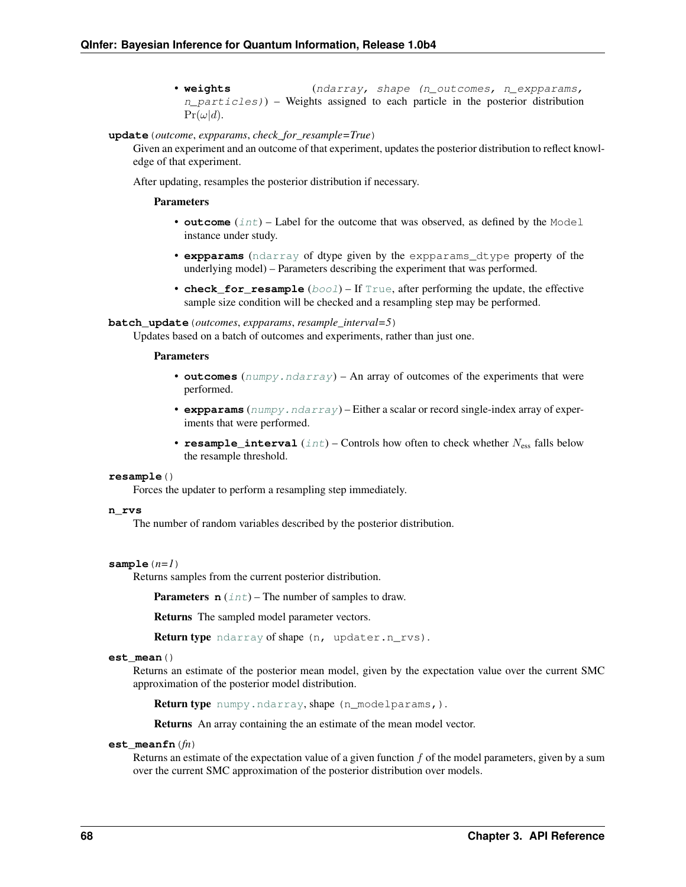- **weights** (*ndarray, shape (n_outcomes, n_expparams, n_particles)*) – Weights assigned to each particle in the posterior distribution $\Pr(\omega|d)$.

**update**(*outcome, expparams, check_for_resample=True*)

Given an experiment and an outcome of that experiment, updates the posterior distribution to reflect knowledge of that experiment.

After updating, resamples the posterior distribution if necessary.

**Parameters**

- **outcome** (*int*) – Label for the outcome that was observed, as defined by the `Model` instance under study.
- **expparams** (`ndarray` of dtype given by the `expparams_dtype` property of the underlying model) – Parameters describing the experiment that was performed.
- **check_for_resample** (*bool*) – If `True`, after performing the update, the effective sample size condition will be checked and a resampling step may be performed.

**batch_update**(*outcomes, expparams, resample_interval=5*)

Updates based on a batch of outcomes and experiments, rather than just one.

**Parameters**

- **outcomes** (*numpy.ndarray*) – An array of outcomes of the experiments that were performed.
- **expparams** (*numpy.ndarray*) – Either a scalar or record single-index array of experiments that were performed.
- **resample_interval** (*int*) – Controls how often to check whether $N_{\text{ess}}$ falls below the resample threshold.

**resample**()

Forces the updater to perform a resampling step immediately.

**n_rvs**

The number of random variables described by the posterior distribution.

**sample**(*n=1*)

Returns samples from the current posterior distribution.

**Parameters** **n** (*int*) – The number of samples to draw.

**Returns** The sampled model parameter vectors.

**Return type** `ndarray` of shape `(n, updater.n_rvs)`.

**est_mean**()

Returns an estimate of the posterior mean model, given by the expectation value over the current SMC approximation of the posterior model distribution.

**Return type** `numpy.ndarray`, shape `(n_modelparams,)`.

**Returns** An array containing the an estimate of the mean model vector.

**est_meanfn**(*fn*)

Returns an estimate of the expectation value of a given function $f$ of the model parameters, given by a sum over the current SMC approximation of the posterior distribution over models.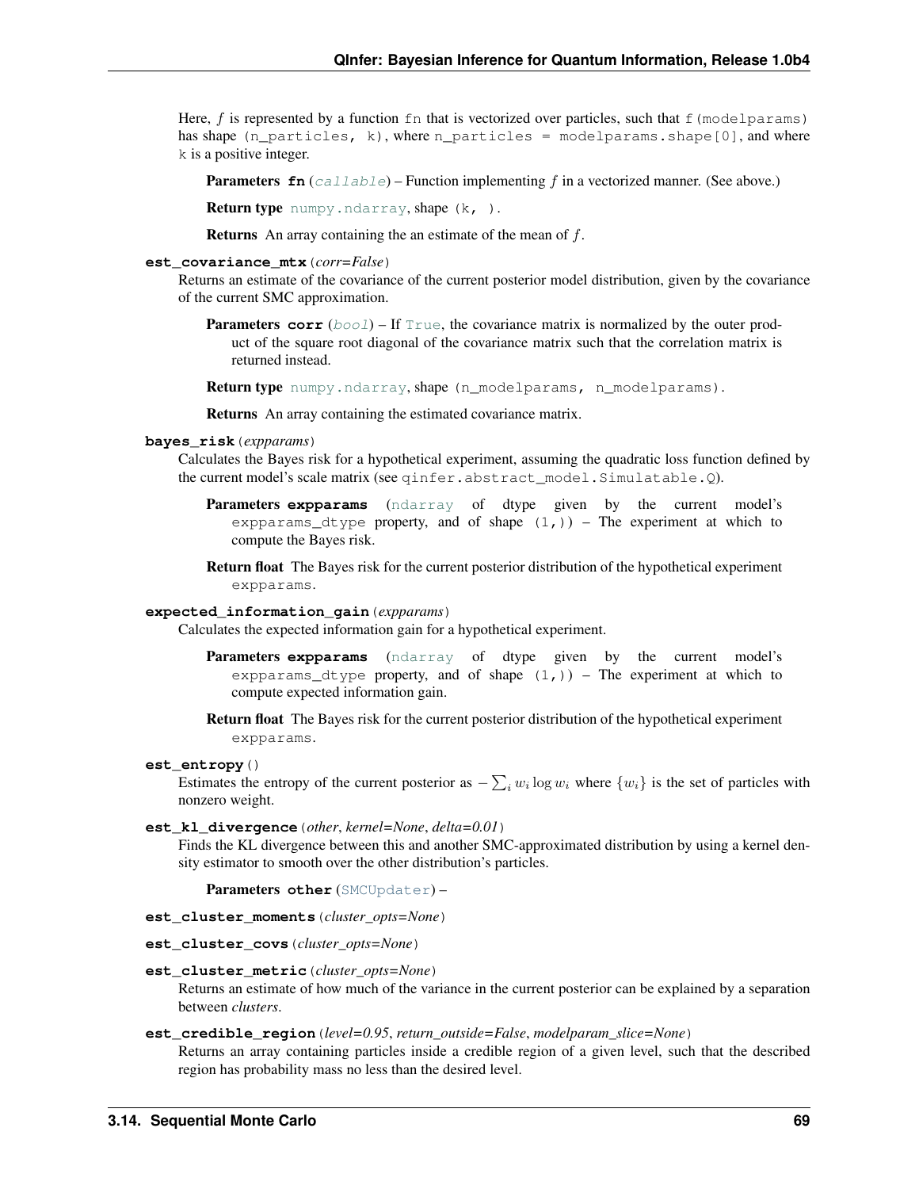Here, $f$ is represented by a function `fn` that is vectorized over particles, such that `f(modelparams)` has shape `(n_particles, k)`, where `n_particles = modelparams.shape[0]`, and where `k` is a positive integer.

**Parameters** **fn** (*callable*) – Function implementing $f$ in a vectorized manner. (See above.)

**Return type** `numpy.ndarray`, shape `(k, )`.

**Returns** An array containing the an estimate of the mean of $f$.

**est_covariance_mtx**(*corr=False*)

Returns an estimate of the covariance of the current posterior model distribution, given by the covariance of the current SMC approximation.

**Parameters** **corr** (*bool*) – If `True`, the covariance matrix is normalized by the outer product of the square root diagonal of the covariance matrix such that the correlation matrix is returned instead.

**Return type** `numpy.ndarray`, shape `(n_modelparams, n_modelparams)`.

**Returns** An array containing the estimated covariance matrix.

**bayes_risk**(*expparams*)

Calculates the Bayes risk for a hypothetical experiment, assuming the quadratic loss function defined by the current model's scale matrix (see `qinfer.abstract_model.Simulatable.Q`).

**Parameters** **expparams** (`ndarray` of dtype given by the current model's `expparams_dtype` property, and of shape `(1,)`) – The experiment at which to compute the Bayes risk.

**Return float** The Bayes risk for the current posterior distribution of the hypothetical experiment `expparams`.

**expected_information_gain**(*expparams*)

Calculates the expected information gain for a hypothetical experiment.

**Parameters** **expparams** (`ndarray` of dtype given by the current model's `expparams_dtype` property, and of shape `(1,)`) – The experiment at which to compute expected information gain.

**Return float** The Bayes risk for the current posterior distribution of the hypothetical experiment `expparams`.

**est_entropy**()

Estimates the entropy of the current posterior as $-\sum_i w_i \log w_i$ where $\{w_i\}$ is the set of particles with nonzero weight.

**est_kl_divergence**(*other*, *kernel=None*, *delta=0.01*)

Finds the KL divergence between this and another SMC-approximated distribution by using a kernel density estimator to smooth over the other distribution's particles.

**Parameters** **other** (`SMCUpdater`) –

**est_cluster_moments**(*cluster_opts=None*)

**est_cluster_covs**(*cluster_opts=None*)

**est_cluster_metric**(*cluster_opts=None*)

Returns an estimate of how much of the variance in the current posterior can be explained by a separation between *clusters*.

**est_credible_region**(*level=0.95*, *return_outside=False*, *modelparam_slice=None*)

Returns an array containing particles inside a credible region of a given level, such that the described region has probability mass no less than the desired level.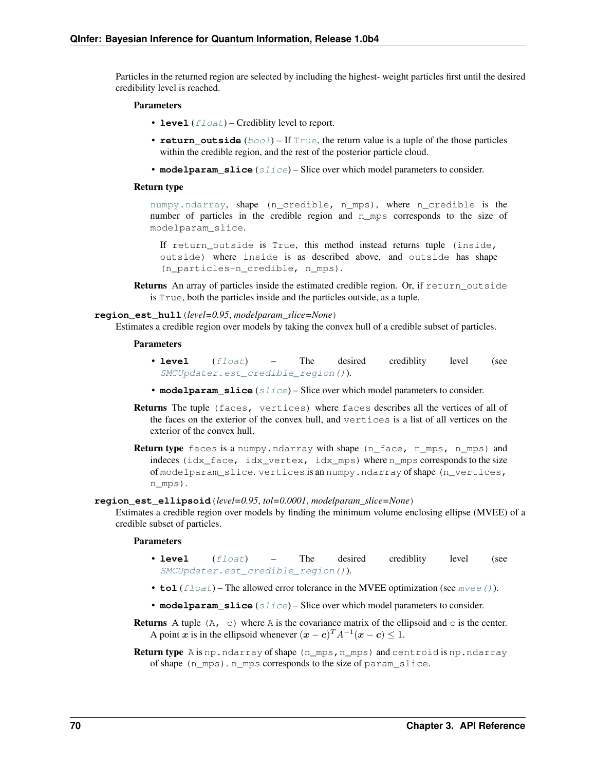Particles in the returned region are selected by including the highest- weight particles first until the desired credibility level is reached.

**Parameters**

- **level** (*float*) – Crediblity level to report.
- **return_outside** (*bool*) – If `True`, the return value is a tuple of the those particles within the credible region, and the rest of the posterior particle cloud.
- **modelparam_slice** (*slice*) – Slice over which model parameters to consider.

**Return type**

`numpy.ndarray`, shape `(n_credible, n_mps)`, where `n_credible` is the number of particles in the credible region and `n_mps` corresponds to the size of `modelparam_slice`.

> If `return_outside` is `True`, this method instead returns tuple `(inside, outside)` where `inside` is as described above, and `outside` has shape `(n_particles-n_credible, n_mps)`.

**Returns** An array of particles inside the estimated credible region. Or, if `return_outside` is `True`, both the particles inside and the particles outside, as a tuple.

**region_est_hull**(*level=0.95*, *modelparam_slice=None*)

Estimates a credible region over models by taking the convex hull of a credible subset of particles.

**Parameters**

- **level** (*float*) – The desired crediblity level (see *SMCUpdater.est_credible_region()*).
- **modelparam_slice** (*slice*) – Slice over which model parameters to consider.

**Returns** The tuple `(faces, vertices)` where `faces` describes all the vertices of all of the faces on the exterior of the convex hull, and `vertices` is a list of all vertices on the exterior of the convex hull.

**Return type** `faces` is a `numpy.ndarray` with shape `(n_face, n_mps, n_mps)` and indeces `(idx_face, idx_vertex, idx_mps)` where `n_mps` corresponds to the size of `modelparam_slice`. `vertices` is an `numpy.ndarray` of shape `(n_vertices, n_mps)`.

**region_est_ellipsoid**(*level=0.95*, *tol=0.0001*, *modelparam_slice=None*)

Estimates a credible region over models by finding the minimum volume enclosing ellipse (MVEE) of a credible subset of particles.

**Parameters**

- **level** (*float*) – The desired crediblity level (see *SMCUpdater.est_credible_region()*).
- **tol** (*float*) – The allowed error tolerance in the MVEE optimization (see *mvee()*).
- **modelparam_slice** (*slice*) – Slice over which model parameters to consider.

**Returns** A tuple `(A, c)` where `A` is the covariance matrix of the ellipsoid and `c` is the center. A point $\boldsymbol{x}$ is in the ellipsoid whenever $(\boldsymbol{x}-\boldsymbol{c})^T A^{-1}(\boldsymbol{x}-\boldsymbol{c}) \leq 1$.

**Return type** `A` is `np.ndarray` of shape `(n_mps,n_mps)` and `centroid` is `np.ndarray` of shape `(n_mps)`. `n_mps` corresponds to the size of `param_slice`.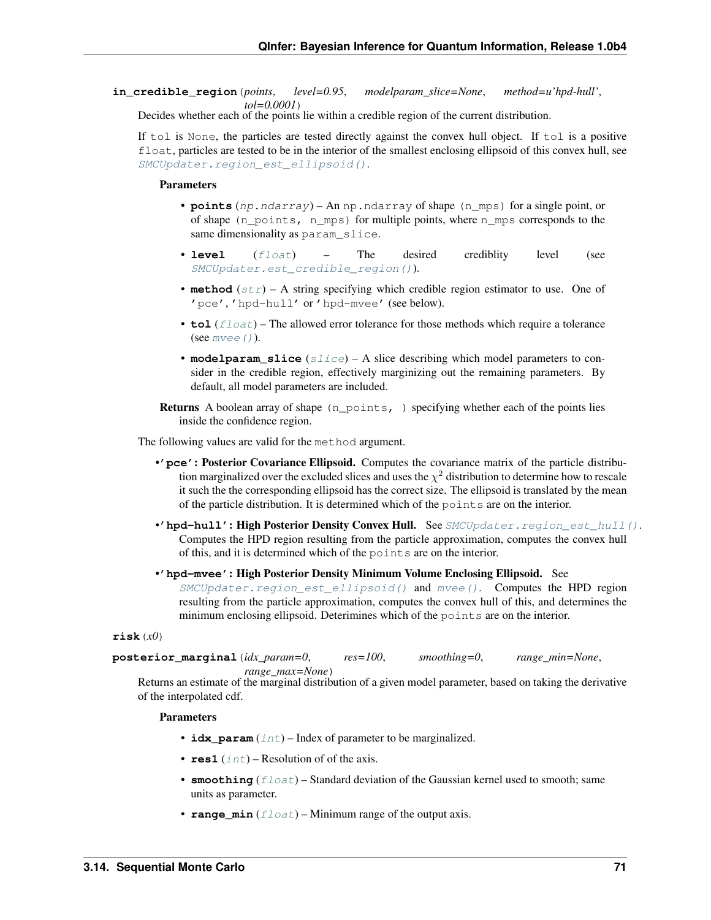**in_credible_region**(*points*, *level=0.95*, *modelparam_slice=None*, *method=u'hpd-hull'*, *tol=0.0001*)

Decides whether each of the points lie within a credible region of the current distribution.

If `tol` is `None`, the particles are tested directly against the convex hull object. If `tol` is a positive `float`, particles are tested to be in the interior of the smallest enclosing ellipsoid of this convex hull, see `SMCUpdater.region_est_ellipsoid()`.

**Parameters**

- **points** (*np.ndarray*) – An `np.ndarray` of shape `(n_mps)` for a single point, or of shape `(n_points, n_mps)` for multiple points, where `n_mps` corresponds to the same dimensionality as `param_slice`.
- **level** (*float*) – The desired crediblity level (see `SMCUpdater.est_credible_region()`).
- **method** (*str*) – A string specifying which credible region estimator to use. One of `'pce'`, `'hpd-hull'` or `'hpd-mvee'` (see below).
- **tol** (*float*) – The allowed error tolerance for those methods which require a tolerance (see `mvee()`).
- **modelparam_slice** (*slice*) – A slice describing which model parameters to consider in the credible region, effectively marginizing out the remaining parameters. By default, all model parameters are included.

**Returns** A boolean array of shape `(n_points, )` specifying whether each of the points lies inside the confidence region.

The following values are valid for the `method` argument.

- **'pce': Posterior Covariance Ellipsoid.** Computes the covariance matrix of the particle distribution marginalized over the excluded slices and uses the $\chi^2$ distribution to determine how to rescale it such the the corresponding ellipsoid has the correct size. The ellipsoid is translated by the mean of the particle distribution. It is determined which of the `points` are on the interior.
- **'hpd-hull': High Posterior Density Convex Hull.** See `SMCUpdater.region_est_hull()`. Computes the HPD region resulting from the particle approximation, computes the convex hull of this, and it is determined which of the `points` are on the interior.
- **'hpd-mvee': High Posterior Density Minimum Volume Enclosing Ellipsoid.** See `SMCUpdater.region_est_ellipsoid()` and `mvee()`. Computes the HPD region resulting from the particle approximation, computes the convex hull of this, and determines the minimum enclosing ellipsoid. Deterimines which of the `points` are on the interior.

**risk**(*x0*)

**posterior_marginal**(*idx_param=0*, *res=100*, *smoothing=0*, *range_min=None*, *range_max=None*)

Returns an estimate of the marginal distribution of a given model parameter, based on taking the derivative of the interpolated cdf.

**Parameters**

- **idx_param** (*int*) – Index of parameter to be marginalized.
- **res1** (*int*) – Resolution of of the axis.
- **smoothing** (*float*) – Standard deviation of the Gaussian kernel used to smooth; same units as parameter.
- **range_min** (*float*) – Minimum range of the output axis.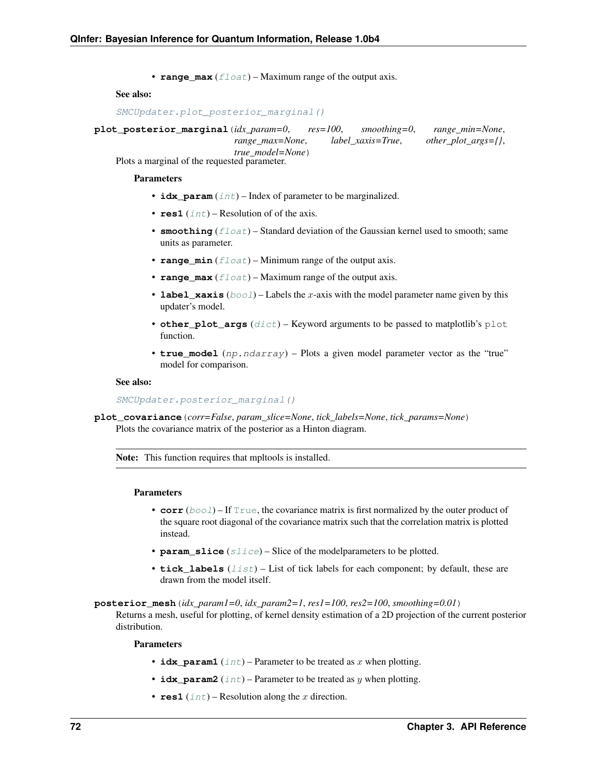- **range_max** (*float*) – Maximum range of the output axis.

**See also:**

*SMCUpdater.plot_posterior_marginal()*

**plot_posterior_marginal**(*idx_param=0*, *res=100*, *smoothing=0*, *range_min=None*, *range_max=None*, *label_xaxis=True*, *other_plot_args={}*, *true_model=None*)

Plots a marginal of the requested parameter.

**Parameters**

- **idx_param** (*int*) – Index of parameter to be marginalized.
- **res1** (*int*) – Resolution of of the axis.
- **smoothing** (*float*) – Standard deviation of the Gaussian kernel used to smooth; same units as parameter.
- **range_min** (*float*) – Minimum range of the output axis.
- **range_max** (*float*) – Maximum range of the output axis.
- **label_xaxis** (*bool*) – Labels the $x$-axis with the model parameter name given by this updater's model.
- **other_plot_args** (*dict*) – Keyword arguments to be passed to matplotlib's `plot` function.
- **true_model** (*np.ndarray*) – Plots a given model parameter vector as the "true" model for comparison.

**See also:**

*SMCUpdater.posterior_marginal()*

**plot_covariance**(*corr=False*, *param_slice=None*, *tick_labels=None*, *tick_params=None*)

Plots the covariance matrix of the posterior as a Hinton diagram.

**Note:** This function requires that mpltools is installed.

**Parameters**

- **corr** (*bool*) – If `True`, the covariance matrix is first normalized by the outer product of the square root diagonal of the covariance matrix such that the correlation matrix is plotted instead.
- **param_slice** (*slice*) – Slice of the modelparameters to be plotted.
- **tick_labels** (*list*) – List of tick labels for each component; by default, these are drawn from the model itself.

**posterior_mesh**(*idx_param1=0*, *idx_param2=1*, *res1=100*, *res2=100*, *smoothing=0.01*)

Returns a mesh, useful for plotting, of kernel density estimation of a 2D projection of the current posterior distribution.

**Parameters**

- **idx_param1** (*int*) – Parameter to be treated as $x$ when plotting.
- **idx_param2** (*int*) – Parameter to be treated as $y$ when plotting.
- **res1** (*int*) – Resolution along the $x$ direction.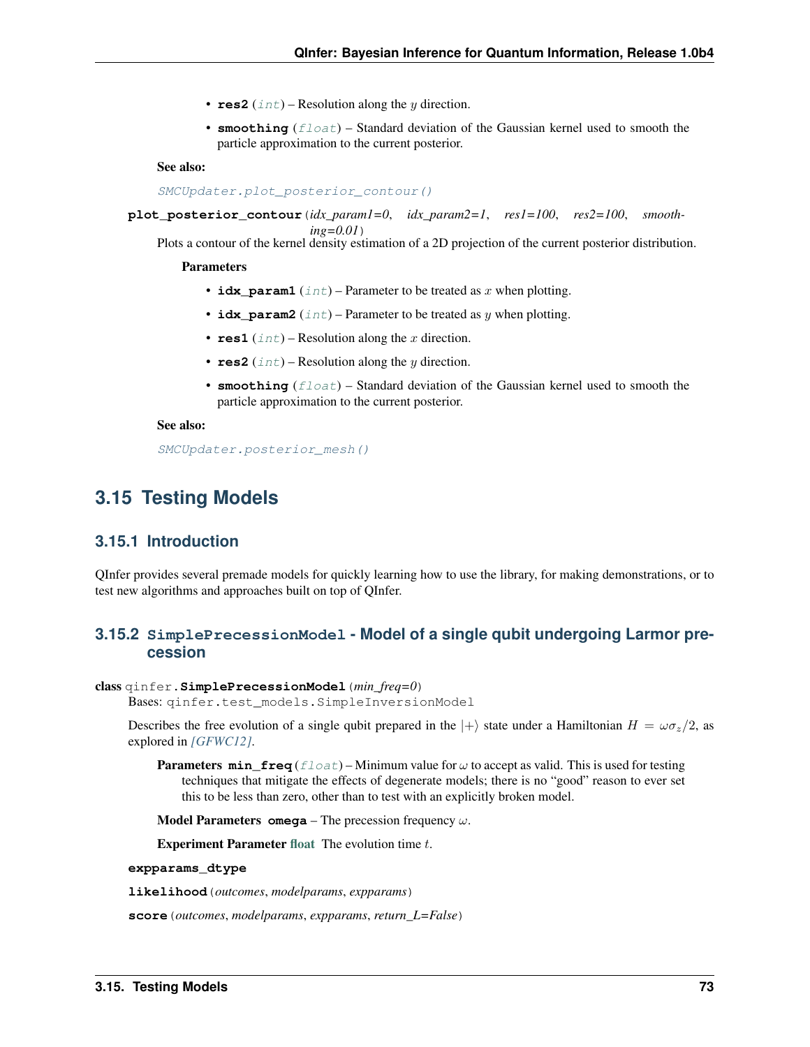- **res2** (*int*) – Resolution along the $y$ direction.
- **smoothing** (*float*) – Standard deviation of the Gaussian kernel used to smooth the particle approximation to the current posterior.

**See also:**

*SMCUpdater.plot_posterior_contour()*

**plot_posterior_contour**(*idx_param1=0, idx_param2=1, res1=100, res2=100, smoothing=0.01*)

Plots a contour of the kernel density estimation of a 2D projection of the current posterior distribution.

**Parameters**

- **idx_param1** (*int*) – Parameter to be treated as $x$ when plotting.
- **idx_param2** (*int*) – Parameter to be treated as $y$ when plotting.
- **res1** (*int*) – Resolution along the $x$ direction.
- **res2** (*int*) – Resolution along the $y$ direction.
- **smoothing** (*float*) – Standard deviation of the Gaussian kernel used to smooth the particle approximation to the current posterior.

**See also:**

*SMCUpdater.posterior_mesh()*

## 3.15 Testing Models

### 3.15.1 Introduction

QInfer provides several premade models for quickly learning how to use the library, for making demonstrations, or to test new algorithms and approaches built on top of QInfer.

### 3.15.2 SimplePrecessionModel - Model of a single qubit undergoing Larmor precession

**class** qinfer.**SimplePrecessionModel**(*min_freq=0*)

Bases: qinfer.test_models.SimpleInversionModel

Describes the free evolution of a single qubit prepared in the $|+\rangle$ state under a Hamiltonian $H = \omega\sigma_z/2$, as explored in *[GFWC12]*.

**Parameters** **min_freq** (*float*) – Minimum value for $\omega$ to accept as valid. This is used for testing techniques that mitigate the effects of degenerate models; there is no "good" reason to ever set this to be less than zero, other than to test with an explicitly broken model.

**Model Parameters** **omega** – The precession frequency $\omega$.

**Experiment Parameter** float The evolution time $t$.

**expparams_dtype**

**likelihood**(*outcomes, modelparams, expparams*)

**score**(*outcomes, modelparams, expparams, return_L=False*)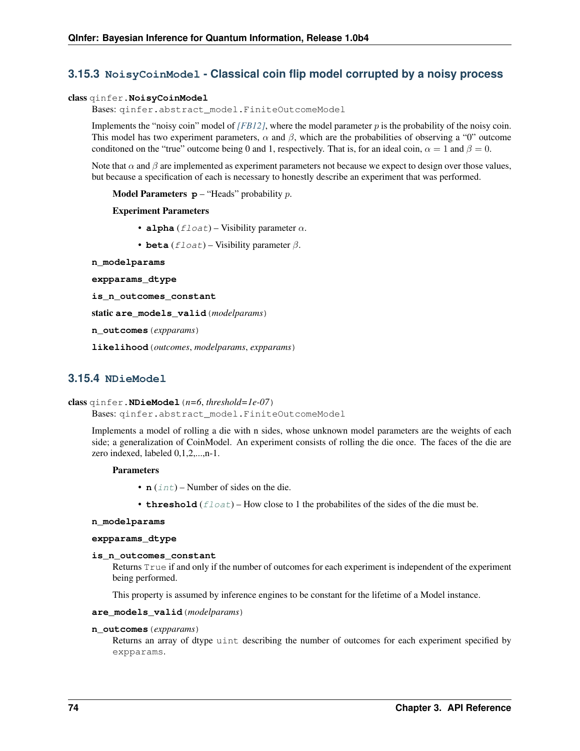### 3.15.3 `NoisyCoinModel` - Classical coin flip model corrupted by a noisy process

**class** qinfer.**NoisyCoinModel**

Bases: `qinfer.abstract_model.FiniteOutcomeModel`

Implements the "noisy coin" model of *[FB12]*, where the model parameter $p$ is the probability of the noisy coin. This model has two experiment parameters, $\alpha$ and $\beta$, which are the probabilities of observing a "0" outcome conditoned on the "true" outcome being 0 and 1, respectively. That is, for an ideal coin, $\alpha = 1$ and $\beta = 0$.

Note that $\alpha$ and $\beta$ are implemented as experiment parameters not because we expect to design over those values, but because a specification of each is necessary to honestly describe an experiment that was performed.

**Model Parameters** **p** – "Heads" probability $p$.

**Experiment Parameters**

- **alpha** (*float*) – Visibility parameter $\alpha$.
- **beta** (*float*) – Visibility parameter $\beta$.

**n_modelparams**

**expparams_dtype**

**is_n_outcomes_constant**

**static are_models_valid**(*modelparams*)

**n_outcomes**(*expparams*)

**likelihood**(*outcomes*, *modelparams*, *expparams*)

### 3.15.4 `NDieModel`

**class** qinfer.**NDieModel**(*n=6*, *threshold=1e-07*)

Bases: `qinfer.abstract_model.FiniteOutcomeModel`

Implements a model of rolling a die with n sides, whose unknown model parameters are the weights of each side; a generalization of CoinModel. An experiment consists of rolling the die once. The faces of the die are zero indexed, labeled 0,1,2,...,n-1.

**Parameters**

- **n** (*int*) – Number of sides on the die.
- **threshold** (*float*) – How close to 1 the probabilites of the sides of the die must be.

**n_modelparams**

**expparams_dtype**

**is_n_outcomes_constant**

Returns `True` if and only if the number of outcomes for each experiment is independent of the experiment being performed.

This property is assumed by inference engines to be constant for the lifetime of a Model instance.

**are_models_valid**(*modelparams*)

**n_outcomes**(*expparams*)

Returns an array of dtype `uint` describing the number of outcomes for each experiment specified by `expparams`.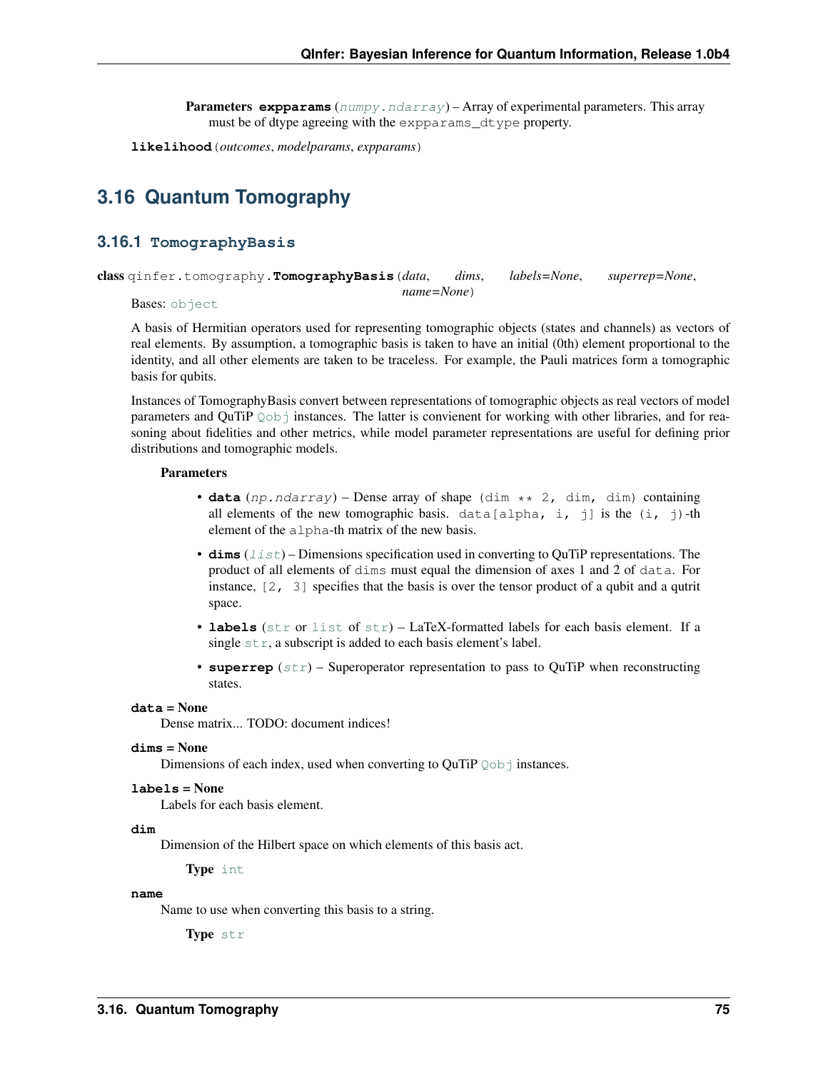**Parameters** **expparams** (*numpy.ndarray*) – Array of experimental parameters. This array must be of dtype agreeing with the `expparams_dtype` property.

**likelihood**(*outcomes*, *modelparams*, *expparams*)

## 3.16 Quantum Tomography

### 3.16.1 TomographyBasis

**class** `qinfer.tomography.`**TomographyBasis**(*data*, *dims*, *labels=None*, *superrep=None*, *name=None*)

Bases: `object`

A basis of Hermitian operators used for representing tomographic objects (states and channels) as vectors of real elements. By assumption, a tomographic basis is taken to have an initial (0th) element proportional to the identity, and all other elements are taken to be traceless. For example, the Pauli matrices form a tomographic basis for qubits.

Instances of TomographyBasis convert between representations of tomographic objects as real vectors of model parameters and QuTiP `Qobj` instances. The latter is convienent for working with other libraries, and for reasoning about fidelities and other metrics, while model parameter representations are useful for defining prior distributions and tomographic models.

**Parameters**

- **data** (*np.ndarray*) – Dense array of shape `(dim ** 2, dim, dim)` containing all elements of the new tomographic basis. `data[alpha, i, j]` is the `(i, j)`-th element of the `alpha`-th matrix of the new basis.
- **dims** (*list*) – Dimensions specification used in converting to QuTiP representations. The product of all elements of `dims` must equal the dimension of axes 1 and 2 of `data`. For instance, `[2, 3]` specifies that the basis is over the tensor product of a qubit and a qutrit space.
- **labels** (`str` or `list` of `str`) – LaTeX-formatted labels for each basis element. If a single `str`, a subscript is added to each basis element's label.
- **superrep** (*str*) – Superoperator representation to pass to QuTiP when reconstructing states.

**data = None**

Dense matrix... TODO: document indices!

**dims = None**

Dimensions of each index, used when converting to QuTiP `Qobj` instances.

**labels = None**

Labels for each basis element.

**dim**

Dimension of the Hilbert space on which elements of this basis act.

**Type** `int`

**name**

Name to use when converting this basis to a string.

**Type** `str`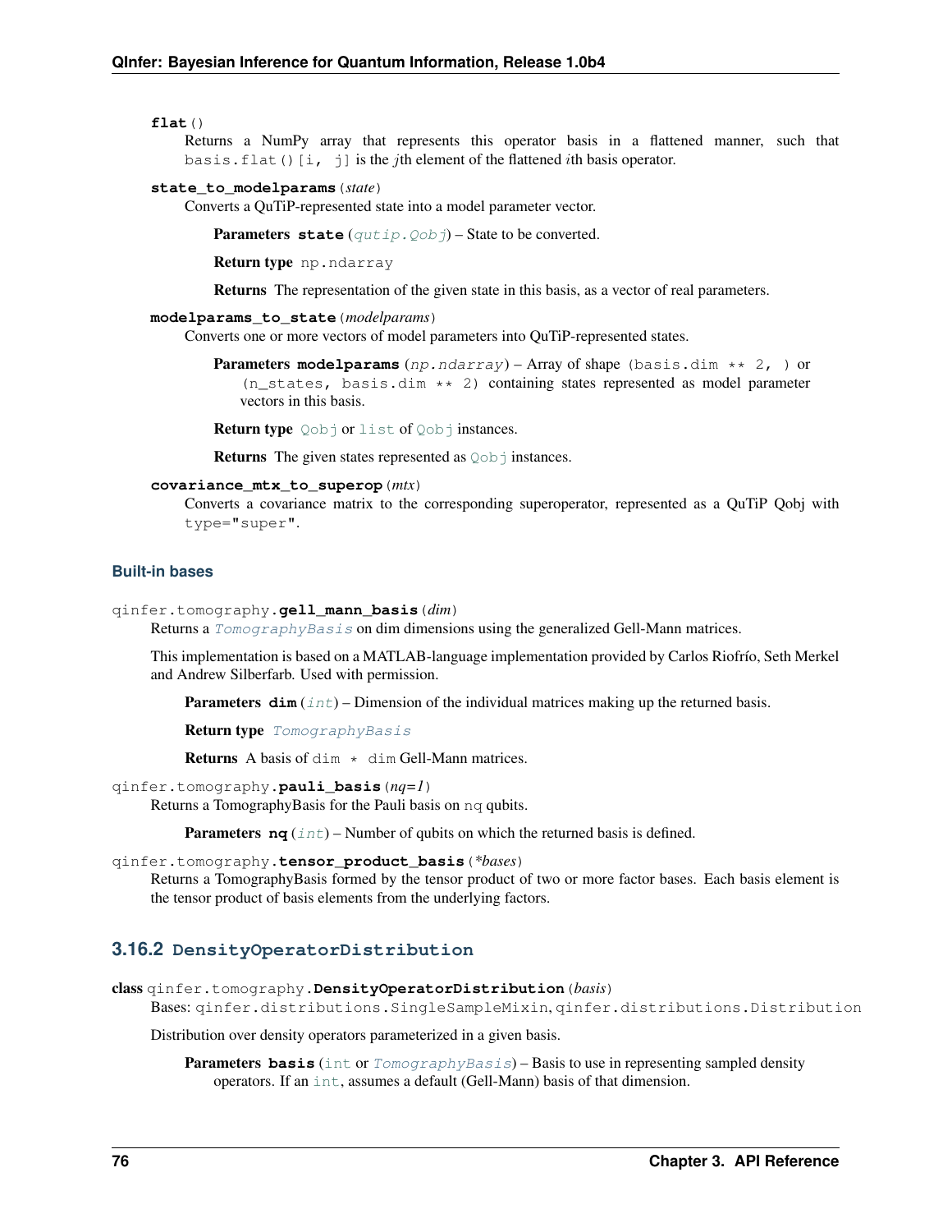**flat**()

Returns a NumPy array that represents this operator basis in a flattened manner, such that `basis.flat()[i, j]` is the *j*th element of the flattened *i*th basis operator.

**state_to_modelparams**(*state*)

Converts a QuTiP-represented state into a model parameter vector.

**Parameters** **state** (*qutip.Qobj*) – State to be converted.

**Return type** np.ndarray

**Returns** The representation of the given state in this basis, as a vector of real parameters.

**modelparams_to_state**(*modelparams*)

Converts one or more vectors of model parameters into QuTiP-represented states.

**Parameters** **modelparams** (*np.ndarray*) – Array of shape `(basis.dim ** 2, )` or `(n_states, basis.dim ** 2)` containing states represented as model parameter vectors in this basis.

**Return type** Qobj or list of Qobj instances.

**Returns** The given states represented as Qobj instances.

**covariance_mtx_to_superop**(*mtx*)

Converts a covariance matrix to the corresponding superoperator, represented as a QuTiP Qobj with `type="super"`.

#### Built-in bases

qinfer.tomography.**gell_mann_basis**(*dim*)

Returns a *TomographyBasis* on dim dimensions using the generalized Gell-Mann matrices.

This implementation is based on a MATLAB-language implementation provided by Carlos Riofrío, Seth Merkel and Andrew Silberfarb. Used with permission.

**Parameters** **dim** (*int*) – Dimension of the individual matrices making up the returned basis.

**Return type** *TomographyBasis*

**Returns** A basis of `dim * dim` Gell-Mann matrices.

qinfer.tomography.**pauli_basis**(*nq=1*)

Returns a TomographyBasis for the Pauli basis on nq qubits.

**Parameters** **nq** (*int*) – Number of qubits on which the returned basis is defined.

qinfer.tomography.**tensor_product_basis**(*\*bases*)

Returns a TomographyBasis formed by the tensor product of two or more factor bases. Each basis element is the tensor product of basis elements from the underlying factors.

### 3.16.2 DensityOperatorDistribution

**class** qinfer.tomography.**DensityOperatorDistribution**(*basis*)

Bases: `qinfer.distributions.SingleSampleMixin`, `qinfer.distributions.Distribution`

Distribution over density operators parameterized in a given basis.

**Parameters** **basis** (int or *TomographyBasis*) – Basis to use in representing sampled density operators. If an int, assumes a default (Gell-Mann) basis of that dimension.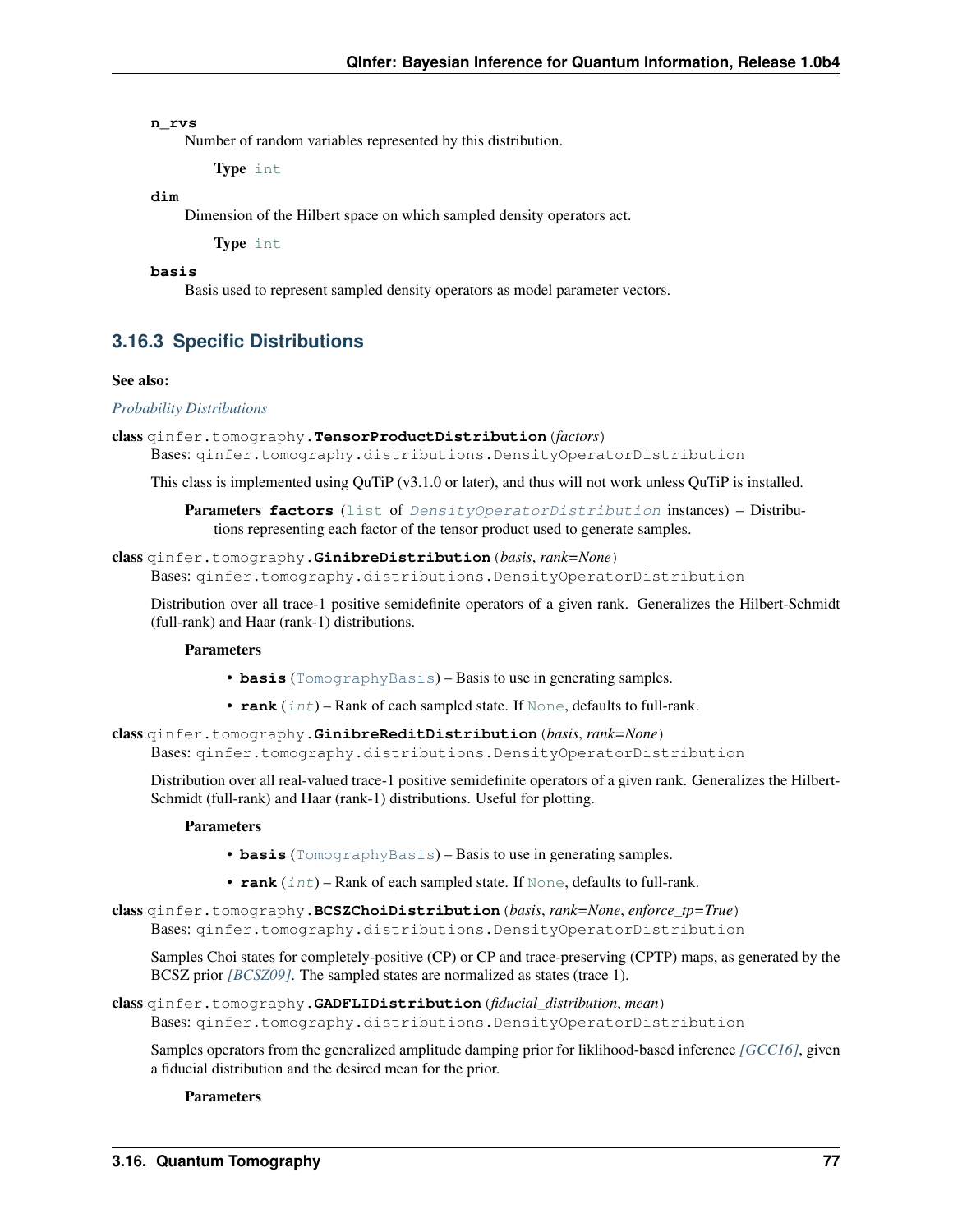**n_rvs**

Number of random variables represented by this distribution.

**Type** int

**dim**

Dimension of the Hilbert space on which sampled density operators act.

**Type** int

**basis**

Basis used to represent sampled density operators as model parameter vectors.

### 3.16.3 Specific Distributions

**See also:**

*Probability Distributions*

**class** qinfer.tomography.**TensorProductDistribution**(*factors*)

Bases: qinfer.tomography.distributions.DensityOperatorDistribution

This class is implemented using QuTiP (v3.1.0 or later), and thus will not work unless QuTiP is installed.

**Parameters** **factors** (list of *DensityOperatorDistribution* instances) – Distributions representing each factor of the tensor product used to generate samples.

**class** qinfer.tomography.**GinibreDistribution**(*basis*, *rank=None*)

Bases: qinfer.tomography.distributions.DensityOperatorDistribution

Distribution over all trace-1 positive semidefinite operators of a given rank. Generalizes the Hilbert-Schmidt (full-rank) and Haar (rank-1) distributions.

**Parameters**

- **basis** (TomographyBasis) – Basis to use in generating samples.
- **rank** (*int*) – Rank of each sampled state. If None, defaults to full-rank.

**class** qinfer.tomography.**GinibreReditDistribution**(*basis*, *rank=None*)

Bases: qinfer.tomography.distributions.DensityOperatorDistribution

Distribution over all real-valued trace-1 positive semidefinite operators of a given rank. Generalizes the Hilbert-Schmidt (full-rank) and Haar (rank-1) distributions. Useful for plotting.

**Parameters**

- **basis** (TomographyBasis) – Basis to use in generating samples.
- **rank** (*int*) – Rank of each sampled state. If None, defaults to full-rank.

**class** qinfer.tomography.**BCSZChoiDistribution**(*basis*, *rank=None*, *enforce_tp=True*)

Bases: qinfer.tomography.distributions.DensityOperatorDistribution

Samples Choi states for completely-positive (CP) or CP and trace-preserving (CPTP) maps, as generated by the BCSZ prior *[BCSZ09]*. The sampled states are normalized as states (trace 1).

**class** qinfer.tomography.**GADFLIDistribution**(*fiducial_distribution*, *mean*)

Bases: qinfer.tomography.distributions.DensityOperatorDistribution

Samples operators from the generalized amplitude damping prior for liklihood-based inference *[GCC16]*, given a fiducial distribution and the desired mean for the prior.

**Parameters**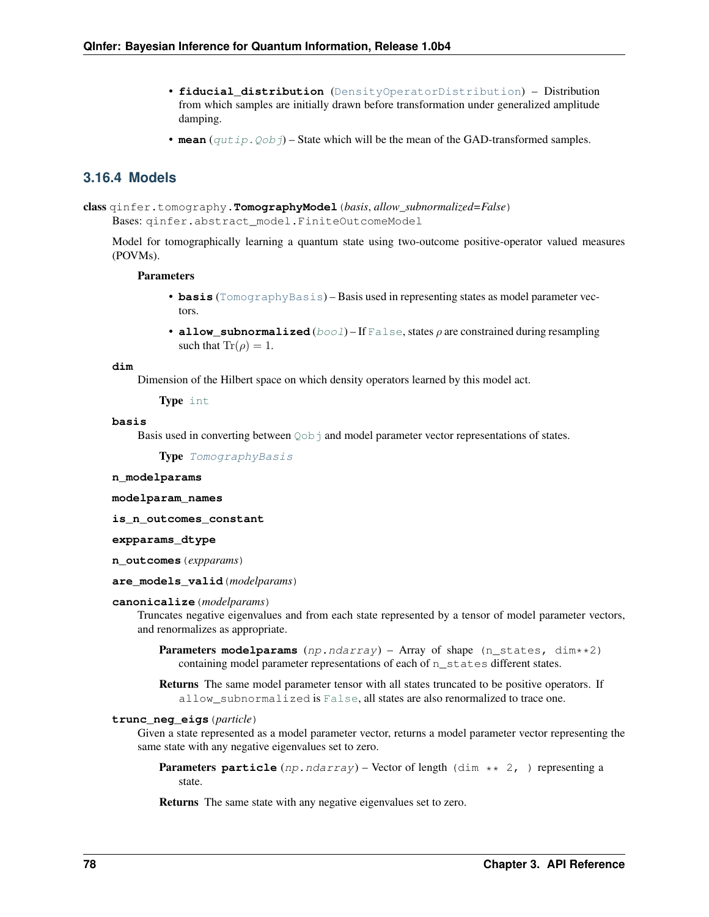- **fiducial_distribution** (DensityOperatorDistribution) – Distribution from which samples are initially drawn before transformation under generalized amplitude damping.
- **mean** (*qutip.Qobj*) – State which will be the mean of the GAD-transformed samples.

### 3.16.4 Models

**class** qinfer.tomography.**TomographyModel**(*basis*, *allow_subnormalized=False*)

Bases: qinfer.abstract_model.FiniteOutcomeModel

Model for tomographically learning a quantum state using two-outcome positive-operator valued measures (POVMs).

**Parameters**

- **basis** (TomographyBasis) – Basis used in representing states as model parameter vectors.
- **allow_subnormalized** (*bool*) – If False, states $\rho$ are constrained during resampling such that $\mathrm{Tr}(\rho) = 1$.

**dim**

Dimension of the Hilbert space on which density operators learned by this model act.

**Type** int

**basis**

Basis used in converting between Qobj and model parameter vector representations of states.

**Type** *TomographyBasis*

**n_modelparams**

**modelparam_names**

**is_n_outcomes_constant**

**expparams_dtype**

**n_outcomes**(*expparams*)

**are_models_valid**(*modelparams*)

**canonicalize**(*modelparams*)

Truncates negative eigenvalues and from each state represented by a tensor of model parameter vectors, and renormalizes as appropriate.

**Parameters modelparams** (*np.ndarray*) – Array of shape (n_states, dim**2) containing model parameter representations of each of n_states different states.

**Returns** The same model parameter tensor with all states truncated to be positive operators. If allow_subnormalized is False, all states are also renormalized to trace one.

**trunc_neg_eigs**(*particle*)

Given a state represented as a model parameter vector, returns a model parameter vector representing the same state with any negative eigenvalues set to zero.

**Parameters particle** (*np.ndarray*) – Vector of length (dim ** 2, ) representing a state.

**Returns** The same state with any negative eigenvalues set to zero.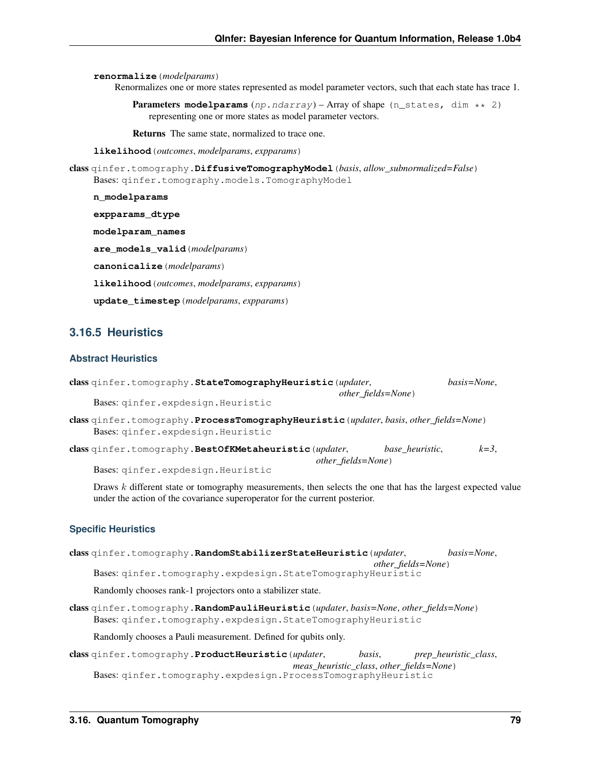**renormalize**(*modelparams*)

Renormalizes one or more states represented as model parameter vectors, such that each state has trace 1.

**Parameters** **modelparams** (*np.ndarray*) – Array of shape `(n_states, dim ** 2)` representing one or more states as model parameter vectors.

**Returns** The same state, normalized to trace one.

**likelihood**(*outcomes*, *modelparams*, *expparams*)

**class** `qinfer.tomography.`**DiffusiveTomographyModel**(*basis*, *allow_subnormalized=False*)

Bases: `qinfer.tomography.models.TomographyModel`

**n_modelparams**

**expparams_dtype**

**modelparam_names**

**are_models_valid**(*modelparams*)

**canonicalize**(*modelparams*)

**likelihood**(*outcomes*, *modelparams*, *expparams*)

**update_timestep**(*modelparams*, *expparams*)

## 3.16.5 Heuristics

### Abstract Heuristics

**class** `qinfer.tomography.`**StateTomographyHeuristic**(*updater*, *basis=None*, *other_fields=None*)

Bases: `qinfer.expdesign.Heuristic`

**class** `qinfer.tomography.`**ProcessTomographyHeuristic**(*updater*, *basis*, *other_fields=None*)

Bases: `qinfer.expdesign.Heuristic`

**class** `qinfer.tomography.`**BestOfKMetaheuristic**(*updater*, *base_heuristic*, *k=3*, *other_fields=None*)

Bases: `qinfer.expdesign.Heuristic`

Draws $k$ different state or tomography measurements, then selects the one that has the largest expected value under the action of the covariance superoperator for the current posterior.

### Specific Heuristics

**class** `qinfer.tomography.`**RandomStabilizerStateHeuristic**(*updater*, *basis=None*, *other_fields=None*)

Bases: `qinfer.tomography.expdesign.StateTomographyHeuristic`

Randomly chooses rank-1 projectors onto a stabilizer state.

**class** `qinfer.tomography.`**RandomPauliHeuristic**(*updater*, *basis=None*, *other_fields=None*)

Bases: `qinfer.tomography.expdesign.StateTomographyHeuristic`

Randomly chooses a Pauli measurement. Defined for qubits only.

**class** `qinfer.tomography.`**ProductHeuristic**(*updater*, *basis*, *prep_heuristic_class*, *meas_heuristic_class*, *other_fields=None*)

Bases: `qinfer.tomography.expdesign.ProcessTomographyHeuristic`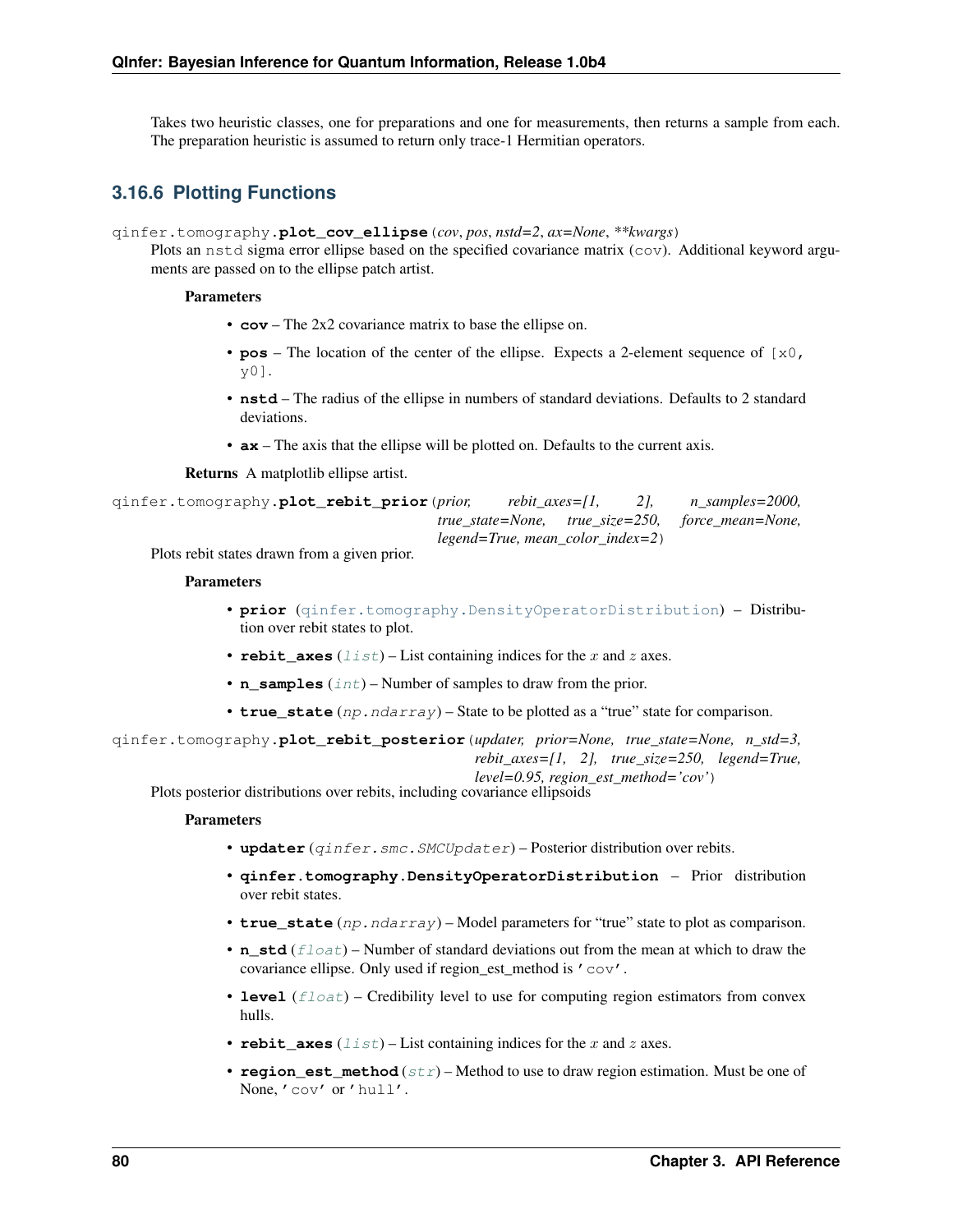Takes two heuristic classes, one for preparations and one for measurements, then returns a sample from each. The preparation heuristic is assumed to return only trace-1 Hermitian operators.

### 3.16.6 Plotting Functions

`qinfer.tomography.plot_cov_ellipse(cov, pos, nstd=2, ax=None, **kwargs)`

Plots an `nstd` sigma error ellipse based on the specified covariance matrix (`cov`). Additional keyword arguments are passed on to the ellipse patch artist.

**Parameters**

- **cov** – The 2x2 covariance matrix to base the ellipse on.
- **pos** – The location of the center of the ellipse. Expects a 2-element sequence of `[x0, y0]`.
- **nstd** – The radius of the ellipse in numbers of standard deviations. Defaults to 2 standard deviations.
- **ax** – The axis that the ellipse will be plotted on. Defaults to the current axis.

**Returns** A matplotlib ellipse artist.

`qinfer.tomography.plot_rebit_prior(prior, rebit_axes=[1, 2], n_samples=2000, true_state=None, true_size=250, force_mean=None, legend=True, mean_color_index=2)`

Plots rebit states drawn from a given prior.

**Parameters**

- **prior** (`qinfer.tomography.DensityOperatorDistribution`) – Distribution over rebit states to plot.
- **rebit_axes** (`list`) – List containing indices for the $x$ and $z$ axes.
- **n_samples** (`int`) – Number of samples to draw from the prior.
- **true_state** (`np.ndarray`) – State to be plotted as a "true" state for comparison.

`qinfer.tomography.plot_rebit_posterior(updater, prior=None, true_state=None, n_std=3, rebit_axes=[1, 2], true_size=250, legend=True, level=0.95, region_est_method='cov')`

Plots posterior distributions over rebits, including covariance ellipsoids

**Parameters**

- **updater** (`qinfer.smc.SMCUpdater`) – Posterior distribution over rebits.
- **qinfer.tomography.DensityOperatorDistribution** – Prior distribution over rebit states.
- **true_state** (`np.ndarray`) – Model parameters for "true" state to plot as comparison.
- **n_std** (`float`) – Number of standard deviations out from the mean at which to draw the covariance ellipse. Only used if region_est_method is `'cov'`.
- **level** (`float`) – Credibility level to use for computing region estimators from convex hulls.
- **rebit_axes** (`list`) – List containing indices for the $x$ and $z$ axes.
- **region_est_method** (`str`) – Method to use to draw region estimation. Must be one of None, `'cov'` or `'hull'`.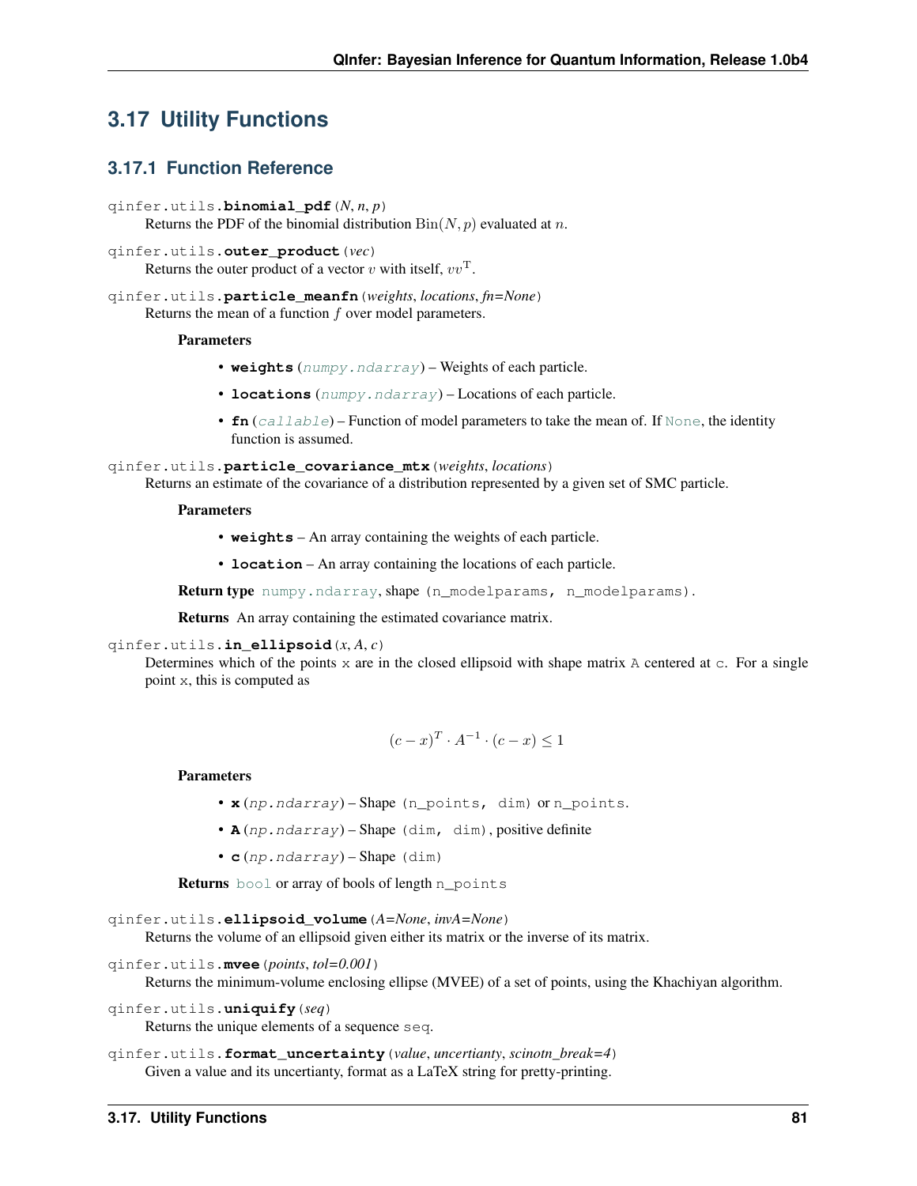## 3.17 Utility Functions

### 3.17.1 Function Reference

`qinfer.utils.binomial_pdf(N, n, p)`

Returns the PDF of the binomial distribution $\mathrm{Bin}(N, p)$ evaluated at $n$.

`qinfer.utils.outer_product(vec)`

Returns the outer product of a vector $v$ with itself, $vv^\mathrm{T}$.

`qinfer.utils.particle_meanfn(weights, locations, fn=None)`

Returns the mean of a function $f$ over model parameters.

**Parameters**

- **weights** (*numpy.ndarray*) – Weights of each particle.
- **locations** (*numpy.ndarray*) – Locations of each particle.
- **fn** (*callable*) – Function of model parameters to take the mean of. If `None`, the identity function is assumed.

`qinfer.utils.particle_covariance_mtx(weights, locations)`

Returns an estimate of the covariance of a distribution represented by a given set of SMC particle.

**Parameters**

- **weights** – An array containing the weights of each particle.
- **location** – An array containing the locations of each particle.

**Return type** `numpy.ndarray`, shape `(n_modelparams, n_modelparams)`.

**Returns** An array containing the estimated covariance matrix.

`qinfer.utils.in_ellipsoid(x, A, c)`

Determines which of the points `x` are in the closed ellipsoid with shape matrix `A` centered at `c`. For a single point `x`, this is computed as

$$(c - x)^T \cdot A^{-1} \cdot (c - x) \leq 1$$

**Parameters**

- **x** (*np.ndarray*) – Shape `(n_points, dim)` or `n_points`.
- **A** (*np.ndarray*) – Shape `(dim, dim)`, positive definite
- **c** (*np.ndarray*) – Shape `(dim)`

**Returns** `bool` or array of bools of length `n_points`

`qinfer.utils.ellipsoid_volume(A=None, invA=None)`

Returns the volume of an ellipsoid given either its matrix or the inverse of its matrix.

`qinfer.utils.mvee(points, tol=0.001)`

Returns the minimum-volume enclosing ellipse (MVEE) of a set of points, using the Khachiyan algorithm.

`qinfer.utils.uniquify(seq)`

Returns the unique elements of a sequence `seq`.

`qinfer.utils.format_uncertainty(value, uncertianty, scinotn_break=4)`

Given a value and its uncertianty, format as a LaTeX string for pretty-printing.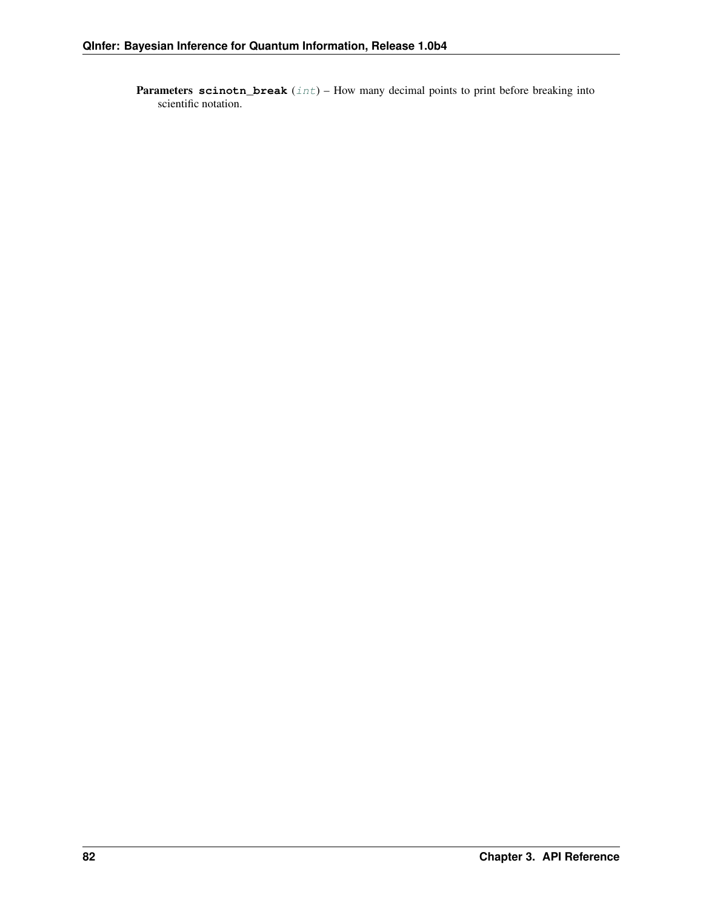**Parameters** **scinotn_break** (*int*) – How many decimal points to print before breaking into scientific notation.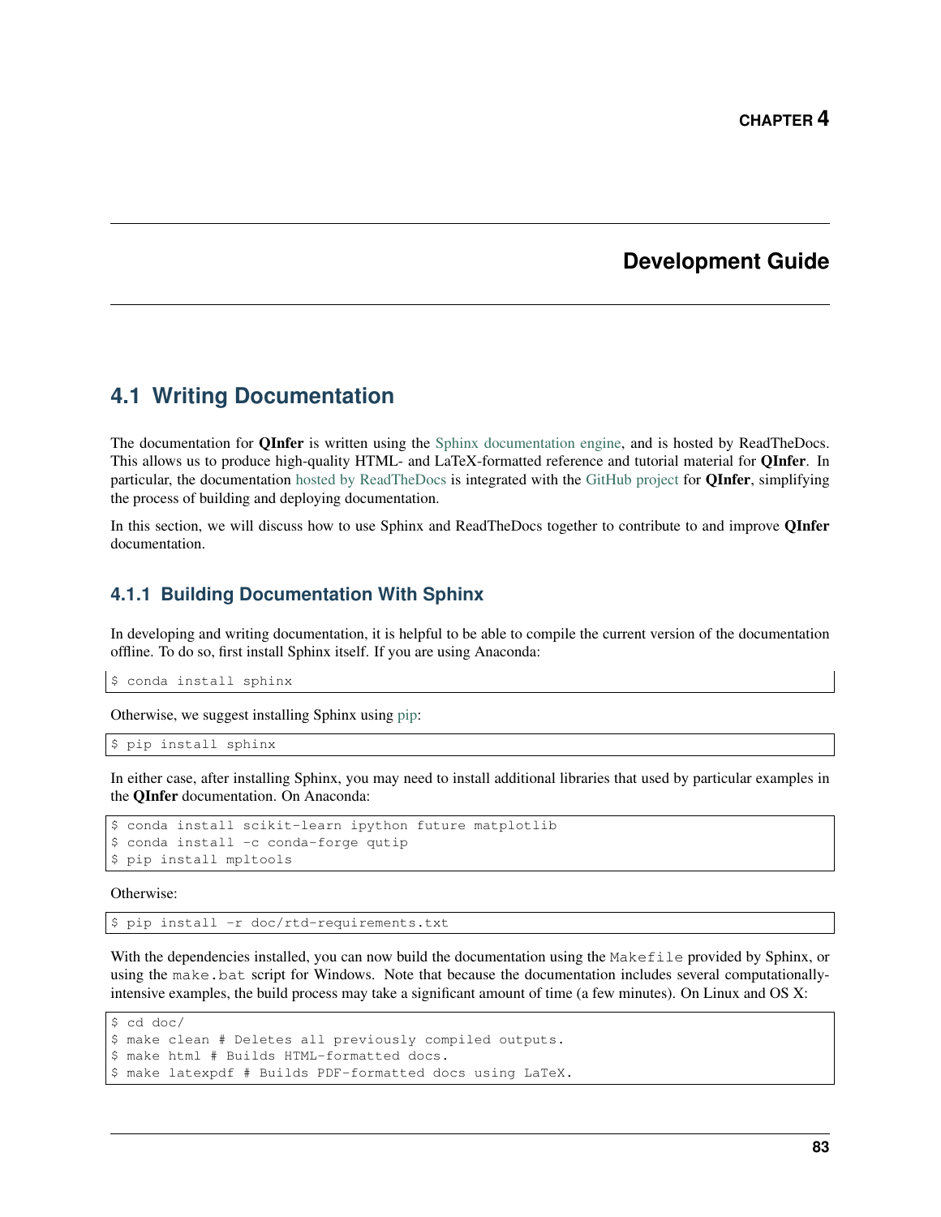# CHAPTER 4

# Development Guide

## 4.1 Writing Documentation

The documentation for **QInfer** is written using the Sphinx documentation engine, and is hosted by ReadTheDocs. This allows us to produce high-quality HTML- and LaTeX-formatted reference and tutorial material for **QInfer**. In particular, the documentation hosted by ReadTheDocs is integrated with the GitHub project for **QInfer**, simplifying the process of building and deploying documentation.

In this section, we will discuss how to use Sphinx and ReadTheDocs together to contribute to and improve **QInfer** documentation.

### 4.1.1 Building Documentation With Sphinx

In developing and writing documentation, it is helpful to be able to compile the current version of the documentation offline. To do so, first install Sphinx itself. If you are using Anaconda:

```
$ conda install sphinx
```

Otherwise, we suggest installing Sphinx using pip:

```
$ pip install sphinx
```

In either case, after installing Sphinx, you may need to install additional libraries that used by particular examples in the **QInfer** documentation. On Anaconda:

```
$ conda install scikit-learn ipython future matplotlib
$ conda install -c conda-forge qutip
$ pip install mpltools
```

Otherwise:

```
$ pip install -r doc/rtd-requirements.txt
```

With the dependencies installed, you can now build the documentation using the `Makefile` provided by Sphinx, or using the `make.bat` script for Windows. Note that because the documentation includes several computationally-intensive examples, the build process may take a significant amount of time (a few minutes). On Linux and OS X:

```
$ cd doc/
$ make clean # Deletes all previously compiled outputs.
$ make html # Builds HTML-formatted docs.
$ make latexpdf # Builds PDF-formatted docs using LaTeX.
```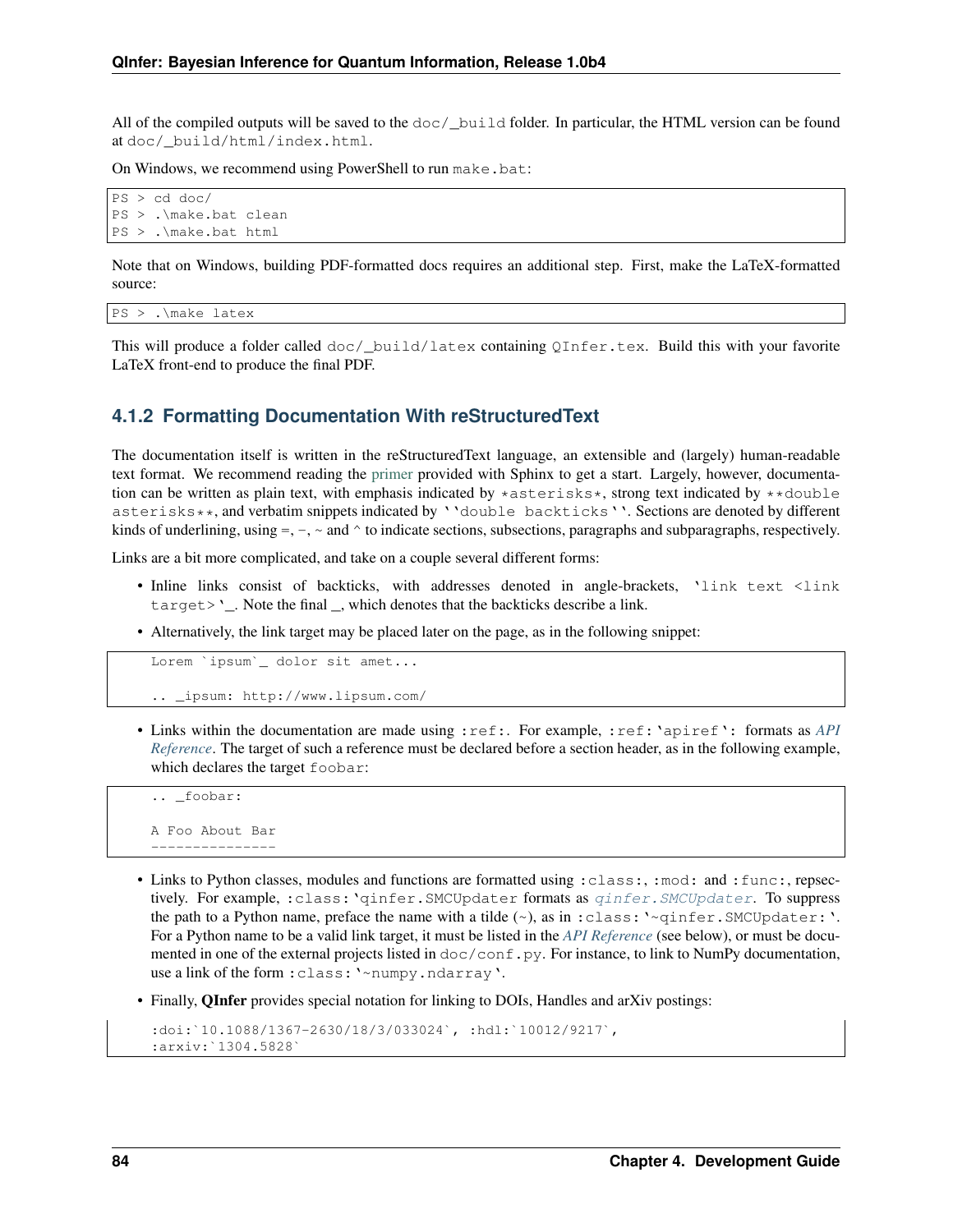All of the compiled outputs will be saved to the `doc/_build` folder. In particular, the HTML version can be found at `doc/_build/html/index.html`.

On Windows, we recommend using PowerShell to run `make.bat`:

```
PS > cd doc/
PS > .\make.bat clean
PS > .\make.bat html
```

Note that on Windows, building PDF-formatted docs requires an additional step. First, make the LaTeX-formatted source:

```
PS > .\make latex
```

This will produce a folder called `doc/_build/latex` containing `QInfer.tex`. Build this with your favorite LaTeX front-end to produce the final PDF.

### 4.1.2 Formatting Documentation With reStructuredText

The documentation itself is written in the reStructuredText language, an extensible and (largely) human-readable text format. We recommend reading the primer provided with Sphinx to get a start. Largely, however, documentation can be written as plain text, with emphasis indicated by `*asterisks*`, strong text indicated by `**double asterisks**`, and verbatim snippets indicated by ` ``double backticks`` `. Sections are denoted by different kinds of underlining, using =, -, ~ and ^ to indicate sections, subsections, paragraphs and subparagraphs, respectively.

Links are a bit more complicated, and take on a couple several different forms:

- Inline links consist of backticks, with addresses denoted in angle-brackets, `` `link text <link target>`_ ``. Note the final _, which denotes that the backticks describe a link.
- Alternatively, the link target may be placed later on the page, as in the following snippet:

```
Lorem `ipsum`_ dolor sit amet...

.. _ipsum: http://www.lipsum.com/
```

- Links within the documentation are made using `:ref:`. For example, `` :ref:`apiref` `` formats as *API Reference*. The target of such a reference must be declared before a section header, as in the following example, which declares the target `foobar`:

```
.. _foobar:

A Foo About Bar
---------------
```

- Links to Python classes, modules and functions are formatted using `:class:`, `:mod:` and `:func:`, repsectively. For example, `` :class:`qinfer.SMCUpdater `` formats as *qinfer.SMCUpdater*. To suppress the path to a Python name, preface the name with a tilde (~), as in `` :class:`~qinfer.SMCUpdater:` ``. For a Python name to be a valid link target, it must be listed in the *API Reference* (see below), or must be documented in one of the external projects listed in `doc/conf.py`. For instance, to link to NumPy documentation, use a link of the form `` :class:`~numpy.ndarray` ``.
- Finally, **QInfer** provides special notation for linking to DOIs, Handles and arXiv postings:

```
:doi:`10.1088/1367-2630/18/3/033024`, :hdl:`10012/9217`,
:arxiv:`1304.5828`
```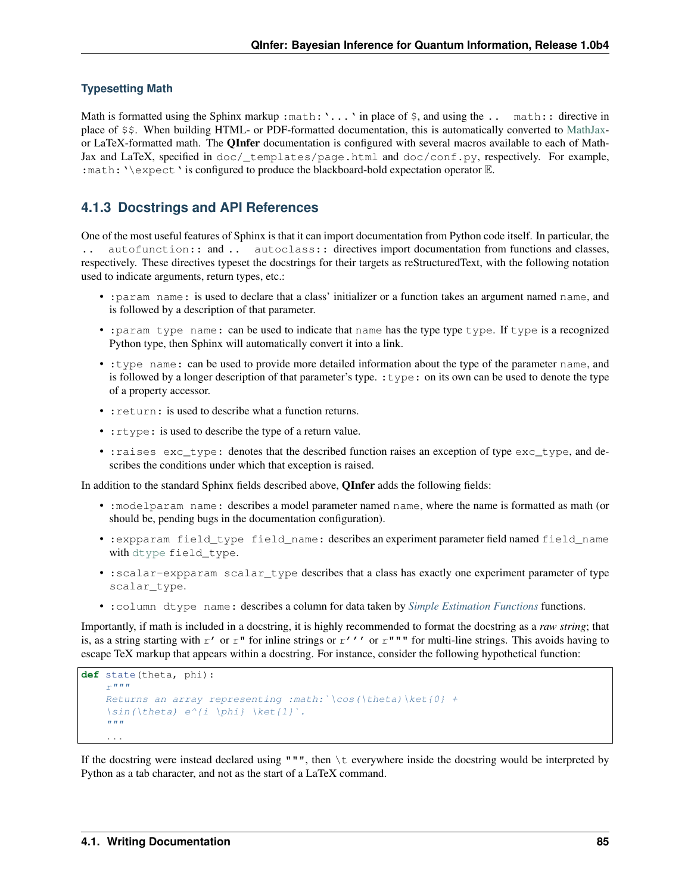### Typesetting Math

Math is formatted using the Sphinx markup `:math:`...`` in place of `$`, and using the `.. math::` directive in place of `$$`. When building HTML- or PDF-formatted documentation, this is automatically converted to MathJax- or LaTeX-formatted math. The **QInfer** documentation is configured with several macros available to each of MathJax and LaTeX, specified in `doc/_templates/page.html` and `doc/conf.py`, respectively. For example, `:math:`\expect`` is configured to produce the blackboard-bold expectation operator $\mathbb{E}$.

## 4.1.3 Docstrings and API References

One of the most useful features of Sphinx is that it can import documentation from Python code itself. In particular, the `.. autofunction::` and `.. autoclass::` directives import documentation from functions and classes, respectively. These directives typeset the docstrings for their targets as reStructuredText, with the following notation used to indicate arguments, return types, etc.:

- `:param name:` is used to declare that a class' initializer or a function takes an argument named `name`, and is followed by a description of that parameter.
- `:param type name:` can be used to indicate that `name` has the type type `type`. If `type` is a recognized Python type, then Sphinx will automatically convert it into a link.
- `:type name:` can be used to provide more detailed information about the type of the parameter `name`, and is followed by a longer description of that parameter's type. `:type:` on its own can be used to denote the type of a property accessor.
- `:return:` is used to describe what a function returns.
- `:rtype:` is used to describe the type of a return value.
- `:raises exc_type:` denotes that the described function raises an exception of type `exc_type`, and describes the conditions under which that exception is raised.

In addition to the standard Sphinx fields described above, **QInfer** adds the following fields:

- `:modelparam name:` describes a model parameter named `name`, where the name is formatted as math (or should be, pending bugs in the documentation configuration).
- `:expparam field_type field_name:` describes an experiment parameter field named `field_name` with dtype `field_type`.
- `:scalar-expparam scalar_type` describes that a class has exactly one experiment parameter of type `scalar_type`.
- `:column dtype name:` describes a column for data taken by *Simple Estimation Functions* functions.

Importantly, if math is included in a docstring, it is highly recommended to format the docstring as a *raw string*; that is, as a string starting with `r'` or `r"` for inline strings or `r'''` or `r"""` for multi-line strings. This avoids having to escape TeX markup that appears within a docstring. For instance, consider the following hypothetical function:

```
def state(theta, phi):
    r"""
    Returns an array representing :math:`\cos(\theta)\ket{0} +
    \sin(\theta) e^{i \phi} \ket{1}`.
    """
    ...
```

If the docstring were instead declared using `"""`, then `\t` everywhere inside the docstring would be interpreted by Python as a tab character, and not as the start of a LaTeX command.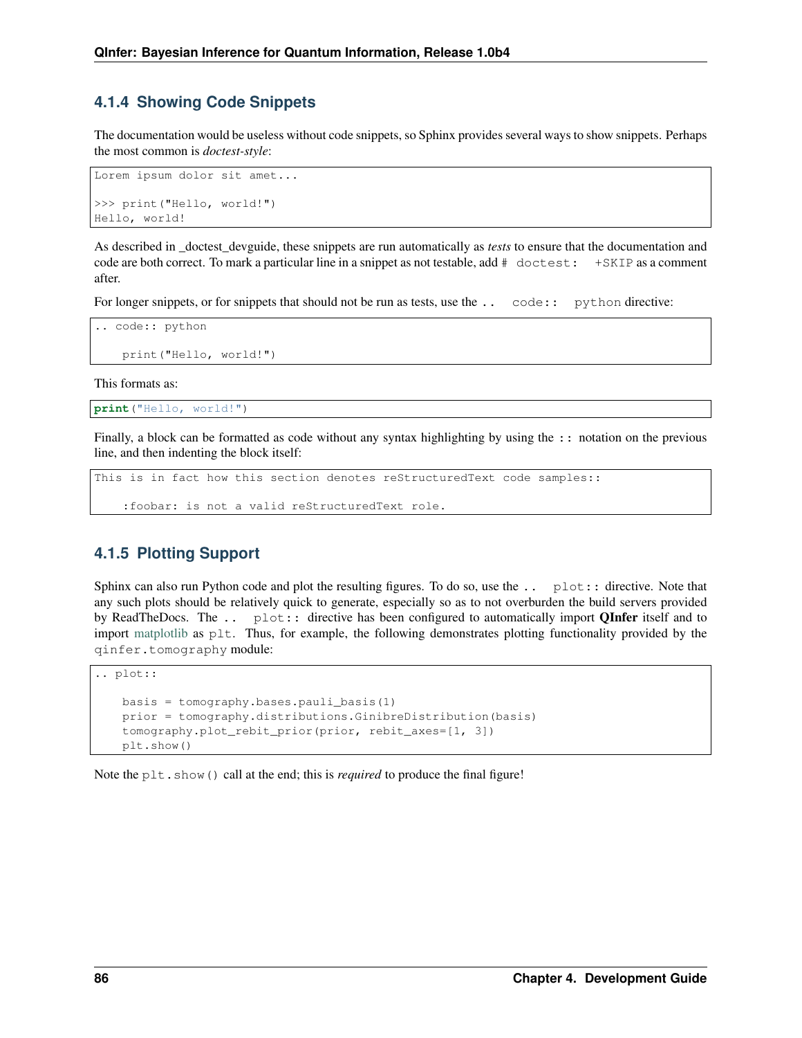### 4.1.4 Showing Code Snippets

The documentation would be useless without code snippets, so Sphinx provides several ways to show snippets. Perhaps the most common is *doctest-style*:

```
Lorem ipsum dolor sit amet...

>>> print("Hello, world!")
Hello, world!
```

As described in _doctest_devguide, these snippets are run automatically as *tests* to ensure that the documentation and code are both correct. To mark a particular line in a snippet as not testable, add `# doctest: +SKIP` as a comment after.

For longer snippets, or for snippets that should not be run as tests, use the `.. code:: python` directive:

```
.. code:: python

    print("Hello, world!")
```

This formats as:

```python
print("Hello, world!")
```

Finally, a block can be formatted as code without any syntax highlighting by using the `::` notation on the previous line, and then indenting the block itself:

```
This is in fact how this section denotes reStructuredText code samples::

    :foobar: is not a valid reStructuredText role.
```

### 4.1.5 Plotting Support

Sphinx can also run Python code and plot the resulting figures. To do so, use the `.. plot::` directive. Note that any such plots should be relatively quick to generate, especially so as to not overburden the build servers provided by ReadTheDocs. The `.. plot::` directive has been configured to automatically import **QInfer** itself and to import matplotlib as `plt`. Thus, for example, the following demonstrates plotting functionality provided by the `qinfer.tomography` module:

```
.. plot::

    basis = tomography.bases.pauli_basis(1)
    prior = tomography.distributions.GinibreDistribution(basis)
    tomography.plot_rebit_prior(prior, rebit_axes=[1, 3])
    plt.show()
```

Note the `plt.show()` call at the end; this is *required* to produce the final figure!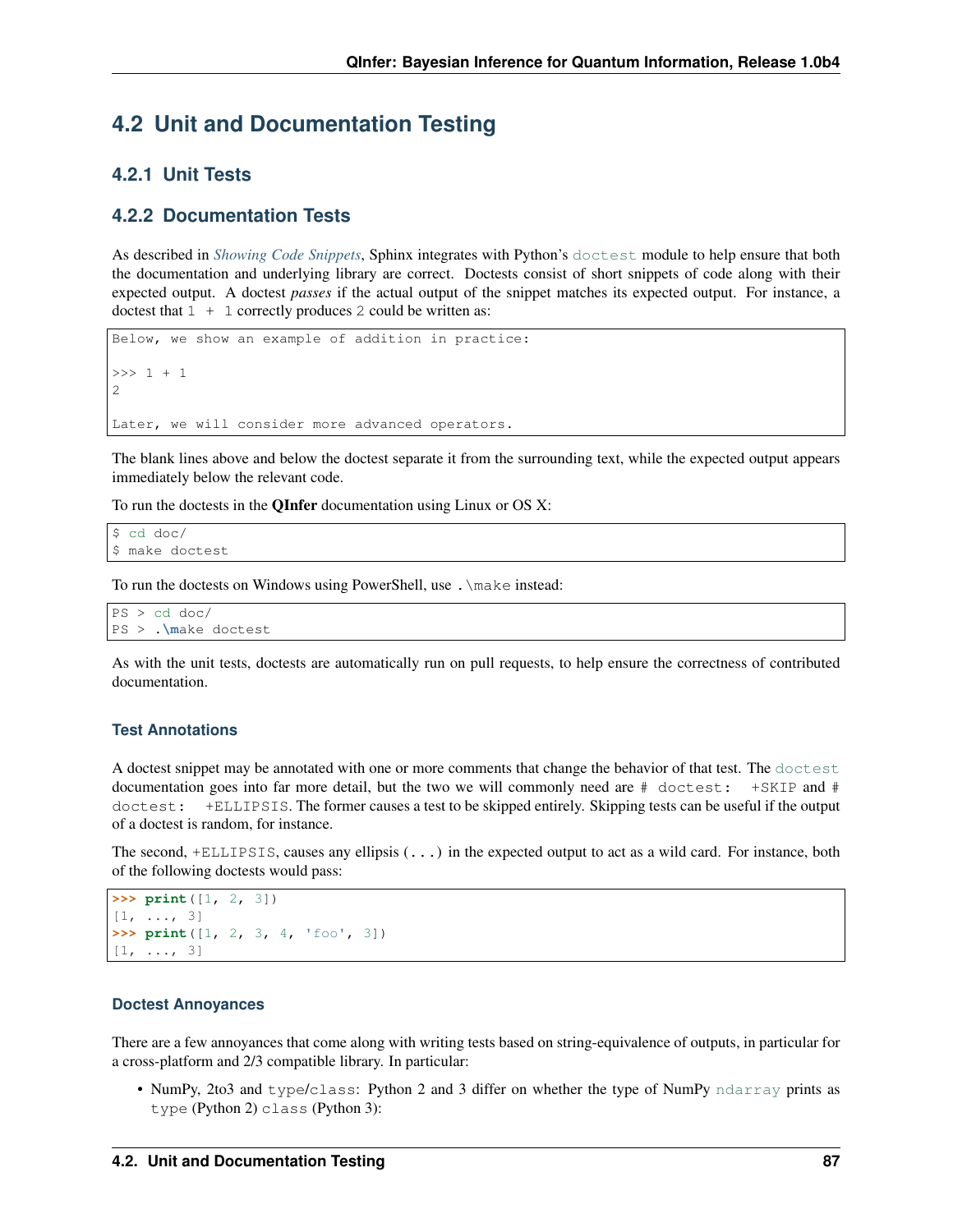## 4.2 Unit and Documentation Testing

### 4.2.1 Unit Tests

### 4.2.2 Documentation Tests

As described in *Showing Code Snippets*, Sphinx integrates with Python's `doctest` module to help ensure that both the documentation and underlying library are correct. Doctests consist of short snippets of code along with their expected output. A doctest *passes* if the actual output of the snippet matches its expected output. For instance, a doctest that `1 + 1` correctly produces `2` could be written as:

```
Below, we show an example of addition in practice:

>>> 1 + 1
2

Later, we will consider more advanced operators.
```

The blank lines above and below the doctest separate it from the surrounding text, while the expected output appears immediately below the relevant code.

To run the doctests in the **QInfer** documentation using Linux or OS X:

```
$ cd doc/
$ make doctest
```

To run the doctests on Windows using PowerShell, use `.\make` instead:

```
PS > cd doc/
PS > .\make doctest
```

As with the unit tests, doctests are automatically run on pull requests, to help ensure the correctness of contributed documentation.

#### Test Annotations

A doctest snippet may be annotated with one or more comments that change the behavior of that test. The `doctest` documentation goes into far more detail, but the two we will commonly need are `# doctest: +SKIP` and `# doctest: +ELLIPSIS`. The former causes a test to be skipped entirely. Skipping tests can be useful if the output of a doctest is random, for instance.

The second, `+ELLIPSIS`, causes any ellipsis (`...`) in the expected output to act as a wild card. For instance, both of the following doctests would pass:

```
>>> print([1, 2, 3])
[1, ..., 3]
>>> print([1, 2, 3, 4, 'foo', 3])
[1, ..., 3]
```

#### Doctest Annoyances

There are a few annoyances that come along with writing tests based on string-equivalence of outputs, in particular for a cross-platform and 2/3 compatible library. In particular:

- NumPy, 2to3 and `type`/`class`: Python 2 and 3 differ on whether the type of NumPy `ndarray` prints as `type` (Python 2) `class` (Python 3):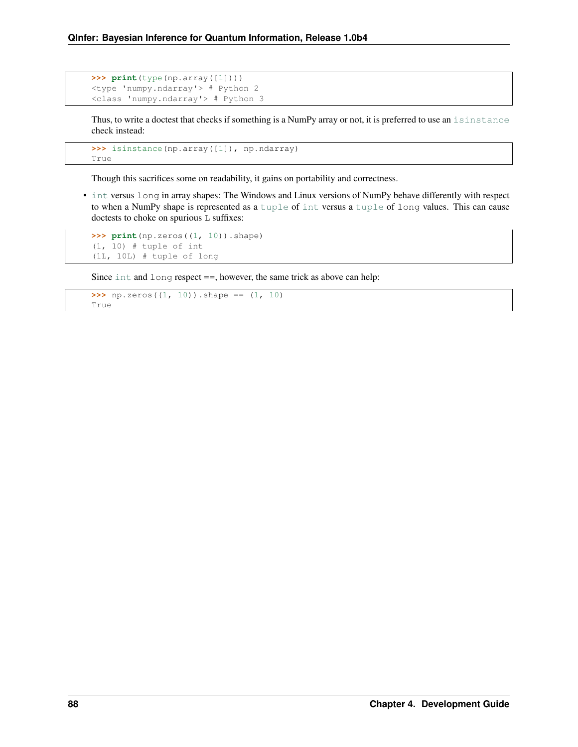```
>>> print(type(np.array([1])))
<type 'numpy.ndarray'> # Python 2
<class 'numpy.ndarray'> # Python 3
```

Thus, to write a doctest that checks if something is a NumPy array or not, it is preferred to use an `isinstance` check instead:

```
>>> isinstance(np.array([1]), np.ndarray)
True
```

Though this sacrifices some on readability, it gains on portability and correctness.

- `int` versus `long` in array shapes: The Windows and Linux versions of NumPy behave differently with respect to when a NumPy shape is represented as a `tuple` of `int` versus a `tuple` of `long` values. This can cause doctests to choke on spurious `L` suffixes:

```
>>> print(np.zeros((1, 10)).shape)
(1, 10) # tuple of int
(1L, 10L) # tuple of long
```

Since `int` and `long` respect ==, however, the same trick as above can help:

```
>>> np.zeros((1, 10)).shape == (1, 10)
True
```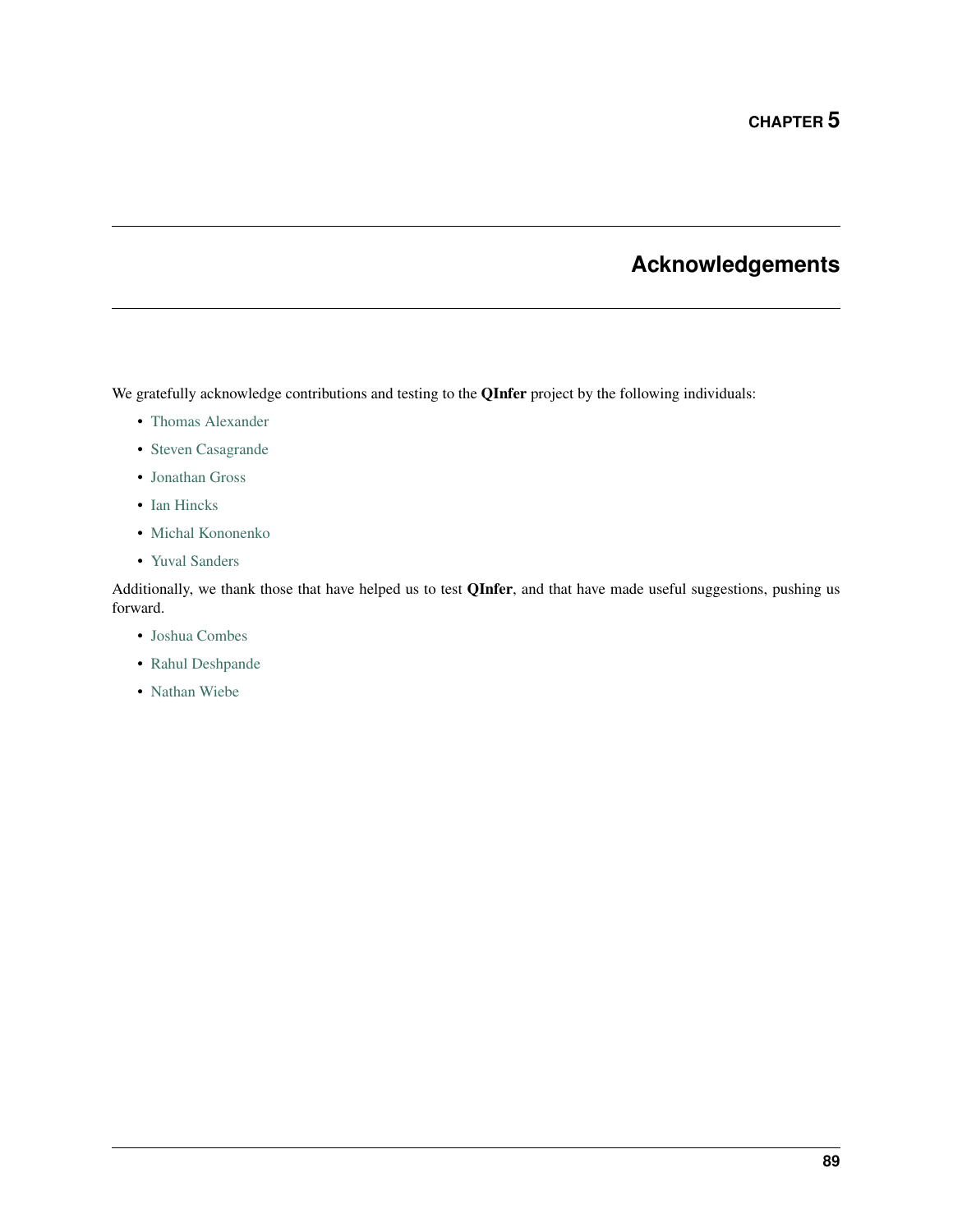# CHAPTER 5

# Acknowledgements

We gratefully acknowledge contributions and testing to the **QInfer** project by the following individuals:

- Thomas Alexander
- Steven Casagrande
- Jonathan Gross
- Ian Hincks
- Michal Kononenko
- Yuval Sanders

Additionally, we thank those that have helped us to test **QInfer**, and that have made useful suggestions, pushing us forward.

- Joshua Combes
- Rahul Deshpande
- Nathan Wiebe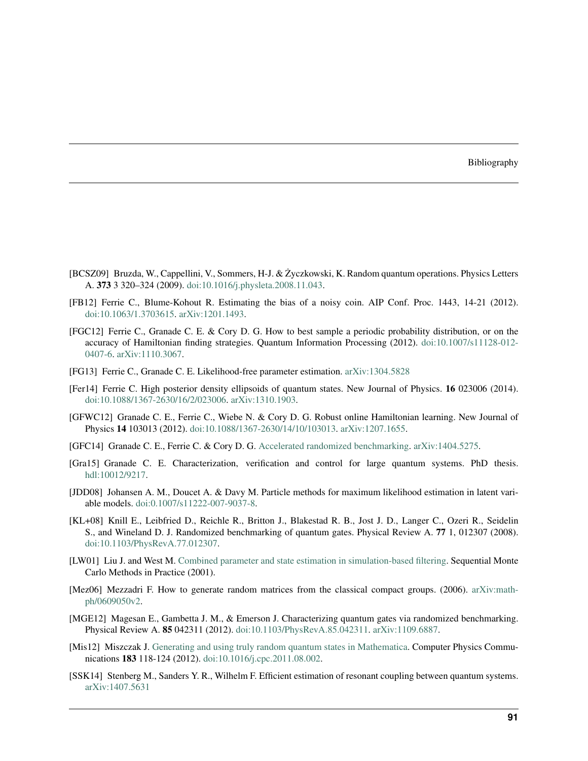# Bibliography

[BCSZ09] Bruzda, W., Cappellini, V., Sommers, H-J. & Życzkowski, K. Random quantum operations. Physics Letters A. **373** 3 320–324 (2009). doi:10.1016/j.physleta.2008.11.043.

[FB12] Ferrie C., Blume-Kohout R. Estimating the bias of a noisy coin. AIP Conf. Proc. 1443, 14-21 (2012). doi:10.1063/1.3703615. arXiv:1201.1493.

[FGC12] Ferrie C., Granade C. E. & Cory D. G. How to best sample a periodic probability distribution, or on the accuracy of Hamiltonian finding strategies. Quantum Information Processing (2012). doi:10.1007/s11128-012-0407-6. arXiv:1110.3067.

[FG13] Ferrie C., Granade C. E. Likelihood-free parameter estimation. arXiv:1304.5828

[Fer14] Ferrie C. High posterior density ellipsoids of quantum states. New Journal of Physics. **16** 023006 (2014). doi:10.1088/1367-2630/16/2/023006. arXiv:1310.1903.

[GFWC12] Granade C. E., Ferrie C., Wiebe N. & Cory D. G. Robust online Hamiltonian learning. New Journal of Physics **14** 103013 (2012). doi:10.1088/1367-2630/14/10/103013. arXiv:1207.1655.

[GFC14] Granade C. E., Ferrie C. & Cory D. G. Accelerated randomized benchmarking. arXiv:1404.5275.

[Gra15] Granade C. E. Characterization, verification and control for large quantum systems. PhD thesis. hdl:10012/9217.

[JDD08] Johansen A. M., Doucet A. & Davy M. Particle methods for maximum likelihood estimation in latent variable models. doi:0.1007/s11222-007-9037-8.

[KL+08] Knill E., Leibfried D., Reichle R., Britton J., Blakestad R. B., Jost J. D., Langer C., Ozeri R., Seidelin S., and Wineland D. J. Randomized benchmarking of quantum gates. Physical Review A. **77** 1, 012307 (2008). doi:10.1103/PhysRevA.77.012307.

[LW01] Liu J. and West M. Combined parameter and state estimation in simulation-based filtering. Sequential Monte Carlo Methods in Practice (2001).

[Mez06] Mezzadri F. How to generate random matrices from the classical compact groups. (2006). arXiv:math-ph/0609050v2.

[MGE12] Magesan E., Gambetta J. M., & Emerson J. Characterizing quantum gates via randomized benchmarking. Physical Review A. **85** 042311 (2012). doi:10.1103/PhysRevA.85.042311. arXiv:1109.6887.

[Mis12] Miszczak J. Generating and using truly random quantum states in Mathematica. Computer Physics Communications **183** 118-124 (2012). doi:10.1016/j.cpc.2011.08.002.

[SSK14] Stenberg M., Sanders Y. R., Wilhelm F. Efficient estimation of resonant coupling between quantum systems. arXiv:1407.5631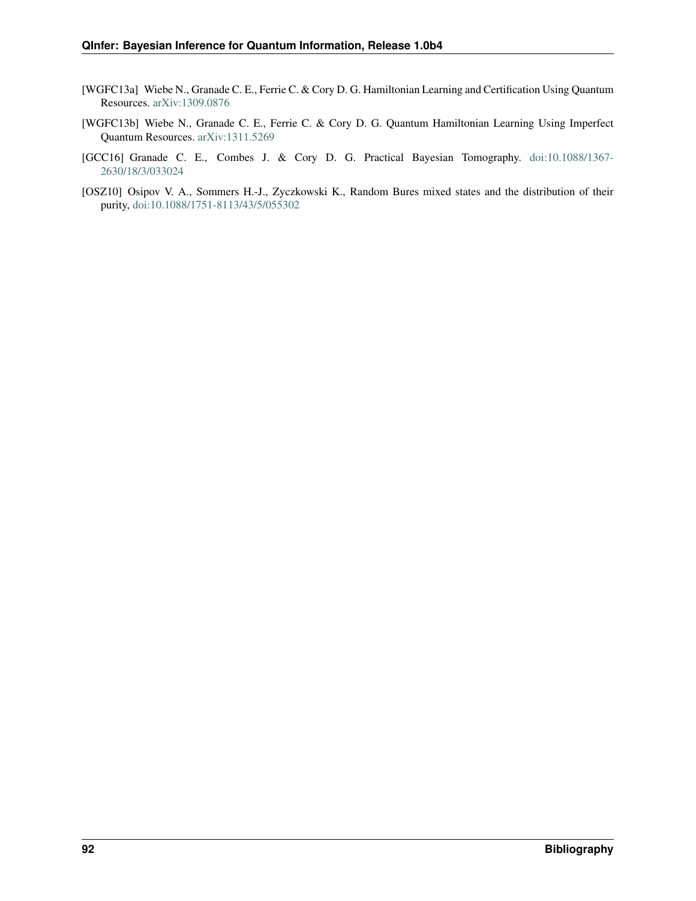[WGFC13a] Wiebe N., Granade C. E., Ferrie C. & Cory D. G. Hamiltonian Learning and Certification Using Quantum Resources. arXiv:1309.0876

[WGFC13b] Wiebe N., Granade C. E., Ferrie C. & Cory D. G. Quantum Hamiltonian Learning Using Imperfect Quantum Resources. arXiv:1311.5269

[GCC16] Granade C. E., Combes J. & Cory D. G. Practical Bayesian Tomography. doi:10.1088/1367-2630/18/3/033024

[OSZ10] Osipov V. A., Sommers H.-J., Zyczkowski K., Random Bures mixed states and the distribution of their purity, doi:10.1088/1751-8113/43/5/055302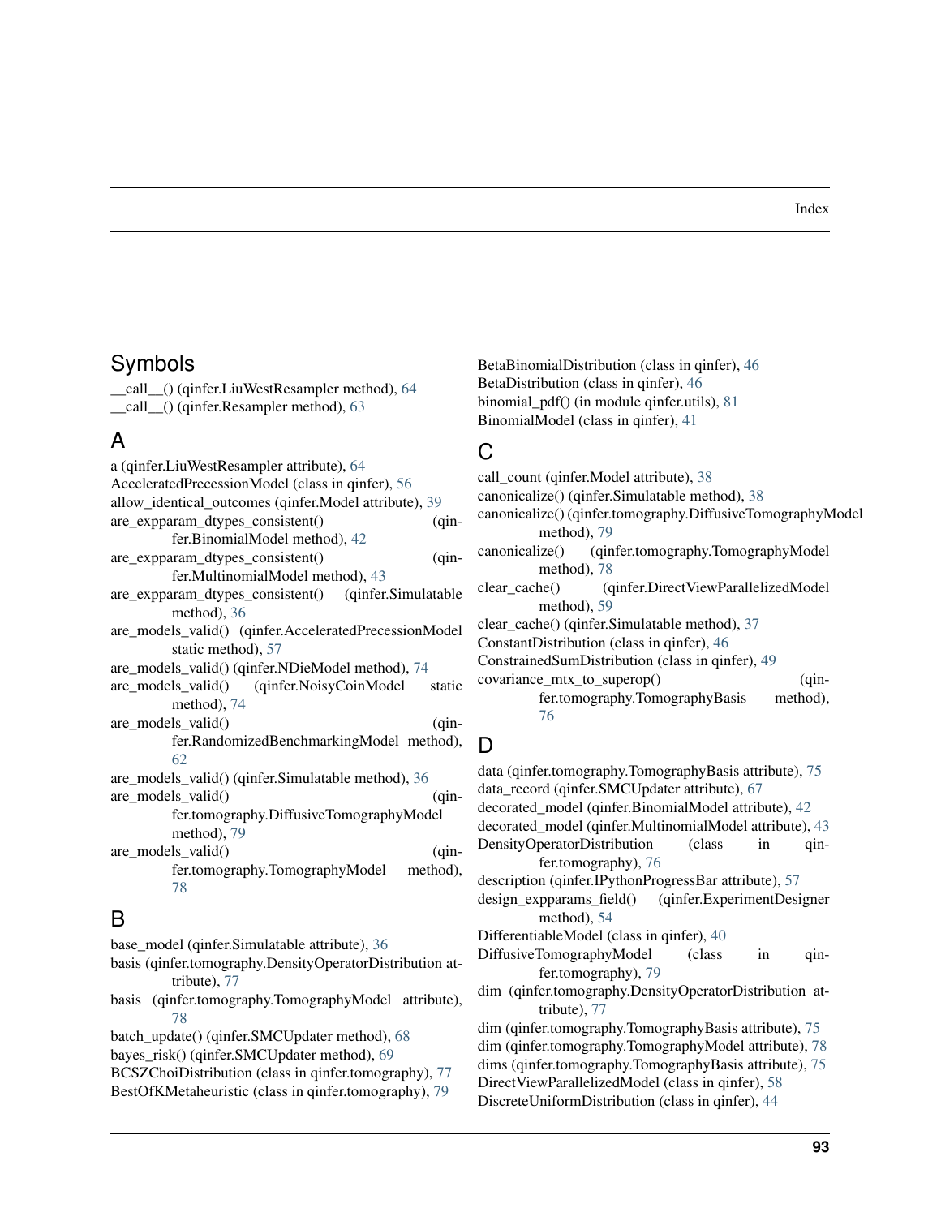# Index

## Symbols

__call__() (qinfer.LiuWestResampler method), 64
__call__() (qinfer.Resampler method), 63

## A

a (qinfer.LiuWestResampler attribute), 64
AcceleratedPrecessionModel (class in qinfer), 56
allow_identical_outcomes (qinfer.Model attribute), 39
are_expparam_dtypes_consistent() (qinfer.BinomialModel method), 42
are_expparam_dtypes_consistent() (qinfer.MultinomialModel method), 43
are_expparam_dtypes_consistent() (qinfer.Simulatable method), 36
are_models_valid() (qinfer.AcceleratedPrecessionModel static method), 57
are_models_valid() (qinfer.NDieModel method), 74
are_models_valid() (qinfer.NoisyCoinModel static method), 74
are_models_valid() (qinfer.RandomizedBenchmarkingModel method), 62
are_models_valid() (qinfer.Simulatable method), 36
are_models_valid() (qinfer.tomography.DiffusiveTomographyModel method), 79
are_models_valid() (qinfer.tomography.TomographyModel method), 78

## B

base_model (qinfer.Simulatable attribute), 36
basis (qinfer.tomography.DensityOperatorDistribution attribute), 77
basis (qinfer.tomography.TomographyModel attribute), 78
batch_update() (qinfer.SMCUpdater method), 68
bayes_risk() (qinfer.SMCUpdater method), 69
BCSZChoiDistribution (class in qinfer.tomography), 77
BestOfKMetaheuristic (class in qinfer.tomography), 79
BetaBinomialDistribution (class in qinfer), 46
BetaDistribution (class in qinfer), 46
binomial_pdf() (in module qinfer.utils), 81
BinomialModel (class in qinfer), 41

## C

call_count (qinfer.Model attribute), 38
canonicalize() (qinfer.Simulatable method), 38
canonicalize() (qinfer.tomography.DiffusiveTomographyModel method), 79
canonicalize() (qinfer.tomography.TomographyModel method), 78
clear_cache() (qinfer.DirectViewParallelizedModel method), 59
clear_cache() (qinfer.Simulatable method), 37
ConstantDistribution (class in qinfer), 46
ConstrainedSumDistribution (class in qinfer), 49
covariance_mtx_to_superop() (qinfer.tomography.TomographyBasis method), 76

## D

data (qinfer.tomography.TomographyBasis attribute), 75
data_record (qinfer.SMCUpdater attribute), 67
decorated_model (qinfer.BinomialModel attribute), 42
decorated_model (qinfer.MultinomialModel attribute), 43
DensityOperatorDistribution (class in qinfer.tomography), 76
description (qinfer.IPythonProgressBar attribute), 57
design_expparams_field() (qinfer.ExperimentDesigner method), 54
DifferentiableModel (class in qinfer), 40
DiffusiveTomographyModel (class in qinfer.tomography), 79
dim (qinfer.tomography.DensityOperatorDistribution attribute), 77
dim (qinfer.tomography.TomographyBasis attribute), 75
dim (qinfer.tomography.TomographyModel attribute), 78
dims (qinfer.tomography.TomographyBasis attribute), 75
DirectViewParallelizedModel (class in qinfer), 58
DiscreteUniformDistribution (class in qinfer), 44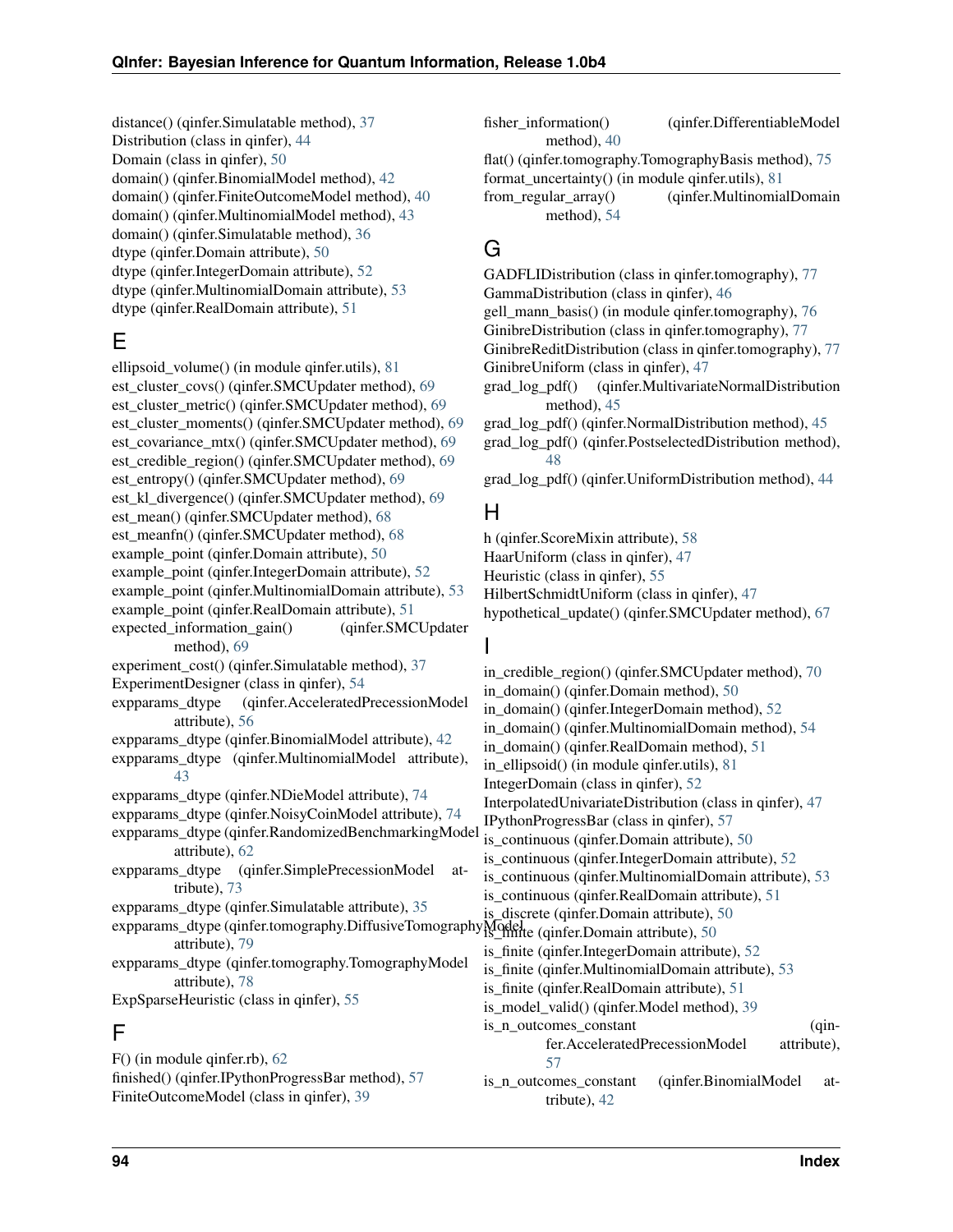distance() (qinfer.Simulatable method), 37
Distribution (class in qinfer), 44
Domain (class in qinfer), 50
domain() (qinfer.BinomialModel method), 42
domain() (qinfer.FiniteOutcomeModel method), 40
domain() (qinfer.MultinomialModel method), 43
domain() (qinfer.Simulatable method), 36
dtype (qinfer.Domain attribute), 50
dtype (qinfer.IntegerDomain attribute), 52
dtype (qinfer.MultinomialDomain attribute), 53
dtype (qinfer.RealDomain attribute), 51

## E

ellipsoid_volume() (in module qinfer.utils), 81
est_cluster_covs() (qinfer.SMCUpdater method), 69
est_cluster_metric() (qinfer.SMCUpdater method), 69
est_cluster_moments() (qinfer.SMCUpdater method), 69
est_covariance_mtx() (qinfer.SMCUpdater method), 69
est_credible_region() (qinfer.SMCUpdater method), 69
est_entropy() (qinfer.SMCUpdater method), 69
est_kl_divergence() (qinfer.SMCUpdater method), 69
est_mean() (qinfer.SMCUpdater method), 68
est_meanfn() (qinfer.SMCUpdater method), 68
example_point (qinfer.Domain attribute), 50
example_point (qinfer.IntegerDomain attribute), 52
example_point (qinfer.MultinomialDomain attribute), 53
example_point (qinfer.RealDomain attribute), 51
expected_information_gain() (qinfer.SMCUpdater method), 69
experiment_cost() (qinfer.Simulatable method), 37
ExperimentDesigner (class in qinfer), 54
expparams_dtype (qinfer.AcceleratedPrecessionModel attribute), 56
expparams_dtype (qinfer.BinomialModel attribute), 42
expparams_dtype (qinfer.MultinomialModel attribute), 43
expparams_dtype (qinfer.NDieModel attribute), 74
expparams_dtype (qinfer.NoisyCoinModel attribute), 74
expparams_dtype (qinfer.RandomizedBenchmarkingModel attribute), 62
expparams_dtype (qinfer.SimplePrecessionModel attribute), 73
expparams_dtype (qinfer.Simulatable attribute), 35
expparams_dtype (qinfer.tomography.DiffusiveTomographyModel attribute), 79
expparams_dtype (qinfer.tomography.TomographyModel attribute), 78
ExpSparseHeuristic (class in qinfer), 55

## F

F() (in module qinfer.rb), 62
finished() (qinfer.IPythonProgressBar method), 57
FiniteOutcomeModel (class in qinfer), 39
fisher_information() (qinfer.DifferentiableModel method), 40
flat() (qinfer.tomography.TomographyBasis method), 75
format_uncertainty() (in module qinfer.utils), 81
from_regular_array() (qinfer.MultinomialDomain method), 54

## G

GADFLIDistribution (class in qinfer.tomography), 77
GammaDistribution (class in qinfer), 46
gell_mann_basis() (in module qinfer.tomography), 76
GinibreDistribution (class in qinfer.tomography), 77
GinibreReditDistribution (class in qinfer.tomography), 77
GinibreUniform (class in qinfer), 47
grad_log_pdf() (qinfer.MultivariateNormalDistribution method), 45
grad_log_pdf() (qinfer.NormalDistribution method), 45
grad_log_pdf() (qinfer.PostselectedDistribution method), 48
grad_log_pdf() (qinfer.UniformDistribution method), 44

## H

h (qinfer.ScoreMixin attribute), 58
HaarUniform (class in qinfer), 47
Heuristic (class in qinfer), 55
HilbertSchmidtUniform (class in qinfer), 47
hypothetical_update() (qinfer.SMCUpdater method), 67

## I

in_credible_region() (qinfer.SMCUpdater method), 70
in_domain() (qinfer.Domain method), 50
in_domain() (qinfer.IntegerDomain method), 52
in_domain() (qinfer.MultinomialDomain method), 54
in_domain() (qinfer.RealDomain method), 51
in_ellipsoid() (in module qinfer.utils), 81
IntegerDomain (class in qinfer), 52
InterpolatedUnivariateDistribution (class in qinfer), 47
IPythonProgressBar (class in qinfer), 57
is_continuous (qinfer.Domain attribute), 50
is_continuous (qinfer.IntegerDomain attribute), 52
is_continuous (qinfer.MultinomialDomain attribute), 53
is_continuous (qinfer.RealDomain attribute), 51
is_discrete (qinfer.Domain attribute), 50
is_finite (qinfer.Domain attribute), 50
is_finite (qinfer.IntegerDomain attribute), 52
is_finite (qinfer.MultinomialDomain attribute), 53
is_finite (qinfer.RealDomain attribute), 51
is_model_valid() (qinfer.Model method), 39
is_n_outcomes_constant (qinfer.AcceleratedPrecessionModel attribute), 57
is_n_outcomes_constant (qinfer.BinomialModel attribute), 42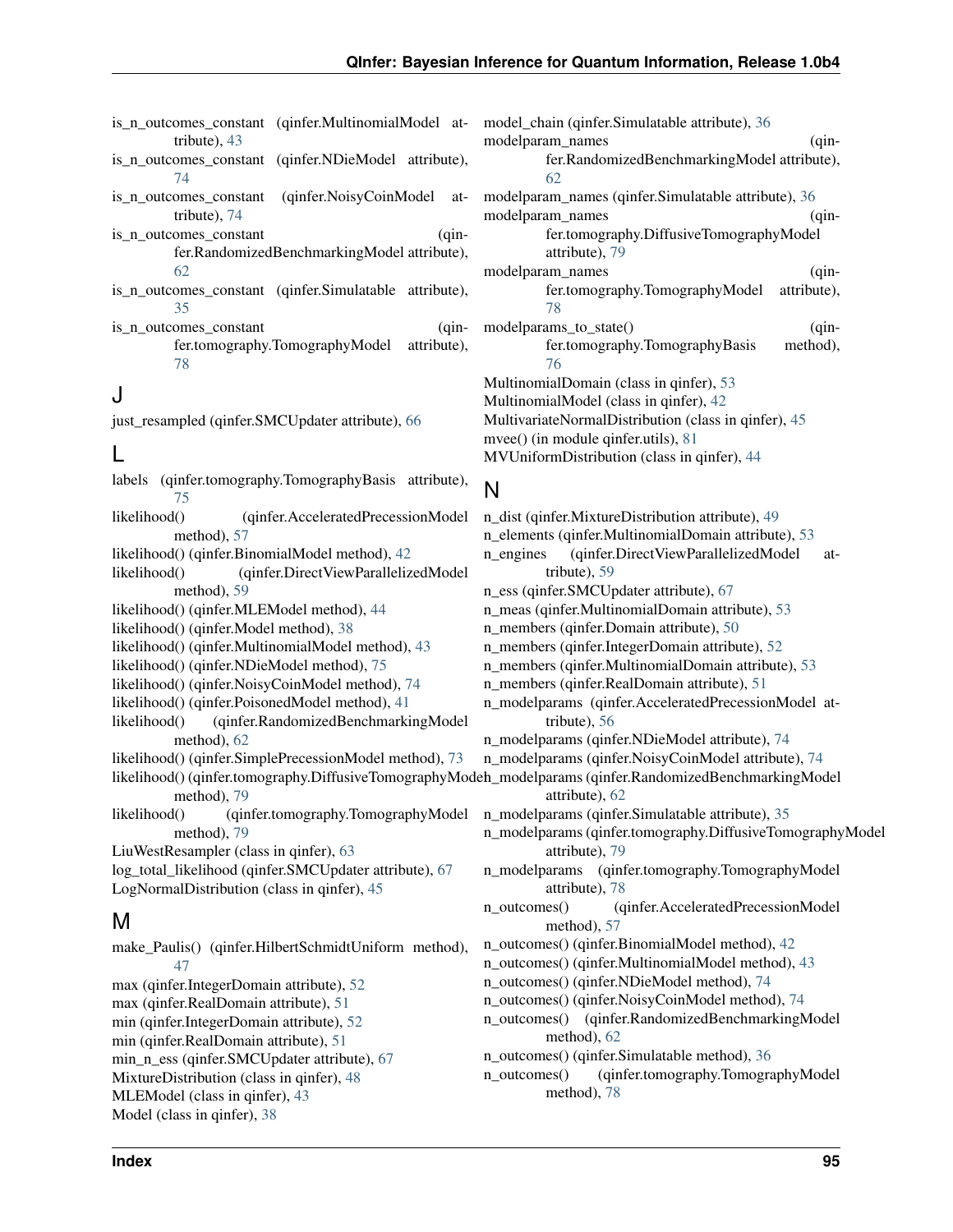is_n_outcomes_constant (qinfer.MultinomialModel attribute), 43
is_n_outcomes_constant (qinfer.NDieModel attribute), 74
is_n_outcomes_constant (qinfer.NoisyCoinModel attribute), 74
is_n_outcomes_constant (qinfer.RandomizedBenchmarkingModel attribute), 62
is_n_outcomes_constant (qinfer.Simulatable attribute), 35
is_n_outcomes_constant (qinfer.tomography.TomographyModel attribute), 78

## J

just_resampled (qinfer.SMCUpdater attribute), 66

## L

labels (qinfer.tomography.TomographyBasis attribute), 75
likelihood() (qinfer.AcceleratedPrecessionModel method), 57
likelihood() (qinfer.BinomialModel method), 42
likelihood() (qinfer.DirectViewParallelizedModel method), 59
likelihood() (qinfer.MLEModel method), 44
likelihood() (qinfer.Model method), 38
likelihood() (qinfer.MultinomialModel method), 43
likelihood() (qinfer.NDieModel method), 75
likelihood() (qinfer.NoisyCoinModel method), 74
likelihood() (qinfer.PoisonedModel method), 41
likelihood() (qinfer.RandomizedBenchmarkingModel method), 62
likelihood() (qinfer.SimplePrecessionModel method), 73
likelihood() (qinfer.tomography.DiffusiveTomographyModel method), 79
likelihood() (qinfer.tomography.TomographyModel method), 79
LiuWestResampler (class in qinfer), 63
log_total_likelihood (qinfer.SMCUpdater attribute), 67
LogNormalDistribution (class in qinfer), 45

## M

make_Paulis() (qinfer.HilbertSchmidtUniform method), 47
max (qinfer.IntegerDomain attribute), 52
max (qinfer.RealDomain attribute), 51
min (qinfer.IntegerDomain attribute), 52
min (qinfer.RealDomain attribute), 51
min_n_ess (qinfer.SMCUpdater attribute), 67
MixtureDistribution (class in qinfer), 48
MLEModel (class in qinfer), 43
Model (class in qinfer), 38
model_chain (qinfer.Simulatable attribute), 36
modelparam_names (qinfer.RandomizedBenchmarkingModel attribute), 62
modelparam_names (qinfer.Simulatable attribute), 36
modelparam_names (qinfer.tomography.DiffusiveTomographyModel attribute), 79
modelparam_names (qinfer.tomography.TomographyModel attribute), 78
modelparams_to_state() (qinfer.tomography.TomographyBasis method), 76
MultinomialDomain (class in qinfer), 53
MultinomialModel (class in qinfer), 42
MultivariateNormalDistribution (class in qinfer), 45
mvee() (in module qinfer.utils), 81
MVUniformDistribution (class in qinfer), 44

## N

n_dist (qinfer.MixtureDistribution attribute), 49
n_elements (qinfer.MultinomialDomain attribute), 53
n_engines (qinfer.DirectViewParallelizedModel attribute), 59
n_ess (qinfer.SMCUpdater attribute), 67
n_meas (qinfer.MultinomialDomain attribute), 53
n_members (qinfer.Domain attribute), 50
n_members (qinfer.IntegerDomain attribute), 52
n_members (qinfer.MultinomialDomain attribute), 53
n_members (qinfer.RealDomain attribute), 51
n_modelparams (qinfer.AcceleratedPrecessionModel attribute), 56
n_modelparams (qinfer.NDieModel attribute), 74
n_modelparams (qinfer.NoisyCoinModel attribute), 74
n_modelparams (qinfer.RandomizedBenchmarkingModel attribute), 62
n_modelparams (qinfer.Simulatable attribute), 35
n_modelparams (qinfer.tomography.DiffusiveTomographyModel attribute), 79
n_modelparams (qinfer.tomography.TomographyModel attribute), 78
n_outcomes() (qinfer.AcceleratedPrecessionModel method), 57
n_outcomes() (qinfer.BinomialModel method), 42
n_outcomes() (qinfer.MultinomialModel method), 43
n_outcomes() (qinfer.NDieModel method), 74
n_outcomes() (qinfer.NoisyCoinModel method), 74
n_outcomes() (qinfer.RandomizedBenchmarkingModel method), 62
n_outcomes() (qinfer.Simulatable method), 36
n_outcomes() (qinfer.tomography.TomographyModel method), 78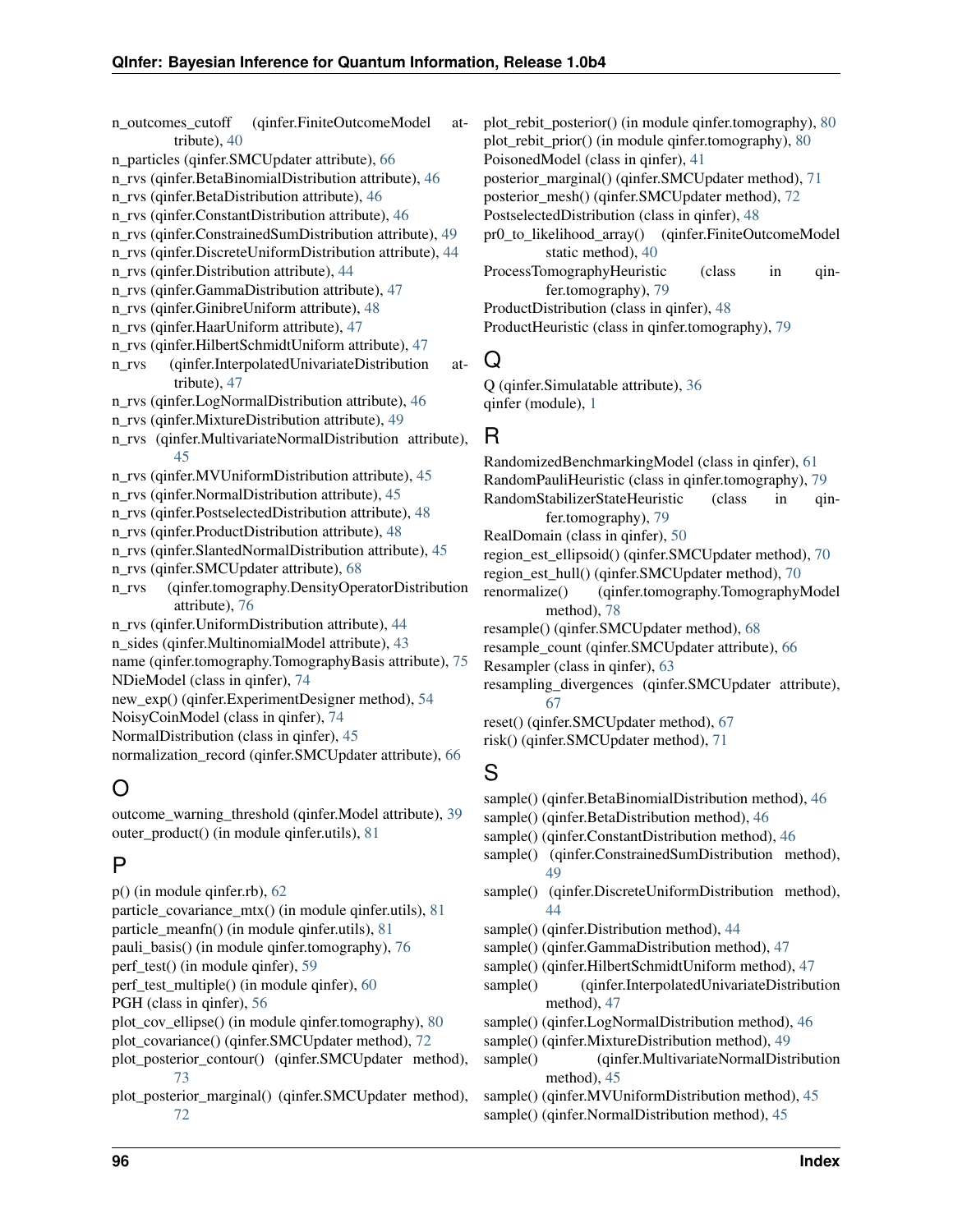n_outcomes_cutoff (qinfer.FiniteOutcomeModel attribute), 40
n_particles (qinfer.SMCUpdater attribute), 66
n_rvs (qinfer.BetaBinomialDistribution attribute), 46
n_rvs (qinfer.BetaDistribution attribute), 46
n_rvs (qinfer.ConstantDistribution attribute), 46
n_rvs (qinfer.ConstrainedSumDistribution attribute), 49
n_rvs (qinfer.DiscreteUniformDistribution attribute), 44
n_rvs (qinfer.Distribution attribute), 44
n_rvs (qinfer.GammaDistribution attribute), 47
n_rvs (qinfer.GinibreUniform attribute), 48
n_rvs (qinfer.HaarUniform attribute), 47
n_rvs (qinfer.HilbertSchmidtUniform attribute), 47
n_rvs (qinfer.InterpolatedUnivariateDistribution attribute), 47
n_rvs (qinfer.LogNormalDistribution attribute), 46
n_rvs (qinfer.MixtureDistribution attribute), 49
n_rvs (qinfer.MultivariateNormalDistribution attribute), 45
n_rvs (qinfer.MVUniformDistribution attribute), 45
n_rvs (qinfer.NormalDistribution attribute), 45
n_rvs (qinfer.PostselectedDistribution attribute), 48
n_rvs (qinfer.ProductDistribution attribute), 48
n_rvs (qinfer.SlantedNormalDistribution attribute), 45
n_rvs (qinfer.SMCUpdater attribute), 68
n_rvs (qinfer.tomography.DensityOperatorDistribution attribute), 76
n_rvs (qinfer.UniformDistribution attribute), 44
n_sides (qinfer.MultinomialModel attribute), 43
name (qinfer.tomography.TomographyBasis attribute), 75
NDieModel (class in qinfer), 74
new_exp() (qinfer.ExperimentDesigner method), 54
NoisyCoinModel (class in qinfer), 74
NormalDistribution (class in qinfer), 45
normalization_record (qinfer.SMCUpdater attribute), 66

# O

outcome_warning_threshold (qinfer.Model attribute), 39
outer_product() (in module qinfer.utils), 81

# P

p() (in module qinfer.rb), 62
particle_covariance_mtx() (in module qinfer.utils), 81
particle_meanfn() (in module qinfer.utils), 81
pauli_basis() (in module qinfer.tomography), 76
perf_test() (in module qinfer), 59
perf_test_multiple() (in module qinfer), 60
PGH (class in qinfer), 56
plot_cov_ellipse() (in module qinfer.tomography), 80
plot_covariance() (qinfer.SMCUpdater method), 72
plot_posterior_contour() (qinfer.SMCUpdater method), 73
plot_posterior_marginal() (qinfer.SMCUpdater method), 72
plot_rebit_posterior() (in module qinfer.tomography), 80
plot_rebit_prior() (in module qinfer.tomography), 80
PoisonedModel (class in qinfer), 41
posterior_marginal() (qinfer.SMCUpdater method), 71
posterior_mesh() (qinfer.SMCUpdater method), 72
PostselectedDistribution (class in qinfer), 48
pr0_to_likelihood_array() (qinfer.FiniteOutcomeModel static method), 40
ProcessTomographyHeuristic (class in qinfer.tomography), 79
ProductDistribution (class in qinfer), 48
ProductHeuristic (class in qinfer.tomography), 79

# Q

Q (qinfer.Simulatable attribute), 36
qinfer (module), 1

# R

RandomizedBenchmarkingModel (class in qinfer), 61
RandomPauliHeuristic (class in qinfer.tomography), 79
RandomStabilizerStateHeuristic (class in qinfer.tomography), 79
RealDomain (class in qinfer), 50
region_est_ellipsoid() (qinfer.SMCUpdater method), 70
region_est_hull() (qinfer.SMCUpdater method), 70
renormalize() (qinfer.tomography.TomographyModel method), 78
resample() (qinfer.SMCUpdater method), 68
resample_count (qinfer.SMCUpdater attribute), 66
Resampler (class in qinfer), 63
resampling_divergences (qinfer.SMCUpdater attribute), 67
reset() (qinfer.SMCUpdater method), 67
risk() (qinfer.SMCUpdater method), 71

# S

sample() (qinfer.BetaBinomialDistribution method), 46
sample() (qinfer.BetaDistribution method), 46
sample() (qinfer.ConstantDistribution method), 46
sample() (qinfer.ConstrainedSumDistribution method), 49
sample() (qinfer.DiscreteUniformDistribution method), 44
sample() (qinfer.Distribution method), 44
sample() (qinfer.GammaDistribution method), 47
sample() (qinfer.HilbertSchmidtUniform method), 47
sample() (qinfer.InterpolatedUnivariateDistribution method), 47
sample() (qinfer.LogNormalDistribution method), 46
sample() (qinfer.MixtureDistribution method), 49
sample() (qinfer.MultivariateNormalDistribution method), 45
sample() (qinfer.MVUniformDistribution method), 45
sample() (qinfer.NormalDistribution method), 45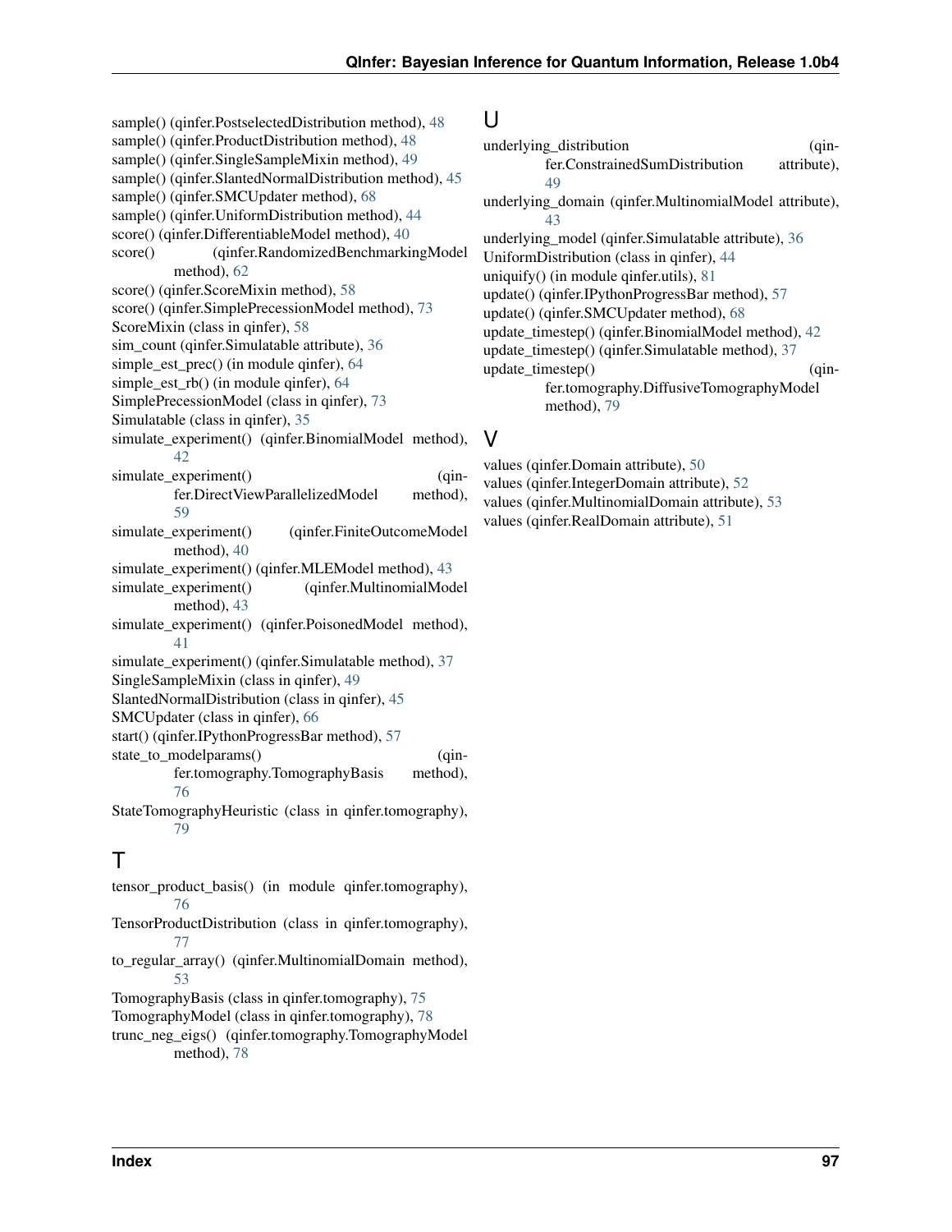sample() (qinfer.PostselectedDistribution method), 48
sample() (qinfer.ProductDistribution method), 48
sample() (qinfer.SingleSampleMixin method), 49
sample() (qinfer.SlantedNormalDistribution method), 45
sample() (qinfer.SMCUpdater method), 68
sample() (qinfer.UniformDistribution method), 44
score() (qinfer.DifferentiableModel method), 40
score() (qinfer.RandomizedBenchmarkingModel method), 62
score() (qinfer.ScoreMixin method), 58
score() (qinfer.SimplePrecessionModel method), 73
ScoreMixin (class in qinfer), 58
sim_count (qinfer.Simulatable attribute), 36
simple_est_prec() (in module qinfer), 64
simple_est_rb() (in module qinfer), 64
SimplePrecessionModel (class in qinfer), 73
Simulatable (class in qinfer), 35
simulate_experiment() (qinfer.BinomialModel method), 42
simulate_experiment() (qinfer.DirectViewParallelizedModel method), 59
simulate_experiment() (qinfer.FiniteOutcomeModel method), 40
simulate_experiment() (qinfer.MLEModel method), 43
simulate_experiment() (qinfer.MultinomialModel method), 43
simulate_experiment() (qinfer.PoisonedModel method), 41
simulate_experiment() (qinfer.Simulatable method), 37
SingleSampleMixin (class in qinfer), 49
SlantedNormalDistribution (class in qinfer), 45
SMCUpdater (class in qinfer), 66
start() (qinfer.IPythonProgressBar method), 57
state_to_modelparams() (qinfer.tomography.TomographyBasis method), 76
StateTomographyHeuristic (class in qinfer.tomography), 79

# T

tensor_product_basis() (in module qinfer.tomography), 76
TensorProductDistribution (class in qinfer.tomography), 77
to_regular_array() (qinfer.MultinomialDomain method), 53
TomographyBasis (class in qinfer.tomography), 75
TomographyModel (class in qinfer.tomography), 78
trunc_neg_eigs() (qinfer.tomography.TomographyModel method), 78

# U

underlying_distribution (qinfer.ConstrainedSumDistribution attribute), 49
underlying_domain (qinfer.MultinomialModel attribute), 43
underlying_model (qinfer.Simulatable attribute), 36
UniformDistribution (class in qinfer), 44
uniquify() (in module qinfer.utils), 81
update() (qinfer.IPythonProgressBar method), 57
update() (qinfer.SMCUpdater method), 68
update_timestep() (qinfer.BinomialModel method), 42
update_timestep() (qinfer.Simulatable method), 37
update_timestep() (qinfer.tomography.DiffusiveTomographyModel method), 79

# V

values (qinfer.Domain attribute), 50
values (qinfer.IntegerDomain attribute), 52
values (qinfer.MultinomialDomain attribute), 53
values (qinfer.RealDomain attribute), 51